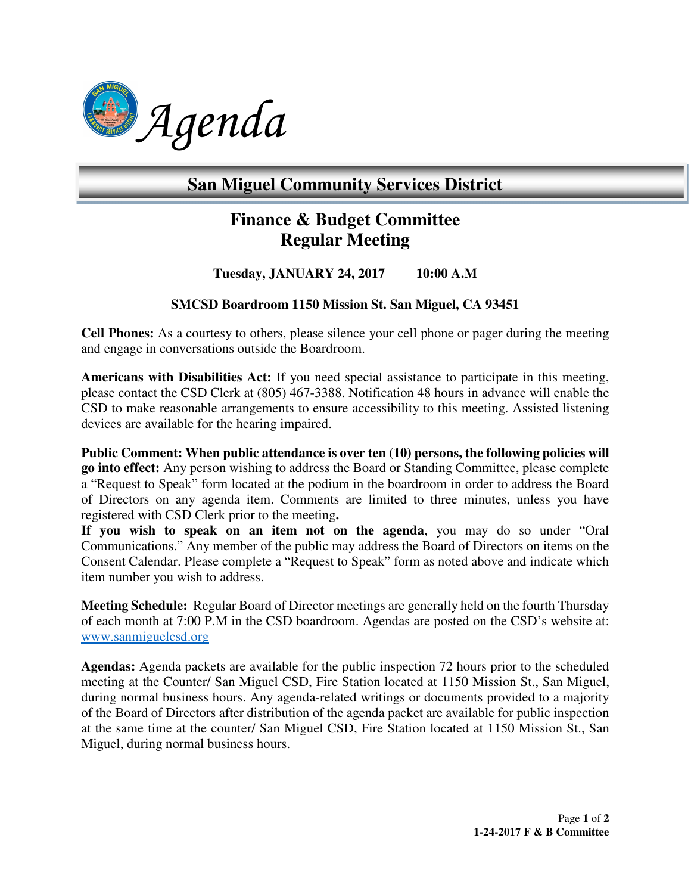# Agenda

## San Miguel Community Services District

### Finance & Budget Committee
### Regular Meeting

**Tuesday, JANUARY 24, 2017 10:00 A.M**

**SMCSD Boardroom 1150 Mission St. San Miguel, CA 93451**

**Cell Phones:** As a courtesy to others, please silence your cell phone or pager during the meeting and engage in conversations outside the Boardroom.

**Americans with Disabilities Act:** If you need special assistance to participate in this meeting, please contact the CSD Clerk at (805) 467-3388. Notification 48 hours in advance will enable the CSD to make reasonable arrangements to ensure accessibility to this meeting. Assisted listening devices are available for the hearing impaired.

**Public Comment: When public attendance is over ten (10) persons, the following policies will go into effect:** Any person wishing to address the Board or Standing Committee, please complete a "Request to Speak" form located at the podium in the boardroom in order to address the Board of Directors on any agenda item. Comments are limited to three minutes, unless you have registered with CSD Clerk prior to the meeting**.**
**If you wish to speak on an item not on the agenda**, you may do so under "Oral Communications." Any member of the public may address the Board of Directors on items on the Consent Calendar. Please complete a "Request to Speak" form as noted above and indicate which item number you wish to address.

**Meeting Schedule:** Regular Board of Director meetings are generally held on the fourth Thursday of each month at 7:00 P.M in the CSD boardroom. Agendas are posted on the CSD's website at: [www.sanmiguelcsd.org](http://www.sanmiguelcsd.org)

**Agendas:** Agenda packets are available for the public inspection 72 hours prior to the scheduled meeting at the Counter/ San Miguel CSD, Fire Station located at 1150 Mission St., San Miguel, during normal business hours. Any agenda-related writings or documents provided to a majority of the Board of Directors after distribution of the agenda packet are available for public inspection at the same time at the counter/ San Miguel CSD, Fire Station located at 1150 Mission St., San Miguel, during normal business hours.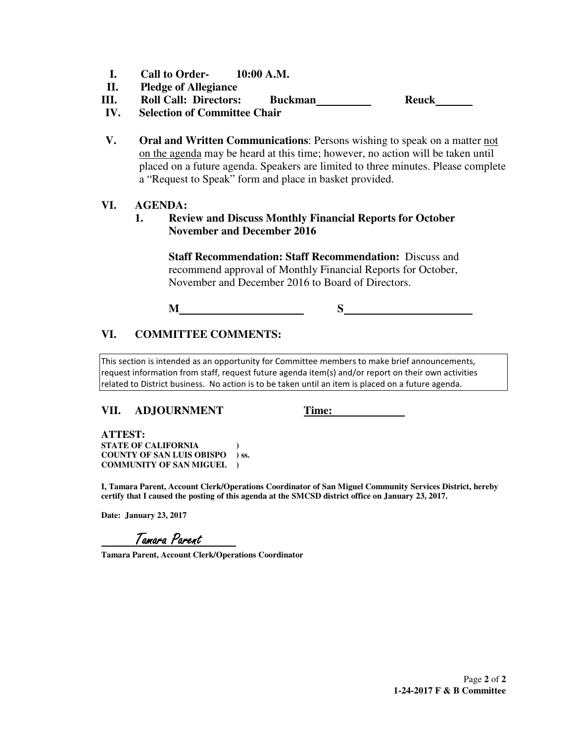**I. Call to Order- 10:00 A.M.**

**II. Pledge of Allegiance**

**III. Roll Call: Directors: Buckman\_\_\_\_\_\_\_\_\_\_ Reuck\_\_\_\_\_\_\_**

**IV. Selection of Committee Chair**

**V. Oral and Written Communications**: Persons wishing to speak on a matter not on the agenda may be heard at this time; however, no action will be taken until placed on a future agenda. Speakers are limited to three minutes. Please complete a "Request to Speak" form and place in basket provided.

**VI. AGENDA:**

**1. Review and Discuss Monthly Financial Reports for October November and December 2016**

**Staff Recommendation: Staff Recommendation:** Discuss and recommend approval of Monthly Financial Reports for October, November and December 2016 to Board of Directors.

**M**\_\_\_\_\_\_\_\_\_\_\_\_\_\_\_\_\_\_\_\_\_\_ **S**\_\_\_\_\_\_\_\_\_\_\_\_\_\_\_\_\_\_\_\_\_\_

**VI. COMMITTEE COMMENTS:**

This section is intended as an opportunity for Committee members to make brief announcements, request information from staff, request future agenda item(s) and/or report on their own activities related to District business. No action is to be taken until an item is placed on a future agenda.

**VII. ADJOURNMENT** **Time:**\_\_\_\_\_\_\_\_\_\_\_\_\_

**ATTEST:**
**STATE OF CALIFORNIA )**
**COUNTY OF SAN LUIS OBISPO ) ss.**
**COMMUNITY OF SAN MIGUEL )**

**I, Tamara Parent, Account Clerk/Operations Coordinator of San Miguel Community Services District, hereby certify that I caused the posting of this agenda at the SMCSD district office on January 23, 2017.**

**Date: January 23, 2017**

Tamara Parent

**Tamara Parent, Account Clerk/Operations Coordinator**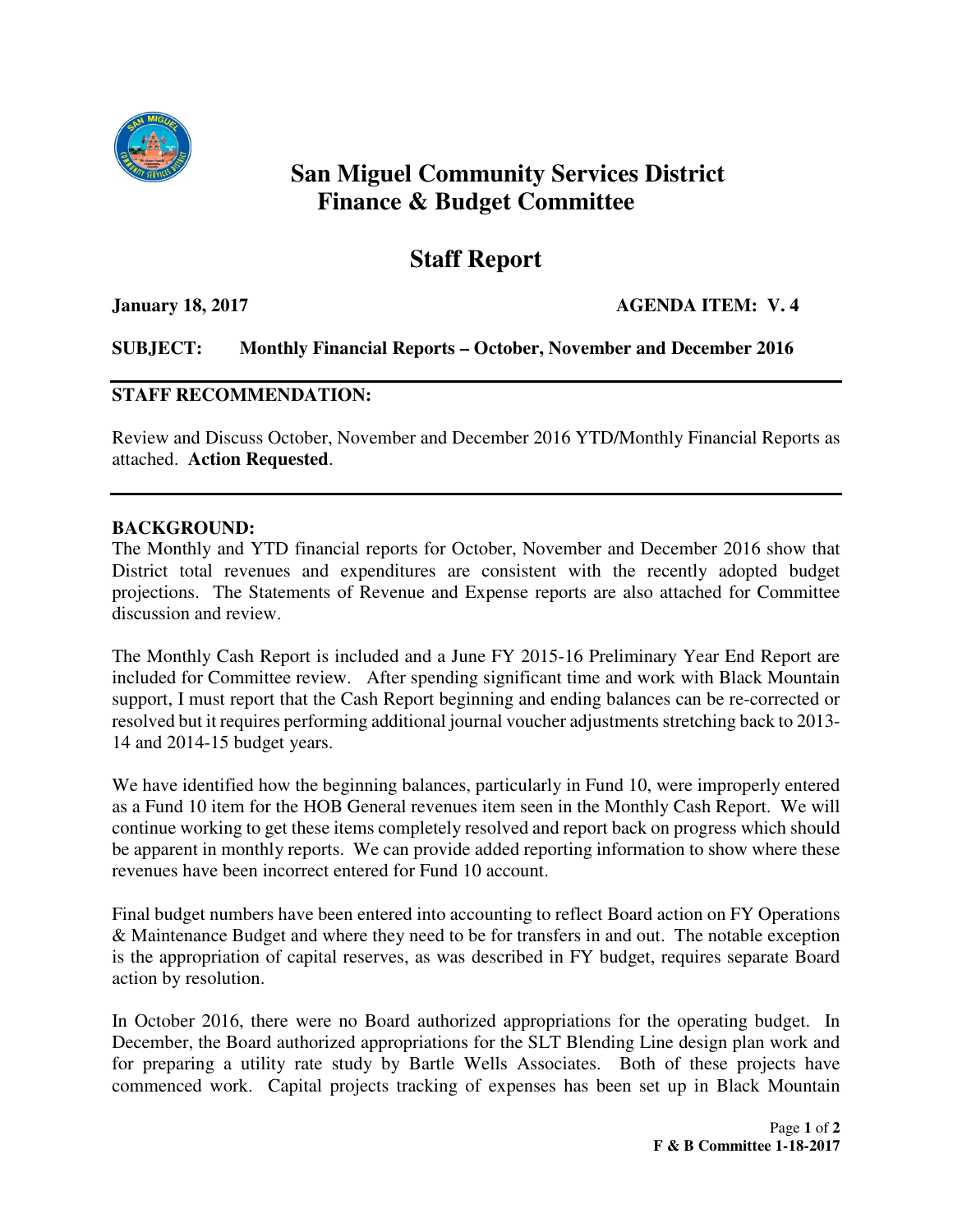# San Miguel Community Services District
## Finance & Budget Committee

## Staff Report

**January 18, 2017** **AGENDA ITEM: V. 4**

**SUBJECT: Monthly Financial Reports – October, November and December 2016**

---

**STAFF RECOMMENDATION:**

Review and Discuss October, November and December 2016 YTD/Monthly Financial Reports as attached. **Action Requested**.

---

**BACKGROUND:**

The Monthly and YTD financial reports for October, November and December 2016 show that District total revenues and expenditures are consistent with the recently adopted budget projections. The Statements of Revenue and Expense reports are also attached for Committee discussion and review.

The Monthly Cash Report is included and a June FY 2015-16 Preliminary Year End Report are included for Committee review. After spending significant time and work with Black Mountain support, I must report that the Cash Report beginning and ending balances can be re-corrected or resolved but it requires performing additional journal voucher adjustments stretching back to 2013-14 and 2014-15 budget years.

We have identified how the beginning balances, particularly in Fund 10, were improperly entered as a Fund 10 item for the HOB General revenues item seen in the Monthly Cash Report. We will continue working to get these items completely resolved and report back on progress which should be apparent in monthly reports. We can provide added reporting information to show where these revenues have been incorrect entered for Fund 10 account.

Final budget numbers have been entered into accounting to reflect Board action on FY Operations & Maintenance Budget and where they need to be for transfers in and out. The notable exception is the appropriation of capital reserves, as was described in FY budget, requires separate Board action by resolution.

In October 2016, there were no Board authorized appropriations for the operating budget. In December, the Board authorized appropriations for the SLT Blending Line design plan work and for preparing a utility rate study by Bartle Wells Associates. Both of these projects have commenced work. Capital projects tracking of expenses has been set up in Black Mountain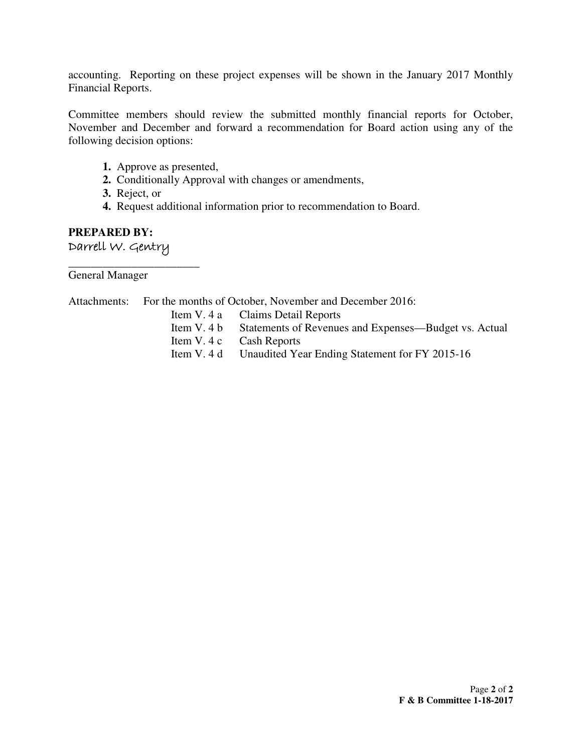accounting. Reporting on these project expenses will be shown in the January 2017 Monthly Financial Reports.

Committee members should review the submitted monthly financial reports for October, November and December and forward a recommendation for Board action using any of the following decision options:

1. Approve as presented,
2. Conditionally Approval with changes or amendments,
3. Reject, or
4. Request additional information prior to recommendation to Board.

**PREPARED BY:**

Darrell W. Gentry

_______________________

General Manager

Attachments: For the months of October, November and December 2016:

- Item V. 4 a — Claims Detail Reports
- Item V. 4 b — Statements of Revenues and Expenses—Budget vs. Actual
- Item V. 4 c — Cash Reports
- Item V. 4 d — Unaudited Year Ending Statement for FY 2015-16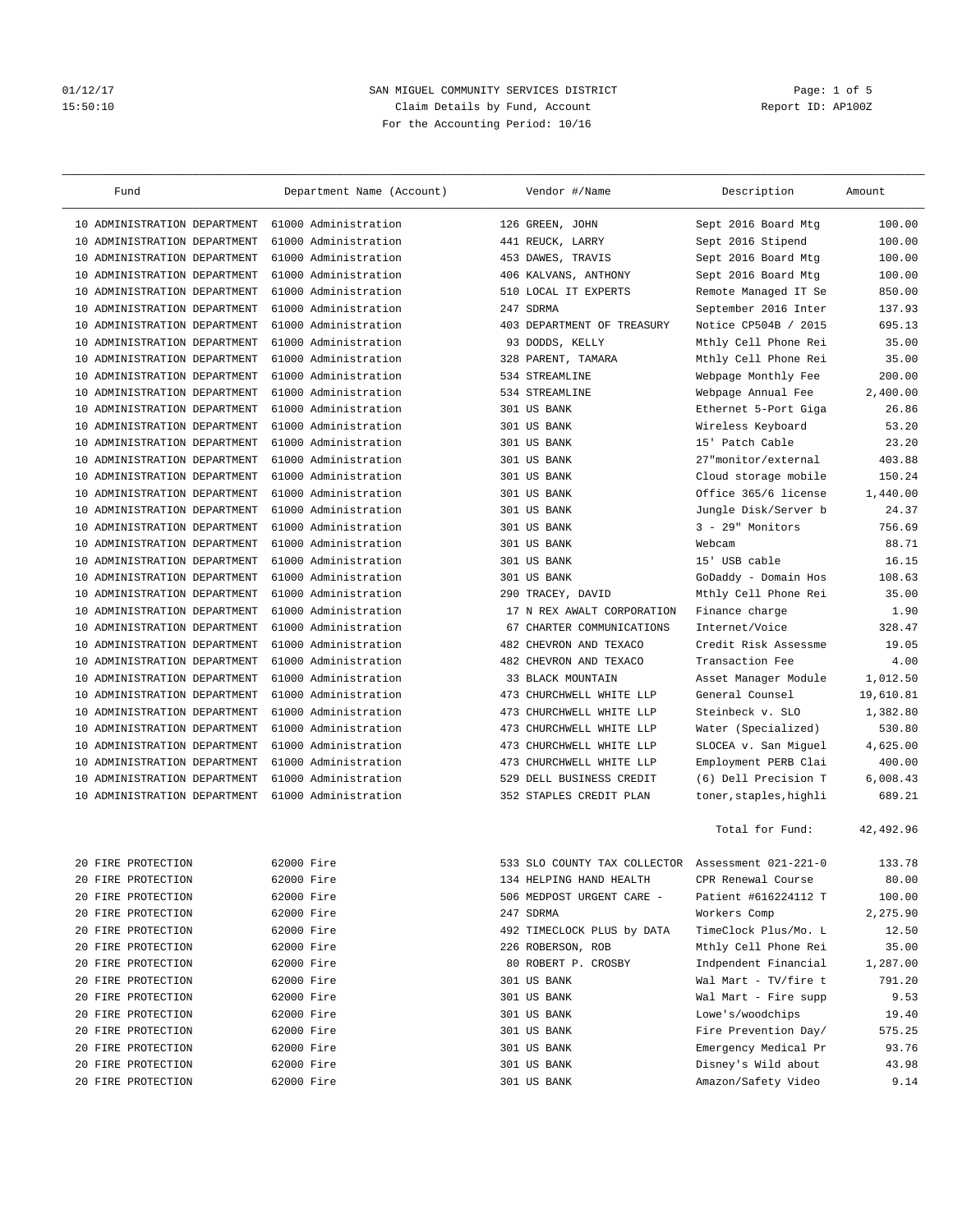SAN MIGUEL COMMUNITY SERVICES DISTRICT

Claim Details by Fund, Account

For the Accounting Period: 10/16

| Fund | Department Name (Account) | Vendor #/Name | Description | Amount |
|---|---|---|---|---|
| 10 ADMINISTRATION DEPARTMENT | 61000 Administration | 126 GREEN, JOHN | Sept 2016 Board Mtg | 100.00 |
| 10 ADMINISTRATION DEPARTMENT | 61000 Administration | 441 REUCK, LARRY | Sept 2016 Stipend | 100.00 |
| 10 ADMINISTRATION DEPARTMENT | 61000 Administration | 453 DAWES, TRAVIS | Sept 2016 Board Mtg | 100.00 |
| 10 ADMINISTRATION DEPARTMENT | 61000 Administration | 406 KALVANS, ANTHONY | Sept 2016 Board Mtg | 100.00 |
| 10 ADMINISTRATION DEPARTMENT | 61000 Administration | 510 LOCAL IT EXPERTS | Remote Managed IT Se | 850.00 |
| 10 ADMINISTRATION DEPARTMENT | 61000 Administration | 247 SDRMA | September 2016 Inter | 137.93 |
| 10 ADMINISTRATION DEPARTMENT | 61000 Administration | 403 DEPARTMENT OF TREASURY | Notice CP504B / 2015 | 695.13 |
| 10 ADMINISTRATION DEPARTMENT | 61000 Administration | 93 DODDS, KELLY | Mthly Cell Phone Rei | 35.00 |
| 10 ADMINISTRATION DEPARTMENT | 61000 Administration | 328 PARENT, TAMARA | Mthly Cell Phone Rei | 35.00 |
| 10 ADMINISTRATION DEPARTMENT | 61000 Administration | 534 STREAMLINE | Webpage Monthly Fee | 200.00 |
| 10 ADMINISTRATION DEPARTMENT | 61000 Administration | 534 STREAMLINE | Webpage Annual Fee | 2,400.00 |
| 10 ADMINISTRATION DEPARTMENT | 61000 Administration | 301 US BANK | Ethernet 5-Port Giga | 26.86 |
| 10 ADMINISTRATION DEPARTMENT | 61000 Administration | 301 US BANK | Wireless Keyboard | 53.20 |
| 10 ADMINISTRATION DEPARTMENT | 61000 Administration | 301 US BANK | 15' Patch Cable | 23.20 |
| 10 ADMINISTRATION DEPARTMENT | 61000 Administration | 301 US BANK | 27"monitor/external | 403.88 |
| 10 ADMINISTRATION DEPARTMENT | 61000 Administration | 301 US BANK | Cloud storage mobile | 150.24 |
| 10 ADMINISTRATION DEPARTMENT | 61000 Administration | 301 US BANK | Office 365/6 license | 1,440.00 |
| 10 ADMINISTRATION DEPARTMENT | 61000 Administration | 301 US BANK | Jungle Disk/Server b | 24.37 |
| 10 ADMINISTRATION DEPARTMENT | 61000 Administration | 301 US BANK | 3 - 29" Monitors | 756.69 |
| 10 ADMINISTRATION DEPARTMENT | 61000 Administration | 301 US BANK | Webcam | 88.71 |
| 10 ADMINISTRATION DEPARTMENT | 61000 Administration | 301 US BANK | 15' USB cable | 16.15 |
| 10 ADMINISTRATION DEPARTMENT | 61000 Administration | 301 US BANK | GoDaddy - Domain Hos | 108.63 |
| 10 ADMINISTRATION DEPARTMENT | 61000 Administration | 290 TRACEY, DAVID | Mthly Cell Phone Rei | 35.00 |
| 10 ADMINISTRATION DEPARTMENT | 61000 Administration | 17 N REX AWALT CORPORATION | Finance charge | 1.90 |
| 10 ADMINISTRATION DEPARTMENT | 61000 Administration | 67 CHARTER COMMUNICATIONS | Internet/Voice | 328.47 |
| 10 ADMINISTRATION DEPARTMENT | 61000 Administration | 482 CHEVRON AND TEXACO | Credit Risk Assessme | 19.05 |
| 10 ADMINISTRATION DEPARTMENT | 61000 Administration | 482 CHEVRON AND TEXACO | Transaction Fee | 4.00 |
| 10 ADMINISTRATION DEPARTMENT | 61000 Administration | 33 BLACK MOUNTAIN | Asset Manager Module | 1,012.50 |
| 10 ADMINISTRATION DEPARTMENT | 61000 Administration | 473 CHURCHWELL WHITE LLP | General Counsel | 19,610.81 |
| 10 ADMINISTRATION DEPARTMENT | 61000 Administration | 473 CHURCHWELL WHITE LLP | Steinbeck v. SLO | 1,382.80 |
| 10 ADMINISTRATION DEPARTMENT | 61000 Administration | 473 CHURCHWELL WHITE LLP | Water (Specialized) | 530.80 |
| 10 ADMINISTRATION DEPARTMENT | 61000 Administration | 473 CHURCHWELL WHITE LLP | SLOCEA v. San Miguel | 4,625.00 |
| 10 ADMINISTRATION DEPARTMENT | 61000 Administration | 473 CHURCHWELL WHITE LLP | Employment PERB Clai | 400.00 |
| 10 ADMINISTRATION DEPARTMENT | 61000 Administration | 529 DELL BUSINESS CREDIT | (6) Dell Precision T | 6,008.43 |
| 10 ADMINISTRATION DEPARTMENT | 61000 Administration | 352 STAPLES CREDIT PLAN | toner,staples,highli | 689.21 |
| | | | Total for Fund: | 42,492.96 |
| 20 FIRE PROTECTION | 62000 Fire | 533 SLO COUNTY TAX COLLECTOR | Assessment 021-221-0 | 133.78 |
| 20 FIRE PROTECTION | 62000 Fire | 134 HELPING HAND HEALTH | CPR Renewal Course | 80.00 |
| 20 FIRE PROTECTION | 62000 Fire | 506 MEDPOST URGENT CARE - | Patient #616224112 T | 100.00 |
| 20 FIRE PROTECTION | 62000 Fire | 247 SDRMA | Workers Comp | 2,275.90 |
| 20 FIRE PROTECTION | 62000 Fire | 492 TIMECLOCK PLUS by DATA | TimeClock Plus/Mo. L | 12.50 |
| 20 FIRE PROTECTION | 62000 Fire | 226 ROBERSON, ROB | Mthly Cell Phone Rei | 35.00 |
| 20 FIRE PROTECTION | 62000 Fire | 80 ROBERT P. CROSBY | Indpendent Financial | 1,287.00 |
| 20 FIRE PROTECTION | 62000 Fire | 301 US BANK | Wal Mart - TV/fire t | 791.20 |
| 20 FIRE PROTECTION | 62000 Fire | 301 US BANK | Wal Mart - Fire supp | 9.53 |
| 20 FIRE PROTECTION | 62000 Fire | 301 US BANK | Lowe's/woodchips | 19.40 |
| 20 FIRE PROTECTION | 62000 Fire | 301 US BANK | Fire Prevention Day/ | 575.25 |
| 20 FIRE PROTECTION | 62000 Fire | 301 US BANK | Emergency Medical Pr | 93.76 |
| 20 FIRE PROTECTION | 62000 Fire | 301 US BANK | Disney's Wild about | 43.98 |
| 20 FIRE PROTECTION | 62000 Fire | 301 US BANK | Amazon/Safety Video | 9.14 |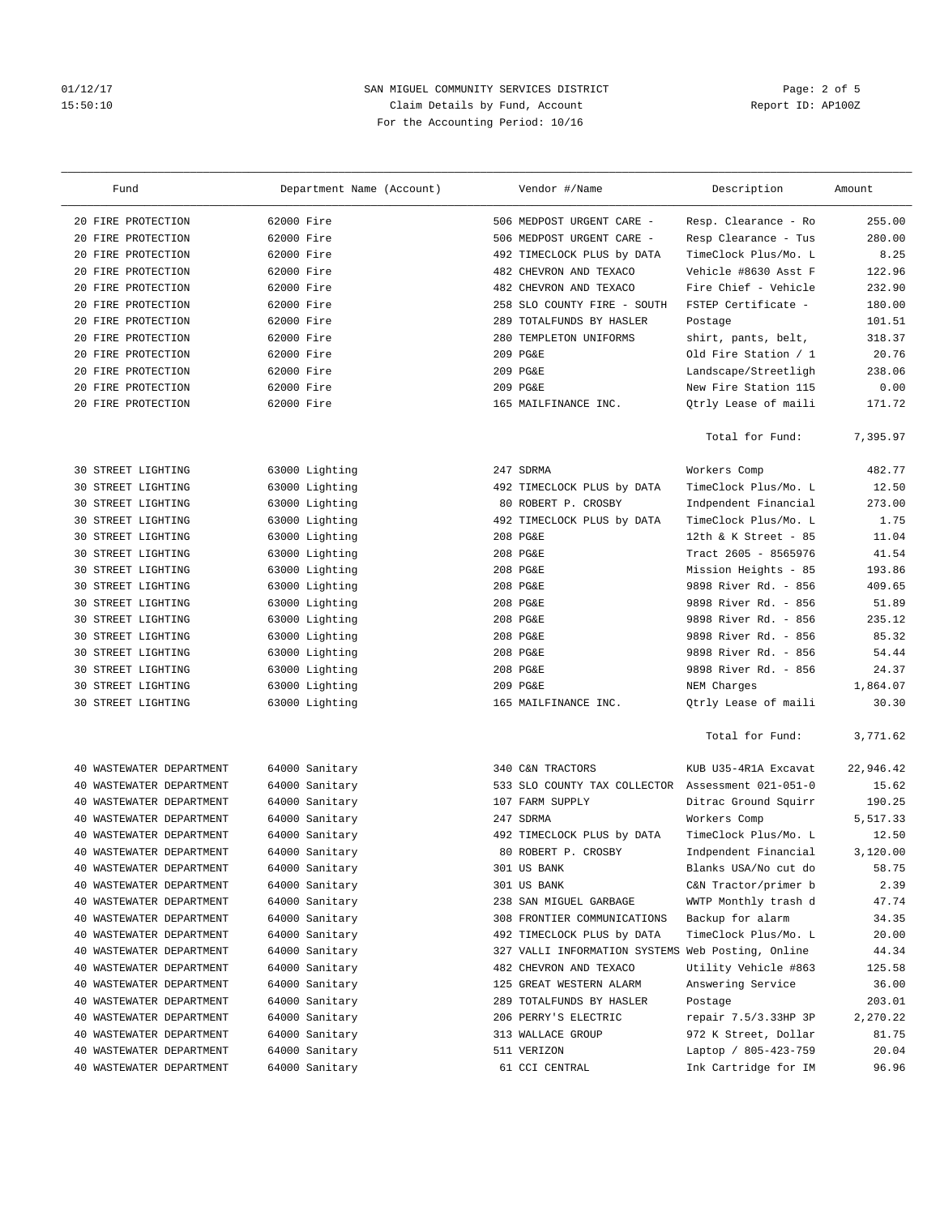SAN MIGUEL COMMUNITY SERVICES DISTRICT
Claim Details by Fund, Account
For the Accounting Period: 10/16

| Fund | Department Name (Account) | Vendor #/Name | Description | Amount |
|---|---|---|---|---|
| 20 FIRE PROTECTION | 62000 Fire | 506 MEDPOST URGENT CARE - | Resp. Clearance - Ro | 255.00 |
| 20 FIRE PROTECTION | 62000 Fire | 506 MEDPOST URGENT CARE - | Resp Clearance - Tus | 280.00 |
| 20 FIRE PROTECTION | 62000 Fire | 492 TIMECLOCK PLUS by DATA | TimeClock Plus/Mo. L | 8.25 |
| 20 FIRE PROTECTION | 62000 Fire | 482 CHEVRON AND TEXACO | Vehicle #8630 Asst F | 122.96 |
| 20 FIRE PROTECTION | 62000 Fire | 482 CHEVRON AND TEXACO | Fire Chief - Vehicle | 232.90 |
| 20 FIRE PROTECTION | 62000 Fire | 258 SLO COUNTY FIRE - SOUTH | FSTEP Certificate - | 180.00 |
| 20 FIRE PROTECTION | 62000 Fire | 289 TOTALFUNDS BY HASLER | Postage | 101.51 |
| 20 FIRE PROTECTION | 62000 Fire | 280 TEMPLETON UNIFORMS | shirt, pants, belt, | 318.37 |
| 20 FIRE PROTECTION | 62000 Fire | 209 PG&E | Old Fire Station / 1 | 20.76 |
| 20 FIRE PROTECTION | 62000 Fire | 209 PG&E | Landscape/Streetligh | 238.06 |
| 20 FIRE PROTECTION | 62000 Fire | 209 PG&E | New Fire Station 115 | 0.00 |
| 20 FIRE PROTECTION | 62000 Fire | 165 MAILFINANCE INC. | Qtrly Lease of maili | 171.72 |
| | | | Total for Fund: | 7,395.97 |
| 30 STREET LIGHTING | 63000 Lighting | 247 SDRMA | Workers Comp | 482.77 |
| 30 STREET LIGHTING | 63000 Lighting | 492 TIMECLOCK PLUS by DATA | TimeClock Plus/Mo. L | 12.50 |
| 30 STREET LIGHTING | 63000 Lighting | 80 ROBERT P. CROSBY | Indpendent Financial | 273.00 |
| 30 STREET LIGHTING | 63000 Lighting | 492 TIMECLOCK PLUS by DATA | TimeClock Plus/Mo. L | 1.75 |
| 30 STREET LIGHTING | 63000 Lighting | 208 PG&E | 12th & K Street - 85 | 11.04 |
| 30 STREET LIGHTING | 63000 Lighting | 208 PG&E | Tract 2605 - 8565976 | 41.54 |
| 30 STREET LIGHTING | 63000 Lighting | 208 PG&E | Mission Heights - 85 | 193.86 |
| 30 STREET LIGHTING | 63000 Lighting | 208 PG&E | 9898 River Rd. - 856 | 409.65 |
| 30 STREET LIGHTING | 63000 Lighting | 208 PG&E | 9898 River Rd. - 856 | 51.89 |
| 30 STREET LIGHTING | 63000 Lighting | 208 PG&E | 9898 River Rd. - 856 | 235.12 |
| 30 STREET LIGHTING | 63000 Lighting | 208 PG&E | 9898 River Rd. - 856 | 85.32 |
| 30 STREET LIGHTING | 63000 Lighting | 208 PG&E | 9898 River Rd. - 856 | 54.44 |
| 30 STREET LIGHTING | 63000 Lighting | 208 PG&E | 9898 River Rd. - 856 | 24.37 |
| 30 STREET LIGHTING | 63000 Lighting | 209 PG&E | NEM Charges | 1,864.07 |
| 30 STREET LIGHTING | 63000 Lighting | 165 MAILFINANCE INC. | Qtrly Lease of maili | 30.30 |
| | | | Total for Fund: | 3,771.62 |
| 40 WASTEWATER DEPARTMENT | 64000 Sanitary | 340 C&N TRACTORS | KUB U35-4R1A Excavat | 22,946.42 |
| 40 WASTEWATER DEPARTMENT | 64000 Sanitary | 533 SLO COUNTY TAX COLLECTOR | Assessment 021-051-0 | 15.62 |
| 40 WASTEWATER DEPARTMENT | 64000 Sanitary | 107 FARM SUPPLY | Ditrac Ground Squirr | 190.25 |
| 40 WASTEWATER DEPARTMENT | 64000 Sanitary | 247 SDRMA | Workers Comp | 5,517.33 |
| 40 WASTEWATER DEPARTMENT | 64000 Sanitary | 492 TIMECLOCK PLUS by DATA | TimeClock Plus/Mo. L | 12.50 |
| 40 WASTEWATER DEPARTMENT | 64000 Sanitary | 80 ROBERT P. CROSBY | Indpendent Financial | 3,120.00 |
| 40 WASTEWATER DEPARTMENT | 64000 Sanitary | 301 US BANK | Blanks USA/No cut do | 58.75 |
| 40 WASTEWATER DEPARTMENT | 64000 Sanitary | 301 US BANK | C&N Tractor/primer b | 2.39 |
| 40 WASTEWATER DEPARTMENT | 64000 Sanitary | 238 SAN MIGUEL GARBAGE | WWTP Monthly trash d | 47.74 |
| 40 WASTEWATER DEPARTMENT | 64000 Sanitary | 308 FRONTIER COMMUNICATIONS | Backup for alarm | 34.35 |
| 40 WASTEWATER DEPARTMENT | 64000 Sanitary | 492 TIMECLOCK PLUS by DATA | TimeClock Plus/Mo. L | 20.00 |
| 40 WASTEWATER DEPARTMENT | 64000 Sanitary | 327 VALLI INFORMATION SYSTEMS | Web Posting, Online | 44.34 |
| 40 WASTEWATER DEPARTMENT | 64000 Sanitary | 482 CHEVRON AND TEXACO | Utility Vehicle #863 | 125.58 |
| 40 WASTEWATER DEPARTMENT | 64000 Sanitary | 125 GREAT WESTERN ALARM | Answering Service | 36.00 |
| 40 WASTEWATER DEPARTMENT | 64000 Sanitary | 289 TOTALFUNDS BY HASLER | Postage | 203.01 |
| 40 WASTEWATER DEPARTMENT | 64000 Sanitary | 206 PERRY'S ELECTRIC | repair 7.5/3.33HP 3P | 2,270.22 |
| 40 WASTEWATER DEPARTMENT | 64000 Sanitary | 313 WALLACE GROUP | 972 K Street, Dollar | 81.75 |
| 40 WASTEWATER DEPARTMENT | 64000 Sanitary | 511 VERIZON | Laptop / 805-423-759 | 20.04 |
| 40 WASTEWATER DEPARTMENT | 64000 Sanitary | 61 CCI CENTRAL | Ink Cartridge for IM | 96.96 |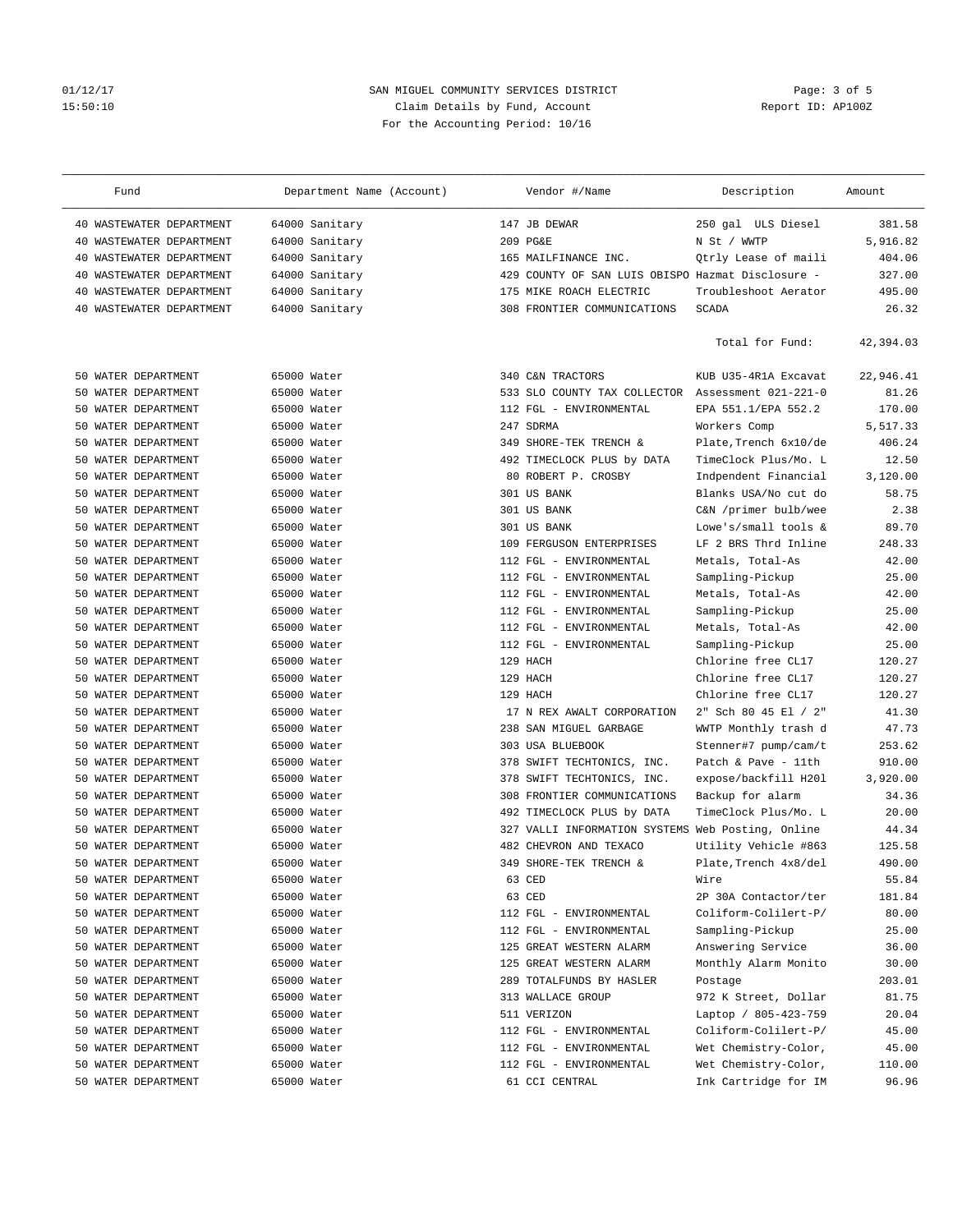SAN MIGUEL COMMUNITY SERVICES DISTRICT
Claim Details by Fund, Account
For the Accounting Period: 10/16

| Fund | Department Name (Account) | Vendor #/Name | Description | Amount |
|---|---|---|---|---|
| 40 WASTEWATER DEPARTMENT | 64000 Sanitary | 147 JB DEWAR | 250 gal ULS Diesel | 381.58 |
| 40 WASTEWATER DEPARTMENT | 64000 Sanitary | 209 PG&E | N St / WWTP | 5,916.82 |
| 40 WASTEWATER DEPARTMENT | 64000 Sanitary | 165 MAILFINANCE INC. | Qtrly Lease of maili | 404.06 |
| 40 WASTEWATER DEPARTMENT | 64000 Sanitary | 429 COUNTY OF SAN LUIS OBISPO | Hazmat Disclosure - | 327.00 |
| 40 WASTEWATER DEPARTMENT | 64000 Sanitary | 175 MIKE ROACH ELECTRIC | Troubleshoot Aerator | 495.00 |
| 40 WASTEWATER DEPARTMENT | 64000 Sanitary | 308 FRONTIER COMMUNICATIONS | SCADA | 26.32 |
| | | | Total for Fund: | 42,394.03 |
| 50 WATER DEPARTMENT | 65000 Water | 340 C&N TRACTORS | KUB U35-4R1A Excavat | 22,946.41 |
| 50 WATER DEPARTMENT | 65000 Water | 533 SLO COUNTY TAX COLLECTOR | Assessment 021-221-0 | 81.26 |
| 50 WATER DEPARTMENT | 65000 Water | 112 FGL - ENVIRONMENTAL | EPA 551.1/EPA 552.2 | 170.00 |
| 50 WATER DEPARTMENT | 65000 Water | 247 SDRMA | Workers Comp | 5,517.33 |
| 50 WATER DEPARTMENT | 65000 Water | 349 SHORE-TEK TRENCH & | Plate,Trench 6x10/de | 406.24 |
| 50 WATER DEPARTMENT | 65000 Water | 492 TIMECLOCK PLUS by DATA | TimeClock Plus/Mo. L | 12.50 |
| 50 WATER DEPARTMENT | 65000 Water | 80 ROBERT P. CROSBY | Indpendent Financial | 3,120.00 |
| 50 WATER DEPARTMENT | 65000 Water | 301 US BANK | Blanks USA/No cut do | 58.75 |
| 50 WATER DEPARTMENT | 65000 Water | 301 US BANK | C&N /primer bulb/wee | 2.38 |
| 50 WATER DEPARTMENT | 65000 Water | 301 US BANK | Lowe's/small tools & | 89.70 |
| 50 WATER DEPARTMENT | 65000 Water | 109 FERGUSON ENTERPRISES | LF 2 BRS Thrd Inline | 248.33 |
| 50 WATER DEPARTMENT | 65000 Water | 112 FGL - ENVIRONMENTAL | Metals, Total-As | 42.00 |
| 50 WATER DEPARTMENT | 65000 Water | 112 FGL - ENVIRONMENTAL | Sampling-Pickup | 25.00 |
| 50 WATER DEPARTMENT | 65000 Water | 112 FGL - ENVIRONMENTAL | Metals, Total-As | 42.00 |
| 50 WATER DEPARTMENT | 65000 Water | 112 FGL - ENVIRONMENTAL | Sampling-Pickup | 25.00 |
| 50 WATER DEPARTMENT | 65000 Water | 112 FGL - ENVIRONMENTAL | Metals, Total-As | 42.00 |
| 50 WATER DEPARTMENT | 65000 Water | 112 FGL - ENVIRONMENTAL | Sampling-Pickup | 25.00 |
| 50 WATER DEPARTMENT | 65000 Water | 129 HACH | Chlorine free CL17 | 120.27 |
| 50 WATER DEPARTMENT | 65000 Water | 129 HACH | Chlorine free CL17 | 120.27 |
| 50 WATER DEPARTMENT | 65000 Water | 129 HACH | Chlorine free CL17 | 120.27 |
| 50 WATER DEPARTMENT | 65000 Water | 17 N REX AWALT CORPORATION | 2" Sch 80 45 El / 2" | 41.30 |
| 50 WATER DEPARTMENT | 65000 Water | 238 SAN MIGUEL GARBAGE | WWTP Monthly trash d | 47.73 |
| 50 WATER DEPARTMENT | 65000 Water | 303 USA BLUEBOOK | Stenner#7 pump/cam/t | 253.62 |
| 50 WATER DEPARTMENT | 65000 Water | 378 SWIFT TECHTONICS, INC. | Patch & Pave - 11th | 910.00 |
| 50 WATER DEPARTMENT | 65000 Water | 378 SWIFT TECHTONICS, INC. | expose/backfill H20l | 3,920.00 |
| 50 WATER DEPARTMENT | 65000 Water | 308 FRONTIER COMMUNICATIONS | Backup for alarm | 34.36 |
| 50 WATER DEPARTMENT | 65000 Water | 492 TIMECLOCK PLUS by DATA | TimeClock Plus/Mo. L | 20.00 |
| 50 WATER DEPARTMENT | 65000 Water | 327 VALLI INFORMATION SYSTEMS | Web Posting, Online | 44.34 |
| 50 WATER DEPARTMENT | 65000 Water | 482 CHEVRON AND TEXACO | Utility Vehicle #863 | 125.58 |
| 50 WATER DEPARTMENT | 65000 Water | 349 SHORE-TEK TRENCH & | Plate,Trench 4x8/del | 490.00 |
| 50 WATER DEPARTMENT | 65000 Water | 63 CED | Wire | 55.84 |
| 50 WATER DEPARTMENT | 65000 Water | 63 CED | 2P 30A Contactor/ter | 181.84 |
| 50 WATER DEPARTMENT | 65000 Water | 112 FGL - ENVIRONMENTAL | Coliform-Colilert-P/ | 80.00 |
| 50 WATER DEPARTMENT | 65000 Water | 112 FGL - ENVIRONMENTAL | Sampling-Pickup | 25.00 |
| 50 WATER DEPARTMENT | 65000 Water | 125 GREAT WESTERN ALARM | Answering Service | 36.00 |
| 50 WATER DEPARTMENT | 65000 Water | 125 GREAT WESTERN ALARM | Monthly Alarm Monito | 30.00 |
| 50 WATER DEPARTMENT | 65000 Water | 289 TOTALFUNDS BY HASLER | Postage | 203.01 |
| 50 WATER DEPARTMENT | 65000 Water | 313 WALLACE GROUP | 972 K Street, Dollar | 81.75 |
| 50 WATER DEPARTMENT | 65000 Water | 511 VERIZON | Laptop / 805-423-759 | 20.04 |
| 50 WATER DEPARTMENT | 65000 Water | 112 FGL - ENVIRONMENTAL | Coliform-Colilert-P/ | 45.00 |
| 50 WATER DEPARTMENT | 65000 Water | 112 FGL - ENVIRONMENTAL | Wet Chemistry-Color, | 45.00 |
| 50 WATER DEPARTMENT | 65000 Water | 112 FGL - ENVIRONMENTAL | Wet Chemistry-Color, | 110.00 |
| 50 WATER DEPARTMENT | 65000 Water | 61 CCI CENTRAL | Ink Cartridge for IM | 96.96 |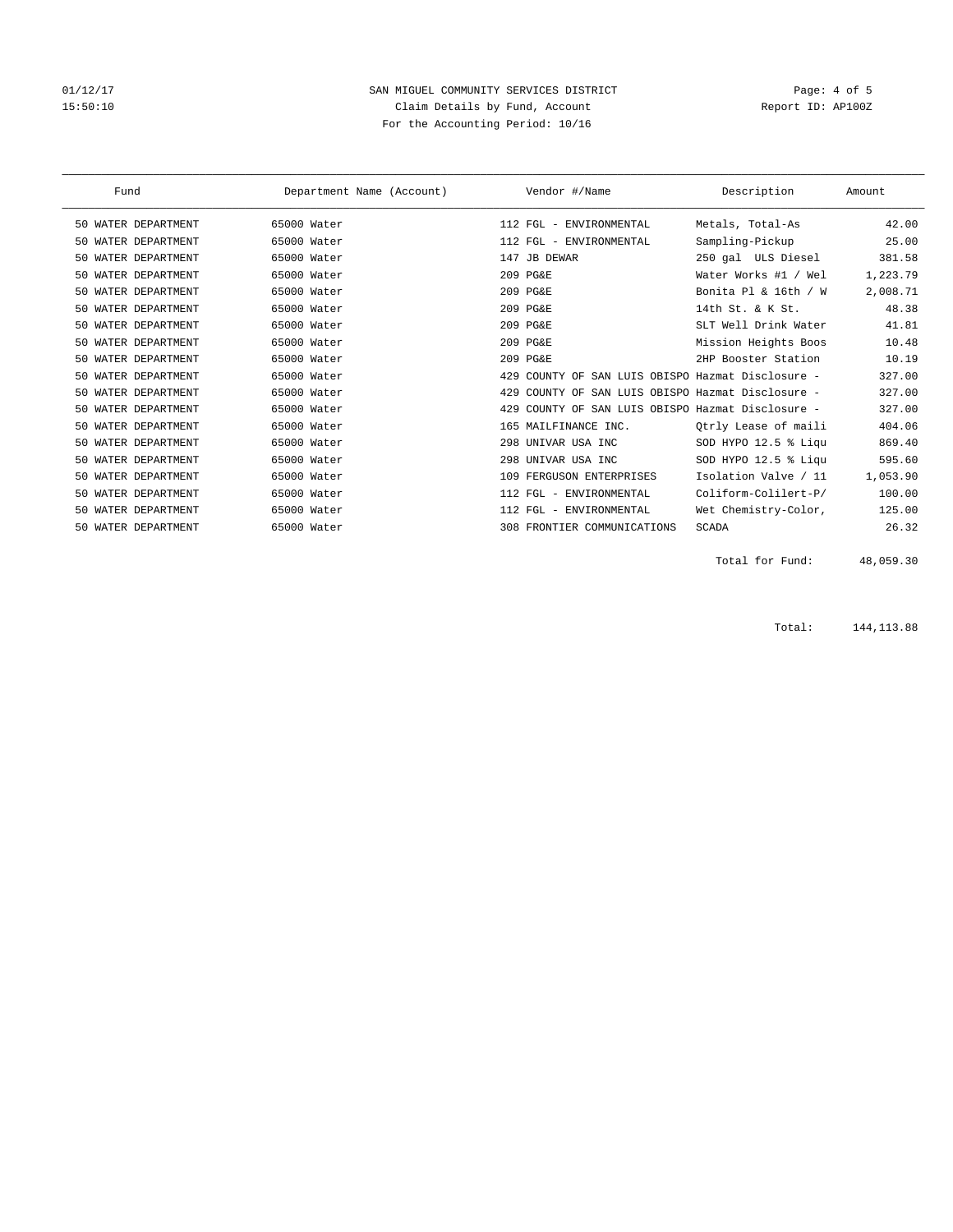SAN MIGUEL COMMUNITY SERVICES DISTRICT

Claim Details by Fund, Account

For the Accounting Period: 10/16

01/12/17
15:50:10

Report ID: AP100Z

| Fund | Department Name (Account) | Vendor #/Name | Description | Amount |
|---|---|---|---|---|
| 50 WATER DEPARTMENT | 65000 Water | 112 FGL - ENVIRONMENTAL | Metals, Total-As | 42.00 |
| 50 WATER DEPARTMENT | 65000 Water | 112 FGL - ENVIRONMENTAL | Sampling-Pickup | 25.00 |
| 50 WATER DEPARTMENT | 65000 Water | 147 JB DEWAR | 250 gal ULS Diesel | 381.58 |
| 50 WATER DEPARTMENT | 65000 Water | 209 PG&E | Water Works #1 / Wel | 1,223.79 |
| 50 WATER DEPARTMENT | 65000 Water | 209 PG&E | Bonita Pl & 16th / W | 2,008.71 |
| 50 WATER DEPARTMENT | 65000 Water | 209 PG&E | 14th St. & K St. | 48.38 |
| 50 WATER DEPARTMENT | 65000 Water | 209 PG&E | SLT Well Drink Water | 41.81 |
| 50 WATER DEPARTMENT | 65000 Water | 209 PG&E | Mission Heights Boos | 10.48 |
| 50 WATER DEPARTMENT | 65000 Water | 209 PG&E | 2HP Booster Station | 10.19 |
| 50 WATER DEPARTMENT | 65000 Water | 429 COUNTY OF SAN LUIS OBISPO | Hazmat Disclosure - | 327.00 |
| 50 WATER DEPARTMENT | 65000 Water | 429 COUNTY OF SAN LUIS OBISPO | Hazmat Disclosure - | 327.00 |
| 50 WATER DEPARTMENT | 65000 Water | 429 COUNTY OF SAN LUIS OBISPO | Hazmat Disclosure - | 327.00 |
| 50 WATER DEPARTMENT | 65000 Water | 165 MAILFINANCE INC. | Qtrly Lease of maili | 404.06 |
| 50 WATER DEPARTMENT | 65000 Water | 298 UNIVAR USA INC | SOD HYPO 12.5 % Liqu | 869.40 |
| 50 WATER DEPARTMENT | 65000 Water | 298 UNIVAR USA INC | SOD HYPO 12.5 % Liqu | 595.60 |
| 50 WATER DEPARTMENT | 65000 Water | 109 FERGUSON ENTERPRISES | Isolation Valve / 11 | 1,053.90 |
| 50 WATER DEPARTMENT | 65000 Water | 112 FGL - ENVIRONMENTAL | Coliform-Colilert-P/ | 100.00 |
| 50 WATER DEPARTMENT | 65000 Water | 112 FGL - ENVIRONMENTAL | Wet Chemistry-Color, | 125.00 |
| 50 WATER DEPARTMENT | 65000 Water | 308 FRONTIER COMMUNICATIONS | SCADA | 26.32 |
| | | | Total for Fund: | 48,059.30 |
| | | | Total: | 144,113.88 |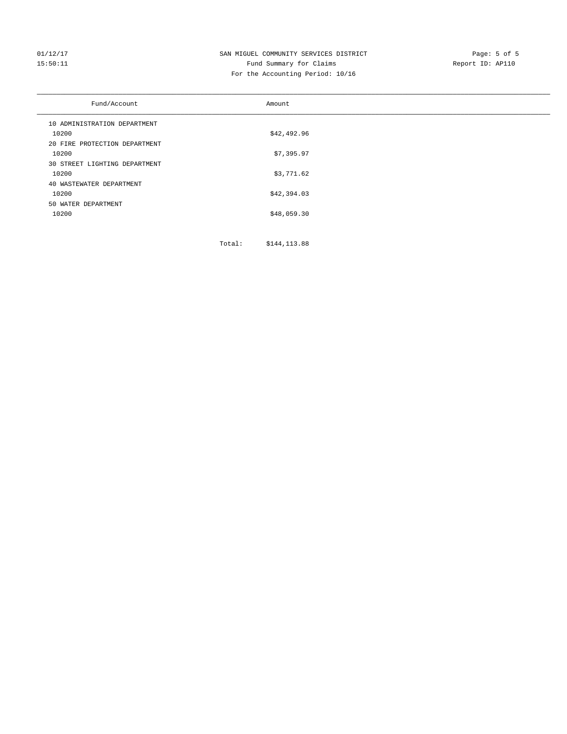# SAN MIGUEL COMMUNITY SERVICES DISTRICT

## Fund Summary for Claims

For the Accounting Period: 10/16

01/12/17
15:50:11

Report ID: AP110

| Fund/Account | Amount |
|---|---|
| 10 ADMINISTRATION DEPARTMENT | |
| 10200 | $42,492.96 |
| 20 FIRE PROTECTION DEPARTMENT | |
| 10200 | $7,395.97 |
| 30 STREET LIGHTING DEPARTMENT | |
| 10200 | $3,771.62 |
| 40 WASTEWATER DEPARTMENT | |
| 10200 | $42,394.03 |
| 50 WATER DEPARTMENT | |
| 10200 | $48,059.30 |
| Total: | $144,113.88 |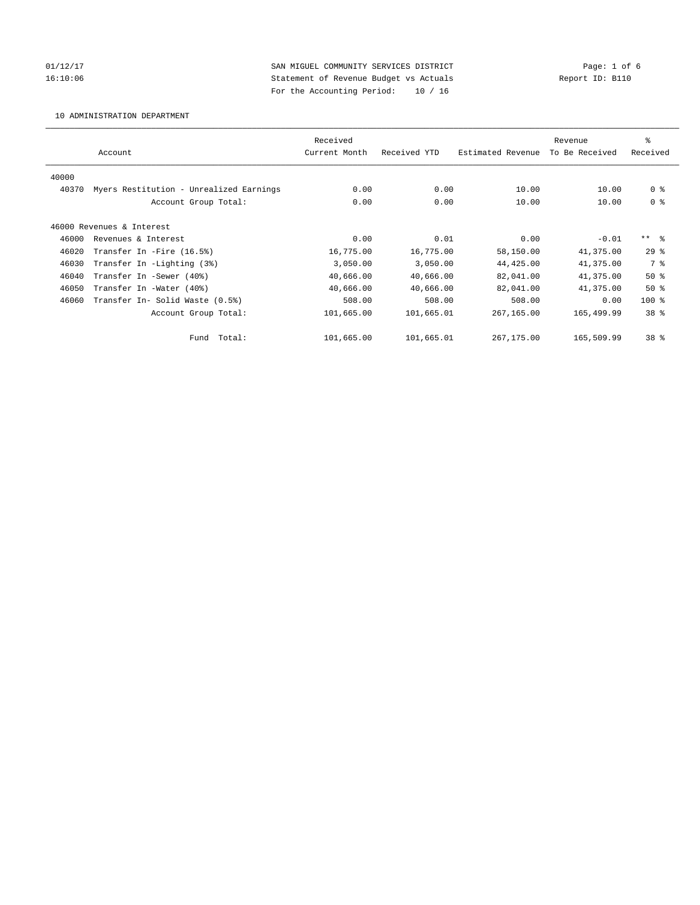SAN MIGUEL COMMUNITY SERVICES DISTRICT
Statement of Revenue Budget vs Actuals
For the Accounting Period: 10 / 16

01/12/17
16:10:06

Report ID: B110

10 ADMINISTRATION DEPARTMENT

| Account | | Received Current Month | Received YTD | Estimated Revenue | Revenue To Be Received | % Received |
|---|---|---|---|---|---|---|
| 40000 | | | | | | |
| 40370 | Myers Restitution - Unrealized Earnings | 0.00 | 0.00 | 10.00 | 10.00 | 0 % |
| | Account Group Total: | 0.00 | 0.00 | 10.00 | 10.00 | 0 % |
| 46000 Revenues & Interest | | | | | | |
| 46000 | Revenues & Interest | 0.00 | 0.01 | 0.00 | -0.01 | ** % |
| 46020 | Transfer In -Fire (16.5%) | 16,775.00 | 16,775.00 | 58,150.00 | 41,375.00 | 29 % |
| 46030 | Transfer In -Lighting (3%) | 3,050.00 | 3,050.00 | 44,425.00 | 41,375.00 | 7 % |
| 46040 | Transfer In -Sewer (40%) | 40,666.00 | 40,666.00 | 82,041.00 | 41,375.00 | 50 % |
| 46050 | Transfer In -Water (40%) | 40,666.00 | 40,666.00 | 82,041.00 | 41,375.00 | 50 % |
| 46060 | Transfer In- Solid Waste (0.5%) | 508.00 | 508.00 | 508.00 | 0.00 | 100 % |
| | Account Group Total: | 101,665.00 | 101,665.01 | 267,165.00 | 165,499.99 | 38 % |
| | Fund Total: | 101,665.00 | 101,665.01 | 267,175.00 | 165,509.99 | 38 % |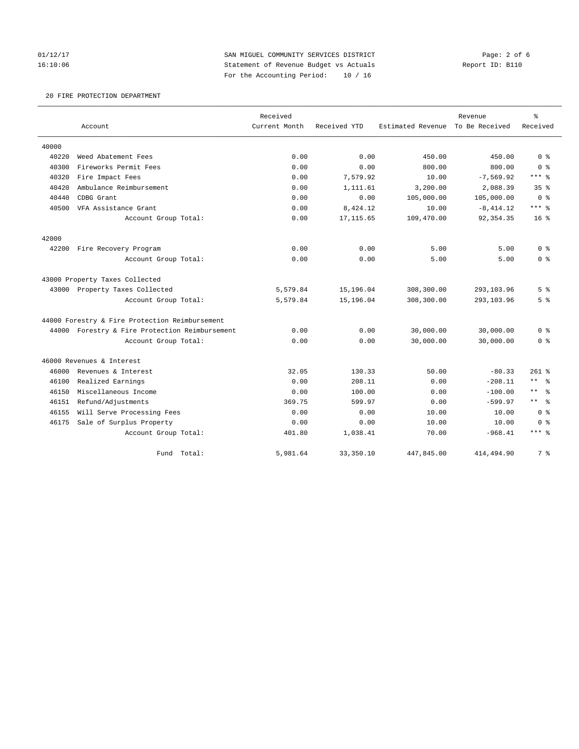SAN MIGUEL COMMUNITY SERVICES DISTRICT
Statement of Revenue Budget vs Actuals
For the Accounting Period: 10 / 16

20 FIRE PROTECTION DEPARTMENT

| Account | | Received Current Month | Received YTD | Estimated Revenue | Revenue To Be Received | % Received |
|---|---|---|---|---|---|---|
| 40000 | | | | | | |
| 40220 | Weed Abatement Fees | 0.00 | 0.00 | 450.00 | 450.00 | 0 % |
| 40300 | Fireworks Permit Fees | 0.00 | 0.00 | 800.00 | 800.00 | 0 % |
| 40320 | Fire Impact Fees | 0.00 | 7,579.92 | 10.00 | -7,569.92 | *** % |
| 40420 | Ambulance Reimbursement | 0.00 | 1,111.61 | 3,200.00 | 2,088.39 | 35 % |
| 40440 | CDBG Grant | 0.00 | 0.00 | 105,000.00 | 105,000.00 | 0 % |
| 40500 | VFA Assistance Grant | 0.00 | 8,424.12 | 10.00 | -8,414.12 | *** % |
| | Account Group Total: | 0.00 | 17,115.65 | 109,470.00 | 92,354.35 | 16 % |
| 42000 | | | | | | |
| 42200 | Fire Recovery Program | 0.00 | 0.00 | 5.00 | 5.00 | 0 % |
| | Account Group Total: | 0.00 | 0.00 | 5.00 | 5.00 | 0 % |
| 43000 Property Taxes Collected | | | | | | |
| 43000 | Property Taxes Collected | 5,579.84 | 15,196.04 | 308,300.00 | 293,103.96 | 5 % |
| | Account Group Total: | 5,579.84 | 15,196.04 | 308,300.00 | 293,103.96 | 5 % |
| 44000 Forestry & Fire Protection Reimbursement | | | | | | |
| 44000 | Forestry & Fire Protection Reimbursement | 0.00 | 0.00 | 30,000.00 | 30,000.00 | 0 % |
| | Account Group Total: | 0.00 | 0.00 | 30,000.00 | 30,000.00 | 0 % |
| 46000 Revenues & Interest | | | | | | |
| 46000 | Revenues & Interest | 32.05 | 130.33 | 50.00 | -80.33 | 261 % |
| 46100 | Realized Earnings | 0.00 | 208.11 | 0.00 | -208.11 | ** % |
| 46150 | Miscellaneous Income | 0.00 | 100.00 | 0.00 | -100.00 | ** % |
| 46151 | Refund/Adjustments | 369.75 | 599.97 | 0.00 | -599.97 | ** % |
| 46155 | Will Serve Processing Fees | 0.00 | 0.00 | 10.00 | 10.00 | 0 % |
| 46175 | Sale of Surplus Property | 0.00 | 0.00 | 10.00 | 10.00 | 0 % |
| | Account Group Total: | 401.80 | 1,038.41 | 70.00 | -968.41 | *** % |
| | Fund Total: | 5,981.64 | 33,350.10 | 447,845.00 | 414,494.90 | 7 % |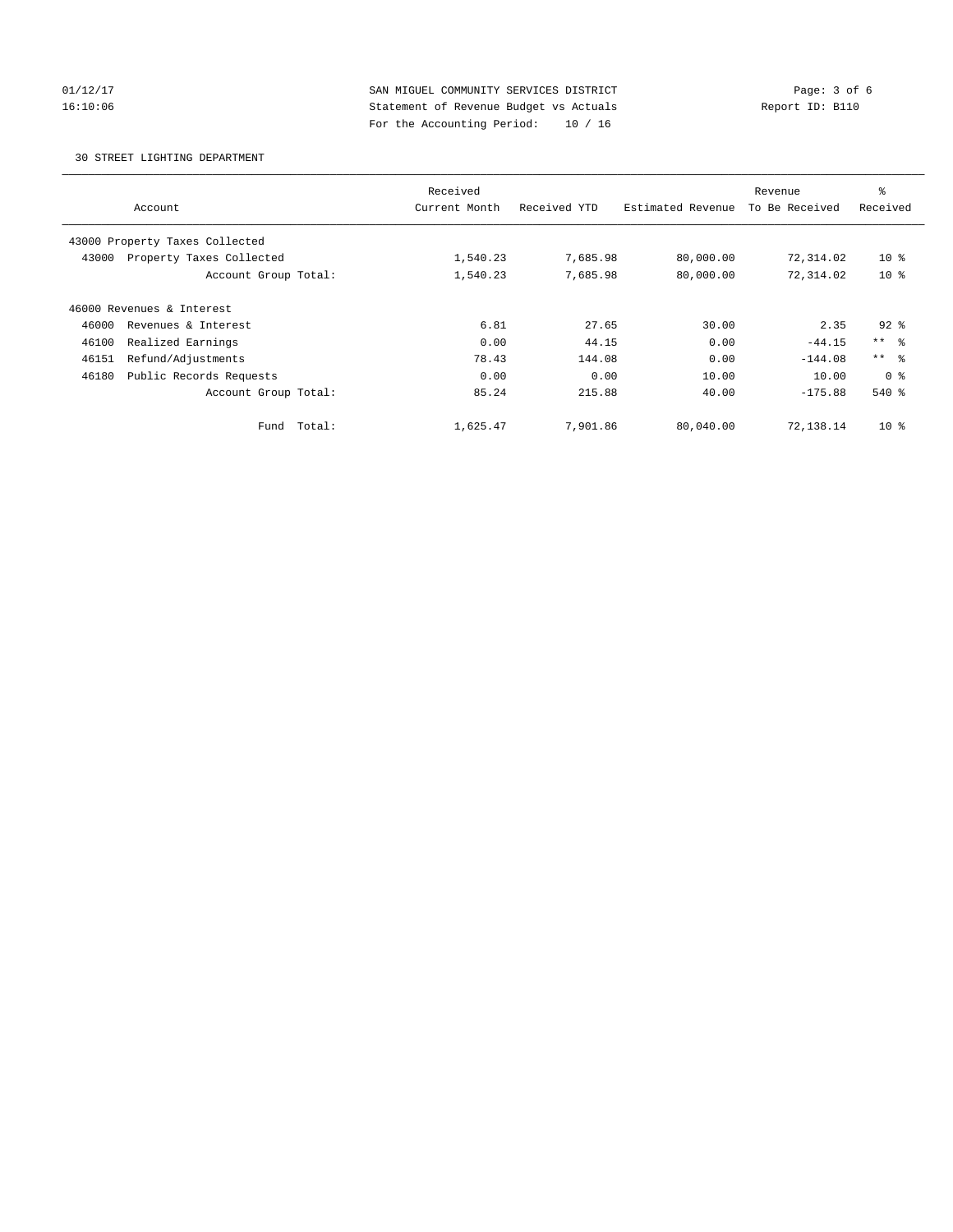SAN MIGUEL COMMUNITY SERVICES DISTRICT
Statement of Revenue Budget vs Actuals
For the Accounting Period: 10 / 16

01/12/17
16:10:06

Report ID: B110

30 STREET LIGHTING DEPARTMENT

| Account | | Received Current Month | Received YTD | Estimated Revenue | Revenue To Be Received | % Received |
|---|---|---|---|---|---|---|
| 43000 Property Taxes Collected | | | | | | |
| 43000 | Property Taxes Collected | 1,540.23 | 7,685.98 | 80,000.00 | 72,314.02 | 10 % |
| | Account Group Total: | 1,540.23 | 7,685.98 | 80,000.00 | 72,314.02 | 10 % |
| 46000 Revenues & Interest | | | | | | |
| 46000 | Revenues & Interest | 6.81 | 27.65 | 30.00 | 2.35 | 92 % |
| 46100 | Realized Earnings | 0.00 | 44.15 | 0.00 | -44.15 | ** % |
| 46151 | Refund/Adjustments | 78.43 | 144.08 | 0.00 | -144.08 | ** % |
| 46180 | Public Records Requests | 0.00 | 0.00 | 10.00 | 10.00 | 0 % |
| | Account Group Total: | 85.24 | 215.88 | 40.00 | -175.88 | 540 % |
| | Fund Total: | 1,625.47 | 7,901.86 | 80,040.00 | 72,138.14 | 10 % |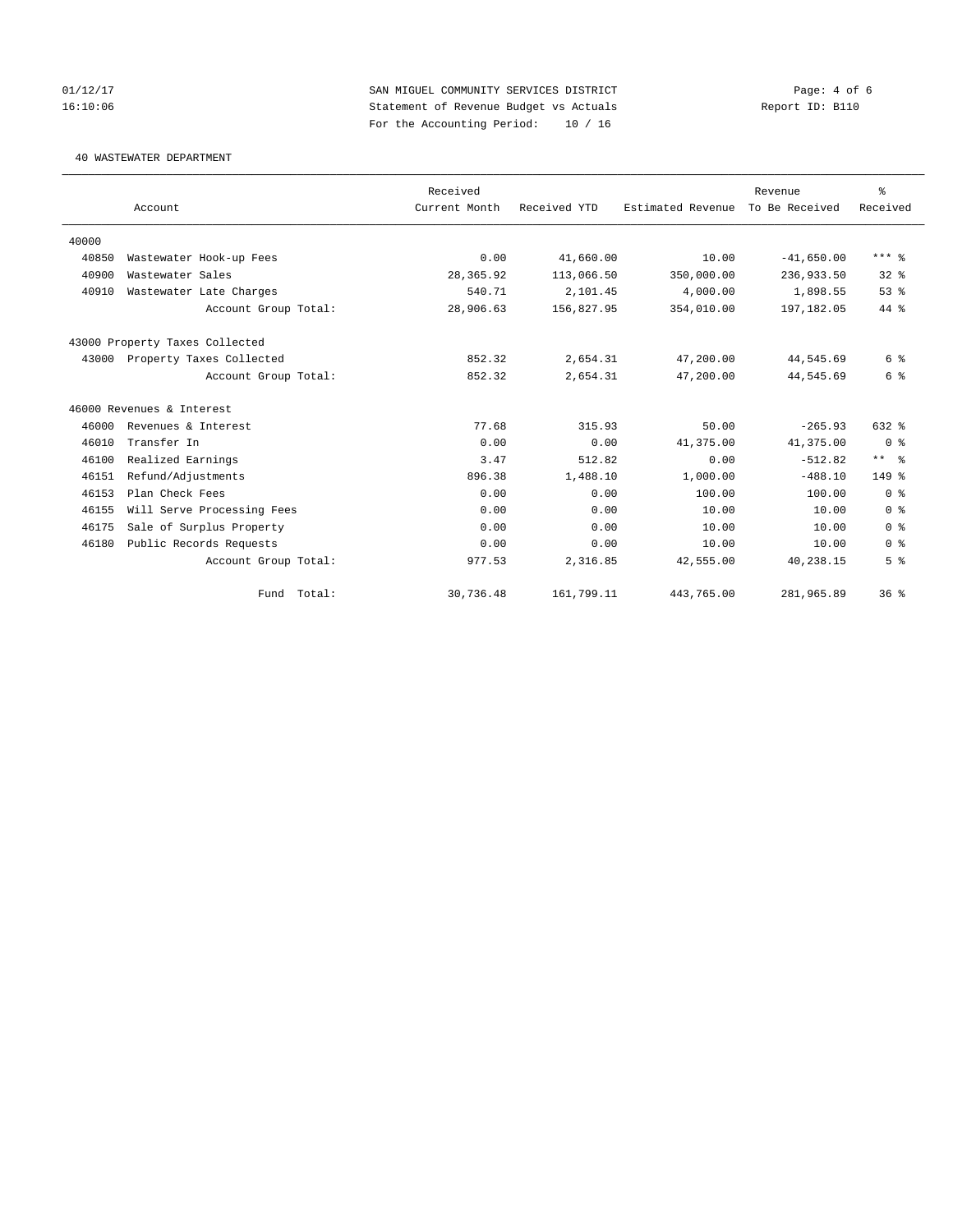SAN MIGUEL COMMUNITY SERVICES DISTRICT

Statement of Revenue Budget vs Actuals

For the Accounting Period: 10 / 16

40 WASTEWATER DEPARTMENT

| | Account | Received Current Month | Received YTD | Estimated Revenue | Revenue To Be Received | % Received |
|---|---|---|---|---|---|---|
| 40000 | | | | | | |
| 40850 | Wastewater Hook-up Fees | 0.00 | 41,660.00 | 10.00 | -41,650.00 | *** % |
| 40900 | Wastewater Sales | 28,365.92 | 113,066.50 | 350,000.00 | 236,933.50 | 32 % |
| 40910 | Wastewater Late Charges | 540.71 | 2,101.45 | 4,000.00 | 1,898.55 | 53 % |
| | Account Group Total: | 28,906.63 | 156,827.95 | 354,010.00 | 197,182.05 | 44 % |
| 43000 Property Taxes Collected | | | | | | |
| 43000 | Property Taxes Collected | 852.32 | 2,654.31 | 47,200.00 | 44,545.69 | 6 % |
| | Account Group Total: | 852.32 | 2,654.31 | 47,200.00 | 44,545.69 | 6 % |
| 46000 Revenues & Interest | | | | | | |
| 46000 | Revenues & Interest | 77.68 | 315.93 | 50.00 | -265.93 | 632 % |
| 46010 | Transfer In | 0.00 | 0.00 | 41,375.00 | 41,375.00 | 0 % |
| 46100 | Realized Earnings | 3.47 | 512.82 | 0.00 | -512.82 | ** % |
| 46151 | Refund/Adjustments | 896.38 | 1,488.10 | 1,000.00 | -488.10 | 149 % |
| 46153 | Plan Check Fees | 0.00 | 0.00 | 100.00 | 100.00 | 0 % |
| 46155 | Will Serve Processing Fees | 0.00 | 0.00 | 10.00 | 10.00 | 0 % |
| 46175 | Sale of Surplus Property | 0.00 | 0.00 | 10.00 | 10.00 | 0 % |
| 46180 | Public Records Requests | 0.00 | 0.00 | 10.00 | 10.00 | 0 % |
| | Account Group Total: | 977.53 | 2,316.85 | 42,555.00 | 40,238.15 | 5 % |
| | Fund Total: | 30,736.48 | 161,799.11 | 443,765.00 | 281,965.89 | 36 % |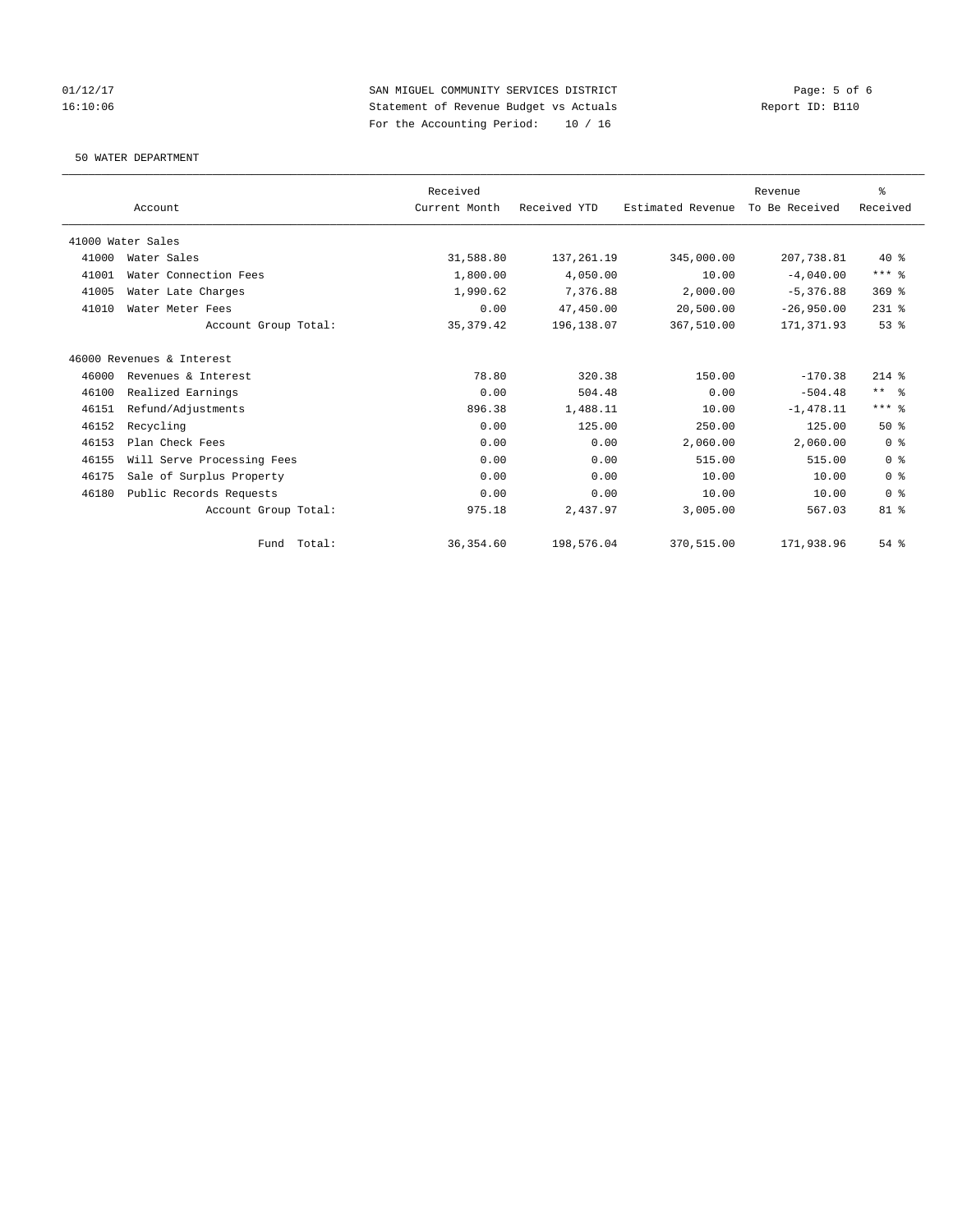SAN MIGUEL COMMUNITY SERVICES DISTRICT
Statement of Revenue Budget vs Actuals
For the Accounting Period: 10 / 16

01/12/17
16:10:06

Report ID: B110

50 WATER DEPARTMENT

| Account | | Received Current Month | Received YTD | Estimated Revenue | Revenue To Be Received | % Received |
|---|---|---|---|---|---|---|
| 41000 Water Sales | | | | | | |
| 41000 | Water Sales | 31,588.80 | 137,261.19 | 345,000.00 | 207,738.81 | 40 % |
| 41001 | Water Connection Fees | 1,800.00 | 4,050.00 | 10.00 | -4,040.00 | *** % |
| 41005 | Water Late Charges | 1,990.62 | 7,376.88 | 2,000.00 | -5,376.88 | 369 % |
| 41010 | Water Meter Fees | 0.00 | 47,450.00 | 20,500.00 | -26,950.00 | 231 % |
| | Account Group Total: | 35,379.42 | 196,138.07 | 367,510.00 | 171,371.93 | 53 % |
| 46000 Revenues & Interest | | | | | | |
| 46000 | Revenues & Interest | 78.80 | 320.38 | 150.00 | -170.38 | 214 % |
| 46100 | Realized Earnings | 0.00 | 504.48 | 0.00 | -504.48 | ** % |
| 46151 | Refund/Adjustments | 896.38 | 1,488.11 | 10.00 | -1,478.11 | *** % |
| 46152 | Recycling | 0.00 | 125.00 | 250.00 | 125.00 | 50 % |
| 46153 | Plan Check Fees | 0.00 | 0.00 | 2,060.00 | 2,060.00 | 0 % |
| 46155 | Will Serve Processing Fees | 0.00 | 0.00 | 515.00 | 515.00 | 0 % |
| 46175 | Sale of Surplus Property | 0.00 | 0.00 | 10.00 | 10.00 | 0 % |
| 46180 | Public Records Requests | 0.00 | 0.00 | 10.00 | 10.00 | 0 % |
| | Account Group Total: | 975.18 | 2,437.97 | 3,005.00 | 567.03 | 81 % |
| | Fund Total: | 36,354.60 | 198,576.04 | 370,515.00 | 171,938.96 | 54 % |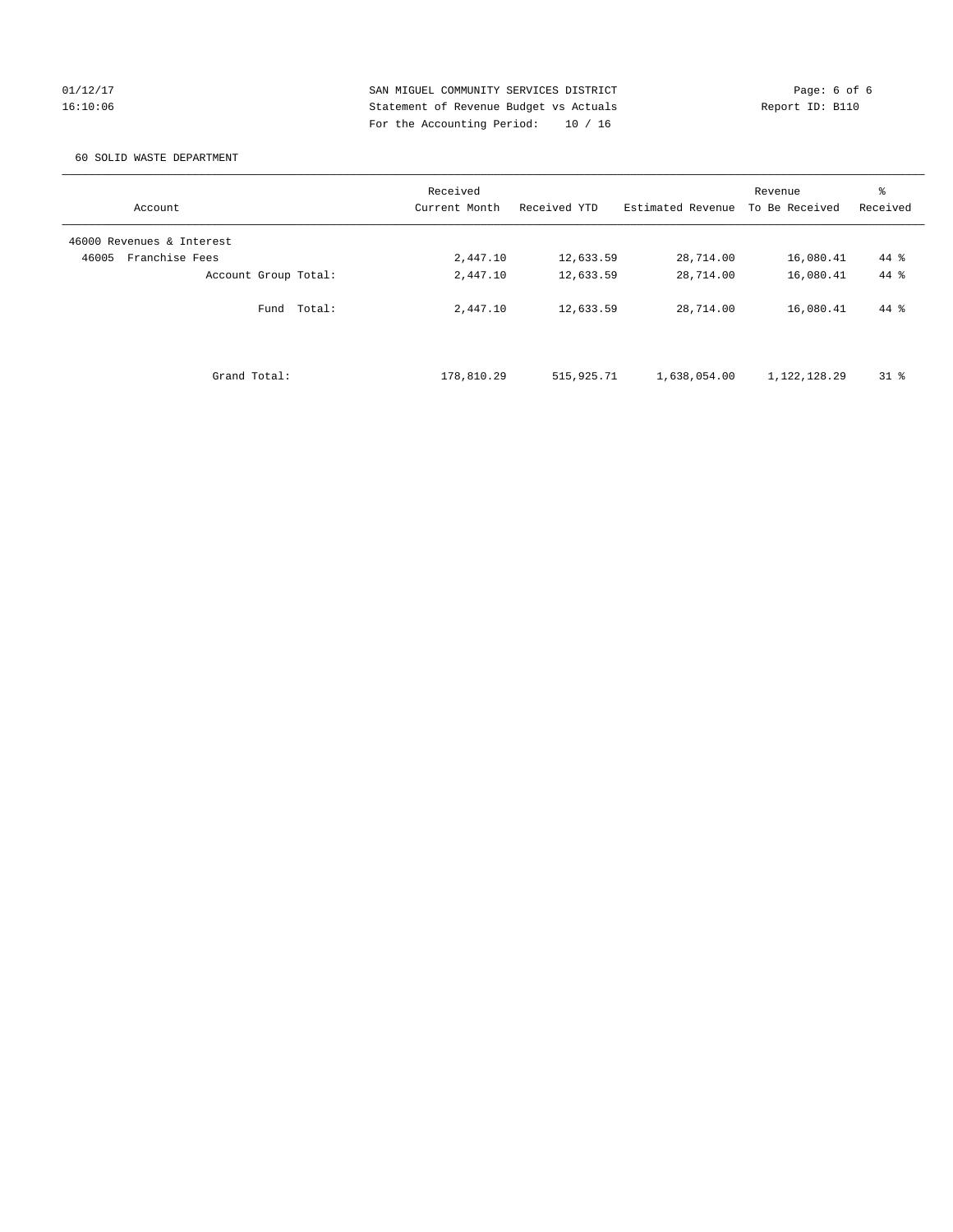SAN MIGUEL COMMUNITY SERVICES DISTRICT
Statement of Revenue Budget vs Actuals
For the Accounting Period: 10 / 16

60 SOLID WASTE DEPARTMENT

| Account | Received Current Month | Received YTD | Estimated Revenue | Revenue To Be Received | % Received |
|---|---|---|---|---|---|
| 46000 Revenues & Interest | | | | | |
| 46005 Franchise Fees | 2,447.10 | 12,633.59 | 28,714.00 | 16,080.41 | 44 % |
| Account Group Total: | 2,447.10 | 12,633.59 | 28,714.00 | 16,080.41 | 44 % |
| Fund Total: | 2,447.10 | 12,633.59 | 28,714.00 | 16,080.41 | 44 % |
| Grand Total: | 178,810.29 | 515,925.71 | 1,638,054.00 | 1,122,128.29 | 31 % |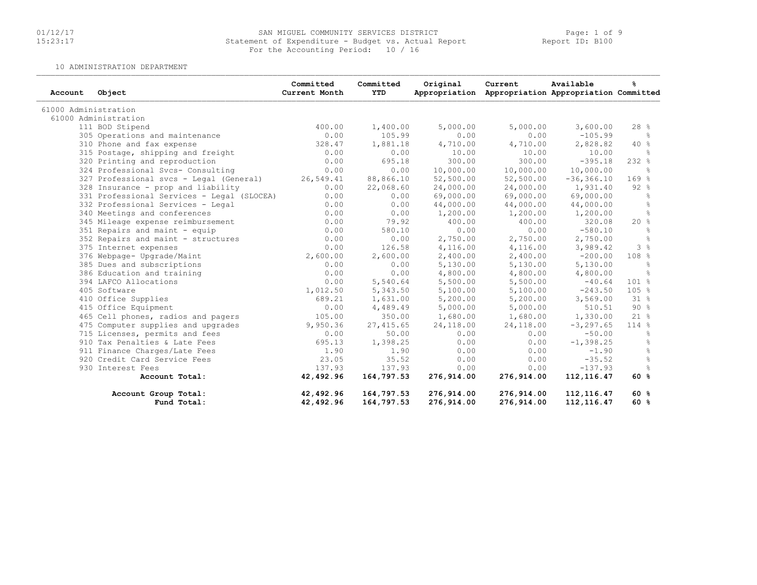# SAN MIGUEL COMMUNITY SERVICES DISTRICT

Statement of Expenditure - Budget vs. Actual Report

For the Accounting Period: 10 / 16

Report ID: B100

01/12/17
15:23:17

10 ADMINISTRATION DEPARTMENT

| Account | Object | Committed Current Month | Committed YTD | Original Appropriation | Current Appropriation | Available Appropriation | % Committed |
|---|---|---|---|---|---|---|---|
| 61000 Administration | | | | | | | |
| 61000 Administration | | | | | | | |
| 111 | BOD Stipend | 400.00 | 1,400.00 | 5,000.00 | 5,000.00 | 3,600.00 | 28 % |
| 305 | Operations and maintenance | 0.00 | 105.99 | 0.00 | 0.00 | -105.99 | % |
| 310 | Phone and fax expense | 328.47 | 1,881.18 | 4,710.00 | 4,710.00 | 2,828.82 | 40 % |
| 315 | Postage, shipping and freight | 0.00 | 0.00 | 10.00 | 10.00 | 10.00 | % |
| 320 | Printing and reproduction | 0.00 | 695.18 | 300.00 | 300.00 | -395.18 | 232 % |
| 324 | Professional Svcs- Consulting | 0.00 | 0.00 | 10,000.00 | 10,000.00 | 10,000.00 | % |
| 327 | Professional svcs - Legal (General) | 26,549.41 | 88,866.10 | 52,500.00 | 52,500.00 | -36,366.10 | 169 % |
| 328 | Insurance - prop and liability | 0.00 | 22,068.60 | 24,000.00 | 24,000.00 | 1,931.40 | 92 % |
| 331 | Professional Services - Legal (SLOCEA) | 0.00 | 0.00 | 69,000.00 | 69,000.00 | 69,000.00 | % |
| 332 | Professional Services - Legal | 0.00 | 0.00 | 44,000.00 | 44,000.00 | 44,000.00 | % |
| 340 | Meetings and conferences | 0.00 | 0.00 | 1,200.00 | 1,200.00 | 1,200.00 | % |
| 345 | Mileage expense reimbursement | 0.00 | 79.92 | 400.00 | 400.00 | 320.08 | 20 % |
| 351 | Repairs and maint - equip | 0.00 | 580.10 | 0.00 | 0.00 | -580.10 | % |
| 352 | Repairs and maint - structures | 0.00 | 0.00 | 2,750.00 | 2,750.00 | 2,750.00 | % |
| 375 | Internet expenses | 0.00 | 126.58 | 4,116.00 | 4,116.00 | 3,989.42 | 3 % |
| 376 | Webpage- Upgrade/Maint | 2,600.00 | 2,600.00 | 2,400.00 | 2,400.00 | -200.00 | 108 % |
| 385 | Dues and subscriptions | 0.00 | 0.00 | 5,130.00 | 5,130.00 | 5,130.00 | % |
| 386 | Education and training | 0.00 | 0.00 | 4,800.00 | 4,800.00 | 4,800.00 | % |
| 394 | LAFCO Allocations | 0.00 | 5,540.64 | 5,500.00 | 5,500.00 | -40.64 | 101 % |
| 405 | Software | 1,012.50 | 5,343.50 | 5,100.00 | 5,100.00 | -243.50 | 105 % |
| 410 | Office Supplies | 689.21 | 1,631.00 | 5,200.00 | 5,200.00 | 3,569.00 | 31 % |
| 415 | Office Equipment | 0.00 | 4,489.49 | 5,000.00 | 5,000.00 | 510.51 | 90 % |
| 465 | Cell phones, radios and pagers | 105.00 | 350.00 | 1,680.00 | 1,680.00 | 1,330.00 | 21 % |
| 475 | Computer supplies and upgrades | 9,950.36 | 27,415.65 | 24,118.00 | 24,118.00 | -3,297.65 | 114 % |
| 715 | Licenses, permits and fees | 0.00 | 50.00 | 0.00 | 0.00 | -50.00 | % |
| 910 | Tax Penalties & Late Fees | 695.13 | 1,398.25 | 0.00 | 0.00 | -1,398.25 | % |
| 911 | Finance Charges/Late Fees | 1.90 | 1.90 | 0.00 | 0.00 | -1.90 | % |
| 920 | Credit Card Service Fees | 23.05 | 35.52 | 0.00 | 0.00 | -35.52 | % |
| 930 | Interest Fees | 137.93 | 137.93 | 0.00 | 0.00 | -137.93 | % |
| | **Account Total:** | **42,492.96** | **164,797.53** | **276,914.00** | **276,914.00** | **112,116.47** | **60 %** |
| | **Account Group Total:** | **42,492.96** | **164,797.53** | **276,914.00** | **276,914.00** | **112,116.47** | **60 %** |
| | **Fund Total:** | **42,492.96** | **164,797.53** | **276,914.00** | **276,914.00** | **112,116.47** | **60 %** |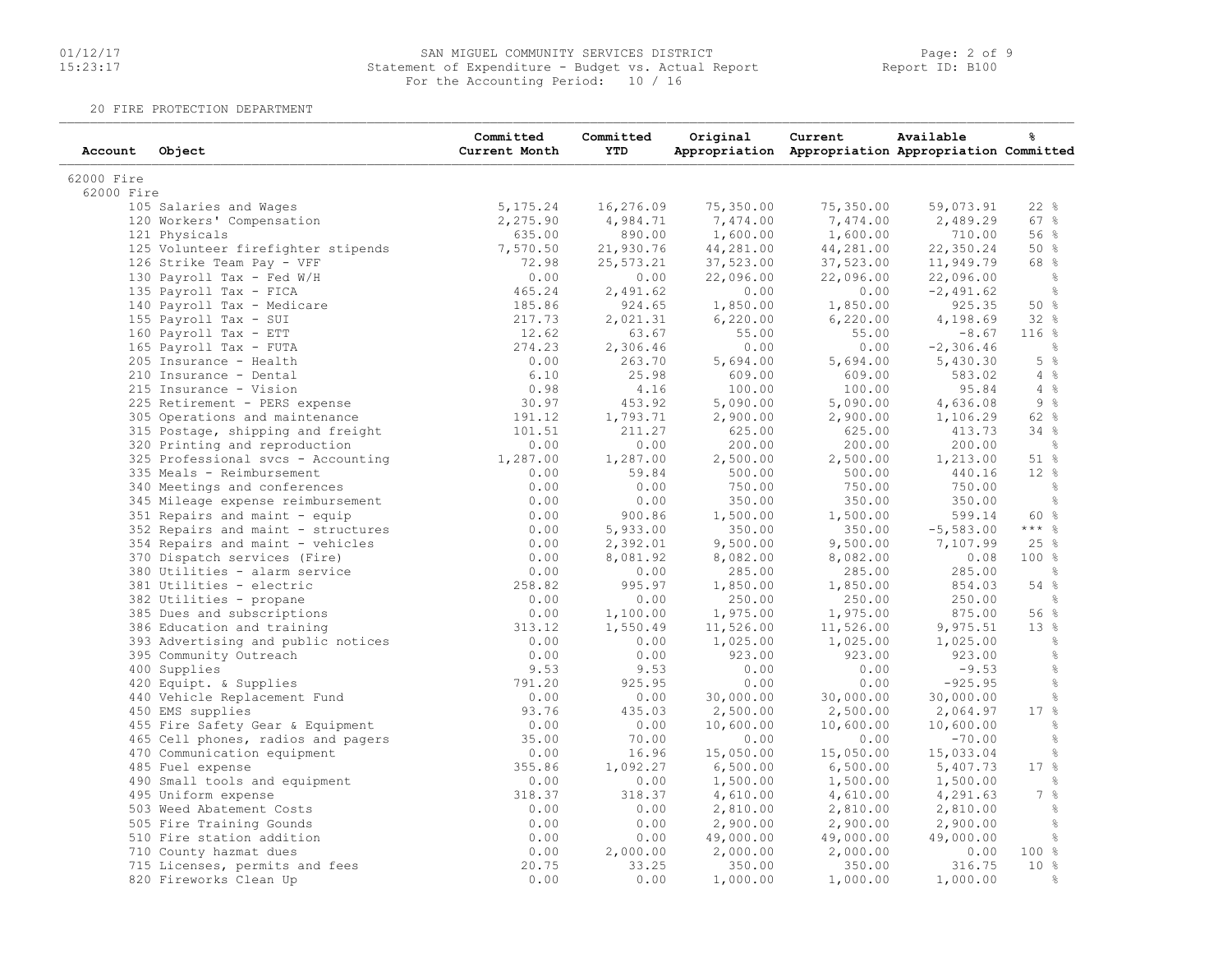SAN MIGUEL COMMUNITY SERVICES DISTRICT
Statement of Expenditure - Budget vs. Actual Report
For the Accounting Period: 10 / 16

Report ID: B100

20 FIRE PROTECTION DEPARTMENT

| Account | Object | Committed Current Month | Committed YTD | Original Appropriation | Current Appropriation | Available Appropriation | % Committed |
|---|---|---|---|---|---|---|---|
| 62000 Fire | | | | | | | |
| 62000 Fire | | | | | | | |
| | 105 Salaries and Wages | 5,175.24 | 16,276.09 | 75,350.00 | 75,350.00 | 59,073.91 | 22 % |
| | 120 Workers' Compensation | 2,275.90 | 4,984.71 | 7,474.00 | 7,474.00 | 2,489.29 | 67 % |
| | 121 Physicals | 635.00 | 890.00 | 1,600.00 | 1,600.00 | 710.00 | 56 % |
| | 125 Volunteer firefighter stipends | 7,570.50 | 21,930.76 | 44,281.00 | 44,281.00 | 22,350.24 | 50 % |
| | 126 Strike Team Pay - VFF | 72.98 | 25,573.21 | 37,523.00 | 37,523.00 | 11,949.79 | 68 % |
| | 130 Payroll Tax - Fed W/H | 0.00 | 0.00 | 22,096.00 | 22,096.00 | 22,096.00 | % |
| | 135 Payroll Tax - FICA | 465.24 | 2,491.62 | 0.00 | 0.00 | -2,491.62 | % |
| | 140 Payroll Tax - Medicare | 185.86 | 924.65 | 1,850.00 | 1,850.00 | 925.35 | 50 % |
| | 155 Payroll Tax - SUI | 217.73 | 2,021.31 | 6,220.00 | 6,220.00 | 4,198.69 | 32 % |
| | 160 Payroll Tax - ETT | 12.62 | 63.67 | 55.00 | 55.00 | -8.67 | 116 % |
| | 165 Payroll Tax - FUTA | 274.23 | 2,306.46 | 0.00 | 0.00 | -2,306.46 | % |
| | 205 Insurance - Health | 0.00 | 263.70 | 5,694.00 | 5,694.00 | 5,430.30 | 5 % |
| | 210 Insurance - Dental | 6.10 | 25.98 | 609.00 | 609.00 | 583.02 | 4 % |
| | 215 Insurance - Vision | 0.98 | 4.16 | 100.00 | 100.00 | 95.84 | 4 % |
| | 225 Retirement - PERS expense | 30.97 | 453.92 | 5,090.00 | 5,090.00 | 4,636.08 | 9 % |
| | 305 Operations and maintenance | 191.12 | 1,793.71 | 2,900.00 | 2,900.00 | 1,106.29 | 62 % |
| | 315 Postage, shipping and freight | 101.51 | 211.27 | 625.00 | 625.00 | 413.73 | 34 % |
| | 320 Printing and reproduction | 0.00 | 0.00 | 200.00 | 200.00 | 200.00 | % |
| | 325 Professional svcs - Accounting | 1,287.00 | 1,287.00 | 2,500.00 | 2,500.00 | 1,213.00 | 51 % |
| | 335 Meals - Reimbursement | 0.00 | 59.84 | 500.00 | 500.00 | 440.16 | 12 % |
| | 340 Meetings and conferences | 0.00 | 0.00 | 750.00 | 750.00 | 750.00 | % |
| | 345 Mileage expense reimbursement | 0.00 | 0.00 | 350.00 | 350.00 | 350.00 | % |
| | 351 Repairs and maint - equip | 0.00 | 900.86 | 1,500.00 | 1,500.00 | 599.14 | 60 % |
| | 352 Repairs and maint - structures | 0.00 | 5,933.00 | 350.00 | 350.00 | -5,583.00 | *** % |
| | 354 Repairs and maint - vehicles | 0.00 | 2,392.01 | 9,500.00 | 9,500.00 | 7,107.99 | 25 % |
| | 370 Dispatch services (Fire) | 0.00 | 8,081.92 | 8,082.00 | 8,082.00 | 0.08 | 100 % |
| | 380 Utilities - alarm service | 0.00 | 0.00 | 285.00 | 285.00 | 285.00 | % |
| | 381 Utilities - electric | 258.82 | 995.97 | 1,850.00 | 1,850.00 | 854.03 | 54 % |
| | 382 Utilities - propane | 0.00 | 0.00 | 250.00 | 250.00 | 250.00 | % |
| | 385 Dues and subscriptions | 0.00 | 1,100.00 | 1,975.00 | 1,975.00 | 875.00 | 56 % |
| | 386 Education and training | 313.12 | 1,550.49 | 11,526.00 | 11,526.00 | 9,975.51 | 13 % |
| | 393 Advertising and public notices | 0.00 | 0.00 | 1,025.00 | 1,025.00 | 1,025.00 | % |
| | 395 Community Outreach | 0.00 | 0.00 | 923.00 | 923.00 | 923.00 | % |
| | 400 Supplies | 9.53 | 9.53 | 0.00 | 0.00 | -9.53 | % |
| | 420 Equipt. & Supplies | 791.20 | 925.95 | 0.00 | 0.00 | -925.95 | % |
| | 440 Vehicle Replacement Fund | 0.00 | 0.00 | 30,000.00 | 30,000.00 | 30,000.00 | % |
| | 450 EMS supplies | 93.76 | 435.03 | 2,500.00 | 2,500.00 | 2,064.97 | 17 % |
| | 455 Fire Safety Gear & Equipment | 0.00 | 0.00 | 10,600.00 | 10,600.00 | 10,600.00 | % |
| | 465 Cell phones, radios and pagers | 35.00 | 70.00 | 0.00 | 0.00 | -70.00 | % |
| | 470 Communication equipment | 0.00 | 16.96 | 15,050.00 | 15,050.00 | 15,033.04 | % |
| | 485 Fuel expense | 355.86 | 1,092.27 | 6,500.00 | 6,500.00 | 5,407.73 | 17 % |
| | 490 Small tools and equipment | 0.00 | 0.00 | 1,500.00 | 1,500.00 | 1,500.00 | % |
| | 495 Uniform expense | 318.37 | 318.37 | 4,610.00 | 4,610.00 | 4,291.63 | 7 % |
| | 503 Weed Abatement Costs | 0.00 | 0.00 | 2,810.00 | 2,810.00 | 2,810.00 | % |
| | 505 Fire Training Gounds | 0.00 | 0.00 | 2,900.00 | 2,900.00 | 2,900.00 | % |
| | 510 Fire station addition | 0.00 | 0.00 | 49,000.00 | 49,000.00 | 49,000.00 | % |
| | 710 County hazmat dues | 0.00 | 2,000.00 | 2,000.00 | 2,000.00 | 0.00 | 100 % |
| | 715 Licenses, permits and fees | 20.75 | 33.25 | 350.00 | 350.00 | 316.75 | 10 % |
| | 820 Fireworks Clean Up | 0.00 | 0.00 | 1,000.00 | 1,000.00 | 1,000.00 | % |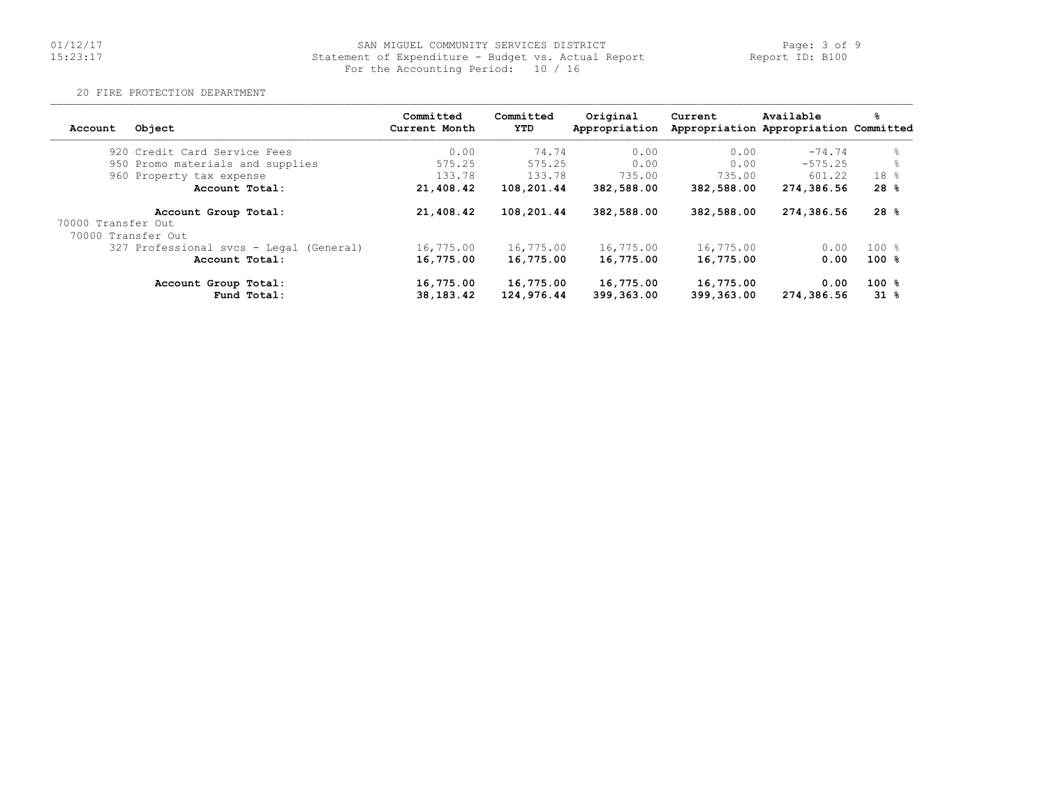SAN MIGUEL COMMUNITY SERVICES DISTRICT
Statement of Expenditure - Budget vs. Actual Report
For the Accounting Period: 10 / 16

20 FIRE PROTECTION DEPARTMENT

| Account | Object | Committed Current Month | Committed YTD | Original Appropriation | Current Appropriation | Available Appropriation | % Committed |
|---|---|---|---|---|---|---|---|
| 920 | Credit Card Service Fees | 0.00 | 74.74 | 0.00 | 0.00 | -74.74 | % |
| 950 | Promo materials and supplies | 575.25 | 575.25 | 0.00 | 0.00 | -575.25 | % |
| 960 | Property tax expense | 133.78 | 133.78 | 735.00 | 735.00 | 601.22 | 18 % |
| | **Account Total:** | **21,408.42** | **108,201.44** | **382,588.00** | **382,588.00** | **274,386.56** | **28 %** |
| | **Account Group Total:** | **21,408.42** | **108,201.44** | **382,588.00** | **382,588.00** | **274,386.56** | **28 %** |
| 70000 Transfer Out | | | | | | | |
| 70000 Transfer Out | | | | | | | |
| 327 | Professional svcs - Legal (General) | 16,775.00 | 16,775.00 | 16,775.00 | 16,775.00 | 0.00 | 100 % |
| | **Account Total:** | **16,775.00** | **16,775.00** | **16,775.00** | **16,775.00** | **0.00** | **100 %** |
| | **Account Group Total:** | **16,775.00** | **16,775.00** | **16,775.00** | **16,775.00** | **0.00** | **100 %** |
| | **Fund Total:** | **38,183.42** | **124,976.44** | **399,363.00** | **399,363.00** | **274,386.56** | **31 %** |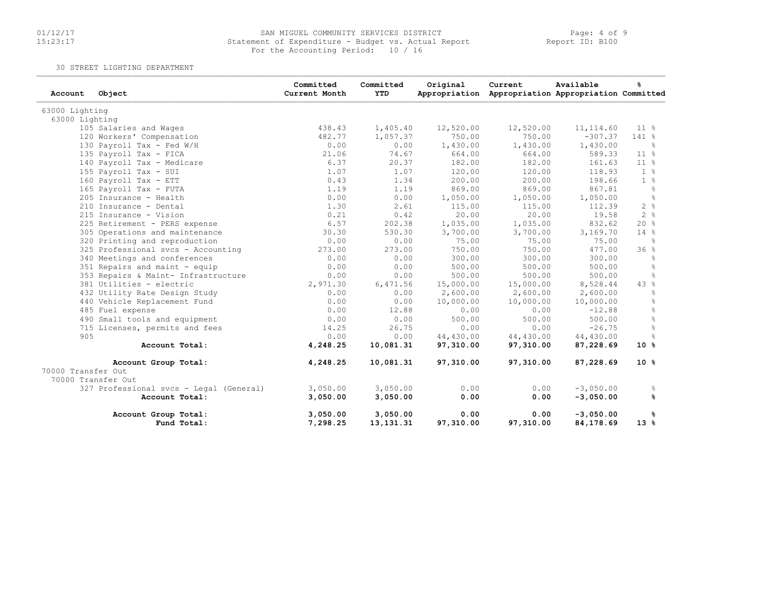SAN MIGUEL COMMUNITY SERVICES DISTRICT
Statement of Expenditure - Budget vs. Actual Report
For the Accounting Period: 10 / 16

Report ID: B100

30 STREET LIGHTING DEPARTMENT

| Account | Object | Committed Current Month | Committed YTD | Original Appropriation | Current Appropriation | Available Appropriation | % Committed |
|---|---|---|---|---|---|---|---|
| 63000 Lighting | | | | | | | |
| 63000 Lighting | | | | | | | |
| 105 | Salaries and Wages | 438.43 | 1,405.40 | 12,520.00 | 12,520.00 | 11,114.60 | 11 % |
| 120 | Workers' Compensation | 482.77 | 1,057.37 | 750.00 | 750.00 | -307.37 | 141 % |
| 130 | Payroll Tax - Fed W/H | 0.00 | 0.00 | 1,430.00 | 1,430.00 | 1,430.00 | % |
| 135 | Payroll Tax - FICA | 21.06 | 74.67 | 664.00 | 664.00 | 589.33 | 11 % |
| 140 | Payroll Tax - Medicare | 6.37 | 20.37 | 182.00 | 182.00 | 161.63 | 11 % |
| 155 | Payroll Tax - SUI | 1.07 | 1.07 | 120.00 | 120.00 | 118.93 | 1 % |
| 160 | Payroll Tax - ETT | 0.43 | 1.34 | 200.00 | 200.00 | 198.66 | 1 % |
| 165 | Payroll Tax - FUTA | 1.19 | 1.19 | 869.00 | 869.00 | 867.81 | % |
| 205 | Insurance - Health | 0.00 | 0.00 | 1,050.00 | 1,050.00 | 1,050.00 | % |
| 210 | Insurance - Dental | 1.30 | 2.61 | 115.00 | 115.00 | 112.39 | 2 % |
| 215 | Insurance - Vision | 0.21 | 0.42 | 20.00 | 20.00 | 19.58 | 2 % |
| 225 | Retirement - PERS expense | 6.57 | 202.38 | 1,035.00 | 1,035.00 | 832.62 | 20 % |
| 305 | Operations and maintenance | 30.30 | 530.30 | 3,700.00 | 3,700.00 | 3,169.70 | 14 % |
| 320 | Printing and reproduction | 0.00 | 0.00 | 75.00 | 75.00 | 75.00 | % |
| 325 | Professional svcs - Accounting | 273.00 | 273.00 | 750.00 | 750.00 | 477.00 | 36 % |
| 340 | Meetings and conferences | 0.00 | 0.00 | 300.00 | 300.00 | 300.00 | % |
| 351 | Repairs and maint - equip | 0.00 | 0.00 | 500.00 | 500.00 | 500.00 | % |
| 353 | Repairs & Maint- Infrastructure | 0.00 | 0.00 | 500.00 | 500.00 | 500.00 | % |
| 381 | Utilities - electric | 2,971.30 | 6,471.56 | 15,000.00 | 15,000.00 | 8,528.44 | 43 % |
| 432 | Utility Rate Design Study | 0.00 | 0.00 | 2,600.00 | 2,600.00 | 2,600.00 | % |
| 440 | Vehicle Replacement Fund | 0.00 | 0.00 | 10,000.00 | 10,000.00 | 10,000.00 | % |
| 485 | Fuel expense | 0.00 | 12.88 | 0.00 | 0.00 | -12.88 | % |
| 490 | Small tools and equipment | 0.00 | 0.00 | 500.00 | 500.00 | 500.00 | % |
| 715 | Licenses, permits and fees | 14.25 | 26.75 | 0.00 | 0.00 | -26.75 | % |
| 905 | | 0.00 | 0.00 | 44,430.00 | 44,430.00 | 44,430.00 | % |
| | **Account Total:** | **4,248.25** | **10,081.31** | **97,310.00** | **97,310.00** | **87,228.69** | **10 %** |
| | **Account Group Total:** | **4,248.25** | **10,081.31** | **97,310.00** | **97,310.00** | **87,228.69** | **10 %** |
| 70000 Transfer Out | | | | | | | |
| 70000 Transfer Out | | | | | | | |
| 327 | Professional svcs - Legal (General) | 3,050.00 | 3,050.00 | 0.00 | 0.00 | -3,050.00 | % |
| | **Account Total:** | **3,050.00** | **3,050.00** | **0.00** | **0.00** | **-3,050.00** | **%** |
| | **Account Group Total:** | **3,050.00** | **3,050.00** | **0.00** | **0.00** | **-3,050.00** | **%** |
| | **Fund Total:** | **7,298.25** | **13,131.31** | **97,310.00** | **97,310.00** | **84,178.69** | **13 %** |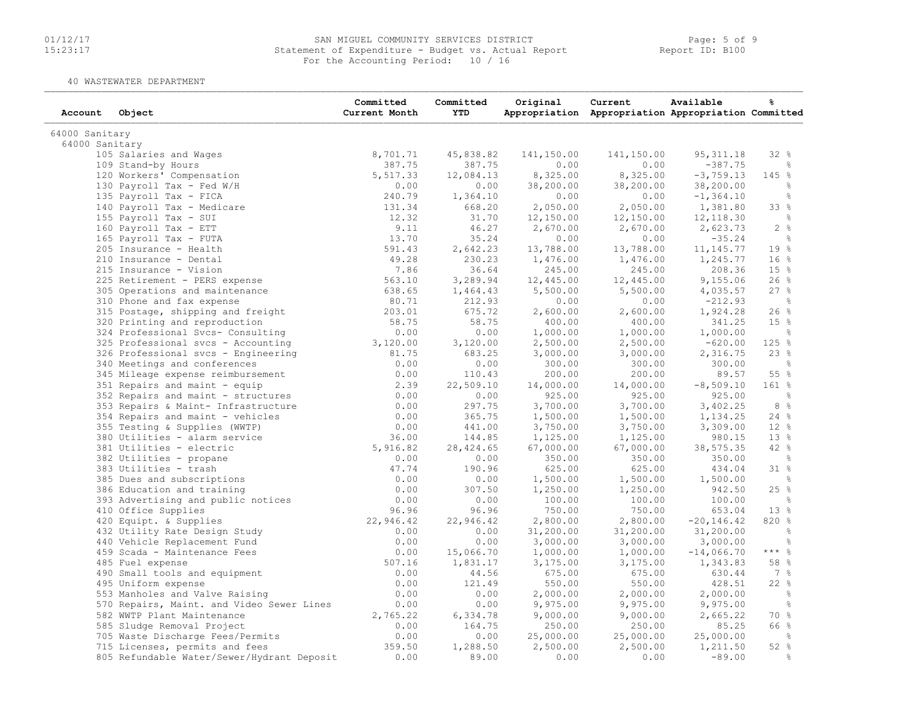SAN MIGUEL COMMUNITY SERVICES DISTRICT
Statement of Expenditure - Budget vs. Actual Report
For the Accounting Period: 10 / 16

Report ID: B100

40 WASTEWATER DEPARTMENT

| Account | Object | Committed Current Month | Committed YTD | Original Appropriation | Current Appropriation | Available Appropriation | % Committed |
|---|---|---|---|---|---|---|---|
| 64000 Sanitary | | | | | | | |
| 64000 Sanitary | | | | | | | |
| | 105 Salaries and Wages | 8,701.71 | 45,838.82 | 141,150.00 | 141,150.00 | 95,311.18 | 32 % |
| | 109 Stand-by Hours | 387.75 | 387.75 | 0.00 | 0.00 | -387.75 | % |
| | 120 Workers' Compensation | 5,517.33 | 12,084.13 | 8,325.00 | 8,325.00 | -3,759.13 | 145 % |
| | 130 Payroll Tax - Fed W/H | 0.00 | 0.00 | 38,200.00 | 38,200.00 | 38,200.00 | % |
| | 135 Payroll Tax - FICA | 240.79 | 1,364.10 | 0.00 | 0.00 | -1,364.10 | % |
| | 140 Payroll Tax - Medicare | 131.34 | 668.20 | 2,050.00 | 2,050.00 | 1,381.80 | 33 % |
| | 155 Payroll Tax - SUI | 12.32 | 31.70 | 12,150.00 | 12,150.00 | 12,118.30 | % |
| | 160 Payroll Tax - ETT | 9.11 | 46.27 | 2,670.00 | 2,670.00 | 2,623.73 | 2 % |
| | 165 Payroll Tax - FUTA | 13.70 | 35.24 | 0.00 | 0.00 | -35.24 | % |
| | 205 Insurance - Health | 591.43 | 2,642.23 | 13,788.00 | 13,788.00 | 11,145.77 | 19 % |
| | 210 Insurance - Dental | 49.28 | 230.23 | 1,476.00 | 1,476.00 | 1,245.77 | 16 % |
| | 215 Insurance - Vision | 7.86 | 36.64 | 245.00 | 245.00 | 208.36 | 15 % |
| | 225 Retirement - PERS expense | 563.10 | 3,289.94 | 12,445.00 | 12,445.00 | 9,155.06 | 26 % |
| | 305 Operations and maintenance | 638.65 | 1,464.43 | 5,500.00 | 5,500.00 | 4,035.57 | 27 % |
| | 310 Phone and fax expense | 80.71 | 212.93 | 0.00 | 0.00 | -212.93 | % |
| | 315 Postage, shipping and freight | 203.01 | 675.72 | 2,600.00 | 2,600.00 | 1,924.28 | 26 % |
| | 320 Printing and reproduction | 58.75 | 58.75 | 400.00 | 400.00 | 341.25 | 15 % |
| | 324 Professional Svcs- Consulting | 0.00 | 0.00 | 1,000.00 | 1,000.00 | 1,000.00 | % |
| | 325 Professional svcs - Accounting | 3,120.00 | 3,120.00 | 2,500.00 | 2,500.00 | -620.00 | 125 % |
| | 326 Professional svcs - Engineering | 81.75 | 683.25 | 3,000.00 | 3,000.00 | 2,316.75 | 23 % |
| | 340 Meetings and conferences | 0.00 | 0.00 | 300.00 | 300.00 | 300.00 | % |
| | 345 Mileage expense reimbursement | 0.00 | 110.43 | 200.00 | 200.00 | 89.57 | 55 % |
| | 351 Repairs and maint - equip | 2.39 | 22,509.10 | 14,000.00 | 14,000.00 | -8,509.10 | 161 % |
| | 352 Repairs and maint - structures | 0.00 | 0.00 | 925.00 | 925.00 | 925.00 | % |
| | 353 Repairs & Maint- Infrastructure | 0.00 | 297.75 | 3,700.00 | 3,700.00 | 3,402.25 | 8 % |
| | 354 Repairs and maint - vehicles | 0.00 | 365.75 | 1,500.00 | 1,500.00 | 1,134.25 | 24 % |
| | 355 Testing & Supplies (WWTP) | 0.00 | 441.00 | 3,750.00 | 3,750.00 | 3,309.00 | 12 % |
| | 380 Utilities - alarm service | 36.00 | 144.85 | 1,125.00 | 1,125.00 | 980.15 | 13 % |
| | 381 Utilities - electric | 5,916.82 | 28,424.65 | 67,000.00 | 67,000.00 | 38,575.35 | 42 % |
| | 382 Utilities - propane | 0.00 | 0.00 | 350.00 | 350.00 | 350.00 | % |
| | 383 Utilities - trash | 47.74 | 190.96 | 625.00 | 625.00 | 434.04 | 31 % |
| | 385 Dues and subscriptions | 0.00 | 0.00 | 1,500.00 | 1,500.00 | 1,500.00 | % |
| | 386 Education and training | 0.00 | 307.50 | 1,250.00 | 1,250.00 | 942.50 | 25 % |
| | 393 Advertising and public notices | 0.00 | 0.00 | 100.00 | 100.00 | 100.00 | % |
| | 410 Office Supplies | 96.96 | 96.96 | 750.00 | 750.00 | 653.04 | 13 % |
| | 420 Equipt. & Supplies | 22,946.42 | 22,946.42 | 2,800.00 | 2,800.00 | -20,146.42 | 820 % |
| | 432 Utility Rate Design Study | 0.00 | 0.00 | 31,200.00 | 31,200.00 | 31,200.00 | % |
| | 440 Vehicle Replacement Fund | 0.00 | 0.00 | 3,000.00 | 3,000.00 | 3,000.00 | % |
| | 459 Scada - Maintenance Fees | 0.00 | 15,066.70 | 1,000.00 | 1,000.00 | -14,066.70 | *** % |
| | 485 Fuel expense | 507.16 | 1,831.17 | 3,175.00 | 3,175.00 | 1,343.83 | 58 % |
| | 490 Small tools and equipment | 0.00 | 44.56 | 675.00 | 675.00 | 630.44 | 7 % |
| | 495 Uniform expense | 0.00 | 121.49 | 550.00 | 550.00 | 428.51 | 22 % |
| | 553 Manholes and Valve Raising | 0.00 | 0.00 | 2,000.00 | 2,000.00 | 2,000.00 | % |
| | 570 Repairs, Maint. and Video Sewer Lines | 0.00 | 0.00 | 9,975.00 | 9,975.00 | 9,975.00 | % |
| | 582 WWTP Plant Maintenance | 2,765.22 | 6,334.78 | 9,000.00 | 9,000.00 | 2,665.22 | 70 % |
| | 585 Sludge Removal Project | 0.00 | 164.75 | 250.00 | 250.00 | 85.25 | 66 % |
| | 705 Waste Discharge Fees/Permits | 0.00 | 0.00 | 25,000.00 | 25,000.00 | 25,000.00 | % |
| | 715 Licenses, permits and fees | 359.50 | 1,288.50 | 2,500.00 | 2,500.00 | 1,211.50 | 52 % |
| | 805 Refundable Water/Sewer/Hydrant Deposit | 0.00 | 89.00 | 0.00 | 0.00 | -89.00 | % |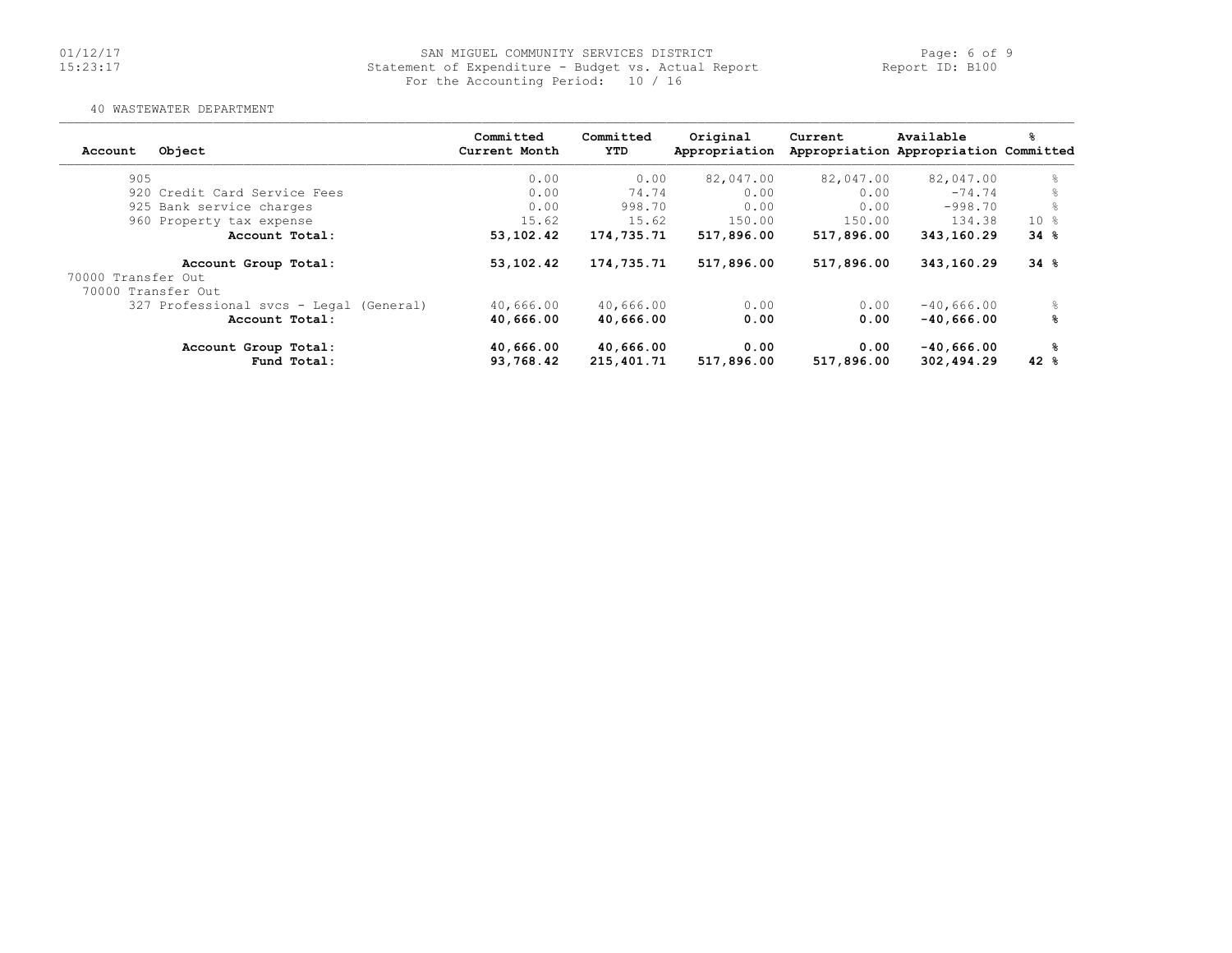SAN MIGUEL COMMUNITY SERVICES DISTRICT
Statement of Expenditure - Budget vs. Actual Report
For the Accounting Period: 10 / 16

40 WASTEWATER DEPARTMENT

| Account | Object | Committed Current Month | Committed YTD | Original Appropriation | Current Appropriation | Available Appropriation | % Committed |
|---|---|---|---|---|---|---|---|
| 905 | | 0.00 | 0.00 | 82,047.00 | 82,047.00 | 82,047.00 | % |
| 920 | Credit Card Service Fees | 0.00 | 74.74 | 0.00 | 0.00 | -74.74 | % |
| 925 | Bank service charges | 0.00 | 998.70 | 0.00 | 0.00 | -998.70 | % |
| 960 | Property tax expense | 15.62 | 15.62 | 150.00 | 150.00 | 134.38 | 10 % |
| | **Account Total:** | **53,102.42** | **174,735.71** | **517,896.00** | **517,896.00** | **343,160.29** | **34 %** |
| | **Account Group Total:** | **53,102.42** | **174,735.71** | **517,896.00** | **517,896.00** | **343,160.29** | **34 %** |
| 70000 Transfer Out | | | | | | | |
| 70000 Transfer Out | | | | | | | |
| 327 | Professional svcs - Legal (General) | 40,666.00 | 40,666.00 | 0.00 | 0.00 | -40,666.00 | % |
| | **Account Total:** | **40,666.00** | **40,666.00** | **0.00** | **0.00** | **-40,666.00** | **%** |
| | **Account Group Total:** | **40,666.00** | **40,666.00** | **0.00** | **0.00** | **-40,666.00** | **%** |
| | **Fund Total:** | **93,768.42** | **215,401.71** | **517,896.00** | **517,896.00** | **302,494.29** | **42 %** |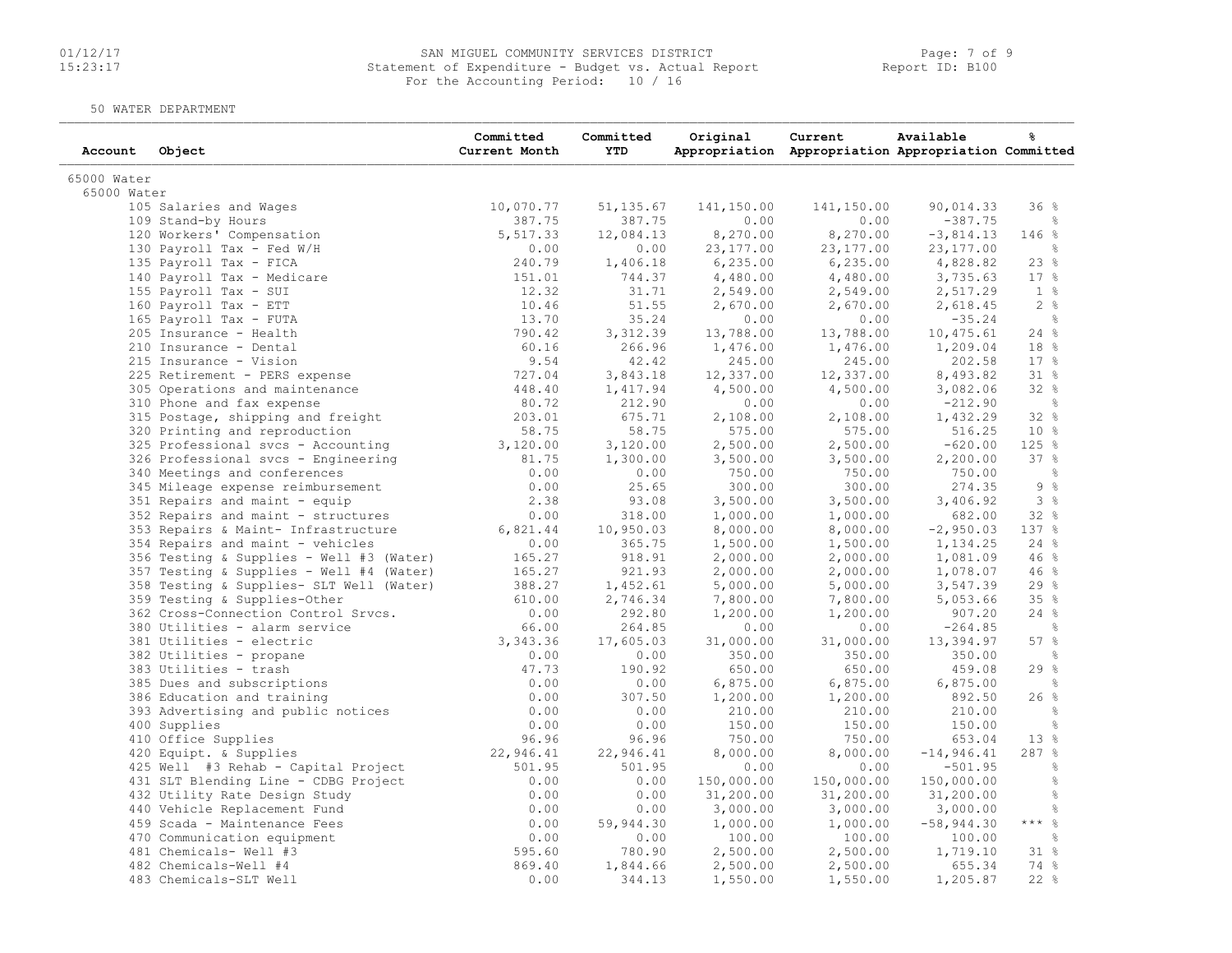SAN MIGUEL COMMUNITY SERVICES DISTRICT
Statement of Expenditure - Budget vs. Actual Report
For the Accounting Period: 10 / 16

50 WATER DEPARTMENT

| Account | Object | Committed Current Month | Committed YTD | Original Appropriation | Current Appropriation | Available Appropriation | % Committed |
|---|---|---|---|---|---|---|---|
| 65000 Water | | | | | | | |
| 65000 Water | | | | | | | |
| 105 | Salaries and Wages | 10,070.77 | 51,135.67 | 141,150.00 | 141,150.00 | 90,014.33 | 36 % |
| 109 | Stand-by Hours | 387.75 | 387.75 | 0.00 | 0.00 | -387.75 | % |
| 120 | Workers' Compensation | 5,517.33 | 12,084.13 | 8,270.00 | 8,270.00 | -3,814.13 | 146 % |
| 130 | Payroll Tax - Fed W/H | 0.00 | 0.00 | 23,177.00 | 23,177.00 | 23,177.00 | % |
| 135 | Payroll Tax - FICA | 240.79 | 1,406.18 | 6,235.00 | 6,235.00 | 4,828.82 | 23 % |
| 140 | Payroll Tax - Medicare | 151.01 | 744.37 | 4,480.00 | 4,480.00 | 3,735.63 | 17 % |
| 155 | Payroll Tax - SUI | 12.32 | 31.71 | 2,549.00 | 2,549.00 | 2,517.29 | 1 % |
| 160 | Payroll Tax - ETT | 10.46 | 51.55 | 2,670.00 | 2,670.00 | 2,618.45 | 2 % |
| 165 | Payroll Tax - FUTA | 13.70 | 35.24 | 0.00 | 0.00 | -35.24 | % |
| 205 | Insurance - Health | 790.42 | 3,312.39 | 13,788.00 | 13,788.00 | 10,475.61 | 24 % |
| 210 | Insurance - Dental | 60.16 | 266.96 | 1,476.00 | 1,476.00 | 1,209.04 | 18 % |
| 215 | Insurance - Vision | 9.54 | 42.42 | 245.00 | 245.00 | 202.58 | 17 % |
| 225 | Retirement - PERS expense | 727.04 | 3,843.18 | 12,337.00 | 12,337.00 | 8,493.82 | 31 % |
| 305 | Operations and maintenance | 448.40 | 1,417.94 | 4,500.00 | 4,500.00 | 3,082.06 | 32 % |
| 310 | Phone and fax expense | 80.72 | 212.90 | 0.00 | 0.00 | -212.90 | % |
| 315 | Postage, shipping and freight | 203.01 | 675.71 | 2,108.00 | 2,108.00 | 1,432.29 | 32 % |
| 320 | Printing and reproduction | 58.75 | 58.75 | 575.00 | 575.00 | 516.25 | 10 % |
| 325 | Professional svcs - Accounting | 3,120.00 | 3,120.00 | 2,500.00 | 2,500.00 | -620.00 | 125 % |
| 326 | Professional svcs - Engineering | 81.75 | 1,300.00 | 3,500.00 | 3,500.00 | 2,200.00 | 37 % |
| 340 | Meetings and conferences | 0.00 | 0.00 | 750.00 | 750.00 | 750.00 | % |
| 345 | Mileage expense reimbursement | 0.00 | 25.65 | 300.00 | 300.00 | 274.35 | 9 % |
| 351 | Repairs and maint - equip | 2.38 | 93.08 | 3,500.00 | 3,500.00 | 3,406.92 | 3 % |
| 352 | Repairs and maint - structures | 0.00 | 318.00 | 1,000.00 | 1,000.00 | 682.00 | 32 % |
| 353 | Repairs & Maint- Infrastructure | 6,821.44 | 10,950.03 | 8,000.00 | 8,000.00 | -2,950.03 | 137 % |
| 354 | Repairs and maint - vehicles | 0.00 | 365.75 | 1,500.00 | 1,500.00 | 1,134.25 | 24 % |
| 356 | Testing & Supplies - Well #3 (Water) | 165.27 | 918.91 | 2,000.00 | 2,000.00 | 1,081.09 | 46 % |
| 357 | Testing & Supplies - Well #4 (Water) | 165.27 | 921.93 | 2,000.00 | 2,000.00 | 1,078.07 | 46 % |
| 358 | Testing & Supplies- SLT Well (Water) | 388.27 | 1,452.61 | 5,000.00 | 5,000.00 | 3,547.39 | 29 % |
| 359 | Testing & Supplies-Other | 610.00 | 2,746.34 | 7,800.00 | 7,800.00 | 5,053.66 | 35 % |
| 362 | Cross-Connection Control Srvcs. | 0.00 | 292.80 | 1,200.00 | 1,200.00 | 907.20 | 24 % |
| 380 | Utilities - alarm service | 66.00 | 264.85 | 0.00 | 0.00 | -264.85 | % |
| 381 | Utilities - electric | 3,343.36 | 17,605.03 | 31,000.00 | 31,000.00 | 13,394.97 | 57 % |
| 382 | Utilities - propane | 0.00 | 0.00 | 350.00 | 350.00 | 350.00 | % |
| 383 | Utilities - trash | 47.73 | 190.92 | 650.00 | 650.00 | 459.08 | 29 % |
| 385 | Dues and subscriptions | 0.00 | 0.00 | 6,875.00 | 6,875.00 | 6,875.00 | % |
| 386 | Education and training | 0.00 | 307.50 | 1,200.00 | 1,200.00 | 892.50 | 26 % |
| 393 | Advertising and public notices | 0.00 | 0.00 | 210.00 | 210.00 | 210.00 | % |
| 400 | Supplies | 0.00 | 0.00 | 150.00 | 150.00 | 150.00 | % |
| 410 | Office Supplies | 96.96 | 96.96 | 750.00 | 750.00 | 653.04 | 13 % |
| 420 | Equipt. & Supplies | 22,946.41 | 22,946.41 | 8,000.00 | 8,000.00 | -14,946.41 | 287 % |
| 425 | Well #3 Rehab - Capital Project | 501.95 | 501.95 | 0.00 | 0.00 | -501.95 | % |
| 431 | SLT Blending Line - CDBG Project | 0.00 | 0.00 | 150,000.00 | 150,000.00 | 150,000.00 | % |
| 432 | Utility Rate Design Study | 0.00 | 0.00 | 31,200.00 | 31,200.00 | 31,200.00 | % |
| 440 | Vehicle Replacement Fund | 0.00 | 0.00 | 3,000.00 | 3,000.00 | 3,000.00 | % |
| 459 | Scada - Maintenance Fees | 0.00 | 59,944.30 | 1,000.00 | 1,000.00 | -58,944.30 | *** % |
| 470 | Communication equipment | 0.00 | 0.00 | 100.00 | 100.00 | 100.00 | % |
| 481 | Chemicals- Well #3 | 595.60 | 780.90 | 2,500.00 | 2,500.00 | 1,719.10 | 31 % |
| 482 | Chemicals-Well #4 | 869.40 | 1,844.66 | 2,500.00 | 2,500.00 | 655.34 | 74 % |
| 483 | Chemicals-SLT Well | 0.00 | 344.13 | 1,550.00 | 1,550.00 | 1,205.87 | 22 % |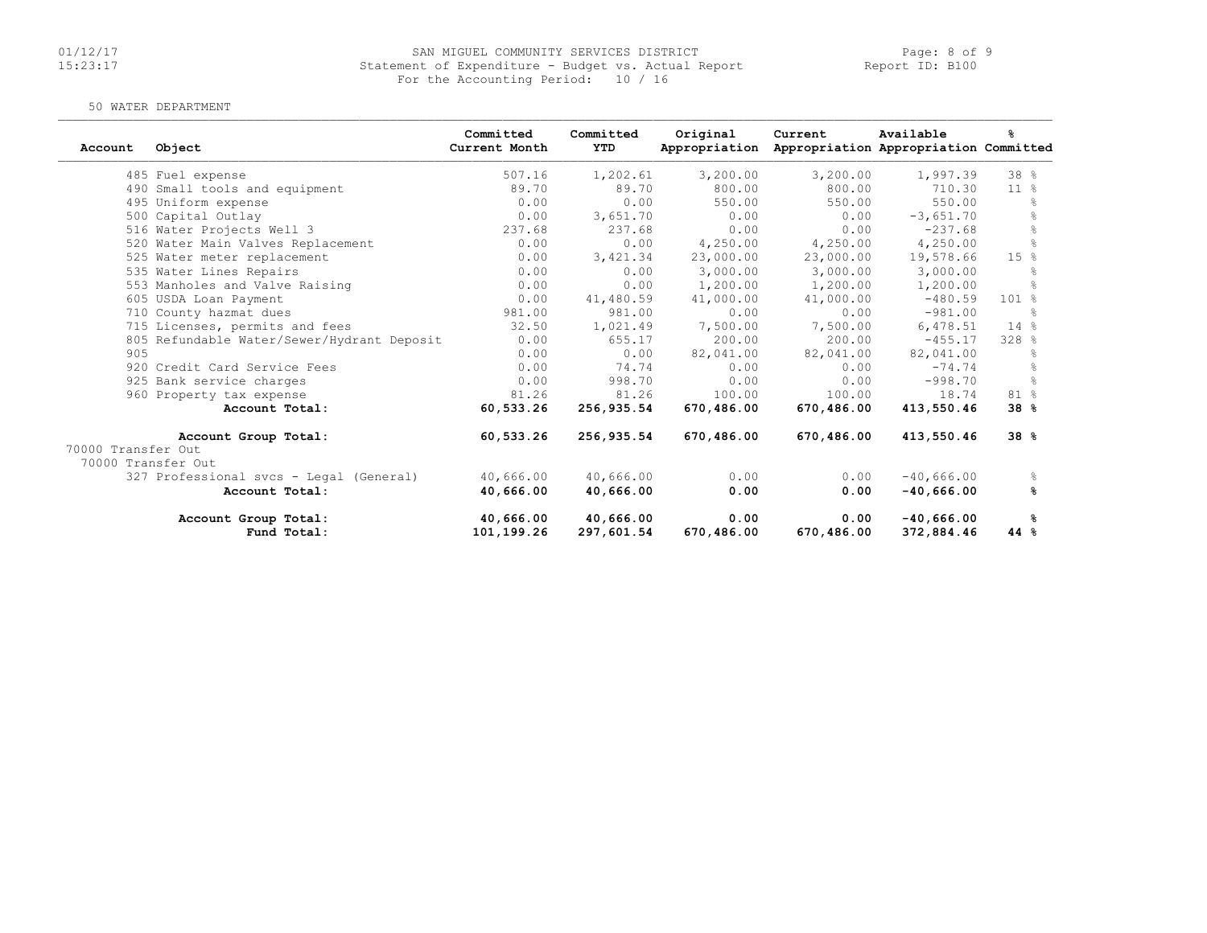50 WATER DEPARTMENT

| Account | Object | Committed Current Month | Committed YTD | Original Appropriation | Current Appropriation | Available Appropriation | % Committed |
|---|---|---|---|---|---|---|---|
| | 485 Fuel expense | 507.16 | 1,202.61 | 3,200.00 | 3,200.00 | 1,997.39 | 38 % |
| | 490 Small tools and equipment | 89.70 | 89.70 | 800.00 | 800.00 | 710.30 | 11 % |
| | 495 Uniform expense | 0.00 | 0.00 | 550.00 | 550.00 | 550.00 | % |
| | 500 Capital Outlay | 0.00 | 3,651.70 | 0.00 | 0.00 | -3,651.70 | % |
| | 516 Water Projects Well 3 | 237.68 | 237.68 | 0.00 | 0.00 | -237.68 | % |
| | 520 Water Main Valves Replacement | 0.00 | 0.00 | 4,250.00 | 4,250.00 | 4,250.00 | % |
| | 525 Water meter replacement | 0.00 | 3,421.34 | 23,000.00 | 23,000.00 | 19,578.66 | 15 % |
| | 535 Water Lines Repairs | 0.00 | 0.00 | 3,000.00 | 3,000.00 | 3,000.00 | % |
| | 553 Manholes and Valve Raising | 0.00 | 0.00 | 1,200.00 | 1,200.00 | 1,200.00 | % |
| | 605 USDA Loan Payment | 0.00 | 41,480.59 | 41,000.00 | 41,000.00 | -480.59 | 101 % |
| | 710 County hazmat dues | 981.00 | 981.00 | 0.00 | 0.00 | -981.00 | % |
| | 715 Licenses, permits and fees | 32.50 | 1,021.49 | 7,500.00 | 7,500.00 | 6,478.51 | 14 % |
| | 805 Refundable Water/Sewer/Hydrant Deposit | 0.00 | 655.17 | 200.00 | 200.00 | -455.17 | 328 % |
| | 905 | 0.00 | 0.00 | 82,041.00 | 82,041.00 | 82,041.00 | % |
| | 920 Credit Card Service Fees | 0.00 | 74.74 | 0.00 | 0.00 | -74.74 | % |
| | 925 Bank service charges | 0.00 | 998.70 | 0.00 | 0.00 | -998.70 | % |
| | 960 Property tax expense | 81.26 | 81.26 | 100.00 | 100.00 | 18.74 | 81 % |
| | **Account Total:** | **60,533.26** | **256,935.54** | **670,486.00** | **670,486.00** | **413,550.46** | **38 %** |
| | **Account Group Total:** | **60,533.26** | **256,935.54** | **670,486.00** | **670,486.00** | **413,550.46** | **38 %** |
| 70000 Transfer Out | | | | | | | |
| 70000 Transfer Out | | | | | | | |
| | 327 Professional svcs - Legal (General) | 40,666.00 | 40,666.00 | 0.00 | 0.00 | -40,666.00 | % |
| | **Account Total:** | **40,666.00** | **40,666.00** | **0.00** | **0.00** | **-40,666.00** | **%** |
| | **Account Group Total:** | **40,666.00** | **40,666.00** | **0.00** | **0.00** | **-40,666.00** | **%** |
| | **Fund Total:** | **101,199.26** | **297,601.54** | **670,486.00** | **670,486.00** | **372,884.46** | **44 %** |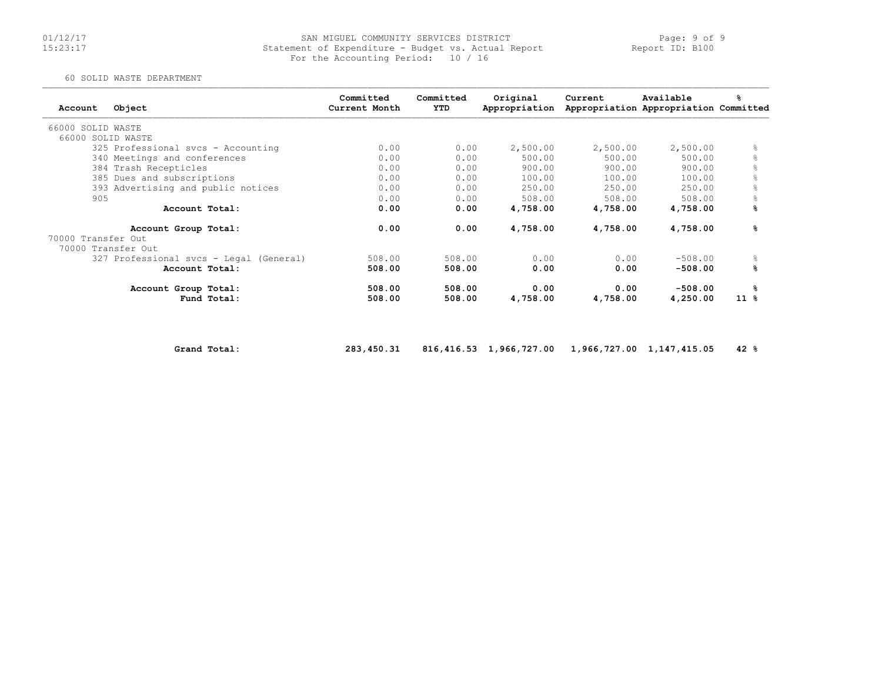SAN MIGUEL COMMUNITY SERVICES DISTRICT
Statement of Expenditure - Budget vs. Actual Report
For the Accounting Period: 10 / 16

60 SOLID WASTE DEPARTMENT

| Account | Object | Committed Current Month | Committed YTD | Original Appropriation | Current Appropriation | Available Appropriation | % Committed |
|---|---|---|---|---|---|---|---|
| 66000 SOLID WASTE | | | | | | | |
| 66000 SOLID WASTE | | | | | | | |
| 325 | Professional svcs - Accounting | 0.00 | 0.00 | 2,500.00 | 2,500.00 | 2,500.00 | % |
| 340 | Meetings and conferences | 0.00 | 0.00 | 500.00 | 500.00 | 500.00 | % |
| 384 | Trash Recepticles | 0.00 | 0.00 | 900.00 | 900.00 | 900.00 | % |
| 385 | Dues and subscriptions | 0.00 | 0.00 | 100.00 | 100.00 | 100.00 | % |
| 393 | Advertising and public notices | 0.00 | 0.00 | 250.00 | 250.00 | 250.00 | % |
| 905 | | 0.00 | 0.00 | 508.00 | 508.00 | 508.00 | % |
| | **Account Total:** | **0.00** | **0.00** | **4,758.00** | **4,758.00** | **4,758.00** | **%** |
| | **Account Group Total:** | **0.00** | **0.00** | **4,758.00** | **4,758.00** | **4,758.00** | **%** |
| 70000 Transfer Out | | | | | | | |
| 70000 Transfer Out | | | | | | | |
| 327 | Professional svcs - Legal (General) | 508.00 | 508.00 | 0.00 | 0.00 | -508.00 | % |
| | **Account Total:** | **508.00** | **508.00** | **0.00** | **0.00** | **-508.00** | **%** |
| | **Account Group Total:** | **508.00** | **508.00** | **0.00** | **0.00** | **-508.00** | **%** |
| | **Fund Total:** | **508.00** | **508.00** | **4,758.00** | **4,758.00** | **4,250.00** | **11 %** |
| | **Grand Total:** | **283,450.31** | **816,416.53** | **1,966,727.00** | **1,966,727.00** | **1,147,415.05** | **42 %** |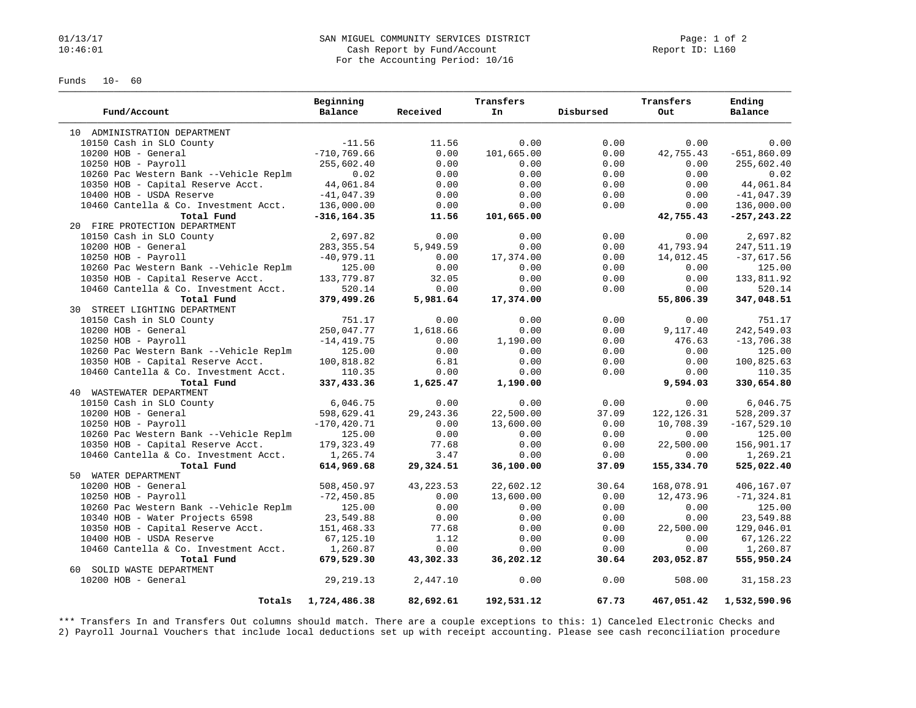SAN MIGUEL COMMUNITY SERVICES DISTRICT
Cash Report by Fund/Account
For the Accounting Period: 10/16

01/13/17
10:46:01

Report ID: L160

Funds 10- 60

| Fund/Account | Beginning Balance | Received | Transfers In | Disbursed | Transfers Out | Ending Balance |
|---|---|---|---|---|---|---|
| 10 ADMINISTRATION DEPARTMENT | | | | | | |
| 10150 Cash in SLO County | -11.56 | 11.56 | 0.00 | 0.00 | 0.00 | 0.00 |
| 10200 HOB - General | -710,769.66 | 0.00 | 101,665.00 | 0.00 | 42,755.43 | -651,860.09 |
| 10250 HOB - Payroll | 255,602.40 | 0.00 | 0.00 | 0.00 | 0.00 | 255,602.40 |
| 10260 Pac Western Bank --Vehicle Replm | 0.02 | 0.00 | 0.00 | 0.00 | 0.00 | 0.02 |
| 10350 HOB - Capital Reserve Acct. | 44,061.84 | 0.00 | 0.00 | 0.00 | 0.00 | 44,061.84 |
| 10400 HOB - USDA Reserve | -41,047.39 | 0.00 | 0.00 | 0.00 | 0.00 | -41,047.39 |
| 10460 Cantella & Co. Investment Acct. | 136,000.00 | 0.00 | 0.00 | 0.00 | 0.00 | 136,000.00 |
| **Total Fund** | **-316,164.35** | **11.56** | **101,665.00** | | **42,755.43** | **-257,243.22** |
| 20 FIRE PROTECTION DEPARTMENT | | | | | | |
| 10150 Cash in SLO County | 2,697.82 | 0.00 | 0.00 | 0.00 | 0.00 | 2,697.82 |
| 10200 HOB - General | 283,355.54 | 5,949.59 | 0.00 | 0.00 | 41,793.94 | 247,511.19 |
| 10250 HOB - Payroll | -40,979.11 | 0.00 | 17,374.00 | 0.00 | 14,012.45 | -37,617.56 |
| 10260 Pac Western Bank --Vehicle Replm | 125.00 | 0.00 | 0.00 | 0.00 | 0.00 | 125.00 |
| 10350 HOB - Capital Reserve Acct. | 133,779.87 | 32.05 | 0.00 | 0.00 | 0.00 | 133,811.92 |
| 10460 Cantella & Co. Investment Acct. | 520.14 | 0.00 | 0.00 | 0.00 | 0.00 | 520.14 |
| **Total Fund** | **379,499.26** | **5,981.64** | **17,374.00** | | **55,806.39** | **347,048.51** |
| 30 STREET LIGHTING DEPARTMENT | | | | | | |
| 10150 Cash in SLO County | 751.17 | 0.00 | 0.00 | 0.00 | 0.00 | 751.17 |
| 10200 HOB - General | 250,047.77 | 1,618.66 | 0.00 | 0.00 | 9,117.40 | 242,549.03 |
| 10250 HOB - Payroll | -14,419.75 | 0.00 | 1,190.00 | 0.00 | 476.63 | -13,706.38 |
| 10260 Pac Western Bank --Vehicle Replm | 125.00 | 0.00 | 0.00 | 0.00 | 0.00 | 125.00 |
| 10350 HOB - Capital Reserve Acct. | 100,818.82 | 6.81 | 0.00 | 0.00 | 0.00 | 100,825.63 |
| 10460 Cantella & Co. Investment Acct. | 110.35 | 0.00 | 0.00 | 0.00 | 0.00 | 110.35 |
| **Total Fund** | **337,433.36** | **1,625.47** | **1,190.00** | | **9,594.03** | **330,654.80** |
| 40 WASTEWATER DEPARTMENT | | | | | | |
| 10150 Cash in SLO County | 6,046.75 | 0.00 | 0.00 | 0.00 | 0.00 | 6,046.75 |
| 10200 HOB - General | 598,629.41 | 29,243.36 | 22,500.00 | 37.09 | 122,126.31 | 528,209.37 |
| 10250 HOB - Payroll | -170,420.71 | 0.00 | 13,600.00 | 0.00 | 10,708.39 | -167,529.10 |
| 10260 Pac Western Bank --Vehicle Replm | 125.00 | 0.00 | 0.00 | 0.00 | 0.00 | 125.00 |
| 10350 HOB - Capital Reserve Acct. | 179,323.49 | 77.68 | 0.00 | 0.00 | 22,500.00 | 156,901.17 |
| 10460 Cantella & Co. Investment Acct. | 1,265.74 | 3.47 | 0.00 | 0.00 | 0.00 | 1,269.21 |
| **Total Fund** | **614,969.68** | **29,324.51** | **36,100.00** | **37.09** | **155,334.70** | **525,022.40** |
| 50 WATER DEPARTMENT | | | | | | |
| 10200 HOB - General | 508,450.97 | 43,223.53 | 22,602.12 | 30.64 | 168,078.91 | 406,167.07 |
| 10250 HOB - Payroll | -72,450.85 | 0.00 | 13,600.00 | 0.00 | 12,473.96 | -71,324.81 |
| 10260 Pac Western Bank --Vehicle Replm | 125.00 | 0.00 | 0.00 | 0.00 | 0.00 | 125.00 |
| 10340 HOB - Water Projects 6598 | 23,549.88 | 0.00 | 0.00 | 0.00 | 0.00 | 23,549.88 |
| 10350 HOB - Capital Reserve Acct. | 151,468.33 | 77.68 | 0.00 | 0.00 | 22,500.00 | 129,046.01 |
| 10400 HOB - USDA Reserve | 67,125.10 | 1.12 | 0.00 | 0.00 | 0.00 | 67,126.22 |
| 10460 Cantella & Co. Investment Acct. | 1,260.87 | 0.00 | 0.00 | 0.00 | 0.00 | 1,260.87 |
| **Total Fund** | **679,529.30** | **43,302.33** | **36,202.12** | **30.64** | **203,052.87** | **555,950.24** |
| 60 SOLID WASTE DEPARTMENT | | | | | | |
| 10200 HOB - General | 29,219.13 | 2,447.10 | 0.00 | 0.00 | 508.00 | 31,158.23 |
| **Totals** | **1,724,486.38** | **82,692.61** | **192,531.12** | **67.73** | **467,051.42** | **1,532,590.96** |

*** Transfers In and Transfers Out columns should match. There are a couple exceptions to this: 1) Canceled Electronic Checks and 2) Payroll Journal Vouchers that include local deductions set up with receipt accounting. Please see cash reconciliation procedure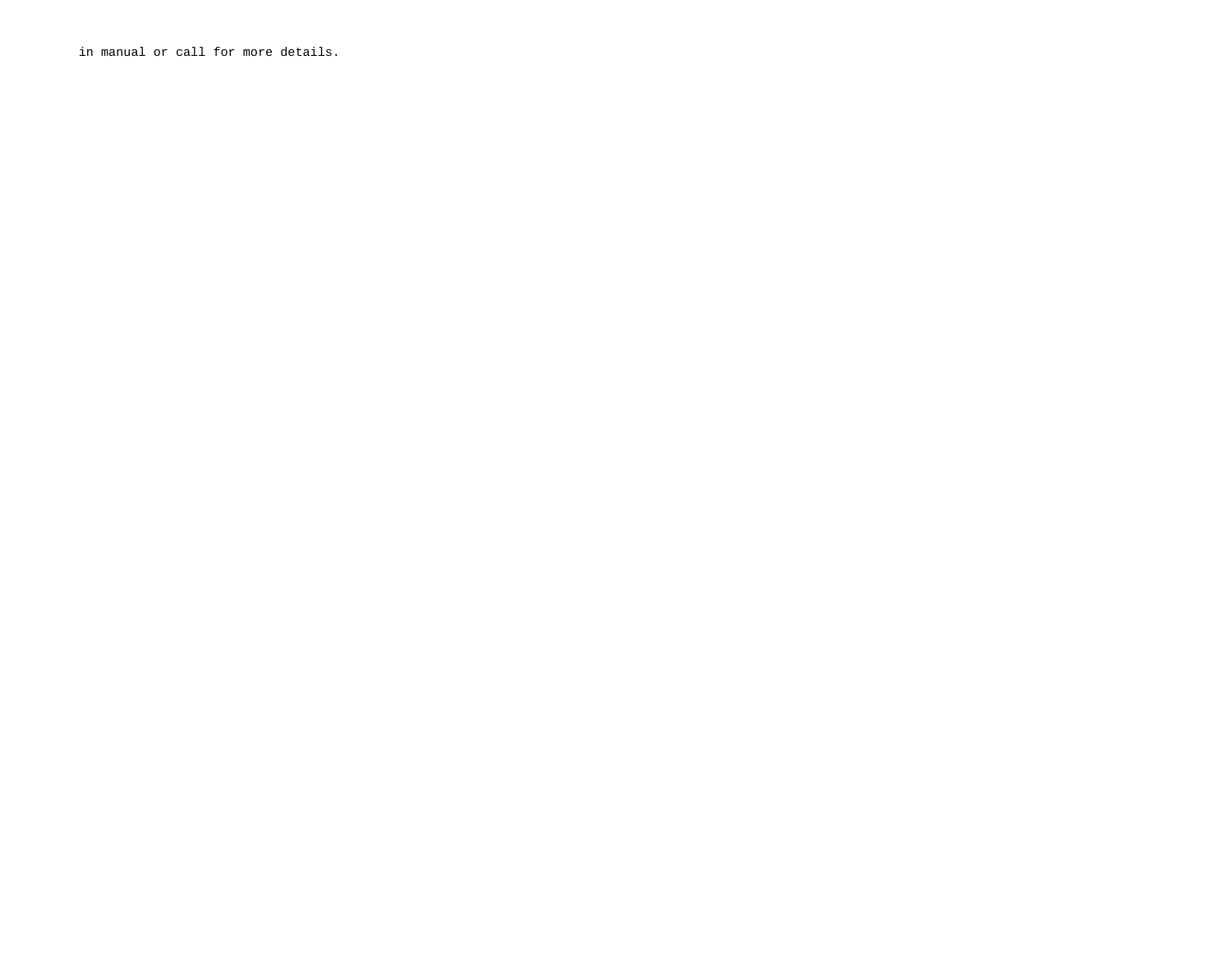in manual or call for more details.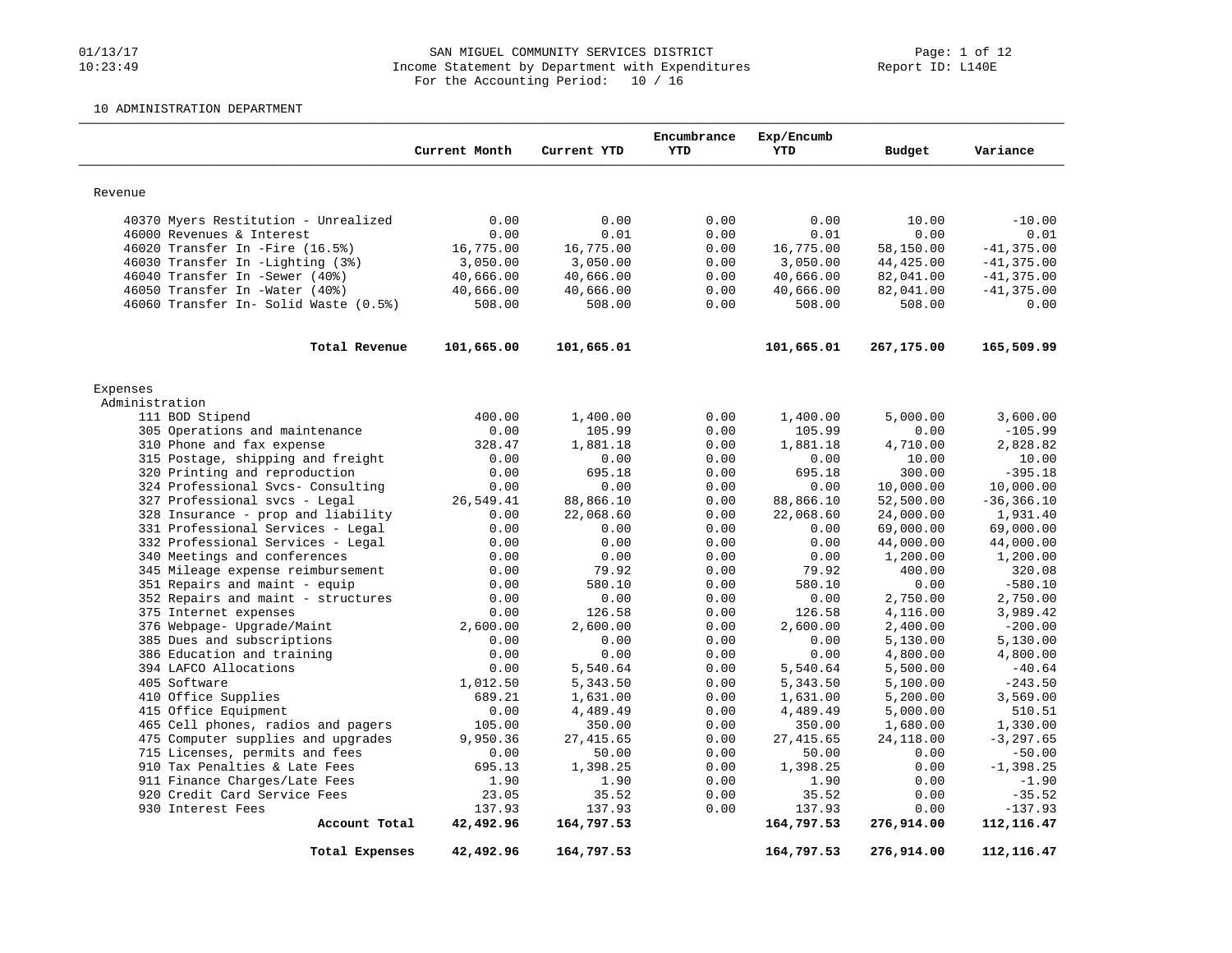# SAN MIGUEL COMMUNITY SERVICES DISTRICT

Income Statement by Department with Expenditures
For the Accounting Period: 10 / 16

01/13/17
10:23:49

Report ID: L140E

## 10 ADMINISTRATION DEPARTMENT

| | Current Month | Current YTD | Encumbrance YTD | Exp/Encumb YTD | Budget | Variance |
|---|---|---|---|---|---|---|
| **Revenue** | | | | | | |
| 40370 Myers Restitution - Unrealized | 0.00 | 0.00 | 0.00 | 0.00 | 10.00 | -10.00 |
| 46000 Revenues & Interest | 0.00 | 0.01 | 0.00 | 0.01 | 0.00 | 0.01 |
| 46020 Transfer In -Fire (16.5%) | 16,775.00 | 16,775.00 | 0.00 | 16,775.00 | 58,150.00 | -41,375.00 |
| 46030 Transfer In -Lighting (3%) | 3,050.00 | 3,050.00 | 0.00 | 3,050.00 | 44,425.00 | -41,375.00 |
| 46040 Transfer In -Sewer (40%) | 40,666.00 | 40,666.00 | 0.00 | 40,666.00 | 82,041.00 | -41,375.00 |
| 46050 Transfer In -Water (40%) | 40,666.00 | 40,666.00 | 0.00 | 40,666.00 | 82,041.00 | -41,375.00 |
| 46060 Transfer In- Solid Waste (0.5%) | 508.00 | 508.00 | 0.00 | 508.00 | 508.00 | 0.00 |
| **Total Revenue** | **101,665.00** | **101,665.01** | | **101,665.01** | **267,175.00** | **165,509.99** |
| **Expenses** | | | | | | |
| Administration | | | | | | |
| 111 BOD Stipend | 400.00 | 1,400.00 | 0.00 | 1,400.00 | 5,000.00 | 3,600.00 |
| 305 Operations and maintenance | 0.00 | 105.99 | 0.00 | 105.99 | 0.00 | -105.99 |
| 310 Phone and fax expense | 328.47 | 1,881.18 | 0.00 | 1,881.18 | 4,710.00 | 2,828.82 |
| 315 Postage, shipping and freight | 0.00 | 0.00 | 0.00 | 0.00 | 10.00 | 10.00 |
| 320 Printing and reproduction | 0.00 | 695.18 | 0.00 | 695.18 | 300.00 | -395.18 |
| 324 Professional Svcs- Consulting | 0.00 | 0.00 | 0.00 | 0.00 | 10,000.00 | 10,000.00 |
| 327 Professional svcs - Legal | 26,549.41 | 88,866.10 | 0.00 | 88,866.10 | 52,500.00 | -36,366.10 |
| 328 Insurance - prop and liability | 0.00 | 22,068.60 | 0.00 | 22,068.60 | 24,000.00 | 1,931.40 |
| 331 Professional Services - Legal | 0.00 | 0.00 | 0.00 | 0.00 | 69,000.00 | 69,000.00 |
| 332 Professional Services - Legal | 0.00 | 0.00 | 0.00 | 0.00 | 44,000.00 | 44,000.00 |
| 340 Meetings and conferences | 0.00 | 0.00 | 0.00 | 0.00 | 1,200.00 | 1,200.00 |
| 345 Mileage expense reimbursement | 0.00 | 79.92 | 0.00 | 79.92 | 400.00 | 320.08 |
| 351 Repairs and maint - equip | 0.00 | 580.10 | 0.00 | 580.10 | 0.00 | -580.10 |
| 352 Repairs and maint - structures | 0.00 | 0.00 | 0.00 | 0.00 | 2,750.00 | 2,750.00 |
| 375 Internet expenses | 0.00 | 126.58 | 0.00 | 126.58 | 4,116.00 | 3,989.42 |
| 376 Webpage- Upgrade/Maint | 2,600.00 | 2,600.00 | 0.00 | 2,600.00 | 2,400.00 | -200.00 |
| 385 Dues and subscriptions | 0.00 | 0.00 | 0.00 | 0.00 | 5,130.00 | 5,130.00 |
| 386 Education and training | 0.00 | 0.00 | 0.00 | 0.00 | 4,800.00 | 4,800.00 |
| 394 LAFCO Allocations | 0.00 | 5,540.64 | 0.00 | 5,540.64 | 5,500.00 | -40.64 |
| 405 Software | 1,012.50 | 5,343.50 | 0.00 | 5,343.50 | 5,100.00 | -243.50 |
| 410 Office Supplies | 689.21 | 1,631.00 | 0.00 | 1,631.00 | 5,200.00 | 3,569.00 |
| 415 Office Equipment | 0.00 | 4,489.49 | 0.00 | 4,489.49 | 5,000.00 | 510.51 |
| 465 Cell phones, radios and pagers | 105.00 | 350.00 | 0.00 | 350.00 | 1,680.00 | 1,330.00 |
| 475 Computer supplies and upgrades | 9,950.36 | 27,415.65 | 0.00 | 27,415.65 | 24,118.00 | -3,297.65 |
| 715 Licenses, permits and fees | 0.00 | 50.00 | 0.00 | 50.00 | 0.00 | -50.00 |
| 910 Tax Penalties & Late Fees | 695.13 | 1,398.25 | 0.00 | 1,398.25 | 0.00 | -1,398.25 |
| 911 Finance Charges/Late Fees | 1.90 | 1.90 | 0.00 | 1.90 | 0.00 | -1.90 |
| 920 Credit Card Service Fees | 23.05 | 35.52 | 0.00 | 35.52 | 0.00 | -35.52 |
| 930 Interest Fees | 137.93 | 137.93 | 0.00 | 137.93 | 0.00 | -137.93 |
| **Account Total** | **42,492.96** | **164,797.53** | | **164,797.53** | **276,914.00** | **112,116.47** |
| **Total Expenses** | **42,492.96** | **164,797.53** | | **164,797.53** | **276,914.00** | **112,116.47** |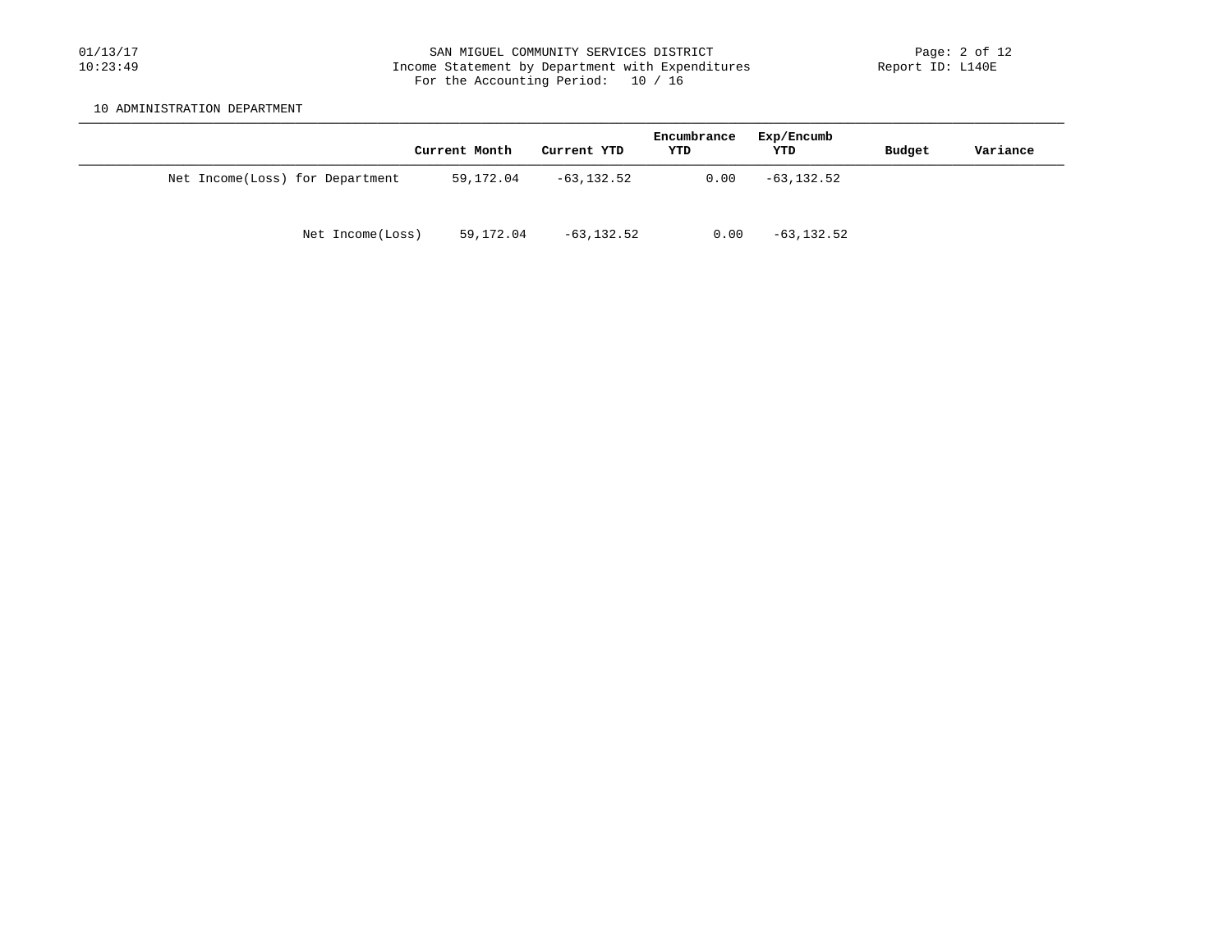SAN MIGUEL COMMUNITY SERVICES DISTRICT
Income Statement by Department with Expenditures
For the Accounting Period: 10 / 16

10 ADMINISTRATION DEPARTMENT

| | Current Month | Current YTD | Encumbrance YTD | Exp/Encumb YTD | Budget | Variance |
|---|---|---|---|---|---|---|
| Net Income(Loss) for Department | 59,172.04 | -63,132.52 | 0.00 | -63,132.52 | | |
| Net Income(Loss) | 59,172.04 | -63,132.52 | 0.00 | -63,132.52 | | |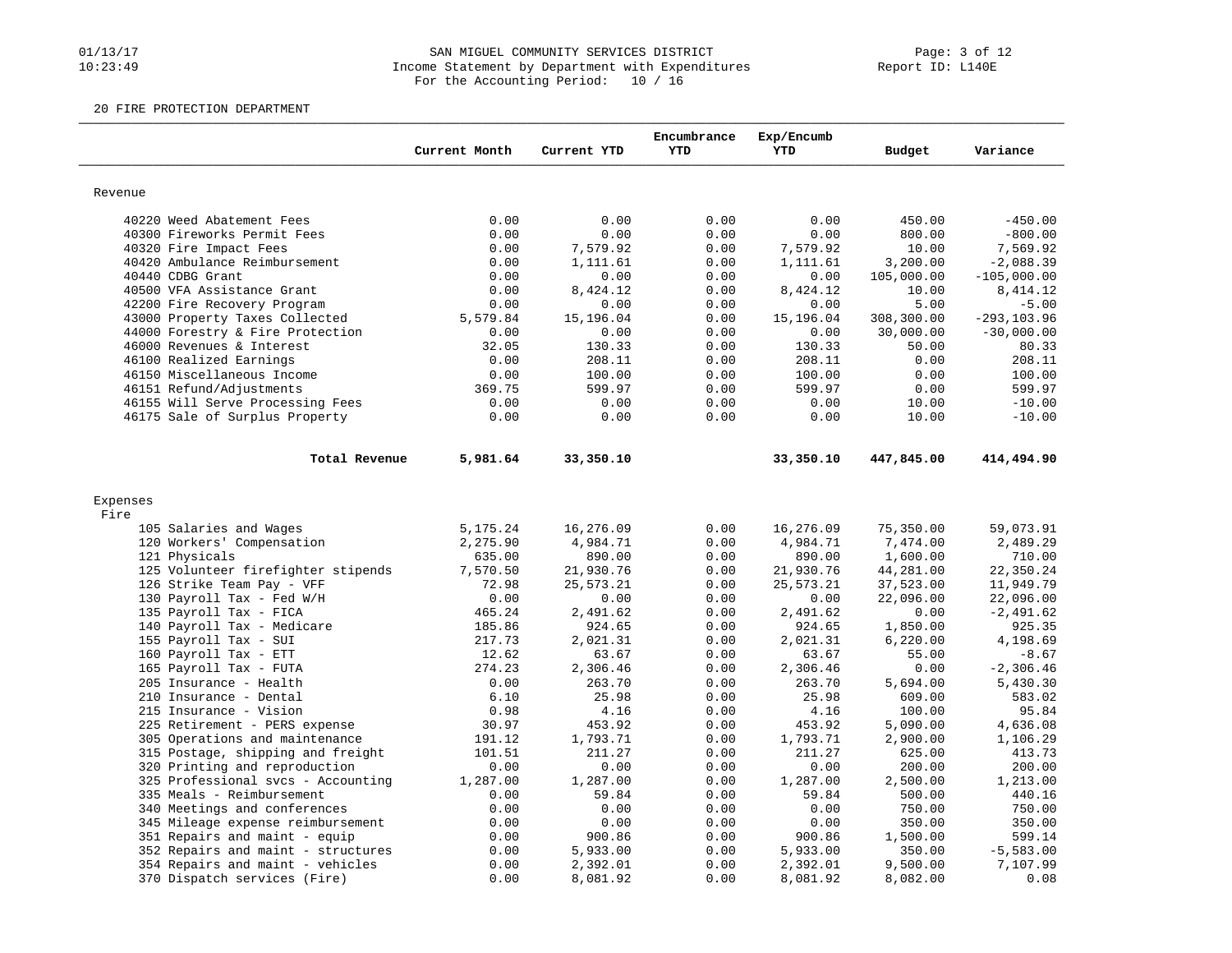# SAN MIGUEL COMMUNITY SERVICES DISTRICT

Income Statement by Department with Expenditures

For the Accounting Period: 10 / 16

01/13/17 10:23:49 — Report ID: L140E

20 FIRE PROTECTION DEPARTMENT

| | Current Month | Current YTD | Encumbrance YTD | Exp/Encumb YTD | Budget | Variance |
|---|---|---|---|---|---|---|
| **Revenue** | | | | | | |
| 40220 Weed Abatement Fees | 0.00 | 0.00 | 0.00 | 0.00 | 450.00 | -450.00 |
| 40300 Fireworks Permit Fees | 0.00 | 0.00 | 0.00 | 0.00 | 800.00 | -800.00 |
| 40320 Fire Impact Fees | 0.00 | 7,579.92 | 0.00 | 7,579.92 | 10.00 | 7,569.92 |
| 40420 Ambulance Reimbursement | 0.00 | 1,111.61 | 0.00 | 1,111.61 | 3,200.00 | -2,088.39 |
| 40440 CDBG Grant | 0.00 | 0.00 | 0.00 | 0.00 | 105,000.00 | -105,000.00 |
| 40500 VFA Assistance Grant | 0.00 | 8,424.12 | 0.00 | 8,424.12 | 10.00 | 8,414.12 |
| 42200 Fire Recovery Program | 0.00 | 0.00 | 0.00 | 0.00 | 5.00 | -5.00 |
| 43000 Property Taxes Collected | 5,579.84 | 15,196.04 | 0.00 | 15,196.04 | 308,300.00 | -293,103.96 |
| 44000 Forestry & Fire Protection | 0.00 | 0.00 | 0.00 | 0.00 | 30,000.00 | -30,000.00 |
| 46000 Revenues & Interest | 32.05 | 130.33 | 0.00 | 130.33 | 50.00 | 80.33 |
| 46100 Realized Earnings | 0.00 | 208.11 | 0.00 | 208.11 | 0.00 | 208.11 |
| 46150 Miscellaneous Income | 0.00 | 100.00 | 0.00 | 100.00 | 0.00 | 100.00 |
| 46151 Refund/Adjustments | 369.75 | 599.97 | 0.00 | 599.97 | 0.00 | 599.97 |
| 46155 Will Serve Processing Fees | 0.00 | 0.00 | 0.00 | 0.00 | 10.00 | -10.00 |
| 46175 Sale of Surplus Property | 0.00 | 0.00 | 0.00 | 0.00 | 10.00 | -10.00 |
| **Total Revenue** | **5,981.64** | **33,350.10** | | **33,350.10** | **447,845.00** | **414,494.90** |
| **Expenses** | | | | | | |
| Fire | | | | | | |
| 105 Salaries and Wages | 5,175.24 | 16,276.09 | 0.00 | 16,276.09 | 75,350.00 | 59,073.91 |
| 120 Workers' Compensation | 2,275.90 | 4,984.71 | 0.00 | 4,984.71 | 7,474.00 | 2,489.29 |
| 121 Physicals | 635.00 | 890.00 | 0.00 | 890.00 | 1,600.00 | 710.00 |
| 125 Volunteer firefighter stipends | 7,570.50 | 21,930.76 | 0.00 | 21,930.76 | 44,281.00 | 22,350.24 |
| 126 Strike Team Pay - VFF | 72.98 | 25,573.21 | 0.00 | 25,573.21 | 37,523.00 | 11,949.79 |
| 130 Payroll Tax - Fed W/H | 0.00 | 0.00 | 0.00 | 0.00 | 22,096.00 | 22,096.00 |
| 135 Payroll Tax - FICA | 465.24 | 2,491.62 | 0.00 | 2,491.62 | 0.00 | -2,491.62 |
| 140 Payroll Tax - Medicare | 185.86 | 924.65 | 0.00 | 924.65 | 1,850.00 | 925.35 |
| 155 Payroll Tax - SUI | 217.73 | 2,021.31 | 0.00 | 2,021.31 | 6,220.00 | 4,198.69 |
| 160 Payroll Tax - ETT | 12.62 | 63.67 | 0.00 | 63.67 | 55.00 | -8.67 |
| 165 Payroll Tax - FUTA | 274.23 | 2,306.46 | 0.00 | 2,306.46 | 0.00 | -2,306.46 |
| 205 Insurance - Health | 0.00 | 263.70 | 0.00 | 263.70 | 5,694.00 | 5,430.30 |
| 210 Insurance - Dental | 6.10 | 25.98 | 0.00 | 25.98 | 609.00 | 583.02 |
| 215 Insurance - Vision | 0.98 | 4.16 | 0.00 | 4.16 | 100.00 | 95.84 |
| 225 Retirement - PERS expense | 30.97 | 453.92 | 0.00 | 453.92 | 5,090.00 | 4,636.08 |
| 305 Operations and maintenance | 191.12 | 1,793.71 | 0.00 | 1,793.71 | 2,900.00 | 1,106.29 |
| 315 Postage, shipping and freight | 101.51 | 211.27 | 0.00 | 211.27 | 625.00 | 413.73 |
| 320 Printing and reproduction | 0.00 | 0.00 | 0.00 | 0.00 | 200.00 | 200.00 |
| 325 Professional svcs - Accounting | 1,287.00 | 1,287.00 | 0.00 | 1,287.00 | 2,500.00 | 1,213.00 |
| 335 Meals - Reimbursement | 0.00 | 59.84 | 0.00 | 59.84 | 500.00 | 440.16 |
| 340 Meetings and conferences | 0.00 | 0.00 | 0.00 | 0.00 | 750.00 | 750.00 |
| 345 Mileage expense reimbursement | 0.00 | 0.00 | 0.00 | 0.00 | 350.00 | 350.00 |
| 351 Repairs and maint - equip | 0.00 | 900.86 | 0.00 | 900.86 | 1,500.00 | 599.14 |
| 352 Repairs and maint - structures | 0.00 | 5,933.00 | 0.00 | 5,933.00 | 350.00 | -5,583.00 |
| 354 Repairs and maint - vehicles | 0.00 | 2,392.01 | 0.00 | 2,392.01 | 9,500.00 | 7,107.99 |
| 370 Dispatch services (Fire) | 0.00 | 8,081.92 | 0.00 | 8,081.92 | 8,082.00 | 0.08 |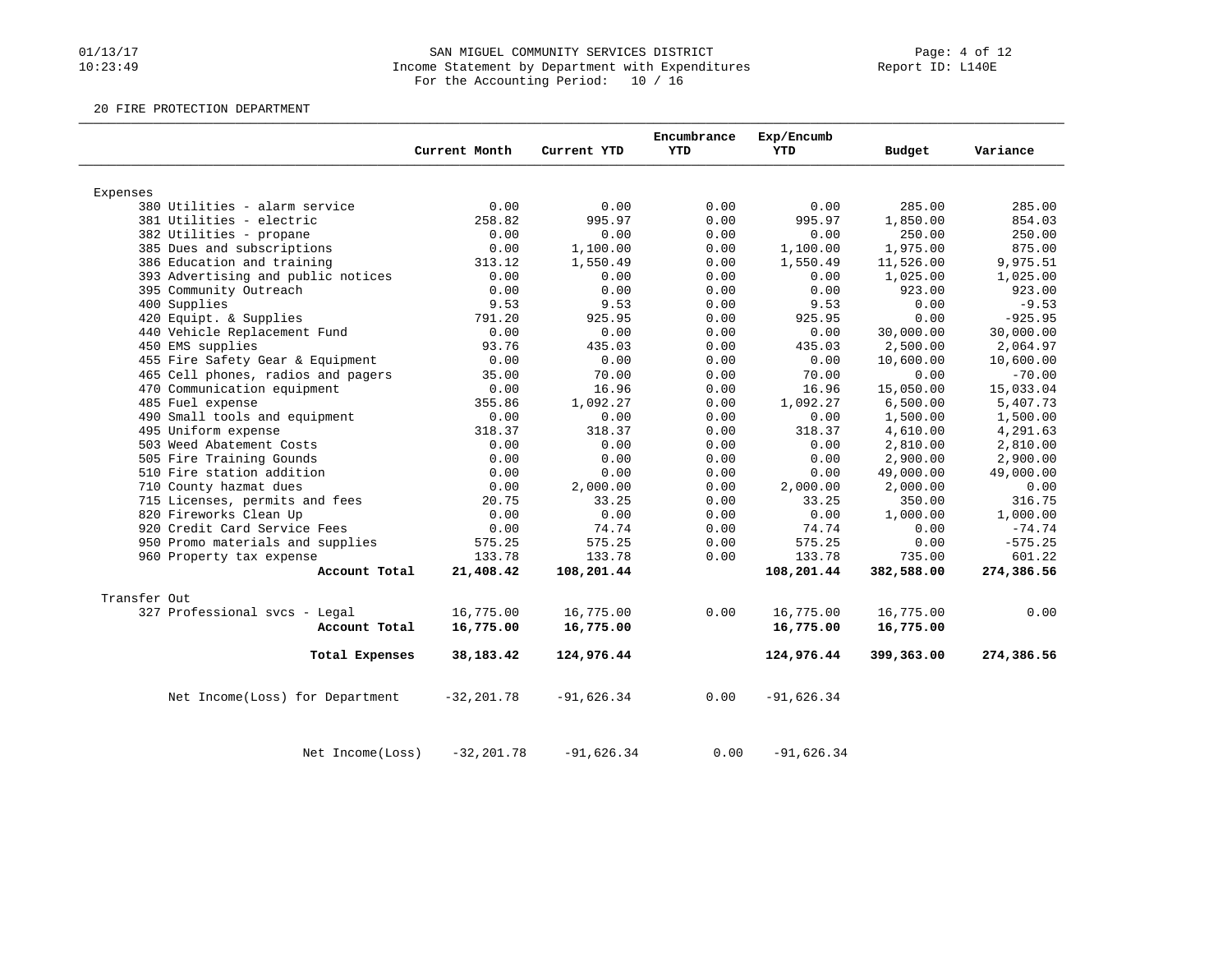SAN MIGUEL COMMUNITY SERVICES DISTRICT
Income Statement by Department with Expenditures
For the Accounting Period: 10 / 16

01/13/17
10:23:49

Report ID: L140E

20 FIRE PROTECTION DEPARTMENT

| | Current Month | Current YTD | Encumbrance YTD | Exp/Encumb YTD | Budget | Variance |
|---|---|---|---|---|---|---|
| **Expenses** | | | | | | |
| 380 Utilities - alarm service | 0.00 | 0.00 | 0.00 | 0.00 | 285.00 | 285.00 |
| 381 Utilities - electric | 258.82 | 995.97 | 0.00 | 995.97 | 1,850.00 | 854.03 |
| 382 Utilities - propane | 0.00 | 0.00 | 0.00 | 0.00 | 250.00 | 250.00 |
| 385 Dues and subscriptions | 0.00 | 1,100.00 | 0.00 | 1,100.00 | 1,975.00 | 875.00 |
| 386 Education and training | 313.12 | 1,550.49 | 0.00 | 1,550.49 | 11,526.00 | 9,975.51 |
| 393 Advertising and public notices | 0.00 | 0.00 | 0.00 | 0.00 | 1,025.00 | 1,025.00 |
| 395 Community Outreach | 0.00 | 0.00 | 0.00 | 0.00 | 923.00 | 923.00 |
| 400 Supplies | 9.53 | 9.53 | 0.00 | 9.53 | 0.00 | -9.53 |
| 420 Equipt. & Supplies | 791.20 | 925.95 | 0.00 | 925.95 | 0.00 | -925.95 |
| 440 Vehicle Replacement Fund | 0.00 | 0.00 | 0.00 | 0.00 | 30,000.00 | 30,000.00 |
| 450 EMS supplies | 93.76 | 435.03 | 0.00 | 435.03 | 2,500.00 | 2,064.97 |
| 455 Fire Safety Gear & Equipment | 0.00 | 0.00 | 0.00 | 0.00 | 10,600.00 | 10,600.00 |
| 465 Cell phones, radios and pagers | 35.00 | 70.00 | 0.00 | 70.00 | 0.00 | -70.00 |
| 470 Communication equipment | 0.00 | 16.96 | 0.00 | 16.96 | 15,050.00 | 15,033.04 |
| 485 Fuel expense | 355.86 | 1,092.27 | 0.00 | 1,092.27 | 6,500.00 | 5,407.73 |
| 490 Small tools and equipment | 0.00 | 0.00 | 0.00 | 0.00 | 1,500.00 | 1,500.00 |
| 495 Uniform expense | 318.37 | 318.37 | 0.00 | 318.37 | 4,610.00 | 4,291.63 |
| 503 Weed Abatement Costs | 0.00 | 0.00 | 0.00 | 0.00 | 2,810.00 | 2,810.00 |
| 505 Fire Training Gounds | 0.00 | 0.00 | 0.00 | 0.00 | 2,900.00 | 2,900.00 |
| 510 Fire station addition | 0.00 | 0.00 | 0.00 | 0.00 | 49,000.00 | 49,000.00 |
| 710 County hazmat dues | 0.00 | 2,000.00 | 0.00 | 2,000.00 | 2,000.00 | 0.00 |
| 715 Licenses, permits and fees | 20.75 | 33.25 | 0.00 | 33.25 | 350.00 | 316.75 |
| 820 Fireworks Clean Up | 0.00 | 0.00 | 0.00 | 0.00 | 1,000.00 | 1,000.00 |
| 920 Credit Card Service Fees | 0.00 | 74.74 | 0.00 | 74.74 | 0.00 | -74.74 |
| 950 Promo materials and supplies | 575.25 | 575.25 | 0.00 | 575.25 | 0.00 | -575.25 |
| 960 Property tax expense | 133.78 | 133.78 | 0.00 | 133.78 | 735.00 | 601.22 |
| **Account Total** | **21,408.42** | **108,201.44** | | **108,201.44** | **382,588.00** | **274,386.56** |
| **Transfer Out** | | | | | | |
| 327 Professional svcs - Legal | 16,775.00 | 16,775.00 | 0.00 | 16,775.00 | 16,775.00 | 0.00 |
| **Account Total** | **16,775.00** | **16,775.00** | | **16,775.00** | **16,775.00** | |
| **Total Expenses** | **38,183.42** | **124,976.44** | | **124,976.44** | **399,363.00** | **274,386.56** |
| Net Income(Loss) for Department | -32,201.78 | -91,626.34 | 0.00 | -91,626.34 | | |
| Net Income(Loss) | -32,201.78 | -91,626.34 | 0.00 | -91,626.34 | | |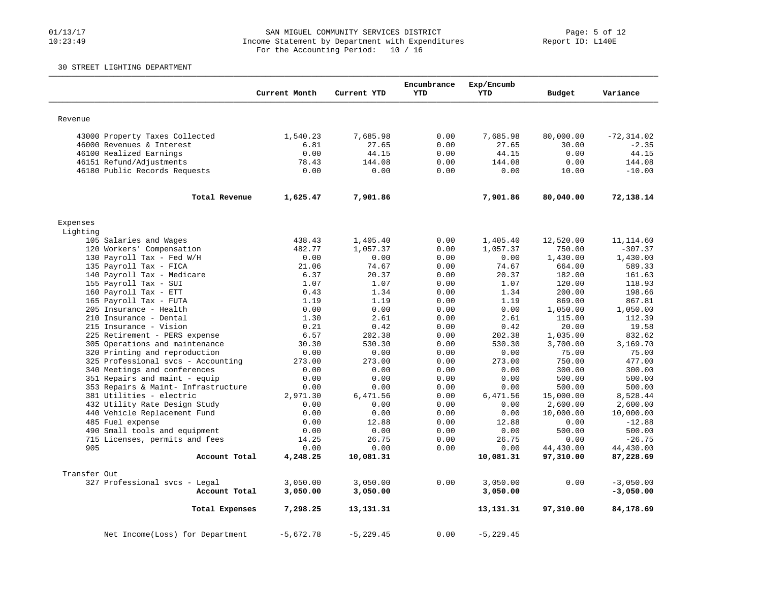SAN MIGUEL COMMUNITY SERVICES DISTRICT
Income Statement by Department with Expenditures
For the Accounting Period: 10 / 16

01/13/17
10:23:49

Report ID: L140E

30 STREET LIGHTING DEPARTMENT

| | Current Month | Current YTD | Encumbrance YTD | Exp/Encumb YTD | Budget | Variance |
|---|---|---|---|---|---|---|
| **Revenue** | | | | | | |
| 43000 Property Taxes Collected | 1,540.23 | 7,685.98 | 0.00 | 7,685.98 | 80,000.00 | -72,314.02 |
| 46000 Revenues & Interest | 6.81 | 27.65 | 0.00 | 27.65 | 30.00 | -2.35 |
| 46100 Realized Earnings | 0.00 | 44.15 | 0.00 | 44.15 | 0.00 | 44.15 |
| 46151 Refund/Adjustments | 78.43 | 144.08 | 0.00 | 144.08 | 0.00 | 144.08 |
| 46180 Public Records Requests | 0.00 | 0.00 | 0.00 | 0.00 | 10.00 | -10.00 |
| **Total Revenue** | **1,625.47** | **7,901.86** | | **7,901.86** | **80,040.00** | **72,138.14** |
| **Expenses** | | | | | | |
| Lighting | | | | | | |
| 105 Salaries and Wages | 438.43 | 1,405.40 | 0.00 | 1,405.40 | 12,520.00 | 11,114.60 |
| 120 Workers' Compensation | 482.77 | 1,057.37 | 0.00 | 1,057.37 | 750.00 | -307.37 |
| 130 Payroll Tax - Fed W/H | 0.00 | 0.00 | 0.00 | 0.00 | 1,430.00 | 1,430.00 |
| 135 Payroll Tax - FICA | 21.06 | 74.67 | 0.00 | 74.67 | 664.00 | 589.33 |
| 140 Payroll Tax - Medicare | 6.37 | 20.37 | 0.00 | 20.37 | 182.00 | 161.63 |
| 155 Payroll Tax - SUI | 1.07 | 1.07 | 0.00 | 1.07 | 120.00 | 118.93 |
| 160 Payroll Tax - ETT | 0.43 | 1.34 | 0.00 | 1.34 | 200.00 | 198.66 |
| 165 Payroll Tax - FUTA | 1.19 | 1.19 | 0.00 | 1.19 | 869.00 | 867.81 |
| 205 Insurance - Health | 0.00 | 0.00 | 0.00 | 0.00 | 1,050.00 | 1,050.00 |
| 210 Insurance - Dental | 1.30 | 2.61 | 0.00 | 2.61 | 115.00 | 112.39 |
| 215 Insurance - Vision | 0.21 | 0.42 | 0.00 | 0.42 | 20.00 | 19.58 |
| 225 Retirement - PERS expense | 6.57 | 202.38 | 0.00 | 202.38 | 1,035.00 | 832.62 |
| 305 Operations and maintenance | 30.30 | 530.30 | 0.00 | 530.30 | 3,700.00 | 3,169.70 |
| 320 Printing and reproduction | 0.00 | 0.00 | 0.00 | 0.00 | 75.00 | 75.00 |
| 325 Professional svcs - Accounting | 273.00 | 273.00 | 0.00 | 273.00 | 750.00 | 477.00 |
| 340 Meetings and conferences | 0.00 | 0.00 | 0.00 | 0.00 | 300.00 | 300.00 |
| 351 Repairs and maint - equip | 0.00 | 0.00 | 0.00 | 0.00 | 500.00 | 500.00 |
| 353 Repairs & Maint- Infrastructure | 0.00 | 0.00 | 0.00 | 0.00 | 500.00 | 500.00 |
| 381 Utilities - electric | 2,971.30 | 6,471.56 | 0.00 | 6,471.56 | 15,000.00 | 8,528.44 |
| 432 Utility Rate Design Study | 0.00 | 0.00 | 0.00 | 0.00 | 2,600.00 | 2,600.00 |
| 440 Vehicle Replacement Fund | 0.00 | 0.00 | 0.00 | 0.00 | 10,000.00 | 10,000.00 |
| 485 Fuel expense | 0.00 | 12.88 | 0.00 | 12.88 | 0.00 | -12.88 |
| 490 Small tools and equipment | 0.00 | 0.00 | 0.00 | 0.00 | 500.00 | 500.00 |
| 715 Licenses, permits and fees | 14.25 | 26.75 | 0.00 | 26.75 | 0.00 | -26.75 |
| 905 | 0.00 | 0.00 | 0.00 | 0.00 | 44,430.00 | 44,430.00 |
| **Account Total** | **4,248.25** | **10,081.31** | | **10,081.31** | **97,310.00** | **87,228.69** |
| Transfer Out | | | | | | |
| 327 Professional svcs - Legal | 3,050.00 | 3,050.00 | 0.00 | 3,050.00 | 0.00 | -3,050.00 |
| **Account Total** | **3,050.00** | **3,050.00** | | **3,050.00** | | **-3,050.00** |
| **Total Expenses** | **7,298.25** | **13,131.31** | | **13,131.31** | **97,310.00** | **84,178.69** |
| Net Income(Loss) for Department | -5,672.78 | -5,229.45 | 0.00 | -5,229.45 | | |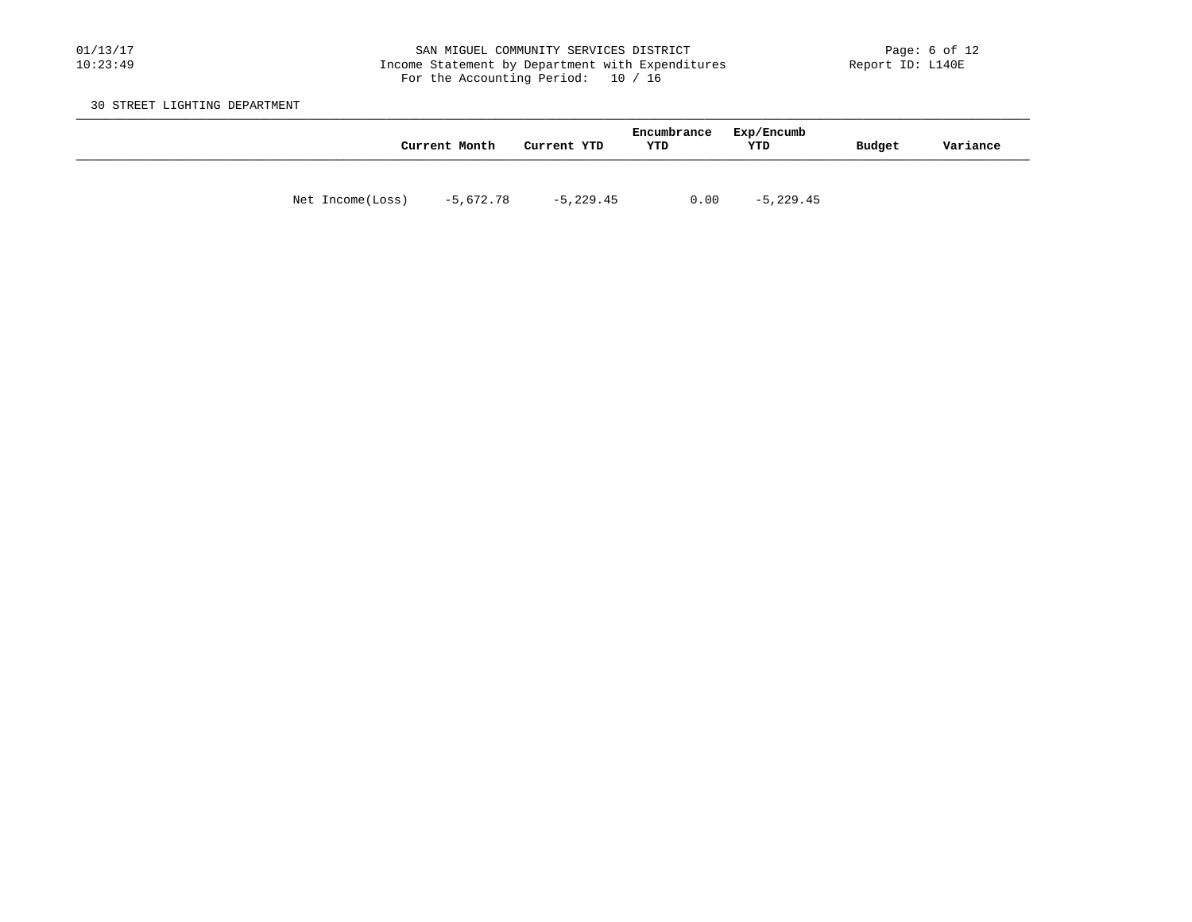SAN MIGUEL COMMUNITY SERVICES DISTRICT
Income Statement by Department with Expenditures
For the Accounting Period: 10 / 16

30 STREET LIGHTING DEPARTMENT

| | Current Month | Current YTD | Encumbrance YTD | Exp/Encumb YTD | Budget | Variance |
|---|---|---|---|---|---|---|
| Net Income(Loss) | -5,672.78 | -5,229.45 | 0.00 | -5,229.45 | | |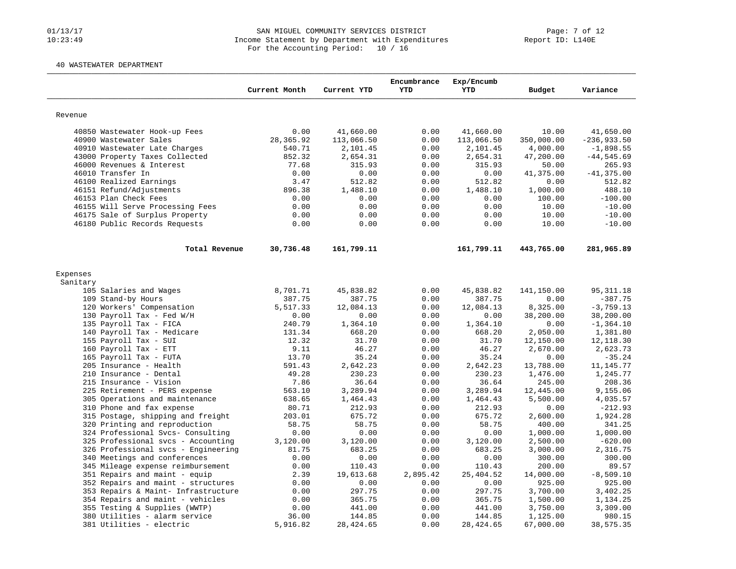SAN MIGUEL COMMUNITY SERVICES DISTRICT
Income Statement by Department with Expenditures
For the Accounting Period: 10 / 16

01/13/17
10:23:49

Report ID: L140E

40 WASTEWATER DEPARTMENT

| | Current Month | Current YTD | Encumbrance YTD | Exp/Encumb YTD | Budget | Variance |
|---|---|---|---|---|---|---|
| **Revenue** | | | | | | |
| 40850 Wastewater Hook-up Fees | 0.00 | 41,660.00 | 0.00 | 41,660.00 | 10.00 | 41,650.00 |
| 40900 Wastewater Sales | 28,365.92 | 113,066.50 | 0.00 | 113,066.50 | 350,000.00 | -236,933.50 |
| 40910 Wastewater Late Charges | 540.71 | 2,101.45 | 0.00 | 2,101.45 | 4,000.00 | -1,898.55 |
| 43000 Property Taxes Collected | 852.32 | 2,654.31 | 0.00 | 2,654.31 | 47,200.00 | -44,545.69 |
| 46000 Revenues & Interest | 77.68 | 315.93 | 0.00 | 315.93 | 50.00 | 265.93 |
| 46010 Transfer In | 0.00 | 0.00 | 0.00 | 0.00 | 41,375.00 | -41,375.00 |
| 46100 Realized Earnings | 3.47 | 512.82 | 0.00 | 512.82 | 0.00 | 512.82 |
| 46151 Refund/Adjustments | 896.38 | 1,488.10 | 0.00 | 1,488.10 | 1,000.00 | 488.10 |
| 46153 Plan Check Fees | 0.00 | 0.00 | 0.00 | 0.00 | 100.00 | -100.00 |
| 46155 Will Serve Processing Fees | 0.00 | 0.00 | 0.00 | 0.00 | 10.00 | -10.00 |
| 46175 Sale of Surplus Property | 0.00 | 0.00 | 0.00 | 0.00 | 10.00 | -10.00 |
| 46180 Public Records Requests | 0.00 | 0.00 | 0.00 | 0.00 | 10.00 | -10.00 |
| **Total Revenue** | **30,736.48** | **161,799.11** | | **161,799.11** | **443,765.00** | **281,965.89** |
| **Expenses** | | | | | | |
| Sanitary | | | | | | |
| 105 Salaries and Wages | 8,701.71 | 45,838.82 | 0.00 | 45,838.82 | 141,150.00 | 95,311.18 |
| 109 Stand-by Hours | 387.75 | 387.75 | 0.00 | 387.75 | 0.00 | -387.75 |
| 120 Workers' Compensation | 5,517.33 | 12,084.13 | 0.00 | 12,084.13 | 8,325.00 | -3,759.13 |
| 130 Payroll Tax - Fed W/H | 0.00 | 0.00 | 0.00 | 0.00 | 38,200.00 | 38,200.00 |
| 135 Payroll Tax - FICA | 240.79 | 1,364.10 | 0.00 | 1,364.10 | 0.00 | -1,364.10 |
| 140 Payroll Tax - Medicare | 131.34 | 668.20 | 0.00 | 668.20 | 2,050.00 | 1,381.80 |
| 155 Payroll Tax - SUI | 12.32 | 31.70 | 0.00 | 31.70 | 12,150.00 | 12,118.30 |
| 160 Payroll Tax - ETT | 9.11 | 46.27 | 0.00 | 46.27 | 2,670.00 | 2,623.73 |
| 165 Payroll Tax - FUTA | 13.70 | 35.24 | 0.00 | 35.24 | 0.00 | -35.24 |
| 205 Insurance - Health | 591.43 | 2,642.23 | 0.00 | 2,642.23 | 13,788.00 | 11,145.77 |
| 210 Insurance - Dental | 49.28 | 230.23 | 0.00 | 230.23 | 1,476.00 | 1,245.77 |
| 215 Insurance - Vision | 7.86 | 36.64 | 0.00 | 36.64 | 245.00 | 208.36 |
| 225 Retirement - PERS expense | 563.10 | 3,289.94 | 0.00 | 3,289.94 | 12,445.00 | 9,155.06 |
| 305 Operations and maintenance | 638.65 | 1,464.43 | 0.00 | 1,464.43 | 5,500.00 | 4,035.57 |
| 310 Phone and fax expense | 80.71 | 212.93 | 0.00 | 212.93 | 0.00 | -212.93 |
| 315 Postage, shipping and freight | 203.01 | 675.72 | 0.00 | 675.72 | 2,600.00 | 1,924.28 |
| 320 Printing and reproduction | 58.75 | 58.75 | 0.00 | 58.75 | 400.00 | 341.25 |
| 324 Professional Svcs- Consulting | 0.00 | 0.00 | 0.00 | 0.00 | 1,000.00 | 1,000.00 |
| 325 Professional svcs - Accounting | 3,120.00 | 3,120.00 | 0.00 | 3,120.00 | 2,500.00 | -620.00 |
| 326 Professional svcs - Engineering | 81.75 | 683.25 | 0.00 | 683.25 | 3,000.00 | 2,316.75 |
| 340 Meetings and conferences | 0.00 | 0.00 | 0.00 | 0.00 | 300.00 | 300.00 |
| 345 Mileage expense reimbursement | 0.00 | 110.43 | 0.00 | 110.43 | 200.00 | 89.57 |
| 351 Repairs and maint - equip | 2.39 | 19,613.68 | 2,895.42 | 25,404.52 | 14,000.00 | -8,509.10 |
| 352 Repairs and maint - structures | 0.00 | 0.00 | 0.00 | 0.00 | 925.00 | 925.00 |
| 353 Repairs & Maint- Infrastructure | 0.00 | 297.75 | 0.00 | 297.75 | 3,700.00 | 3,402.25 |
| 354 Repairs and maint - vehicles | 0.00 | 365.75 | 0.00 | 365.75 | 1,500.00 | 1,134.25 |
| 355 Testing & Supplies (WWTP) | 0.00 | 441.00 | 0.00 | 441.00 | 3,750.00 | 3,309.00 |
| 380 Utilities - alarm service | 36.00 | 144.85 | 0.00 | 144.85 | 1,125.00 | 980.15 |
| 381 Utilities - electric | 5,916.82 | 28,424.65 | 0.00 | 28,424.65 | 67,000.00 | 38,575.35 |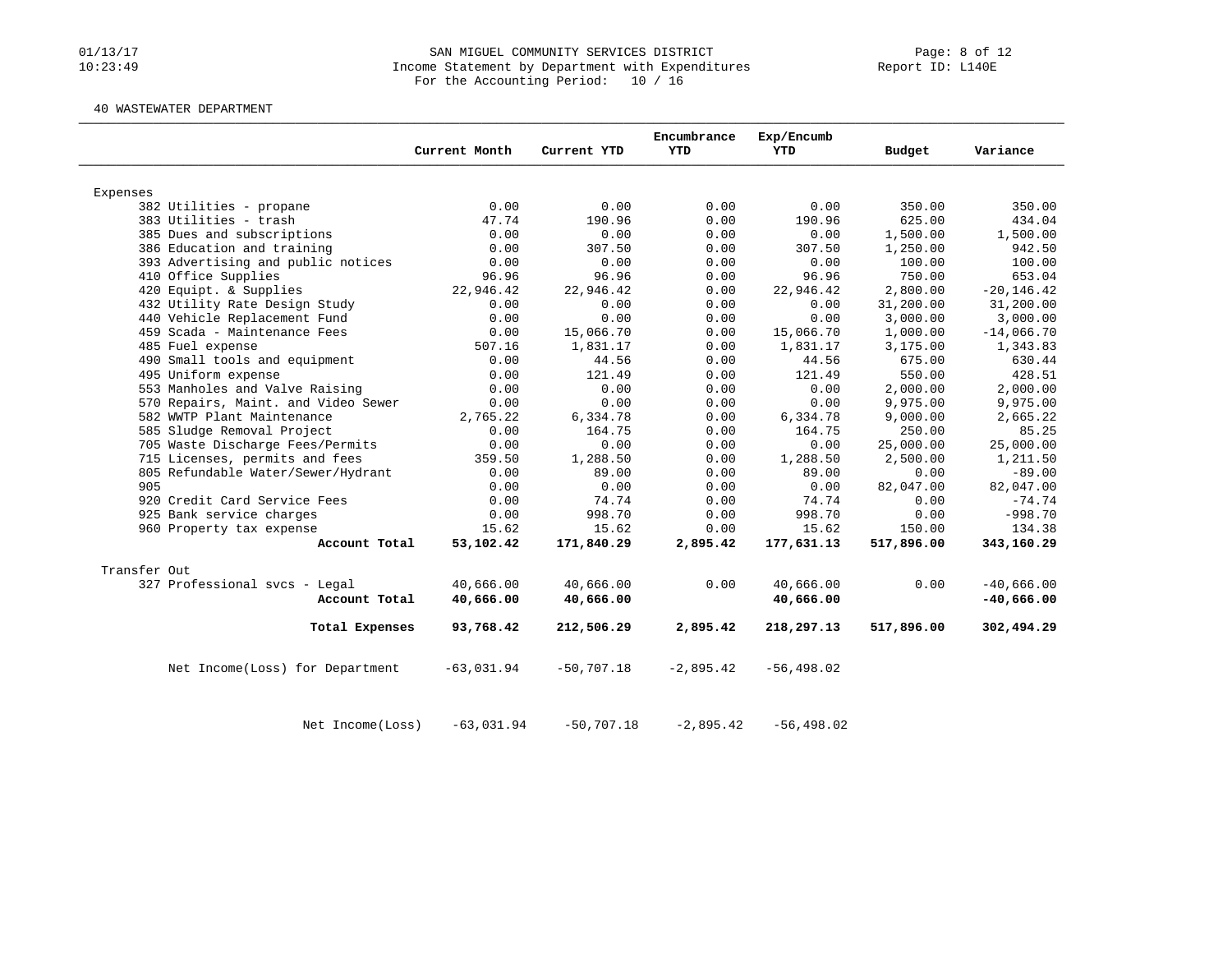SAN MIGUEL COMMUNITY SERVICES DISTRICT
Income Statement by Department with Expenditures
For the Accounting Period: 10 / 16

01/13/17
10:23:49

Report ID: L140E

40 WASTEWATER DEPARTMENT

| | Current Month | Current YTD | Encumbrance YTD | Exp/Encumb YTD | Budget | Variance |
|---|---|---|---|---|---|---|
| Expenses | | | | | | |
| 382 Utilities - propane | 0.00 | 0.00 | 0.00 | 0.00 | 350.00 | 350.00 |
| 383 Utilities - trash | 47.74 | 190.96 | 0.00 | 190.96 | 625.00 | 434.04 |
| 385 Dues and subscriptions | 0.00 | 0.00 | 0.00 | 0.00 | 1,500.00 | 1,500.00 |
| 386 Education and training | 0.00 | 307.50 | 0.00 | 307.50 | 1,250.00 | 942.50 |
| 393 Advertising and public notices | 0.00 | 0.00 | 0.00 | 0.00 | 100.00 | 100.00 |
| 410 Office Supplies | 96.96 | 96.96 | 0.00 | 96.96 | 750.00 | 653.04 |
| 420 Equipt. & Supplies | 22,946.42 | 22,946.42 | 0.00 | 22,946.42 | 2,800.00 | -20,146.42 |
| 432 Utility Rate Design Study | 0.00 | 0.00 | 0.00 | 0.00 | 31,200.00 | 31,200.00 |
| 440 Vehicle Replacement Fund | 0.00 | 0.00 | 0.00 | 0.00 | 3,000.00 | 3,000.00 |
| 459 Scada - Maintenance Fees | 0.00 | 15,066.70 | 0.00 | 15,066.70 | 1,000.00 | -14,066.70 |
| 485 Fuel expense | 507.16 | 1,831.17 | 0.00 | 1,831.17 | 3,175.00 | 1,343.83 |
| 490 Small tools and equipment | 0.00 | 44.56 | 0.00 | 44.56 | 675.00 | 630.44 |
| 495 Uniform expense | 0.00 | 121.49 | 0.00 | 121.49 | 550.00 | 428.51 |
| 553 Manholes and Valve Raising | 0.00 | 0.00 | 0.00 | 0.00 | 2,000.00 | 2,000.00 |
| 570 Repairs, Maint. and Video Sewer | 0.00 | 0.00 | 0.00 | 0.00 | 9,975.00 | 9,975.00 |
| 582 WWTP Plant Maintenance | 2,765.22 | 6,334.78 | 0.00 | 6,334.78 | 9,000.00 | 2,665.22 |
| 585 Sludge Removal Project | 0.00 | 164.75 | 0.00 | 164.75 | 250.00 | 85.25 |
| 705 Waste Discharge Fees/Permits | 0.00 | 0.00 | 0.00 | 0.00 | 25,000.00 | 25,000.00 |
| 715 Licenses, permits and fees | 359.50 | 1,288.50 | 0.00 | 1,288.50 | 2,500.00 | 1,211.50 |
| 805 Refundable Water/Sewer/Hydrant | 0.00 | 89.00 | 0.00 | 89.00 | 0.00 | -89.00 |
| 905 | 0.00 | 0.00 | 0.00 | 0.00 | 82,047.00 | 82,047.00 |
| 920 Credit Card Service Fees | 0.00 | 74.74 | 0.00 | 74.74 | 0.00 | -74.74 |
| 925 Bank service charges | 0.00 | 998.70 | 0.00 | 998.70 | 0.00 | -998.70 |
| 960 Property tax expense | 15.62 | 15.62 | 0.00 | 15.62 | 150.00 | 134.38 |
| **Account Total** | **53,102.42** | **171,840.29** | **2,895.42** | **177,631.13** | **517,896.00** | **343,160.29** |
| Transfer Out | | | | | | |
| 327 Professional svcs - Legal | 40,666.00 | 40,666.00 | 0.00 | 40,666.00 | 0.00 | -40,666.00 |
| **Account Total** | **40,666.00** | **40,666.00** | | **40,666.00** | | **-40,666.00** |
| **Total Expenses** | **93,768.42** | **212,506.29** | **2,895.42** | **218,297.13** | **517,896.00** | **302,494.29** |
| Net Income(Loss) for Department | -63,031.94 | -50,707.18 | -2,895.42 | -56,498.02 | | |
| Net Income(Loss) | -63,031.94 | -50,707.18 | -2,895.42 | -56,498.02 | | |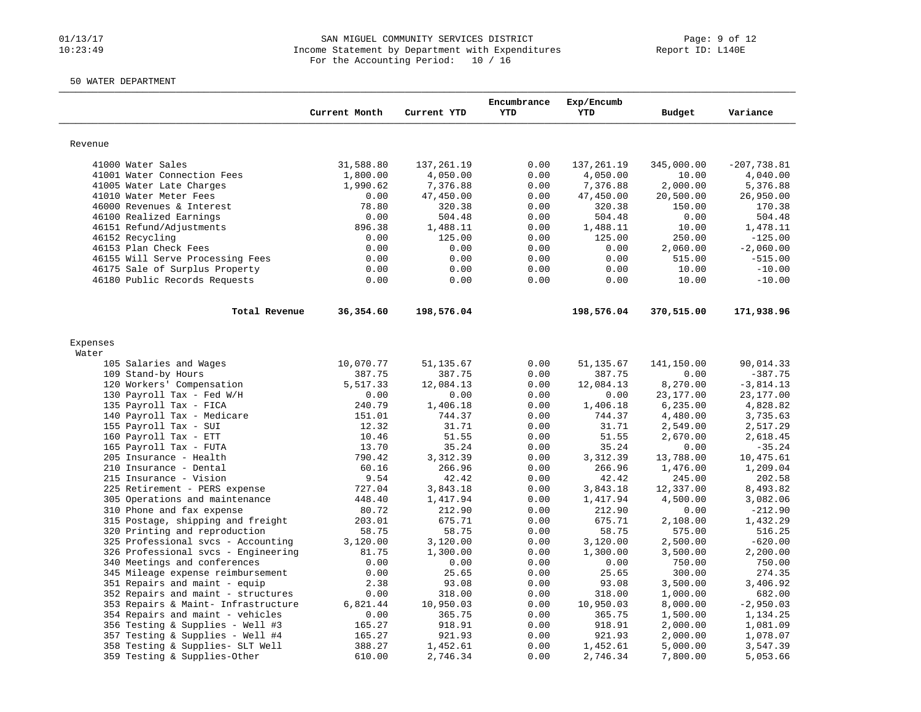SAN MIGUEL COMMUNITY SERVICES DISTRICT

Income Statement by Department with Expenditures

For the Accounting Period: 10 / 16

Report ID: L140E

50 WATER DEPARTMENT

| | Current Month | Current YTD | Encumbrance YTD | Exp/Encumb YTD | Budget | Variance |
|---|---|---|---|---|---|---|
| **Revenue** | | | | | | |
| 41000 Water Sales | 31,588.80 | 137,261.19 | 0.00 | 137,261.19 | 345,000.00 | -207,738.81 |
| 41001 Water Connection Fees | 1,800.00 | 4,050.00 | 0.00 | 4,050.00 | 10.00 | 4,040.00 |
| 41005 Water Late Charges | 1,990.62 | 7,376.88 | 0.00 | 7,376.88 | 2,000.00 | 5,376.88 |
| 41010 Water Meter Fees | 0.00 | 47,450.00 | 0.00 | 47,450.00 | 20,500.00 | 26,950.00 |
| 46000 Revenues & Interest | 78.80 | 320.38 | 0.00 | 320.38 | 150.00 | 170.38 |
| 46100 Realized Earnings | 0.00 | 504.48 | 0.00 | 504.48 | 0.00 | 504.48 |
| 46151 Refund/Adjustments | 896.38 | 1,488.11 | 0.00 | 1,488.11 | 10.00 | 1,478.11 |
| 46152 Recycling | 0.00 | 125.00 | 0.00 | 125.00 | 250.00 | -125.00 |
| 46153 Plan Check Fees | 0.00 | 0.00 | 0.00 | 0.00 | 2,060.00 | -2,060.00 |
| 46155 Will Serve Processing Fees | 0.00 | 0.00 | 0.00 | 0.00 | 515.00 | -515.00 |
| 46175 Sale of Surplus Property | 0.00 | 0.00 | 0.00 | 0.00 | 10.00 | -10.00 |
| 46180 Public Records Requests | 0.00 | 0.00 | 0.00 | 0.00 | 10.00 | -10.00 |
| **Total Revenue** | **36,354.60** | **198,576.04** | | **198,576.04** | **370,515.00** | **171,938.96** |
| **Expenses** | | | | | | |
| Water | | | | | | |
| 105 Salaries and Wages | 10,070.77 | 51,135.67 | 0.00 | 51,135.67 | 141,150.00 | 90,014.33 |
| 109 Stand-by Hours | 387.75 | 387.75 | 0.00 | 387.75 | 0.00 | -387.75 |
| 120 Workers' Compensation | 5,517.33 | 12,084.13 | 0.00 | 12,084.13 | 8,270.00 | -3,814.13 |
| 130 Payroll Tax - Fed W/H | 0.00 | 0.00 | 0.00 | 0.00 | 23,177.00 | 23,177.00 |
| 135 Payroll Tax - FICA | 240.79 | 1,406.18 | 0.00 | 1,406.18 | 6,235.00 | 4,828.82 |
| 140 Payroll Tax - Medicare | 151.01 | 744.37 | 0.00 | 744.37 | 4,480.00 | 3,735.63 |
| 155 Payroll Tax - SUI | 12.32 | 31.71 | 0.00 | 31.71 | 2,549.00 | 2,517.29 |
| 160 Payroll Tax - ETT | 10.46 | 51.55 | 0.00 | 51.55 | 2,670.00 | 2,618.45 |
| 165 Payroll Tax - FUTA | 13.70 | 35.24 | 0.00 | 35.24 | 0.00 | -35.24 |
| 205 Insurance - Health | 790.42 | 3,312.39 | 0.00 | 3,312.39 | 13,788.00 | 10,475.61 |
| 210 Insurance - Dental | 60.16 | 266.96 | 0.00 | 266.96 | 1,476.00 | 1,209.04 |
| 215 Insurance - Vision | 9.54 | 42.42 | 0.00 | 42.42 | 245.00 | 202.58 |
| 225 Retirement - PERS expense | 727.04 | 3,843.18 | 0.00 | 3,843.18 | 12,337.00 | 8,493.82 |
| 305 Operations and maintenance | 448.40 | 1,417.94 | 0.00 | 1,417.94 | 4,500.00 | 3,082.06 |
| 310 Phone and fax expense | 80.72 | 212.90 | 0.00 | 212.90 | 0.00 | -212.90 |
| 315 Postage, shipping and freight | 203.01 | 675.71 | 0.00 | 675.71 | 2,108.00 | 1,432.29 |
| 320 Printing and reproduction | 58.75 | 58.75 | 0.00 | 58.75 | 575.00 | 516.25 |
| 325 Professional svcs - Accounting | 3,120.00 | 3,120.00 | 0.00 | 3,120.00 | 2,500.00 | -620.00 |
| 326 Professional svcs - Engineering | 81.75 | 1,300.00 | 0.00 | 1,300.00 | 3,500.00 | 2,200.00 |
| 340 Meetings and conferences | 0.00 | 0.00 | 0.00 | 0.00 | 750.00 | 750.00 |
| 345 Mileage expense reimbursement | 0.00 | 25.65 | 0.00 | 25.65 | 300.00 | 274.35 |
| 351 Repairs and maint - equip | 2.38 | 93.08 | 0.00 | 93.08 | 3,500.00 | 3,406.92 |
| 352 Repairs and maint - structures | 0.00 | 318.00 | 0.00 | 318.00 | 1,000.00 | 682.00 |
| 353 Repairs & Maint- Infrastructure | 6,821.44 | 10,950.03 | 0.00 | 10,950.03 | 8,000.00 | -2,950.03 |
| 354 Repairs and maint - vehicles | 0.00 | 365.75 | 0.00 | 365.75 | 1,500.00 | 1,134.25 |
| 356 Testing & Supplies - Well #3 | 165.27 | 918.91 | 0.00 | 918.91 | 2,000.00 | 1,081.09 |
| 357 Testing & Supplies - Well #4 | 165.27 | 921.93 | 0.00 | 921.93 | 2,000.00 | 1,078.07 |
| 358 Testing & Supplies- SLT Well | 388.27 | 1,452.61 | 0.00 | 1,452.61 | 5,000.00 | 3,547.39 |
| 359 Testing & Supplies-Other | 610.00 | 2,746.34 | 0.00 | 2,746.34 | 7,800.00 | 5,053.66 |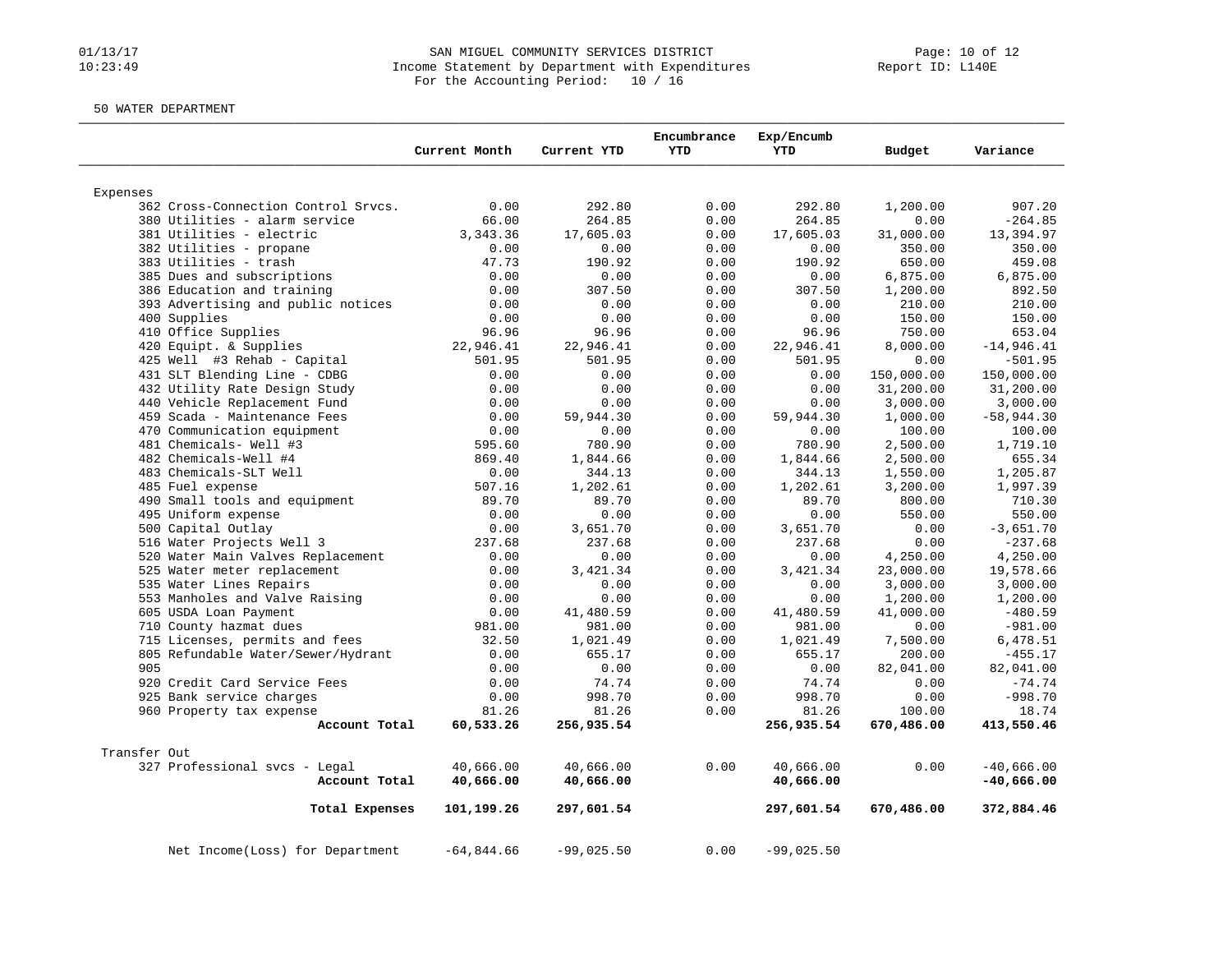SAN MIGUEL COMMUNITY SERVICES DISTRICT
Income Statement by Department with Expenditures
For the Accounting Period: 10 / 16

01/13/17
10:23:49

Report ID: L140E

50 WATER DEPARTMENT

| | Current Month | Current YTD | Encumbrance YTD | Exp/Encumb YTD | Budget | Variance |
|---|---|---|---|---|---|---|
| **Expenses** | | | | | | |
| 362 Cross-Connection Control Srvcs. | 0.00 | 292.80 | 0.00 | 292.80 | 1,200.00 | 907.20 |
| 380 Utilities - alarm service | 66.00 | 264.85 | 0.00 | 264.85 | 0.00 | -264.85 |
| 381 Utilities - electric | 3,343.36 | 17,605.03 | 0.00 | 17,605.03 | 31,000.00 | 13,394.97 |
| 382 Utilities - propane | 0.00 | 0.00 | 0.00 | 0.00 | 350.00 | 350.00 |
| 383 Utilities - trash | 47.73 | 190.92 | 0.00 | 190.92 | 650.00 | 459.08 |
| 385 Dues and subscriptions | 0.00 | 0.00 | 0.00 | 0.00 | 6,875.00 | 6,875.00 |
| 386 Education and training | 0.00 | 307.50 | 0.00 | 307.50 | 1,200.00 | 892.50 |
| 393 Advertising and public notices | 0.00 | 0.00 | 0.00 | 0.00 | 210.00 | 210.00 |
| 400 Supplies | 0.00 | 0.00 | 0.00 | 0.00 | 150.00 | 150.00 |
| 410 Office Supplies | 96.96 | 96.96 | 0.00 | 96.96 | 750.00 | 653.04 |
| 420 Equipt. & Supplies | 22,946.41 | 22,946.41 | 0.00 | 22,946.41 | 8,000.00 | -14,946.41 |
| 425 Well #3 Rehab - Capital | 501.95 | 501.95 | 0.00 | 501.95 | 0.00 | -501.95 |
| 431 SLT Blending Line - CDBG | 0.00 | 0.00 | 0.00 | 0.00 | 150,000.00 | 150,000.00 |
| 432 Utility Rate Design Study | 0.00 | 0.00 | 0.00 | 0.00 | 31,200.00 | 31,200.00 |
| 440 Vehicle Replacement Fund | 0.00 | 0.00 | 0.00 | 0.00 | 3,000.00 | 3,000.00 |
| 459 Scada - Maintenance Fees | 0.00 | 59,944.30 | 0.00 | 59,944.30 | 1,000.00 | -58,944.30 |
| 470 Communication equipment | 0.00 | 0.00 | 0.00 | 0.00 | 100.00 | 100.00 |
| 481 Chemicals- Well #3 | 595.60 | 780.90 | 0.00 | 780.90 | 2,500.00 | 1,719.10 |
| 482 Chemicals-Well #4 | 869.40 | 1,844.66 | 0.00 | 1,844.66 | 2,500.00 | 655.34 |
| 483 Chemicals-SLT Well | 0.00 | 344.13 | 0.00 | 344.13 | 1,550.00 | 1,205.87 |
| 485 Fuel expense | 507.16 | 1,202.61 | 0.00 | 1,202.61 | 3,200.00 | 1,997.39 |
| 490 Small tools and equipment | 89.70 | 89.70 | 0.00 | 89.70 | 800.00 | 710.30 |
| 495 Uniform expense | 0.00 | 0.00 | 0.00 | 0.00 | 550.00 | 550.00 |
| 500 Capital Outlay | 0.00 | 3,651.70 | 0.00 | 3,651.70 | 0.00 | -3,651.70 |
| 516 Water Projects Well 3 | 237.68 | 237.68 | 0.00 | 237.68 | 0.00 | -237.68 |
| 520 Water Main Valves Replacement | 0.00 | 0.00 | 0.00 | 0.00 | 4,250.00 | 4,250.00 |
| 525 Water meter replacement | 0.00 | 3,421.34 | 0.00 | 3,421.34 | 23,000.00 | 19,578.66 |
| 535 Water Lines Repairs | 0.00 | 0.00 | 0.00 | 0.00 | 3,000.00 | 3,000.00 |
| 553 Manholes and Valve Raising | 0.00 | 0.00 | 0.00 | 0.00 | 1,200.00 | 1,200.00 |
| 605 USDA Loan Payment | 0.00 | 41,480.59 | 0.00 | 41,480.59 | 41,000.00 | -480.59 |
| 710 County hazmat dues | 981.00 | 981.00 | 0.00 | 981.00 | 0.00 | -981.00 |
| 715 Licenses, permits and fees | 32.50 | 1,021.49 | 0.00 | 1,021.49 | 7,500.00 | 6,478.51 |
| 805 Refundable Water/Sewer/Hydrant | 0.00 | 655.17 | 0.00 | 655.17 | 200.00 | -455.17 |
| 905 | 0.00 | 0.00 | 0.00 | 0.00 | 82,041.00 | 82,041.00 |
| 920 Credit Card Service Fees | 0.00 | 74.74 | 0.00 | 74.74 | 0.00 | -74.74 |
| 925 Bank service charges | 0.00 | 998.70 | 0.00 | 998.70 | 0.00 | -998.70 |
| 960 Property tax expense | 81.26 | 81.26 | 0.00 | 81.26 | 100.00 | 18.74 |
| **Account Total** | **60,533.26** | **256,935.54** | | **256,935.54** | **670,486.00** | **413,550.46** |
| **Transfer Out** | | | | | | |
| 327 Professional svcs - Legal | 40,666.00 | 40,666.00 | 0.00 | 40,666.00 | 0.00 | -40,666.00 |
| **Account Total** | **40,666.00** | **40,666.00** | | **40,666.00** | | **-40,666.00** |
| **Total Expenses** | **101,199.26** | **297,601.54** | | **297,601.54** | **670,486.00** | **372,884.46** |
| Net Income(Loss) for Department | -64,844.66 | -99,025.50 | 0.00 | -99,025.50 | | |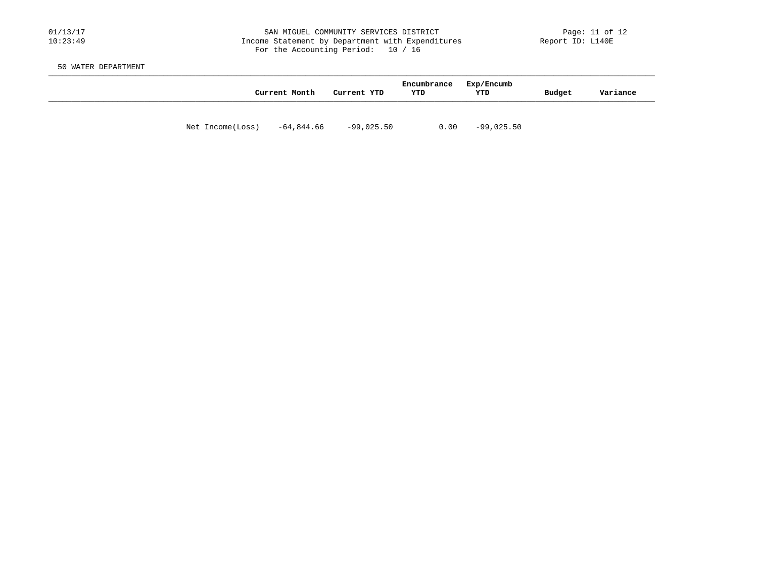50 WATER DEPARTMENT

| | Current Month | Current YTD | Encumbrance YTD | Exp/Encumb YTD | Budget | Variance |
|---|---|---|---|---|---|---|
| Net Income(Loss) | -64,844.66 | -99,025.50 | 0.00 | -99,025.50 | | |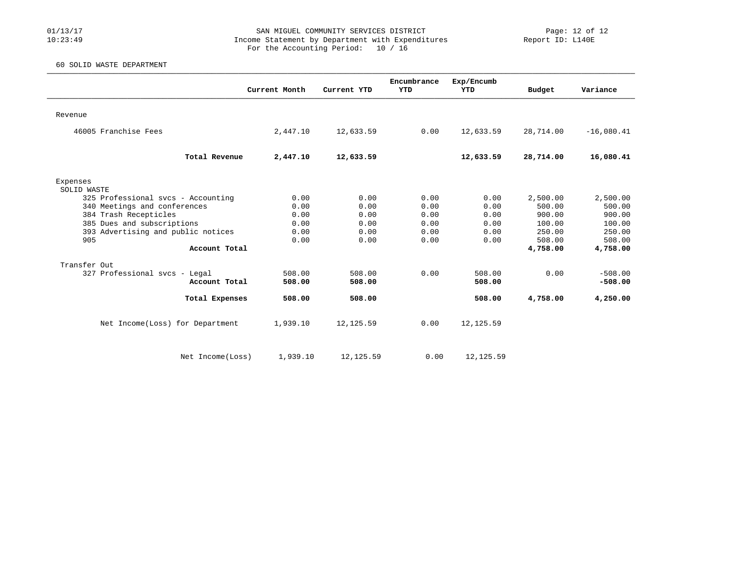# SAN MIGUEL COMMUNITY SERVICES DISTRICT

Income Statement by Department with Expenditures

For the Accounting Period: 10 / 16

01/13/17 10:23:49 — Report ID: L140E

## 60 SOLID WASTE DEPARTMENT

| | Current Month | Current YTD | Encumbrance YTD | Exp/Encumb YTD | Budget | Variance |
|---|---|---|---|---|---|---|
| **Revenue** | | | | | | |
| 46005 Franchise Fees | 2,447.10 | 12,633.59 | 0.00 | 12,633.59 | 28,714.00 | -16,080.41 |
| **Total Revenue** | **2,447.10** | **12,633.59** | | **12,633.59** | **28,714.00** | **16,080.41** |
| **Expenses** | | | | | | |
| SOLID WASTE | | | | | | |
| 325 Professional svcs - Accounting | 0.00 | 0.00 | 0.00 | 0.00 | 2,500.00 | 2,500.00 |
| 340 Meetings and conferences | 0.00 | 0.00 | 0.00 | 0.00 | 500.00 | 500.00 |
| 384 Trash Recepticles | 0.00 | 0.00 | 0.00 | 0.00 | 900.00 | 900.00 |
| 385 Dues and subscriptions | 0.00 | 0.00 | 0.00 | 0.00 | 100.00 | 100.00 |
| 393 Advertising and public notices | 0.00 | 0.00 | 0.00 | 0.00 | 250.00 | 250.00 |
| 905 | 0.00 | 0.00 | 0.00 | 0.00 | 508.00 | 508.00 |
| **Account Total** | | | | | **4,758.00** | **4,758.00** |
| Transfer Out | | | | | | |
| 327 Professional svcs - Legal | 508.00 | 508.00 | 0.00 | 508.00 | 0.00 | -508.00 |
| **Account Total** | **508.00** | **508.00** | | **508.00** | | **-508.00** |
| **Total Expenses** | **508.00** | **508.00** | | **508.00** | **4,758.00** | **4,250.00** |
| Net Income(Loss) for Department | 1,939.10 | 12,125.59 | 0.00 | 12,125.59 | | |
| Net Income(Loss) | 1,939.10 | 12,125.59 | 0.00 | 12,125.59 | | |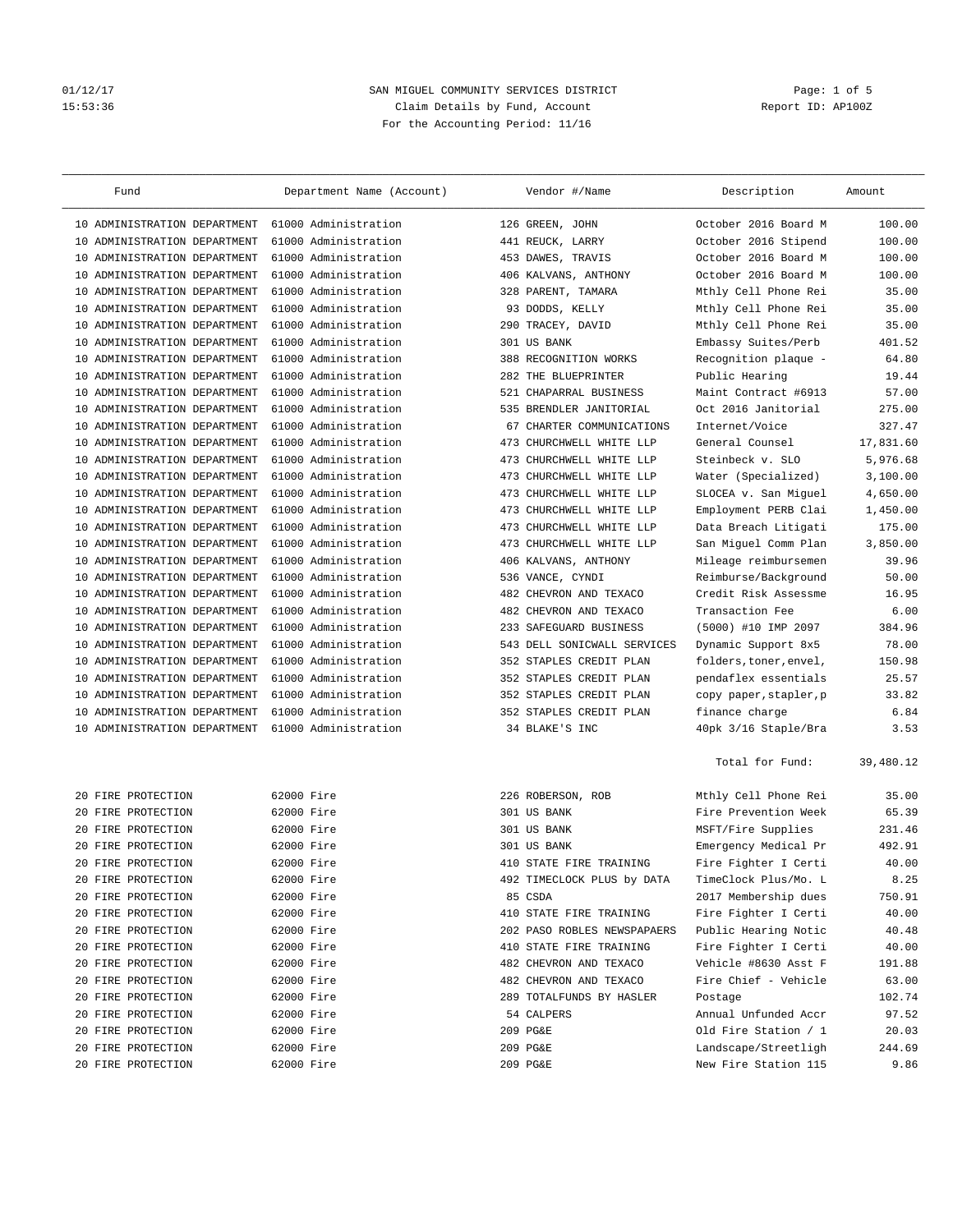SAN MIGUEL COMMUNITY SERVICES DISTRICT
Claim Details by Fund, Account
For the Accounting Period: 11/16

01/12/17
15:53:36

Report ID: AP100Z

| Fund | Department Name (Account) | Vendor #/Name | Description | Amount |
|---|---|---|---|---|
| 10 ADMINISTRATION DEPARTMENT | 61000 Administration | 126 GREEN, JOHN | October 2016 Board M | 100.00 |
| 10 ADMINISTRATION DEPARTMENT | 61000 Administration | 441 REUCK, LARRY | October 2016 Stipend | 100.00 |
| 10 ADMINISTRATION DEPARTMENT | 61000 Administration | 453 DAWES, TRAVIS | October 2016 Board M | 100.00 |
| 10 ADMINISTRATION DEPARTMENT | 61000 Administration | 406 KALVANS, ANTHONY | October 2016 Board M | 100.00 |
| 10 ADMINISTRATION DEPARTMENT | 61000 Administration | 328 PARENT, TAMARA | Mthly Cell Phone Rei | 35.00 |
| 10 ADMINISTRATION DEPARTMENT | 61000 Administration | 93 DODDS, KELLY | Mthly Cell Phone Rei | 35.00 |
| 10 ADMINISTRATION DEPARTMENT | 61000 Administration | 290 TRACEY, DAVID | Mthly Cell Phone Rei | 35.00 |
| 10 ADMINISTRATION DEPARTMENT | 61000 Administration | 301 US BANK | Embassy Suites/Perb | 401.52 |
| 10 ADMINISTRATION DEPARTMENT | 61000 Administration | 388 RECOGNITION WORKS | Recognition plaque - | 64.80 |
| 10 ADMINISTRATION DEPARTMENT | 61000 Administration | 282 THE BLUEPRINTER | Public Hearing | 19.44 |
| 10 ADMINISTRATION DEPARTMENT | 61000 Administration | 521 CHAPARRAL BUSINESS | Maint Contract #6913 | 57.00 |
| 10 ADMINISTRATION DEPARTMENT | 61000 Administration | 535 BRENDLER JANITORIAL | Oct 2016 Janitorial | 275.00 |
| 10 ADMINISTRATION DEPARTMENT | 61000 Administration | 67 CHARTER COMMUNICATIONS | Internet/Voice | 327.47 |
| 10 ADMINISTRATION DEPARTMENT | 61000 Administration | 473 CHURCHWELL WHITE LLP | General Counsel | 17,831.60 |
| 10 ADMINISTRATION DEPARTMENT | 61000 Administration | 473 CHURCHWELL WHITE LLP | Steinbeck v. SLO | 5,976.68 |
| 10 ADMINISTRATION DEPARTMENT | 61000 Administration | 473 CHURCHWELL WHITE LLP | Water (Specialized) | 3,100.00 |
| 10 ADMINISTRATION DEPARTMENT | 61000 Administration | 473 CHURCHWELL WHITE LLP | SLOCEA v. San Miguel | 4,650.00 |
| 10 ADMINISTRATION DEPARTMENT | 61000 Administration | 473 CHURCHWELL WHITE LLP | Employment PERB Clai | 1,450.00 |
| 10 ADMINISTRATION DEPARTMENT | 61000 Administration | 473 CHURCHWELL WHITE LLP | Data Breach Litigati | 175.00 |
| 10 ADMINISTRATION DEPARTMENT | 61000 Administration | 473 CHURCHWELL WHITE LLP | San Miguel Comm Plan | 3,850.00 |
| 10 ADMINISTRATION DEPARTMENT | 61000 Administration | 406 KALVANS, ANTHONY | Mileage reimbursemen | 39.96 |
| 10 ADMINISTRATION DEPARTMENT | 61000 Administration | 536 VANCE, CYNDI | Reimburse/Background | 50.00 |
| 10 ADMINISTRATION DEPARTMENT | 61000 Administration | 482 CHEVRON AND TEXACO | Credit Risk Assessme | 16.95 |
| 10 ADMINISTRATION DEPARTMENT | 61000 Administration | 482 CHEVRON AND TEXACO | Transaction Fee | 6.00 |
| 10 ADMINISTRATION DEPARTMENT | 61000 Administration | 233 SAFEGUARD BUSINESS | (5000) #10 IMP 2097 | 384.96 |
| 10 ADMINISTRATION DEPARTMENT | 61000 Administration | 543 DELL SONICWALL SERVICES | Dynamic Support 8x5 | 78.00 |
| 10 ADMINISTRATION DEPARTMENT | 61000 Administration | 352 STAPLES CREDIT PLAN | folders,toner,envel, | 150.98 |
| 10 ADMINISTRATION DEPARTMENT | 61000 Administration | 352 STAPLES CREDIT PLAN | pendaflex essentials | 25.57 |
| 10 ADMINISTRATION DEPARTMENT | 61000 Administration | 352 STAPLES CREDIT PLAN | copy paper,stapler,p | 33.82 |
| 10 ADMINISTRATION DEPARTMENT | 61000 Administration | 352 STAPLES CREDIT PLAN | finance charge | 6.84 |
| 10 ADMINISTRATION DEPARTMENT | 61000 Administration | 34 BLAKE'S INC | 40pk 3/16 Staple/Bra | 3.53 |
| | | | Total for Fund: | 39,480.12 |
| 20 FIRE PROTECTION | 62000 Fire | 226 ROBERSON, ROB | Mthly Cell Phone Rei | 35.00 |
| 20 FIRE PROTECTION | 62000 Fire | 301 US BANK | Fire Prevention Week | 65.39 |
| 20 FIRE PROTECTION | 62000 Fire | 301 US BANK | MSFT/Fire Supplies | 231.46 |
| 20 FIRE PROTECTION | 62000 Fire | 301 US BANK | Emergency Medical Pr | 492.91 |
| 20 FIRE PROTECTION | 62000 Fire | 410 STATE FIRE TRAINING | Fire Fighter I Certi | 40.00 |
| 20 FIRE PROTECTION | 62000 Fire | 492 TIMECLOCK PLUS by DATA | TimeClock Plus/Mo. L | 8.25 |
| 20 FIRE PROTECTION | 62000 Fire | 85 CSDA | 2017 Membership dues | 750.91 |
| 20 FIRE PROTECTION | 62000 Fire | 410 STATE FIRE TRAINING | Fire Fighter I Certi | 40.00 |
| 20 FIRE PROTECTION | 62000 Fire | 202 PASO ROBLES NEWSPAPAERS | Public Hearing Notic | 40.48 |
| 20 FIRE PROTECTION | 62000 Fire | 410 STATE FIRE TRAINING | Fire Fighter I Certi | 40.00 |
| 20 FIRE PROTECTION | 62000 Fire | 482 CHEVRON AND TEXACO | Vehicle #8630 Asst F | 191.88 |
| 20 FIRE PROTECTION | 62000 Fire | 482 CHEVRON AND TEXACO | Fire Chief - Vehicle | 63.00 |
| 20 FIRE PROTECTION | 62000 Fire | 289 TOTALFUNDS BY HASLER | Postage | 102.74 |
| 20 FIRE PROTECTION | 62000 Fire | 54 CALPERS | Annual Unfunded Accr | 97.52 |
| 20 FIRE PROTECTION | 62000 Fire | 209 PG&E | Old Fire Station / 1 | 20.03 |
| 20 FIRE PROTECTION | 62000 Fire | 209 PG&E | Landscape/Streetligh | 244.69 |
| 20 FIRE PROTECTION | 62000 Fire | 209 PG&E | New Fire Station 115 | 9.86 |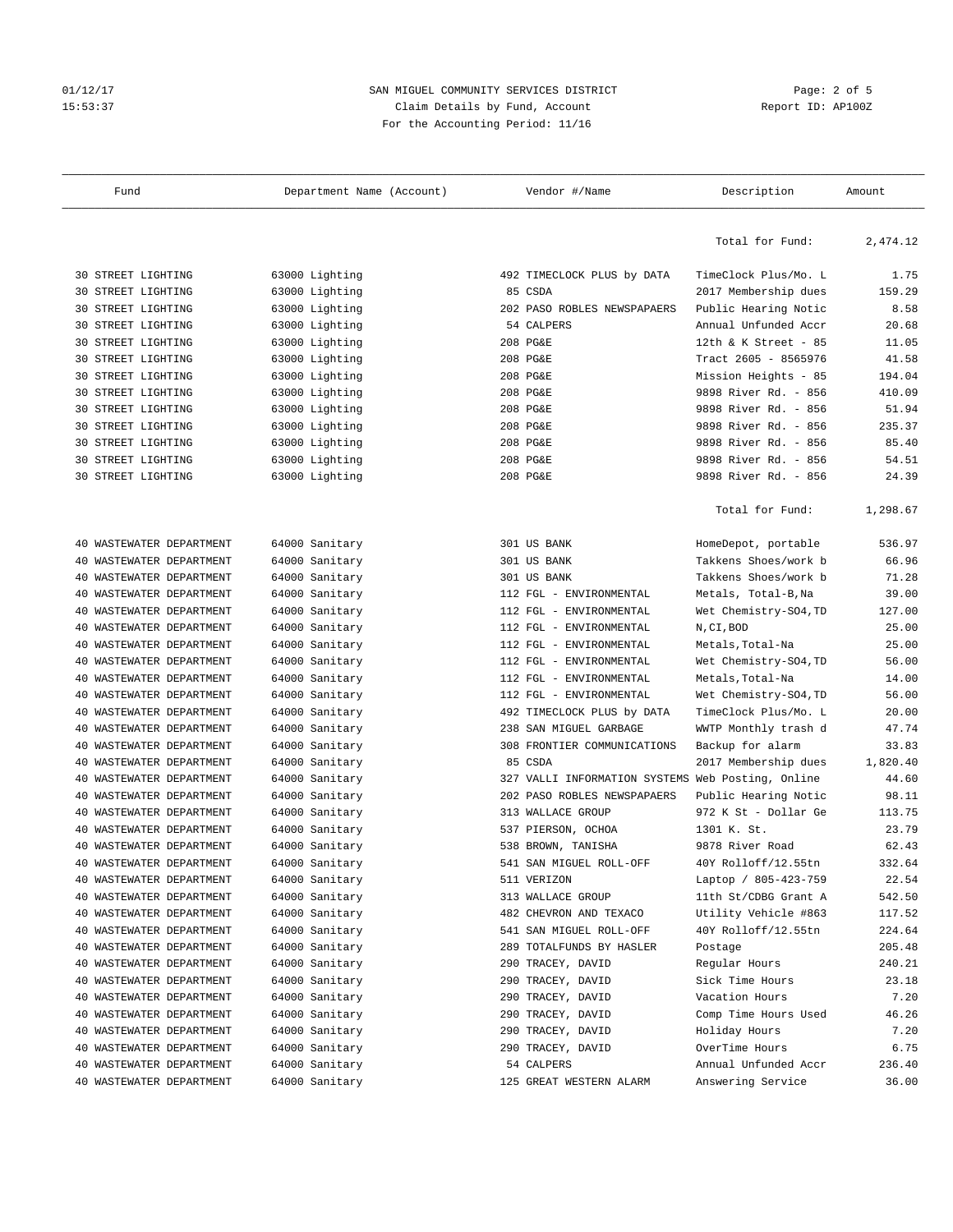SAN MIGUEL COMMUNITY SERVICES DISTRICT
Claim Details by Fund, Account
For the Accounting Period: 11/16

| Fund | Department Name (Account) | Vendor #/Name | Description | Amount |
|---|---|---|---|---|
| | | | Total for Fund: | 2,474.12 |
| 30 STREET LIGHTING | 63000 Lighting | 492 TIMECLOCK PLUS by DATA | TimeClock Plus/Mo. L | 1.75 |
| 30 STREET LIGHTING | 63000 Lighting | 85 CSDA | 2017 Membership dues | 159.29 |
| 30 STREET LIGHTING | 63000 Lighting | 202 PASO ROBLES NEWSPAPEARS | Public Hearing Notic | 8.58 |
| 30 STREET LIGHTING | 63000 Lighting | 54 CALPERS | Annual Unfunded Accr | 20.68 |
| 30 STREET LIGHTING | 63000 Lighting | 208 PG&E | 12th & K Street - 85 | 11.05 |
| 30 STREET LIGHTING | 63000 Lighting | 208 PG&E | Tract 2605 - 8565976 | 41.58 |
| 30 STREET LIGHTING | 63000 Lighting | 208 PG&E | Mission Heights - 85 | 194.04 |
| 30 STREET LIGHTING | 63000 Lighting | 208 PG&E | 9898 River Rd. - 856 | 410.09 |
| 30 STREET LIGHTING | 63000 Lighting | 208 PG&E | 9898 River Rd. - 856 | 51.94 |
| 30 STREET LIGHTING | 63000 Lighting | 208 PG&E | 9898 River Rd. - 856 | 235.37 |
| 30 STREET LIGHTING | 63000 Lighting | 208 PG&E | 9898 River Rd. - 856 | 85.40 |
| 30 STREET LIGHTING | 63000 Lighting | 208 PG&E | 9898 River Rd. - 856 | 54.51 |
| 30 STREET LIGHTING | 63000 Lighting | 208 PG&E | 9898 River Rd. - 856 | 24.39 |
| | | | Total for Fund: | 1,298.67 |
| 40 WASTEWATER DEPARTMENT | 64000 Sanitary | 301 US BANK | HomeDepot, portable | 536.97 |
| 40 WASTEWATER DEPARTMENT | 64000 Sanitary | 301 US BANK | Takkens Shoes/work b | 66.96 |
| 40 WASTEWATER DEPARTMENT | 64000 Sanitary | 301 US BANK | Takkens Shoes/work b | 71.28 |
| 40 WASTEWATER DEPARTMENT | 64000 Sanitary | 112 FGL - ENVIRONMENTAL | Metals, Total-B,Na | 39.00 |
| 40 WASTEWATER DEPARTMENT | 64000 Sanitary | 112 FGL - ENVIRONMENTAL | Wet Chemistry-SO4,TD | 127.00 |
| 40 WASTEWATER DEPARTMENT | 64000 Sanitary | 112 FGL - ENVIRONMENTAL | N,CI,BOD | 25.00 |
| 40 WASTEWATER DEPARTMENT | 64000 Sanitary | 112 FGL - ENVIRONMENTAL | Metals,Total-Na | 25.00 |
| 40 WASTEWATER DEPARTMENT | 64000 Sanitary | 112 FGL - ENVIRONMENTAL | Wet Chemistry-SO4,TD | 56.00 |
| 40 WASTEWATER DEPARTMENT | 64000 Sanitary | 112 FGL - ENVIRONMENTAL | Metals,Total-Na | 14.00 |
| 40 WASTEWATER DEPARTMENT | 64000 Sanitary | 112 FGL - ENVIRONMENTAL | Wet Chemistry-SO4,TD | 56.00 |
| 40 WASTEWATER DEPARTMENT | 64000 Sanitary | 492 TIMECLOCK PLUS by DATA | TimeClock Plus/Mo. L | 20.00 |
| 40 WASTEWATER DEPARTMENT | 64000 Sanitary | 238 SAN MIGUEL GARBAGE | WWTP Monthly trash d | 47.74 |
| 40 WASTEWATER DEPARTMENT | 64000 Sanitary | 308 FRONTIER COMMUNICATIONS | Backup for alarm | 33.83 |
| 40 WASTEWATER DEPARTMENT | 64000 Sanitary | 85 CSDA | 2017 Membership dues | 1,820.40 |
| 40 WASTEWATER DEPARTMENT | 64000 Sanitary | 327 VALLI INFORMATION SYSTEMS | Web Posting, Online | 44.60 |
| 40 WASTEWATER DEPARTMENT | 64000 Sanitary | 202 PASO ROBLES NEWSPAPEARS | Public Hearing Notic | 98.11 |
| 40 WASTEWATER DEPARTMENT | 64000 Sanitary | 313 WALLACE GROUP | 972 K St - Dollar Ge | 113.75 |
| 40 WASTEWATER DEPARTMENT | 64000 Sanitary | 537 PIERSON, OCHOA | 1301 K. St. | 23.79 |
| 40 WASTEWATER DEPARTMENT | 64000 Sanitary | 538 BROWN, TANISHA | 9878 River Road | 62.43 |
| 40 WASTEWATER DEPARTMENT | 64000 Sanitary | 541 SAN MIGUEL ROLL-OFF | 40Y Rolloff/12.55tn | 332.64 |
| 40 WASTEWATER DEPARTMENT | 64000 Sanitary | 511 VERIZON | Laptop / 805-423-759 | 22.54 |
| 40 WASTEWATER DEPARTMENT | 64000 Sanitary | 313 WALLACE GROUP | 11th St/CDBG Grant A | 542.50 |
| 40 WASTEWATER DEPARTMENT | 64000 Sanitary | 482 CHEVRON AND TEXACO | Utility Vehicle #863 | 117.52 |
| 40 WASTEWATER DEPARTMENT | 64000 Sanitary | 541 SAN MIGUEL ROLL-OFF | 40Y Rolloff/12.55tn | 224.64 |
| 40 WASTEWATER DEPARTMENT | 64000 Sanitary | 289 TOTALFUNDS BY HASLER | Postage | 205.48 |
| 40 WASTEWATER DEPARTMENT | 64000 Sanitary | 290 TRACEY, DAVID | Regular Hours | 240.21 |
| 40 WASTEWATER DEPARTMENT | 64000 Sanitary | 290 TRACEY, DAVID | Sick Time Hours | 23.18 |
| 40 WASTEWATER DEPARTMENT | 64000 Sanitary | 290 TRACEY, DAVID | Vacation Hours | 7.20 |
| 40 WASTEWATER DEPARTMENT | 64000 Sanitary | 290 TRACEY, DAVID | Comp Time Hours Used | 46.26 |
| 40 WASTEWATER DEPARTMENT | 64000 Sanitary | 290 TRACEY, DAVID | Holiday Hours | 7.20 |
| 40 WASTEWATER DEPARTMENT | 64000 Sanitary | 290 TRACEY, DAVID | OverTime Hours | 6.75 |
| 40 WASTEWATER DEPARTMENT | 64000 Sanitary | 54 CALPERS | Annual Unfunded Accr | 236.40 |
| 40 WASTEWATER DEPARTMENT | 64000 Sanitary | 125 GREAT WESTERN ALARM | Answering Service | 36.00 |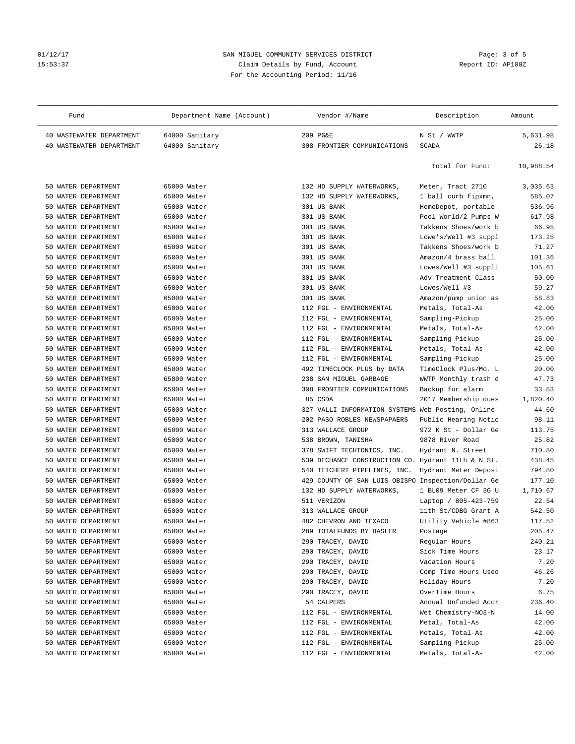# SAN MIGUEL COMMUNITY SERVICES DISTRICT

Claim Details by Fund, Account

For the Accounting Period: 11/16

| Fund | Department Name (Account) | Vendor #/Name | Description | Amount |
|---|---|---|---|---|
| 40 WASTEWATER DEPARTMENT | 64000 Sanitary | 209 PG&E | N St / WWTP | 5,631.98 |
| 40 WASTEWATER DEPARTMENT | 64000 Sanitary | 308 FRONTIER COMMUNICATIONS | SCADA | 26.18 |
| | | | Total for Fund: | 10,988.54 |
| 50 WATER DEPARTMENT | 65000 Water | 132 HD SUPPLY WATERWORKS, | Meter, Tract 2710 | 3,035.63 |
| 50 WATER DEPARTMENT | 65000 Water | 132 HD SUPPLY WATERWORKS, | 1 ball curb fipxmn, | 585.07 |
| 50 WATER DEPARTMENT | 65000 Water | 301 US BANK | HomeDepot, portable | 536.96 |
| 50 WATER DEPARTMENT | 65000 Water | 301 US BANK | Pool World/2 Pumps W | 617.98 |
| 50 WATER DEPARTMENT | 65000 Water | 301 US BANK | Takkens Shoes/work b | 66.95 |
| 50 WATER DEPARTMENT | 65000 Water | 301 US BANK | Lowe's/Well #3 suppl | 173.25 |
| 50 WATER DEPARTMENT | 65000 Water | 301 US BANK | Takkens Shoes/work b | 71.27 |
| 50 WATER DEPARTMENT | 65000 Water | 301 US BANK | Amazon/4 brass ball | 101.36 |
| 50 WATER DEPARTMENT | 65000 Water | 301 US BANK | Lowes/Well #3 suppli | 105.61 |
| 50 WATER DEPARTMENT | 65000 Water | 301 US BANK | Adv Treatment Class | 50.00 |
| 50 WATER DEPARTMENT | 65000 Water | 301 US BANK | Lowes/Well #3 | 59.27 |
| 50 WATER DEPARTMENT | 65000 Water | 301 US BANK | Amazon/pump union as | 58.83 |
| 50 WATER DEPARTMENT | 65000 Water | 112 FGL - ENVIRONMENTAL | Metals, Total-As | 42.00 |
| 50 WATER DEPARTMENT | 65000 Water | 112 FGL - ENVIRONMENTAL | Sampling-Pickup | 25.00 |
| 50 WATER DEPARTMENT | 65000 Water | 112 FGL - ENVIRONMENTAL | Metals, Total-As | 42.00 |
| 50 WATER DEPARTMENT | 65000 Water | 112 FGL - ENVIRONMENTAL | Sampling-Pickup | 25.00 |
| 50 WATER DEPARTMENT | 65000 Water | 112 FGL - ENVIRONMENTAL | Metals, Total-As | 42.00 |
| 50 WATER DEPARTMENT | 65000 Water | 112 FGL - ENVIRONMENTAL | Sampling-Pickup | 25.00 |
| 50 WATER DEPARTMENT | 65000 Water | 492 TIMECLOCK PLUS by DATA | TimeClock Plus/Mo. L | 20.00 |
| 50 WATER DEPARTMENT | 65000 Water | 238 SAN MIGUEL GARBAGE | WWTP Monthly trash d | 47.73 |
| 50 WATER DEPARTMENT | 65000 Water | 308 FRONTIER COMMUNICATIONS | Backup for alarm | 33.83 |
| 50 WATER DEPARTMENT | 65000 Water | 85 CSDA | 2017 Membership dues | 1,820.40 |
| 50 WATER DEPARTMENT | 65000 Water | 327 VALLI INFORMATION SYSTEMS | Web Posting, Online | 44.60 |
| 50 WATER DEPARTMENT | 65000 Water | 202 PASO ROBLES NEWSPAPERS | Public Hearing Notic | 98.11 |
| 50 WATER DEPARTMENT | 65000 Water | 313 WALLACE GROUP | 972 K St - Dollar Ge | 113.75 |
| 50 WATER DEPARTMENT | 65000 Water | 538 BROWN, TANISHA | 9878 River Road | 25.82 |
| 50 WATER DEPARTMENT | 65000 Water | 378 SWIFT TECHTONICS, INC. | Hydrant N. Street | 710.80 |
| 50 WATER DEPARTMENT | 65000 Water | 539 DECHANCE CONSTRUCTION CO. | Hydrant 11th & N St. | 438.45 |
| 50 WATER DEPARTMENT | 65000 Water | 540 TEICHERT PIPELINES, INC. | Hydrant Meter Deposi | 794.80 |
| 50 WATER DEPARTMENT | 65000 Water | 429 COUNTY OF SAN LUIS OBISPO | Inspection/Dollar Ge | 177.10 |
| 50 WATER DEPARTMENT | 65000 Water | 132 HD SUPPLY WATERWORKS, | 1 BL09 Meter CF 3G U | 1,710.67 |
| 50 WATER DEPARTMENT | 65000 Water | 511 VERIZON | Laptop / 805-423-759 | 22.54 |
| 50 WATER DEPARTMENT | 65000 Water | 313 WALLACE GROUP | 11th St/CDBG Grant A | 542.50 |
| 50 WATER DEPARTMENT | 65000 Water | 482 CHEVRON AND TEXACO | Utility Vehicle #863 | 117.52 |
| 50 WATER DEPARTMENT | 65000 Water | 289 TOTALFUNDS BY HASLER | Postage | 205.47 |
| 50 WATER DEPARTMENT | 65000 Water | 290 TRACEY, DAVID | Regular Hours | 240.21 |
| 50 WATER DEPARTMENT | 65000 Water | 290 TRACEY, DAVID | Sick Time Hours | 23.17 |
| 50 WATER DEPARTMENT | 65000 Water | 290 TRACEY, DAVID | Vacation Hours | 7.20 |
| 50 WATER DEPARTMENT | 65000 Water | 290 TRACEY, DAVID | Comp Time Hours Used | 46.26 |
| 50 WATER DEPARTMENT | 65000 Water | 290 TRACEY, DAVID | Holiday Hours | 7.20 |
| 50 WATER DEPARTMENT | 65000 Water | 290 TRACEY, DAVID | OverTime Hours | 6.75 |
| 50 WATER DEPARTMENT | 65000 Water | 54 CALPERS | Annual Unfunded Accr | 236.40 |
| 50 WATER DEPARTMENT | 65000 Water | 112 FGL - ENVIRONMENTAL | Wet Chemistry-NO3-N | 14.00 |
| 50 WATER DEPARTMENT | 65000 Water | 112 FGL - ENVIRONMENTAL | Metal, Total-As | 42.00 |
| 50 WATER DEPARTMENT | 65000 Water | 112 FGL - ENVIRONMENTAL | Metals, Total-As | 42.00 |
| 50 WATER DEPARTMENT | 65000 Water | 112 FGL - ENVIRONMENTAL | Sampling-Pickup | 25.00 |
| 50 WATER DEPARTMENT | 65000 Water | 112 FGL - ENVIRONMENTAL | Metals, Total-As | 42.00 |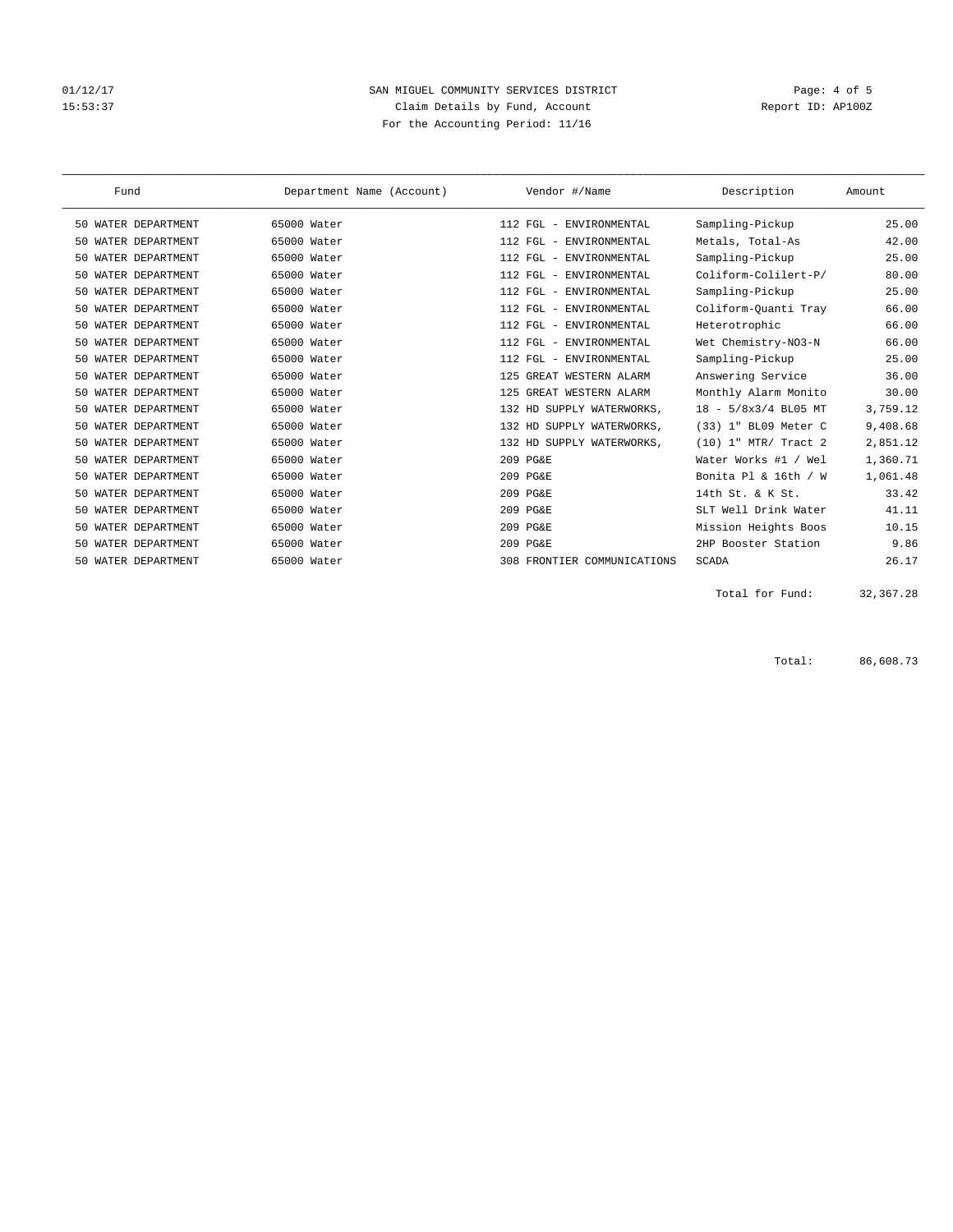# SAN MIGUEL COMMUNITY SERVICES DISTRICT

01/12/17
15:53:37

Claim Details by Fund, Account
For the Accounting Period: 11/16

Report ID: AP100Z

| Fund | Department Name (Account) | Vendor #/Name | Description | Amount |
|---|---|---|---|---|
| 50 WATER DEPARTMENT | 65000 Water | 112 FGL - ENVIRONMENTAL | Sampling-Pickup | 25.00 |
| 50 WATER DEPARTMENT | 65000 Water | 112 FGL - ENVIRONMENTAL | Metals, Total-As | 42.00 |
| 50 WATER DEPARTMENT | 65000 Water | 112 FGL - ENVIRONMENTAL | Sampling-Pickup | 25.00 |
| 50 WATER DEPARTMENT | 65000 Water | 112 FGL - ENVIRONMENTAL | Coliform-Colilert-P/ | 80.00 |
| 50 WATER DEPARTMENT | 65000 Water | 112 FGL - ENVIRONMENTAL | Sampling-Pickup | 25.00 |
| 50 WATER DEPARTMENT | 65000 Water | 112 FGL - ENVIRONMENTAL | Coliform-Quanti Tray | 66.00 |
| 50 WATER DEPARTMENT | 65000 Water | 112 FGL - ENVIRONMENTAL | Heterotrophic | 66.00 |
| 50 WATER DEPARTMENT | 65000 Water | 112 FGL - ENVIRONMENTAL | Wet Chemistry-NO3-N | 66.00 |
| 50 WATER DEPARTMENT | 65000 Water | 112 FGL - ENVIRONMENTAL | Sampling-Pickup | 25.00 |
| 50 WATER DEPARTMENT | 65000 Water | 125 GREAT WESTERN ALARM | Answering Service | 36.00 |
| 50 WATER DEPARTMENT | 65000 Water | 125 GREAT WESTERN ALARM | Monthly Alarm Monito | 30.00 |
| 50 WATER DEPARTMENT | 65000 Water | 132 HD SUPPLY WATERWORKS, | 18 - 5/8x3/4 BL05 MT | 3,759.12 |
| 50 WATER DEPARTMENT | 65000 Water | 132 HD SUPPLY WATERWORKS, | (33) 1" BL09 Meter C | 9,408.68 |
| 50 WATER DEPARTMENT | 65000 Water | 132 HD SUPPLY WATERWORKS, | (10) 1" MTR/ Tract 2 | 2,851.12 |
| 50 WATER DEPARTMENT | 65000 Water | 209 PG&E | Water Works #1 / Wel | 1,360.71 |
| 50 WATER DEPARTMENT | 65000 Water | 209 PG&E | Bonita Pl & 16th / W | 1,061.48 |
| 50 WATER DEPARTMENT | 65000 Water | 209 PG&E | 14th St. & K St. | 33.42 |
| 50 WATER DEPARTMENT | 65000 Water | 209 PG&E | SLT Well Drink Water | 41.11 |
| 50 WATER DEPARTMENT | 65000 Water | 209 PG&E | Mission Heights Boos | 10.15 |
| 50 WATER DEPARTMENT | 65000 Water | 209 PG&E | 2HP Booster Station | 9.86 |
| 50 WATER DEPARTMENT | 65000 Water | 308 FRONTIER COMMUNICATIONS | SCADA | 26.17 |
| | | | Total for Fund: | 32,367.28 |
| | | | Total: | 86,608.73 |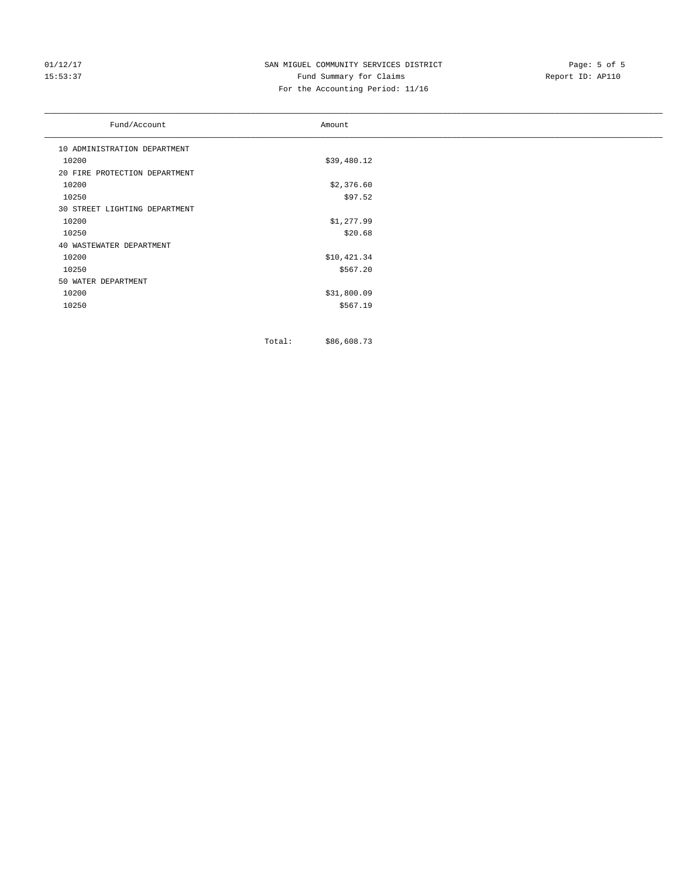# SAN MIGUEL COMMUNITY SERVICES DISTRICT

## Fund Summary for Claims

For the Accounting Period: 11/16

| Fund/Account | Amount |
|---|---|
| 10 ADMINISTRATION DEPARTMENT | |
| 10200 | $39,480.12 |
| 20 FIRE PROTECTION DEPARTMENT | |
| 10200 | $2,376.60 |
| 10250 | $97.52 |
| 30 STREET LIGHTING DEPARTMENT | |
| 10200 | $1,277.99 |
| 10250 | $20.68 |
| 40 WASTEWATER DEPARTMENT | |
| 10200 | $10,421.34 |
| 10250 | $567.20 |
| 50 WATER DEPARTMENT | |
| 10200 | $31,800.09 |
| 10250 | $567.19 |
| Total: | $86,608.73 |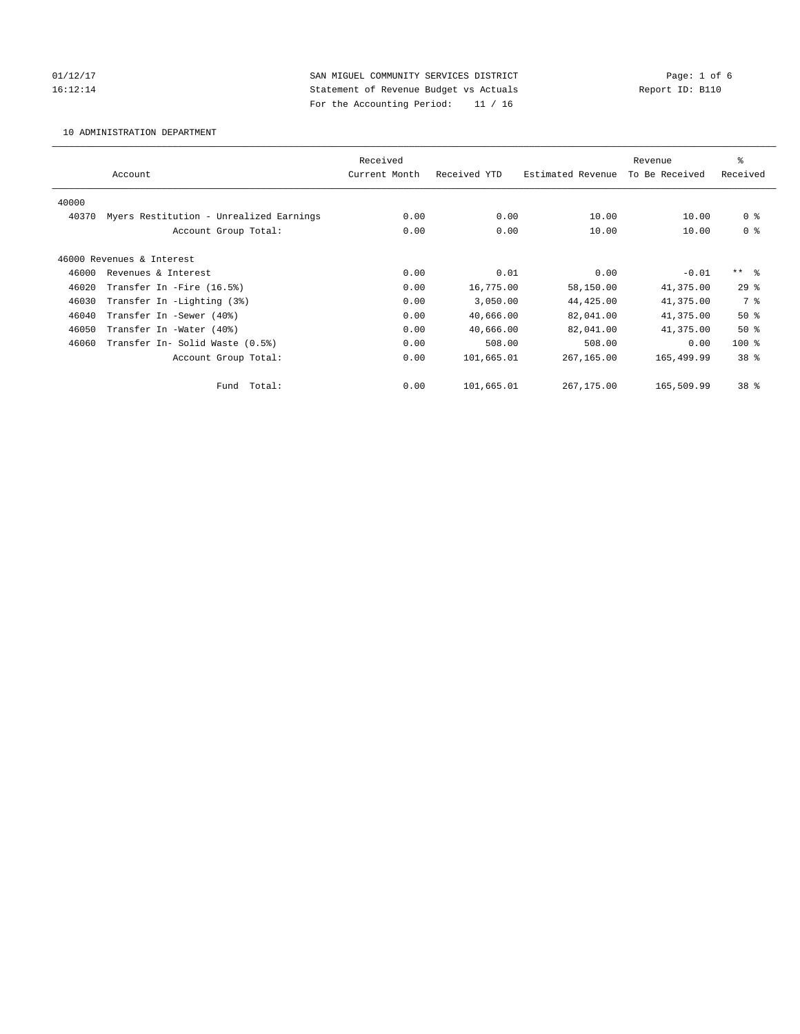01/12/17 SAN MIGUEL COMMUNITY SERVICES DISTRICT Page: 1 of 6
16:12:14 Statement of Revenue Budget vs Actuals Report ID: B110
For the Accounting Period: 11 / 16

10 ADMINISTRATION DEPARTMENT

| | Account | Received Current Month | Received YTD | Estimated Revenue | Revenue To Be Received | % Received |
|---|---|---|---|---|---|---|
| 40000 | | | | | | |
| 40370 | Myers Restitution - Unrealized Earnings | 0.00 | 0.00 | 10.00 | 10.00 | 0 % |
| | Account Group Total: | 0.00 | 0.00 | 10.00 | 10.00 | 0 % |
| 46000 Revenues & Interest | | | | | | |
| 46000 | Revenues & Interest | 0.00 | 0.01 | 0.00 | -0.01 | ** % |
| 46020 | Transfer In -Fire (16.5%) | 0.00 | 16,775.00 | 58,150.00 | 41,375.00 | 29 % |
| 46030 | Transfer In -Lighting (3%) | 0.00 | 3,050.00 | 44,425.00 | 41,375.00 | 7 % |
| 46040 | Transfer In -Sewer (40%) | 0.00 | 40,666.00 | 82,041.00 | 41,375.00 | 50 % |
| 46050 | Transfer In -Water (40%) | 0.00 | 40,666.00 | 82,041.00 | 41,375.00 | 50 % |
| 46060 | Transfer In- Solid Waste (0.5%) | 0.00 | 508.00 | 508.00 | 0.00 | 100 % |
| | Account Group Total: | 0.00 | 101,665.01 | 267,165.00 | 165,499.99 | 38 % |
| | Fund Total: | 0.00 | 101,665.01 | 267,175.00 | 165,509.99 | 38 % |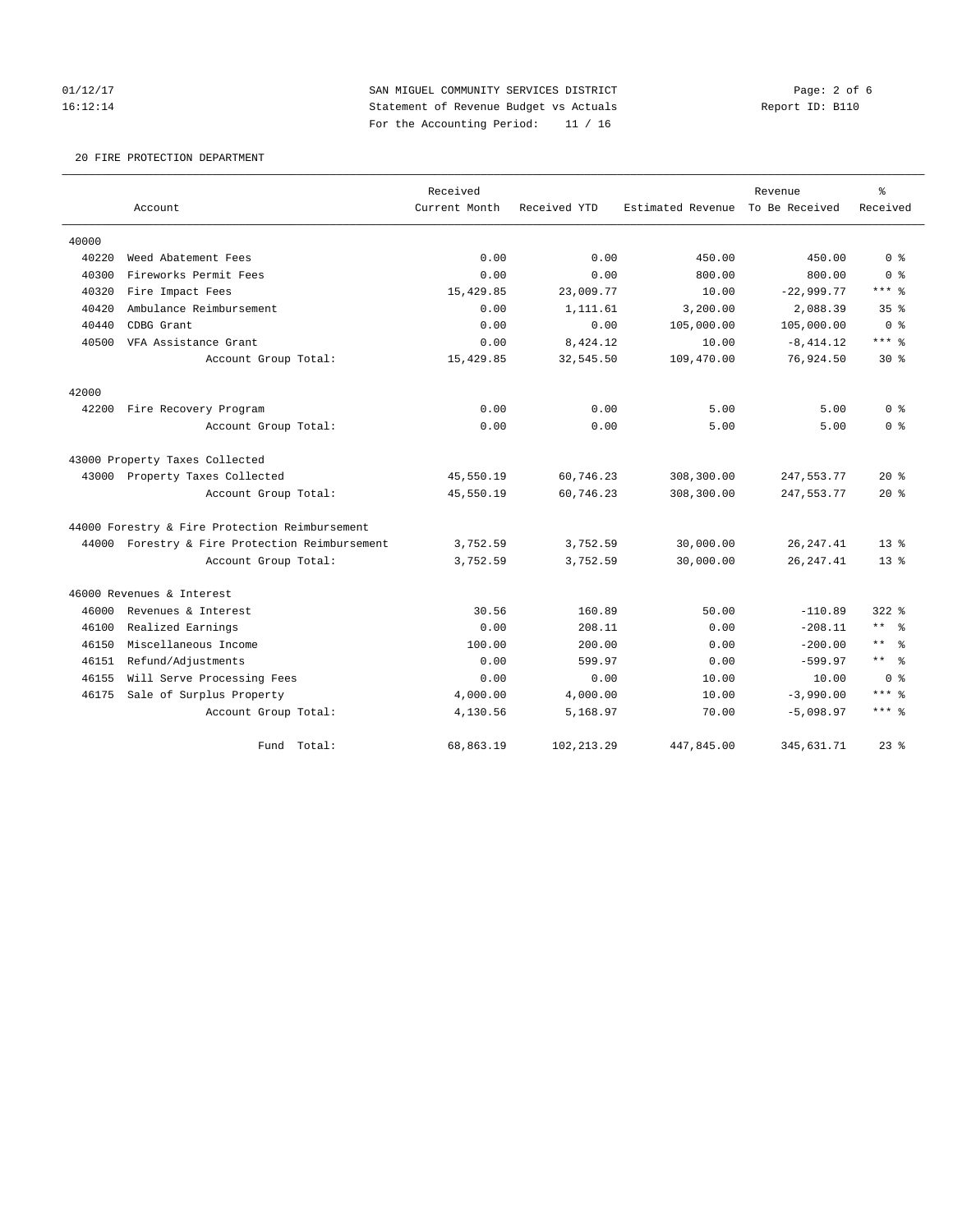SAN MIGUEL COMMUNITY SERVICES DISTRICT
Statement of Revenue Budget vs Actuals
For the Accounting Period: 11 / 16

01/12/17
16:12:14

Report ID: B110

## 20 FIRE PROTECTION DEPARTMENT

| Account | | Received Current Month | Received YTD | Estimated Revenue | Revenue To Be Received | % Received |
|---|---|---|---|---|---|---|
| 40000 | | | | | | |
| 40220 | Weed Abatement Fees | 0.00 | 0.00 | 450.00 | 450.00 | 0 % |
| 40300 | Fireworks Permit Fees | 0.00 | 0.00 | 800.00 | 800.00 | 0 % |
| 40320 | Fire Impact Fees | 15,429.85 | 23,009.77 | 10.00 | -22,999.77 | *** % |
| 40420 | Ambulance Reimbursement | 0.00 | 1,111.61 | 3,200.00 | 2,088.39 | 35 % |
| 40440 | CDBG Grant | 0.00 | 0.00 | 105,000.00 | 105,000.00 | 0 % |
| 40500 | VFA Assistance Grant | 0.00 | 8,424.12 | 10.00 | -8,414.12 | *** % |
| | Account Group Total: | 15,429.85 | 32,545.50 | 109,470.00 | 76,924.50 | 30 % |
| 42000 | | | | | | |
| 42200 | Fire Recovery Program | 0.00 | 0.00 | 5.00 | 5.00 | 0 % |
| | Account Group Total: | 0.00 | 0.00 | 5.00 | 5.00 | 0 % |
| 43000 Property Taxes Collected | | | | | | |
| 43000 | Property Taxes Collected | 45,550.19 | 60,746.23 | 308,300.00 | 247,553.77 | 20 % |
| | Account Group Total: | 45,550.19 | 60,746.23 | 308,300.00 | 247,553.77 | 20 % |
| 44000 Forestry & Fire Protection Reimbursement | | | | | | |
| 44000 | Forestry & Fire Protection Reimbursement | 3,752.59 | 3,752.59 | 30,000.00 | 26,247.41 | 13 % |
| | Account Group Total: | 3,752.59 | 3,752.59 | 30,000.00 | 26,247.41 | 13 % |
| 46000 Revenues & Interest | | | | | | |
| 46000 | Revenues & Interest | 30.56 | 160.89 | 50.00 | -110.89 | 322 % |
| 46100 | Realized Earnings | 0.00 | 208.11 | 0.00 | -208.11 | ** % |
| 46150 | Miscellaneous Income | 100.00 | 200.00 | 0.00 | -200.00 | ** % |
| 46151 | Refund/Adjustments | 0.00 | 599.97 | 0.00 | -599.97 | ** % |
| 46155 | Will Serve Processing Fees | 0.00 | 0.00 | 10.00 | 10.00 | 0 % |
| 46175 | Sale of Surplus Property | 4,000.00 | 4,000.00 | 10.00 | -3,990.00 | *** % |
| | Account Group Total: | 4,130.56 | 5,168.97 | 70.00 | -5,098.97 | *** % |
| | Fund Total: | 68,863.19 | 102,213.29 | 447,845.00 | 345,631.71 | 23 % |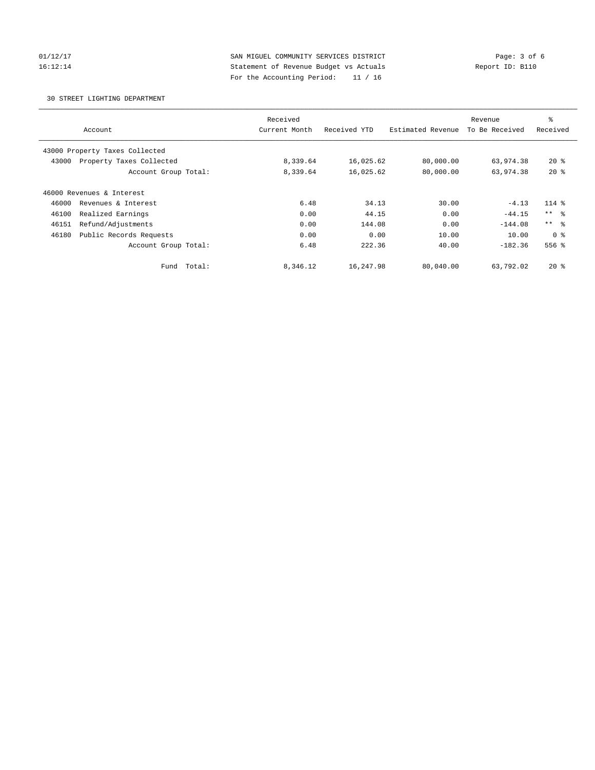SAN MIGUEL COMMUNITY SERVICES DISTRICT
Statement of Revenue Budget vs Actuals
For the Accounting Period: 11 / 16

30 STREET LIGHTING DEPARTMENT

| Account | Received Current Month | Received YTD | Estimated Revenue | Revenue To Be Received | % Received |
|---|---|---|---|---|---|
| 43000 Property Taxes Collected | | | | | |
| 43000 Property Taxes Collected | 8,339.64 | 16,025.62 | 80,000.00 | 63,974.38 | 20 % |
| Account Group Total: | 8,339.64 | 16,025.62 | 80,000.00 | 63,974.38 | 20 % |
| 46000 Revenues & Interest | | | | | |
| 46000 Revenues & Interest | 6.48 | 34.13 | 30.00 | -4.13 | 114 % |
| 46100 Realized Earnings | 0.00 | 44.15 | 0.00 | -44.15 | ** % |
| 46151 Refund/Adjustments | 0.00 | 144.08 | 0.00 | -144.08 | ** % |
| 46180 Public Records Requests | 0.00 | 0.00 | 10.00 | 10.00 | 0 % |
| Account Group Total: | 6.48 | 222.36 | 40.00 | -182.36 | 556 % |
| Fund Total: | 8,346.12 | 16,247.98 | 80,040.00 | 63,792.02 | 20 % |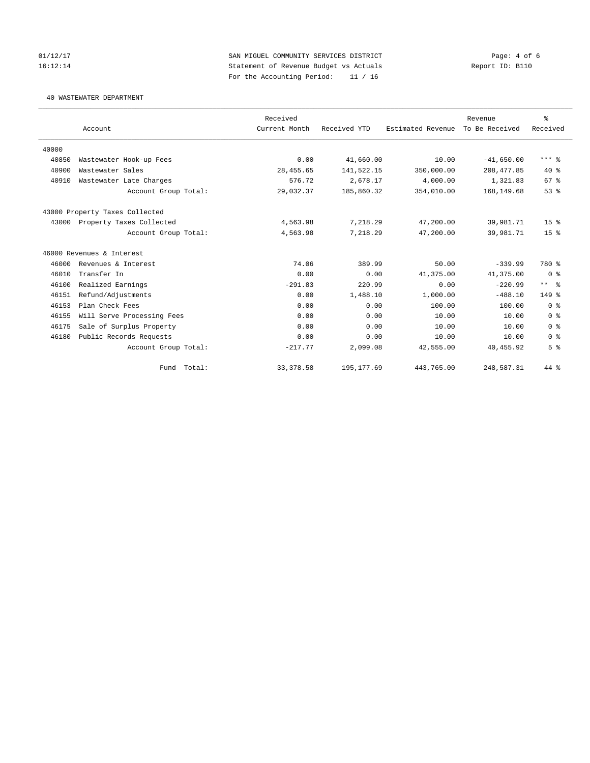SAN MIGUEL COMMUNITY SERVICES DISTRICT
Statement of Revenue Budget vs Actuals
For the Accounting Period: 11 / 16

40 WASTEWATER DEPARTMENT

| | Account | Received Current Month | Received YTD | Estimated Revenue | Revenue To Be Received | % Received |
|---|---|---|---|---|---|---|
| 40000 | | | | | | |
| 40850 | Wastewater Hook-up Fees | 0.00 | 41,660.00 | 10.00 | -41,650.00 | *** % |
| 40900 | Wastewater Sales | 28,455.65 | 141,522.15 | 350,000.00 | 208,477.85 | 40 % |
| 40910 | Wastewater Late Charges | 576.72 | 2,678.17 | 4,000.00 | 1,321.83 | 67 % |
| | Account Group Total: | 29,032.37 | 185,860.32 | 354,010.00 | 168,149.68 | 53 % |
| 43000 Property Taxes Collected | | | | | | |
| 43000 | Property Taxes Collected | 4,563.98 | 7,218.29 | 47,200.00 | 39,981.71 | 15 % |
| | Account Group Total: | 4,563.98 | 7,218.29 | 47,200.00 | 39,981.71 | 15 % |
| 46000 Revenues & Interest | | | | | | |
| 46000 | Revenues & Interest | 74.06 | 389.99 | 50.00 | -339.99 | 780 % |
| 46010 | Transfer In | 0.00 | 0.00 | 41,375.00 | 41,375.00 | 0 % |
| 46100 | Realized Earnings | -291.83 | 220.99 | 0.00 | -220.99 | ** % |
| 46151 | Refund/Adjustments | 0.00 | 1,488.10 | 1,000.00 | -488.10 | 149 % |
| 46153 | Plan Check Fees | 0.00 | 0.00 | 100.00 | 100.00 | 0 % |
| 46155 | Will Serve Processing Fees | 0.00 | 0.00 | 10.00 | 10.00 | 0 % |
| 46175 | Sale of Surplus Property | 0.00 | 0.00 | 10.00 | 10.00 | 0 % |
| 46180 | Public Records Requests | 0.00 | 0.00 | 10.00 | 10.00 | 0 % |
| | Account Group Total: | -217.77 | 2,099.08 | 42,555.00 | 40,455.92 | 5 % |
| | Fund Total: | 33,378.58 | 195,177.69 | 443,765.00 | 248,587.31 | 44 % |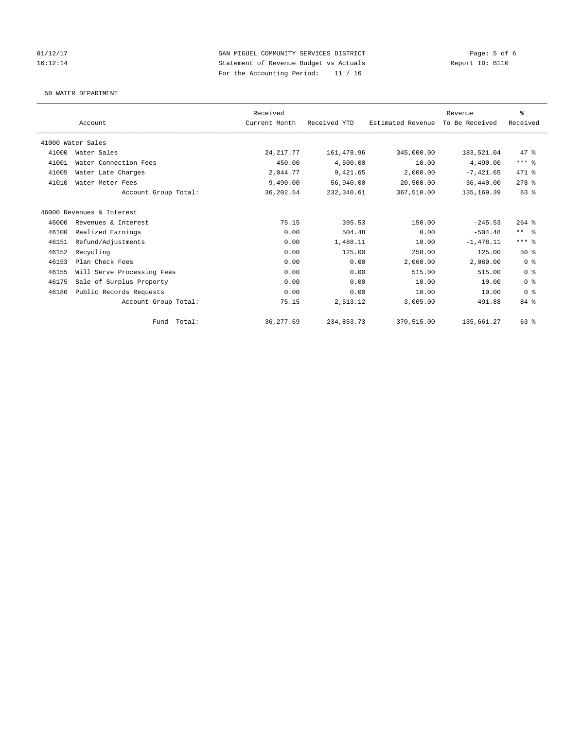01/12/17 SAN MIGUEL COMMUNITY SERVICES DISTRICT
16:12:14 Statement of Revenue Budget vs Actuals Report ID: B110
For the Accounting Period: 11 / 16

50 WATER DEPARTMENT

| Account | | Received Current Month | Received YTD | Estimated Revenue | Revenue To Be Received | % Received |
|---|---|---|---|---|---|---|
| 41000 Water Sales | | | | | | |
| 41000 | Water Sales | 24,217.77 | 161,478.96 | 345,000.00 | 183,521.04 | 47 % |
| 41001 | Water Connection Fees | 450.00 | 4,500.00 | 10.00 | -4,490.00 | *** % |
| 41005 | Water Late Charges | 2,044.77 | 9,421.65 | 2,000.00 | -7,421.65 | 471 % |
| 41010 | Water Meter Fees | 9,490.00 | 56,940.00 | 20,500.00 | -36,440.00 | 278 % |
| | Account Group Total: | 36,202.54 | 232,340.61 | 367,510.00 | 135,169.39 | 63 % |
| 46000 Revenues & Interest | | | | | | |
| 46000 | Revenues & Interest | 75.15 | 395.53 | 150.00 | -245.53 | 264 % |
| 46100 | Realized Earnings | 0.00 | 504.48 | 0.00 | -504.48 | ** % |
| 46151 | Refund/Adjustments | 0.00 | 1,488.11 | 10.00 | -1,478.11 | *** % |
| 46152 | Recycling | 0.00 | 125.00 | 250.00 | 125.00 | 50 % |
| 46153 | Plan Check Fees | 0.00 | 0.00 | 2,060.00 | 2,060.00 | 0 % |
| 46155 | Will Serve Processing Fees | 0.00 | 0.00 | 515.00 | 515.00 | 0 % |
| 46175 | Sale of Surplus Property | 0.00 | 0.00 | 10.00 | 10.00 | 0 % |
| 46180 | Public Records Requests | 0.00 | 0.00 | 10.00 | 10.00 | 0 % |
| | Account Group Total: | 75.15 | 2,513.12 | 3,005.00 | 491.88 | 84 % |
| | Fund Total: | 36,277.69 | 234,853.73 | 370,515.00 | 135,661.27 | 63 % |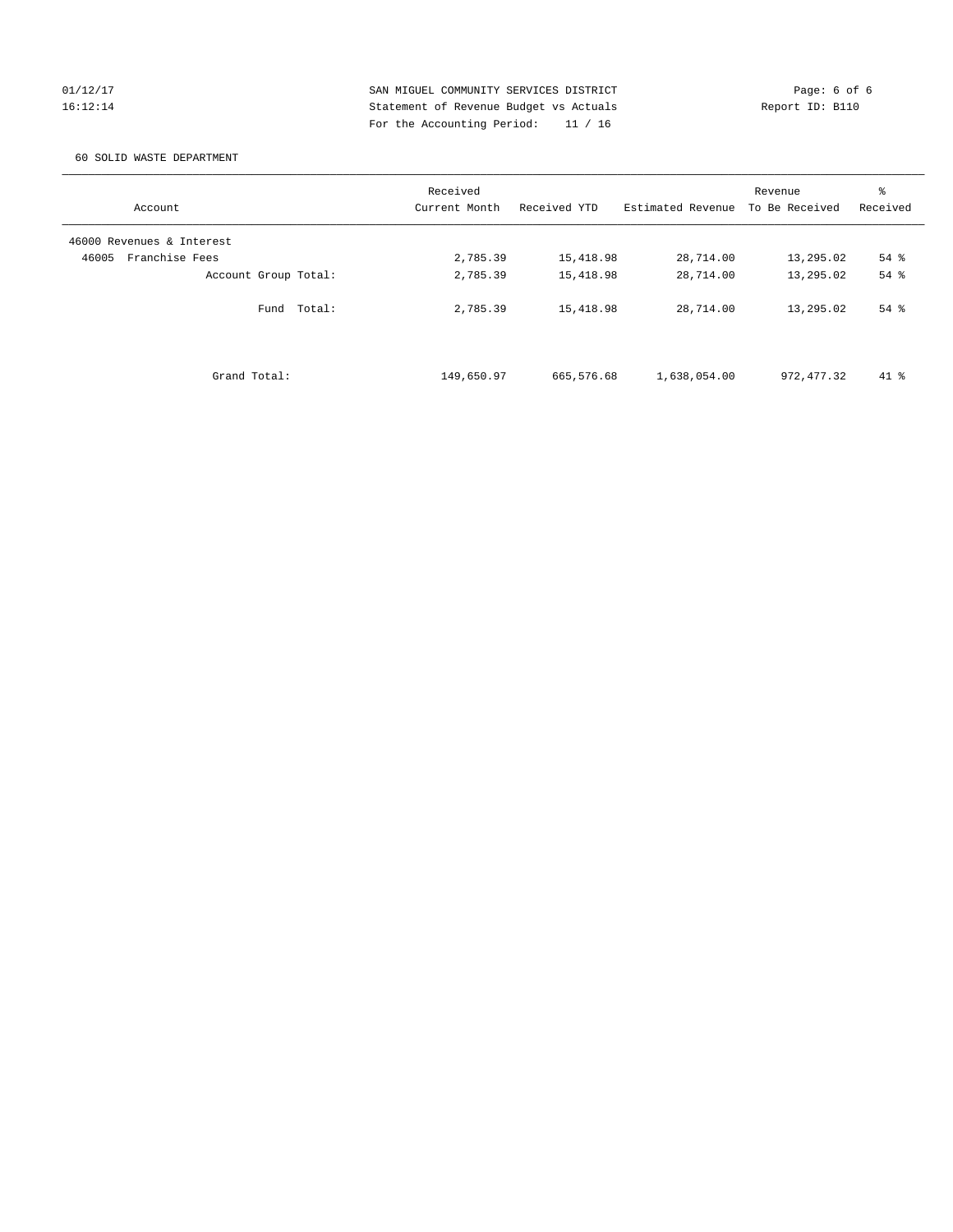SAN MIGUEL COMMUNITY SERVICES DISTRICT
Statement of Revenue Budget vs Actuals
For the Accounting Period: 11 / 16

01/12/17
16:12:14

Report ID: B110

60 SOLID WASTE DEPARTMENT

| Account | Received Current Month | Received YTD | Estimated Revenue | Revenue To Be Received | % Received |
|---|---|---|---|---|---|
| 46000 Revenues & Interest | | | | | |
| 46005 Franchise Fees | 2,785.39 | 15,418.98 | 28,714.00 | 13,295.02 | 54 % |
| Account Group Total: | 2,785.39 | 15,418.98 | 28,714.00 | 13,295.02 | 54 % |
| Fund Total: | 2,785.39 | 15,418.98 | 28,714.00 | 13,295.02 | 54 % |
| Grand Total: | 149,650.97 | 665,576.68 | 1,638,054.00 | 972,477.32 | 41 % |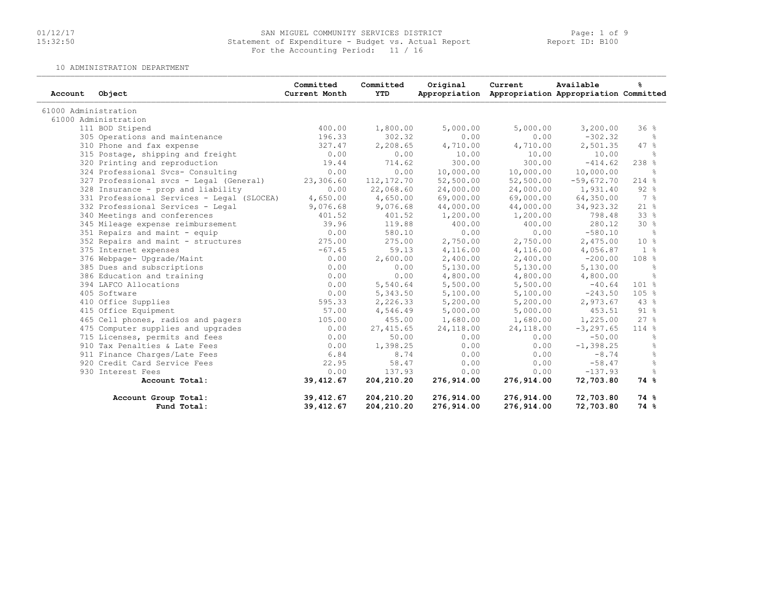SAN MIGUEL COMMUNITY SERVICES DISTRICT
Statement of Expenditure - Budget vs. Actual Report
For the Accounting Period: 11 / 16

10 ADMINISTRATION DEPARTMENT

| Account | Object | Committed Current Month | Committed YTD | Original Appropriation | Current Appropriation | Available Appropriation | % Committed |
|---|---|---|---|---|---|---|---|
| 61000 Administration | | | | | | | |
| 61000 Administration | | | | | | | |
| 111 | BOD Stipend | 400.00 | 1,800.00 | 5,000.00 | 5,000.00 | 3,200.00 | 36 % |
| 305 | Operations and maintenance | 196.33 | 302.32 | 0.00 | 0.00 | -302.32 | % |
| 310 | Phone and fax expense | 327.47 | 2,208.65 | 4,710.00 | 4,710.00 | 2,501.35 | 47 % |
| 315 | Postage, shipping and freight | 0.00 | 0.00 | 10.00 | 10.00 | 10.00 | % |
| 320 | Printing and reproduction | 19.44 | 714.62 | 300.00 | 300.00 | -414.62 | 238 % |
| 324 | Professional Svcs- Consulting | 0.00 | 0.00 | 10,000.00 | 10,000.00 | 10,000.00 | % |
| 327 | Professional svcs - Legal (General) | 23,306.60 | 112,172.70 | 52,500.00 | 52,500.00 | -59,672.70 | 214 % |
| 328 | Insurance - prop and liability | 0.00 | 22,068.60 | 24,000.00 | 24,000.00 | 1,931.40 | 92 % |
| 331 | Professional Services - Legal (SLOCEA) | 4,650.00 | 4,650.00 | 69,000.00 | 69,000.00 | 64,350.00 | 7 % |
| 332 | Professional Services - Legal | 9,076.68 | 9,076.68 | 44,000.00 | 44,000.00 | 34,923.32 | 21 % |
| 340 | Meetings and conferences | 401.52 | 401.52 | 1,200.00 | 1,200.00 | 798.48 | 33 % |
| 345 | Mileage expense reimbursement | 39.96 | 119.88 | 400.00 | 400.00 | 280.12 | 30 % |
| 351 | Repairs and maint - equip | 0.00 | 580.10 | 0.00 | 0.00 | -580.10 | % |
| 352 | Repairs and maint - structures | 275.00 | 275.00 | 2,750.00 | 2,750.00 | 2,475.00 | 10 % |
| 375 | Internet expenses | -67.45 | 59.13 | 4,116.00 | 4,116.00 | 4,056.87 | 1 % |
| 376 | Webpage- Upgrade/Maint | 0.00 | 2,600.00 | 2,400.00 | 2,400.00 | -200.00 | 108 % |
| 385 | Dues and subscriptions | 0.00 | 0.00 | 5,130.00 | 5,130.00 | 5,130.00 | % |
| 386 | Education and training | 0.00 | 0.00 | 4,800.00 | 4,800.00 | 4,800.00 | % |
| 394 | LAFCO Allocations | 0.00 | 5,540.64 | 5,500.00 | 5,500.00 | -40.64 | 101 % |
| 405 | Software | 0.00 | 5,343.50 | 5,100.00 | 5,100.00 | -243.50 | 105 % |
| 410 | Office Supplies | 595.33 | 2,226.33 | 5,200.00 | 5,200.00 | 2,973.67 | 43 % |
| 415 | Office Equipment | 57.00 | 4,546.49 | 5,000.00 | 5,000.00 | 453.51 | 91 % |
| 465 | Cell phones, radios and pagers | 105.00 | 455.00 | 1,680.00 | 1,680.00 | 1,225.00 | 27 % |
| 475 | Computer supplies and upgrades | 0.00 | 27,415.65 | 24,118.00 | 24,118.00 | -3,297.65 | 114 % |
| 715 | Licenses, permits and fees | 0.00 | 50.00 | 0.00 | 0.00 | -50.00 | % |
| 910 | Tax Penalties & Late Fees | 0.00 | 1,398.25 | 0.00 | 0.00 | -1,398.25 | % |
| 911 | Finance Charges/Late Fees | 6.84 | 8.74 | 0.00 | 0.00 | -8.74 | % |
| 920 | Credit Card Service Fees | 22.95 | 58.47 | 0.00 | 0.00 | -58.47 | % |
| 930 | Interest Fees | 0.00 | 137.93 | 0.00 | 0.00 | -137.93 | % |
| | **Account Total:** | **39,412.67** | **204,210.20** | **276,914.00** | **276,914.00** | **72,703.80** | **74 %** |
| | **Account Group Total:** | **39,412.67** | **204,210.20** | **276,914.00** | **276,914.00** | **72,703.80** | **74 %** |
| | **Fund Total:** | **39,412.67** | **204,210.20** | **276,914.00** | **276,914.00** | **72,703.80** | **74 %** |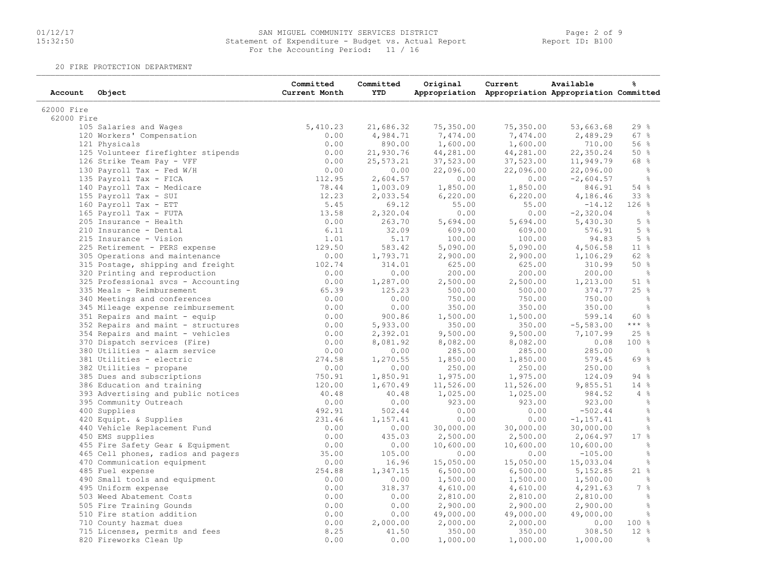# SAN MIGUEL COMMUNITY SERVICES DISTRICT

Statement of Expenditure - Budget vs. Actual Report

For the Accounting Period: 11 / 16

20 FIRE PROTECTION DEPARTMENT

| Account | Object | Committed Current Month | Committed YTD | Original Appropriation | Current Appropriation | Available Appropriation | % Committed |
|---|---|---|---|---|---|---|---|
| 62000 Fire | | | | | | | |
| 62000 Fire | | | | | | | |
| | 105 Salaries and Wages | 5,410.23 | 21,686.32 | 75,350.00 | 75,350.00 | 53,663.68 | 29 % |
| | 120 Workers' Compensation | 0.00 | 4,984.71 | 7,474.00 | 7,474.00 | 2,489.29 | 67 % |
| | 121 Physicals | 0.00 | 890.00 | 1,600.00 | 1,600.00 | 710.00 | 56 % |
| | 125 Volunteer firefighter stipends | 0.00 | 21,930.76 | 44,281.00 | 44,281.00 | 22,350.24 | 50 % |
| | 126 Strike Team Pay - VFF | 0.00 | 25,573.21 | 37,523.00 | 37,523.00 | 11,949.79 | 68 % |
| | 130 Payroll Tax - Fed W/H | 0.00 | 0.00 | 22,096.00 | 22,096.00 | 22,096.00 | % |
| | 135 Payroll Tax - FICA | 112.95 | 2,604.57 | 0.00 | 0.00 | -2,604.57 | % |
| | 140 Payroll Tax - Medicare | 78.44 | 1,003.09 | 1,850.00 | 1,850.00 | 846.91 | 54 % |
| | 155 Payroll Tax - SUI | 12.23 | 2,033.54 | 6,220.00 | 6,220.00 | 4,186.46 | 33 % |
| | 160 Payroll Tax - ETT | 5.45 | 69.12 | 55.00 | 55.00 | -14.12 | 126 % |
| | 165 Payroll Tax - FUTA | 13.58 | 2,320.04 | 0.00 | 0.00 | -2,320.04 | % |
| | 205 Insurance - Health | 0.00 | 263.70 | 5,694.00 | 5,694.00 | 5,430.30 | 5 % |
| | 210 Insurance - Dental | 6.11 | 32.09 | 609.00 | 609.00 | 576.91 | 5 % |
| | 215 Insurance - Vision | 1.01 | 5.17 | 100.00 | 100.00 | 94.83 | 5 % |
| | 225 Retirement - PERS expense | 129.50 | 583.42 | 5,090.00 | 5,090.00 | 4,506.58 | 11 % |
| | 305 Operations and maintenance | 0.00 | 1,793.71 | 2,900.00 | 2,900.00 | 1,106.29 | 62 % |
| | 315 Postage, shipping and freight | 102.74 | 314.01 | 625.00 | 625.00 | 310.99 | 50 % |
| | 320 Printing and reproduction | 0.00 | 0.00 | 200.00 | 200.00 | 200.00 | % |
| | 325 Professional svcs - Accounting | 0.00 | 1,287.00 | 2,500.00 | 2,500.00 | 1,213.00 | 51 % |
| | 335 Meals - Reimbursement | 65.39 | 125.23 | 500.00 | 500.00 | 374.77 | 25 % |
| | 340 Meetings and conferences | 0.00 | 0.00 | 750.00 | 750.00 | 750.00 | % |
| | 345 Mileage expense reimbursement | 0.00 | 0.00 | 350.00 | 350.00 | 350.00 | % |
| | 351 Repairs and maint - equip | 0.00 | 900.86 | 1,500.00 | 1,500.00 | 599.14 | 60 % |
| | 352 Repairs and maint - structures | 0.00 | 5,933.00 | 350.00 | 350.00 | -5,583.00 | *** % |
| | 354 Repairs and maint - vehicles | 0.00 | 2,392.01 | 9,500.00 | 9,500.00 | 7,107.99 | 25 % |
| | 370 Dispatch services (Fire) | 0.00 | 8,081.92 | 8,082.00 | 8,082.00 | 0.08 | 100 % |
| | 380 Utilities - alarm service | 0.00 | 0.00 | 285.00 | 285.00 | 285.00 | % |
| | 381 Utilities - electric | 274.58 | 1,270.55 | 1,850.00 | 1,850.00 | 579.45 | 69 % |
| | 382 Utilities - propane | 0.00 | 0.00 | 250.00 | 250.00 | 250.00 | % |
| | 385 Dues and subscriptions | 750.91 | 1,850.91 | 1,975.00 | 1,975.00 | 124.09 | 94 % |
| | 386 Education and training | 120.00 | 1,670.49 | 11,526.00 | 11,526.00 | 9,855.51 | 14 % |
| | 393 Advertising and public notices | 40.48 | 40.48 | 1,025.00 | 1,025.00 | 984.52 | 4 % |
| | 395 Community Outreach | 0.00 | 0.00 | 923.00 | 923.00 | 923.00 | % |
| | 400 Supplies | 492.91 | 502.44 | 0.00 | 0.00 | -502.44 | % |
| | 420 Equipt. & Supplies | 231.46 | 1,157.41 | 0.00 | 0.00 | -1,157.41 | % |
| | 440 Vehicle Replacement Fund | 0.00 | 0.00 | 30,000.00 | 30,000.00 | 30,000.00 | % |
| | 450 EMS supplies | 0.00 | 435.03 | 2,500.00 | 2,500.00 | 2,064.97 | 17 % |
| | 455 Fire Safety Gear & Equipment | 0.00 | 0.00 | 10,600.00 | 10,600.00 | 10,600.00 | % |
| | 465 Cell phones, radios and pagers | 35.00 | 105.00 | 0.00 | 0.00 | -105.00 | % |
| | 470 Communication equipment | 0.00 | 16.96 | 15,050.00 | 15,050.00 | 15,033.04 | % |
| | 485 Fuel expense | 254.88 | 1,347.15 | 6,500.00 | 6,500.00 | 5,152.85 | 21 % |
| | 490 Small tools and equipment | 0.00 | 0.00 | 1,500.00 | 1,500.00 | 1,500.00 | % |
| | 495 Uniform expense | 0.00 | 318.37 | 4,610.00 | 4,610.00 | 4,291.63 | 7 % |
| | 503 Weed Abatement Costs | 0.00 | 0.00 | 2,810.00 | 2,810.00 | 2,810.00 | % |
| | 505 Fire Training Gounds | 0.00 | 0.00 | 2,900.00 | 2,900.00 | 2,900.00 | % |
| | 510 Fire station addition | 0.00 | 0.00 | 49,000.00 | 49,000.00 | 49,000.00 | % |
| | 710 County hazmat dues | 0.00 | 2,000.00 | 2,000.00 | 2,000.00 | 0.00 | 100 % |
| | 715 Licenses, permits and fees | 8.25 | 41.50 | 350.00 | 350.00 | 308.50 | 12 % |
| | 820 Fireworks Clean Up | 0.00 | 0.00 | 1,000.00 | 1,000.00 | 1,000.00 | % |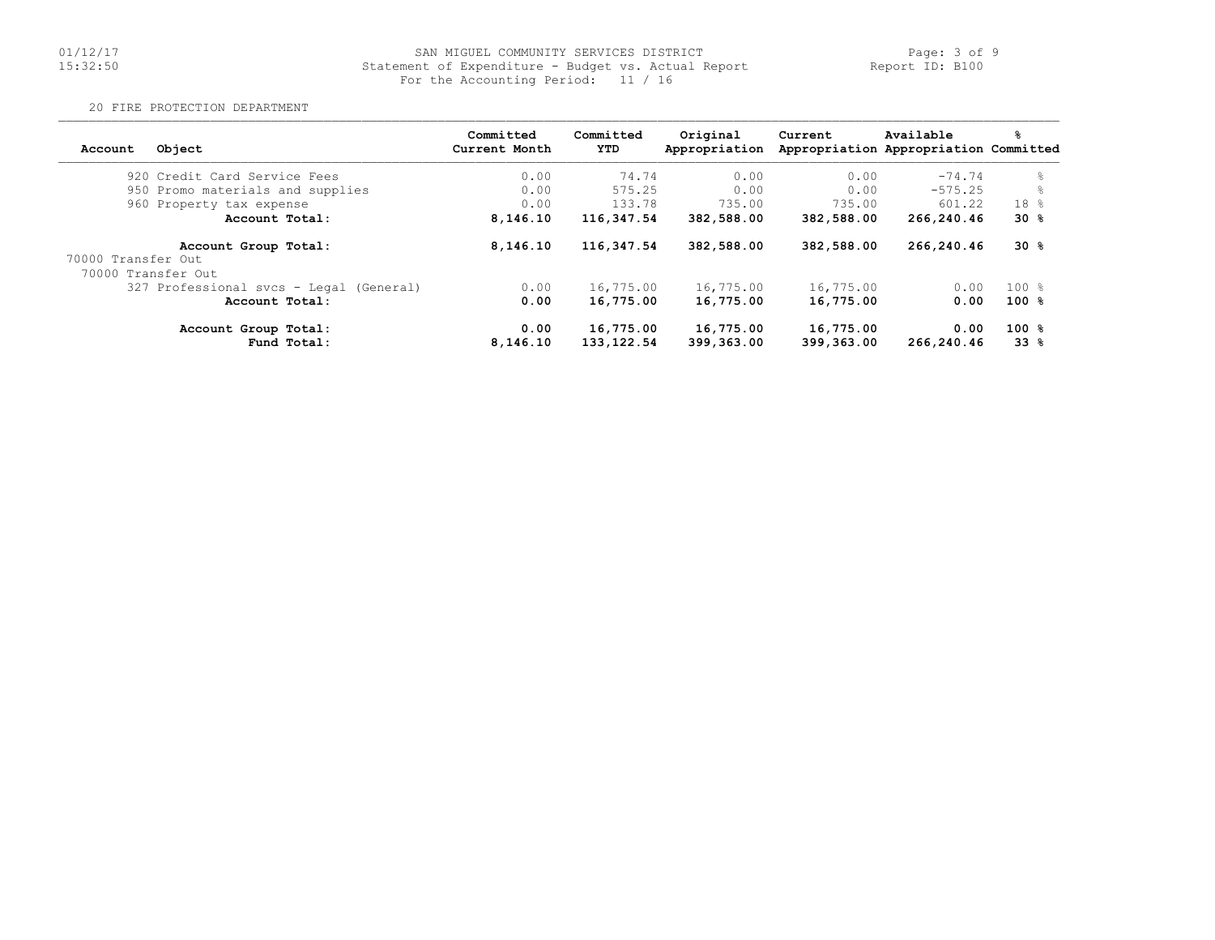SAN MIGUEL COMMUNITY SERVICES DISTRICT
Statement of Expenditure - Budget vs. Actual Report
For the Accounting Period: 11 / 16

Report ID: B100

20 FIRE PROTECTION DEPARTMENT

| Account | Object | Committed Current Month | Committed YTD | Original Appropriation | Current Appropriation | Available Appropriation | % Committed |
|---|---|---|---|---|---|---|---|
| | 920 Credit Card Service Fees | 0.00 | 74.74 | 0.00 | 0.00 | -74.74 | % |
| | 950 Promo materials and supplies | 0.00 | 575.25 | 0.00 | 0.00 | -575.25 | % |
| | 960 Property tax expense | 0.00 | 133.78 | 735.00 | 735.00 | 601.22 | 18 % |
| | **Account Total:** | **8,146.10** | **116,347.54** | **382,588.00** | **382,588.00** | **266,240.46** | **30 %** |
| | **Account Group Total:** | **8,146.10** | **116,347.54** | **382,588.00** | **382,588.00** | **266,240.46** | **30 %** |
| 70000 Transfer Out | | | | | | | |
| 70000 Transfer Out | | | | | | | |
| | 327 Professional svcs - Legal (General) | 0.00 | 16,775.00 | 16,775.00 | 16,775.00 | 0.00 | 100 % |
| | **Account Total:** | **0.00** | **16,775.00** | **16,775.00** | **16,775.00** | **0.00** | **100 %** |
| | **Account Group Total:** | **0.00** | **16,775.00** | **16,775.00** | **16,775.00** | **0.00** | **100 %** |
| | **Fund Total:** | **8,146.10** | **133,122.54** | **399,363.00** | **399,363.00** | **266,240.46** | **33 %** |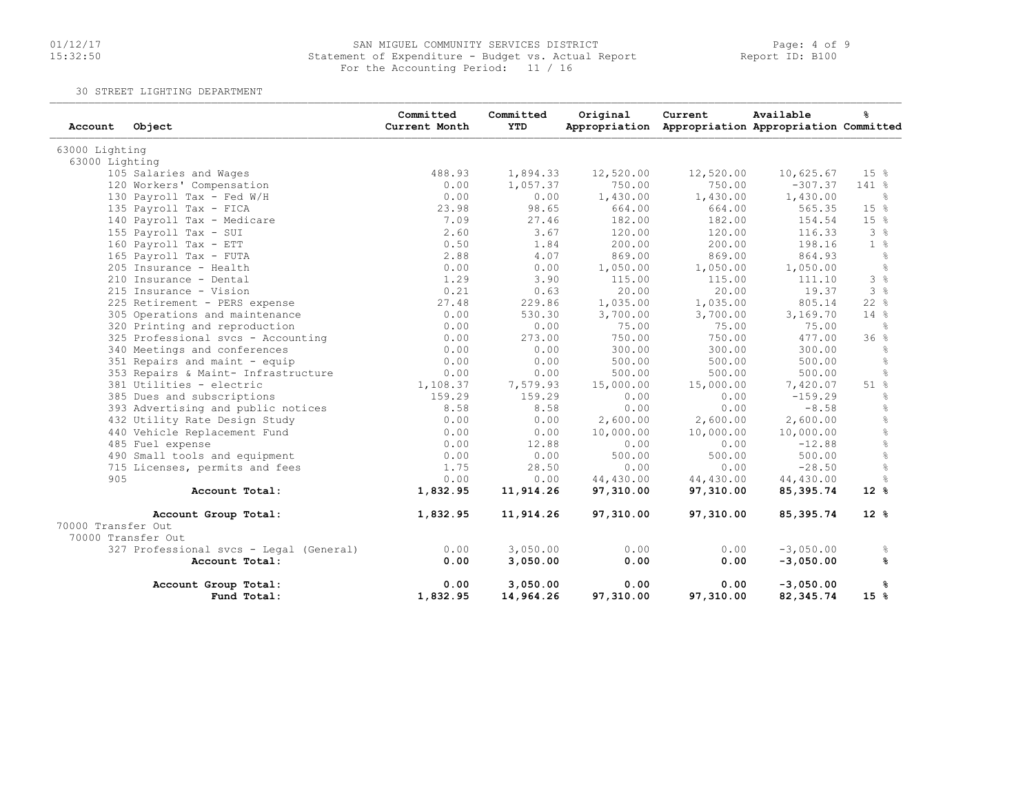SAN MIGUEL COMMUNITY SERVICES DISTRICT
Statement of Expenditure - Budget vs. Actual Report
For the Accounting Period: 11 / 16

01/12/17
15:32:50

Report ID: B100

30 STREET LIGHTING DEPARTMENT

| Account | Object | Committed Current Month | Committed YTD | Original Appropriation | Current Appropriation | Available Appropriation | % Committed |
|---|---|---|---|---|---|---|---|
| 63000 Lighting | | | | | | | |
| 63000 Lighting | | | | | | | |
| 105 | Salaries and Wages | 488.93 | 1,894.33 | 12,520.00 | 12,520.00 | 10,625.67 | 15 % |
| 120 | Workers' Compensation | 0.00 | 1,057.37 | 750.00 | 750.00 | -307.37 | 141 % |
| 130 | Payroll Tax - Fed W/H | 0.00 | 0.00 | 1,430.00 | 1,430.00 | 1,430.00 | % |
| 135 | Payroll Tax - FICA | 23.98 | 98.65 | 664.00 | 664.00 | 565.35 | 15 % |
| 140 | Payroll Tax - Medicare | 7.09 | 27.46 | 182.00 | 182.00 | 154.54 | 15 % |
| 155 | Payroll Tax - SUI | 2.60 | 3.67 | 120.00 | 120.00 | 116.33 | 3 % |
| 160 | Payroll Tax - ETT | 0.50 | 1.84 | 200.00 | 200.00 | 198.16 | 1 % |
| 165 | Payroll Tax - FUTA | 2.88 | 4.07 | 869.00 | 869.00 | 864.93 | % |
| 205 | Insurance - Health | 0.00 | 0.00 | 1,050.00 | 1,050.00 | 1,050.00 | % |
| 210 | Insurance - Dental | 1.29 | 3.90 | 115.00 | 115.00 | 111.10 | 3 % |
| 215 | Insurance - Vision | 0.21 | 0.63 | 20.00 | 20.00 | 19.37 | 3 % |
| 225 | Retirement - PERS expense | 27.48 | 229.86 | 1,035.00 | 1,035.00 | 805.14 | 22 % |
| 305 | Operations and maintenance | 0.00 | 530.30 | 3,700.00 | 3,700.00 | 3,169.70 | 14 % |
| 320 | Printing and reproduction | 0.00 | 0.00 | 75.00 | 75.00 | 75.00 | % |
| 325 | Professional svcs - Accounting | 0.00 | 273.00 | 750.00 | 750.00 | 477.00 | 36 % |
| 340 | Meetings and conferences | 0.00 | 0.00 | 300.00 | 300.00 | 300.00 | % |
| 351 | Repairs and maint - equip | 0.00 | 0.00 | 500.00 | 500.00 | 500.00 | % |
| 353 | Repairs & Maint- Infrastructure | 0.00 | 0.00 | 500.00 | 500.00 | 500.00 | % |
| 381 | Utilities - electric | 1,108.37 | 7,579.93 | 15,000.00 | 15,000.00 | 7,420.07 | 51 % |
| 385 | Dues and subscriptions | 159.29 | 159.29 | 0.00 | 0.00 | -159.29 | % |
| 393 | Advertising and public notices | 8.58 | 8.58 | 0.00 | 0.00 | -8.58 | % |
| 432 | Utility Rate Design Study | 0.00 | 0.00 | 2,600.00 | 2,600.00 | 2,600.00 | % |
| 440 | Vehicle Replacement Fund | 0.00 | 0.00 | 10,000.00 | 10,000.00 | 10,000.00 | % |
| 485 | Fuel expense | 0.00 | 12.88 | 0.00 | 0.00 | -12.88 | % |
| 490 | Small tools and equipment | 0.00 | 0.00 | 500.00 | 500.00 | 500.00 | % |
| 715 | Licenses, permits and fees | 1.75 | 28.50 | 0.00 | 0.00 | -28.50 | % |
| 905 | | 0.00 | 0.00 | 44,430.00 | 44,430.00 | 44,430.00 | % |
| | **Account Total:** | **1,832.95** | **11,914.26** | **97,310.00** | **97,310.00** | **85,395.74** | **12 %** |
| | **Account Group Total:** | **1,832.95** | **11,914.26** | **97,310.00** | **97,310.00** | **85,395.74** | **12 %** |
| 70000 Transfer Out | | | | | | | |
| 70000 Transfer Out | | | | | | | |
| 327 | Professional svcs - Legal (General) | 0.00 | 3,050.00 | 0.00 | 0.00 | -3,050.00 | % |
| | **Account Total:** | **0.00** | **3,050.00** | **0.00** | **0.00** | **-3,050.00** | **%** |
| | **Account Group Total:** | **0.00** | **3,050.00** | **0.00** | **0.00** | **-3,050.00** | **%** |
| | **Fund Total:** | **1,832.95** | **14,964.26** | **97,310.00** | **97,310.00** | **82,345.74** | **15 %** |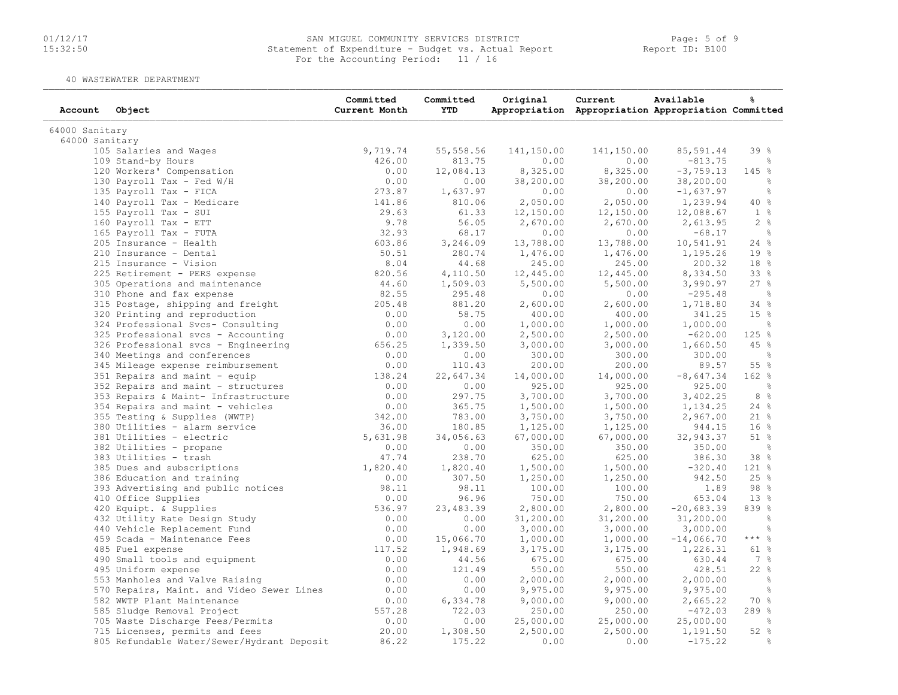SAN MIGUEL COMMUNITY SERVICES DISTRICT
Statement of Expenditure - Budget vs. Actual Report
For the Accounting Period: 11 / 16

40 WASTEWATER DEPARTMENT

| Account | Object | Committed Current Month | Committed YTD | Original Appropriation | Current Appropriation | Available Appropriation | % Committed |
|---|---|---|---|---|---|---|---|
| 64000 Sanitary | | | | | | | |
| 64000 Sanitary | | | | | | | |
| | 105 Salaries and Wages | 9,719.74 | 55,558.56 | 141,150.00 | 141,150.00 | 85,591.44 | 39 % |
| | 109 Stand-by Hours | 426.00 | 813.75 | 0.00 | 0.00 | -813.75 | % |
| | 120 Workers' Compensation | 0.00 | 12,084.13 | 8,325.00 | 8,325.00 | -3,759.13 | 145 % |
| | 130 Payroll Tax - Fed W/H | 0.00 | 0.00 | 38,200.00 | 38,200.00 | 38,200.00 | % |
| | 135 Payroll Tax - FICA | 273.87 | 1,637.97 | 0.00 | 0.00 | -1,637.97 | % |
| | 140 Payroll Tax - Medicare | 141.86 | 810.06 | 2,050.00 | 2,050.00 | 1,239.94 | 40 % |
| | 155 Payroll Tax - SUI | 29.63 | 61.33 | 12,150.00 | 12,150.00 | 12,088.67 | 1 % |
| | 160 Payroll Tax - ETT | 9.78 | 56.05 | 2,670.00 | 2,670.00 | 2,613.95 | 2 % |
| | 165 Payroll Tax - FUTA | 32.93 | 68.17 | 0.00 | 0.00 | -68.17 | % |
| | 205 Insurance - Health | 603.86 | 3,246.09 | 13,788.00 | 13,788.00 | 10,541.91 | 24 % |
| | 210 Insurance - Dental | 50.51 | 280.74 | 1,476.00 | 1,476.00 | 1,195.26 | 19 % |
| | 215 Insurance - Vision | 8.04 | 44.68 | 245.00 | 245.00 | 200.32 | 18 % |
| | 225 Retirement - PERS expense | 820.56 | 4,110.50 | 12,445.00 | 12,445.00 | 8,334.50 | 33 % |
| | 305 Operations and maintenance | 44.60 | 1,509.03 | 5,500.00 | 5,500.00 | 3,990.97 | 27 % |
| | 310 Phone and fax expense | 82.55 | 295.48 | 0.00 | 0.00 | -295.48 | % |
| | 315 Postage, shipping and freight | 205.48 | 881.20 | 2,600.00 | 2,600.00 | 1,718.80 | 34 % |
| | 320 Printing and reproduction | 0.00 | 58.75 | 400.00 | 400.00 | 341.25 | 15 % |
| | 324 Professional Svcs- Consulting | 0.00 | 0.00 | 1,000.00 | 1,000.00 | 1,000.00 | % |
| | 325 Professional svcs - Accounting | 0.00 | 3,120.00 | 2,500.00 | 2,500.00 | -620.00 | 125 % |
| | 326 Professional svcs - Engineering | 656.25 | 1,339.50 | 3,000.00 | 3,000.00 | 1,660.50 | 45 % |
| | 340 Meetings and conferences | 0.00 | 0.00 | 300.00 | 300.00 | 300.00 | % |
| | 345 Mileage expense reimbursement | 0.00 | 110.43 | 200.00 | 200.00 | 89.57 | 55 % |
| | 351 Repairs and maint - equip | 138.24 | 22,647.34 | 14,000.00 | 14,000.00 | -8,647.34 | 162 % |
| | 352 Repairs and maint - structures | 0.00 | 0.00 | 925.00 | 925.00 | 925.00 | % |
| | 353 Repairs & Maint- Infrastructure | 0.00 | 297.75 | 3,700.00 | 3,700.00 | 3,402.25 | 8 % |
| | 354 Repairs and maint - vehicles | 0.00 | 365.75 | 1,500.00 | 1,500.00 | 1,134.25 | 24 % |
| | 355 Testing & Supplies (WWTP) | 342.00 | 783.00 | 3,750.00 | 3,750.00 | 2,967.00 | 21 % |
| | 380 Utilities - alarm service | 36.00 | 180.85 | 1,125.00 | 1,125.00 | 944.15 | 16 % |
| | 381 Utilities - electric | 5,631.98 | 34,056.63 | 67,000.00 | 67,000.00 | 32,943.37 | 51 % |
| | 382 Utilities - propane | 0.00 | 0.00 | 350.00 | 350.00 | 350.00 | % |
| | 383 Utilities - trash | 47.74 | 238.70 | 625.00 | 625.00 | 386.30 | 38 % |
| | 385 Dues and subscriptions | 1,820.40 | 1,820.40 | 1,500.00 | 1,500.00 | -320.40 | 121 % |
| | 386 Education and training | 0.00 | 307.50 | 1,250.00 | 1,250.00 | 942.50 | 25 % |
| | 393 Advertising and public notices | 98.11 | 98.11 | 100.00 | 100.00 | 1.89 | 98 % |
| | 410 Office Supplies | 0.00 | 96.96 | 750.00 | 750.00 | 653.04 | 13 % |
| | 420 Equipt. & Supplies | 536.97 | 23,483.39 | 2,800.00 | 2,800.00 | -20,683.39 | 839 % |
| | 432 Utility Rate Design Study | 0.00 | 0.00 | 31,200.00 | 31,200.00 | 31,200.00 | % |
| | 440 Vehicle Replacement Fund | 0.00 | 0.00 | 3,000.00 | 3,000.00 | 3,000.00 | % |
| | 459 Scada - Maintenance Fees | 0.00 | 15,066.70 | 1,000.00 | 1,000.00 | -14,066.70 | *** % |
| | 485 Fuel expense | 117.52 | 1,948.69 | 3,175.00 | 3,175.00 | 1,226.31 | 61 % |
| | 490 Small tools and equipment | 0.00 | 44.56 | 675.00 | 675.00 | 630.44 | 7 % |
| | 495 Uniform expense | 0.00 | 121.49 | 550.00 | 550.00 | 428.51 | 22 % |
| | 553 Manholes and Valve Raising | 0.00 | 0.00 | 2,000.00 | 2,000.00 | 2,000.00 | % |
| | 570 Repairs, Maint. and Video Sewer Lines | 0.00 | 0.00 | 9,975.00 | 9,975.00 | 9,975.00 | % |
| | 582 WWTP Plant Maintenance | 0.00 | 6,334.78 | 9,000.00 | 9,000.00 | 2,665.22 | 70 % |
| | 585 Sludge Removal Project | 557.28 | 722.03 | 250.00 | 250.00 | -472.03 | 289 % |
| | 705 Waste Discharge Fees/Permits | 0.00 | 0.00 | 25,000.00 | 25,000.00 | 25,000.00 | % |
| | 715 Licenses, permits and fees | 20.00 | 1,308.50 | 2,500.00 | 2,500.00 | 1,191.50 | 52 % |
| | 805 Refundable Water/Sewer/Hydrant Deposit | 86.22 | 175.22 | 0.00 | 0.00 | -175.22 | % |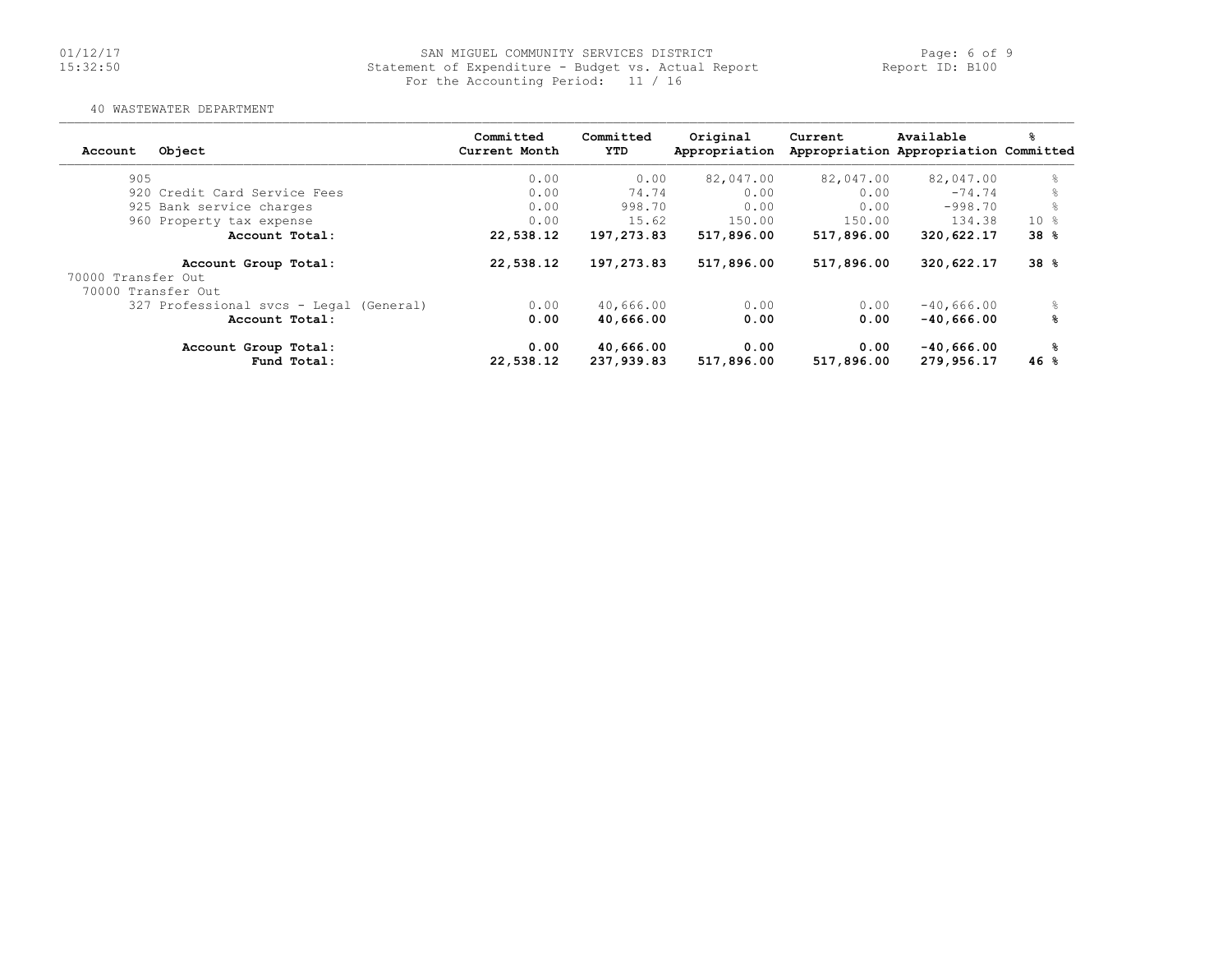SAN MIGUEL COMMUNITY SERVICES DISTRICT
Statement of Expenditure - Budget vs. Actual Report
For the Accounting Period: 11 / 16

Report ID: B100

40 WASTEWATER DEPARTMENT

| Account | Object | Committed Current Month | Committed YTD | Original Appropriation | Current Appropriation | Available Appropriation | % Committed |
|---|---|---|---|---|---|---|---|
| 905 | | 0.00 | 0.00 | 82,047.00 | 82,047.00 | 82,047.00 | % |
| 920 | Credit Card Service Fees | 0.00 | 74.74 | 0.00 | 0.00 | -74.74 | % |
| 925 | Bank service charges | 0.00 | 998.70 | 0.00 | 0.00 | -998.70 | % |
| 960 | Property tax expense | 0.00 | 15.62 | 150.00 | 150.00 | 134.38 | 10 % |
| | **Account Total:** | **22,538.12** | **197,273.83** | **517,896.00** | **517,896.00** | **320,622.17** | **38 %** |
| | **Account Group Total:** | **22,538.12** | **197,273.83** | **517,896.00** | **517,896.00** | **320,622.17** | **38 %** |
| 70000 Transfer Out | | | | | | | |
| 70000 Transfer Out | | | | | | | |
| 327 | Professional svcs - Legal (General) | 0.00 | 40,666.00 | 0.00 | 0.00 | -40,666.00 | % |
| | **Account Total:** | **0.00** | **40,666.00** | **0.00** | **0.00** | **-40,666.00** | **%** |
| | **Account Group Total:** | **0.00** | **40,666.00** | **0.00** | **0.00** | **-40,666.00** | **%** |
| | **Fund Total:** | **22,538.12** | **237,939.83** | **517,896.00** | **517,896.00** | **279,956.17** | **46 %** |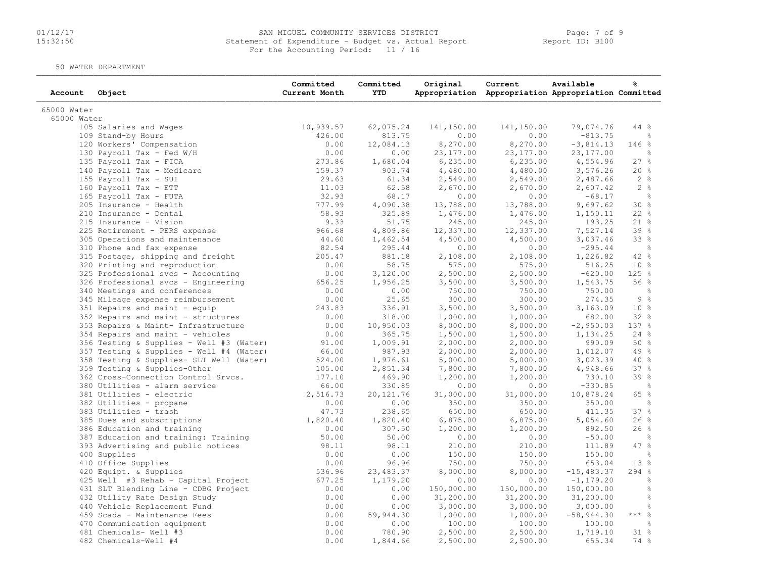SAN MIGUEL COMMUNITY SERVICES DISTRICT
Statement of Expenditure - Budget vs. Actual Report
For the Accounting Period: 11 / 16

Report ID: B100

01/12/17
15:32:50

50 WATER DEPARTMENT

| Account | Object | Committed Current Month | Committed YTD | Original Appropriation | Current Appropriation | Available Appropriation | % Committed |
|---|---|---|---|---|---|---|---|
| 65000 Water | | | | | | | |
| 65000 Water | | | | | | | |
| | 105 Salaries and Wages | 10,939.57 | 62,075.24 | 141,150.00 | 141,150.00 | 79,074.76 | 44 % |
| | 109 Stand-by Hours | 426.00 | 813.75 | 0.00 | 0.00 | -813.75 | % |
| | 120 Workers' Compensation | 0.00 | 12,084.13 | 8,270.00 | 8,270.00 | -3,814.13 | 146 % |
| | 130 Payroll Tax - Fed W/H | 0.00 | 0.00 | 23,177.00 | 23,177.00 | 23,177.00 | % |
| | 135 Payroll Tax - FICA | 273.86 | 1,680.04 | 6,235.00 | 6,235.00 | 4,554.96 | 27 % |
| | 140 Payroll Tax - Medicare | 159.37 | 903.74 | 4,480.00 | 4,480.00 | 3,576.26 | 20 % |
| | 155 Payroll Tax - SUI | 29.63 | 61.34 | 2,549.00 | 2,549.00 | 2,487.66 | 2 % |
| | 160 Payroll Tax - ETT | 11.03 | 62.58 | 2,670.00 | 2,670.00 | 2,607.42 | 2 % |
| | 165 Payroll Tax - FUTA | 32.93 | 68.17 | 0.00 | 0.00 | -68.17 | % |
| | 205 Insurance - Health | 777.99 | 4,090.38 | 13,788.00 | 13,788.00 | 9,697.62 | 30 % |
| | 210 Insurance - Dental | 58.93 | 325.89 | 1,476.00 | 1,476.00 | 1,150.11 | 22 % |
| | 215 Insurance - Vision | 9.33 | 51.75 | 245.00 | 245.00 | 193.25 | 21 % |
| | 225 Retirement - PERS expense | 966.68 | 4,809.86 | 12,337.00 | 12,337.00 | 7,527.14 | 39 % |
| | 305 Operations and maintenance | 44.60 | 1,462.54 | 4,500.00 | 4,500.00 | 3,037.46 | 33 % |
| | 310 Phone and fax expense | 82.54 | 295.44 | 0.00 | 0.00 | -295.44 | % |
| | 315 Postage, shipping and freight | 205.47 | 881.18 | 2,108.00 | 2,108.00 | 1,226.82 | 42 % |
| | 320 Printing and reproduction | 0.00 | 58.75 | 575.00 | 575.00 | 516.25 | 10 % |
| | 325 Professional svcs - Accounting | 0.00 | 3,120.00 | 2,500.00 | 2,500.00 | -620.00 | 125 % |
| | 326 Professional svcs - Engineering | 656.25 | 1,956.25 | 3,500.00 | 3,500.00 | 1,543.75 | 56 % |
| | 340 Meetings and conferences | 0.00 | 0.00 | 750.00 | 750.00 | 750.00 | % |
| | 345 Mileage expense reimbursement | 0.00 | 25.65 | 300.00 | 300.00 | 274.35 | 9 % |
| | 351 Repairs and maint - equip | 243.83 | 336.91 | 3,500.00 | 3,500.00 | 3,163.09 | 10 % |
| | 352 Repairs and maint - structures | 0.00 | 318.00 | 1,000.00 | 1,000.00 | 682.00 | 32 % |
| | 353 Repairs & Maint- Infrastructure | 0.00 | 10,950.03 | 8,000.00 | 8,000.00 | -2,950.03 | 137 % |
| | 354 Repairs and maint - vehicles | 0.00 | 365.75 | 1,500.00 | 1,500.00 | 1,134.25 | 24 % |
| | 356 Testing & Supplies - Well #3 (Water) | 91.00 | 1,009.91 | 2,000.00 | 2,000.00 | 990.09 | 50 % |
| | 357 Testing & Supplies - Well #4 (Water) | 66.00 | 987.93 | 2,000.00 | 2,000.00 | 1,012.07 | 49 % |
| | 358 Testing & Supplies- SLT Well (Water) | 524.00 | 1,976.61 | 5,000.00 | 5,000.00 | 3,023.39 | 40 % |
| | 359 Testing & Supplies-Other | 105.00 | 2,851.34 | 7,800.00 | 7,800.00 | 4,948.66 | 37 % |
| | 362 Cross-Connection Control Srvcs. | 177.10 | 469.90 | 1,200.00 | 1,200.00 | 730.10 | 39 % |
| | 380 Utilities - alarm service | 66.00 | 330.85 | 0.00 | 0.00 | -330.85 | % |
| | 381 Utilities - electric | 2,516.73 | 20,121.76 | 31,000.00 | 31,000.00 | 10,878.24 | 65 % |
| | 382 Utilities - propane | 0.00 | 0.00 | 350.00 | 350.00 | 350.00 | % |
| | 383 Utilities - trash | 47.73 | 238.65 | 650.00 | 650.00 | 411.35 | 37 % |
| | 385 Dues and subscriptions | 1,820.40 | 1,820.40 | 6,875.00 | 6,875.00 | 5,054.60 | 26 % |
| | 386 Education and training | 0.00 | 307.50 | 1,200.00 | 1,200.00 | 892.50 | 26 % |
| | 387 Education and training: Training | 50.00 | 50.00 | 0.00 | 0.00 | -50.00 | % |
| | 393 Advertising and public notices | 98.11 | 98.11 | 210.00 | 210.00 | 111.89 | 47 % |
| | 400 Supplies | 0.00 | 0.00 | 150.00 | 150.00 | 150.00 | % |
| | 410 Office Supplies | 0.00 | 96.96 | 750.00 | 750.00 | 653.04 | 13 % |
| | 420 Equipt. & Supplies | 536.96 | 23,483.37 | 8,000.00 | 8,000.00 | -15,483.37 | 294 % |
| | 425 Well #3 Rehab - Capital Project | 677.25 | 1,179.20 | 0.00 | 0.00 | -1,179.20 | % |
| | 431 SLT Blending Line - CDBG Project | 0.00 | 0.00 | 150,000.00 | 150,000.00 | 150,000.00 | % |
| | 432 Utility Rate Design Study | 0.00 | 0.00 | 31,200.00 | 31,200.00 | 31,200.00 | % |
| | 440 Vehicle Replacement Fund | 0.00 | 0.00 | 3,000.00 | 3,000.00 | 3,000.00 | % |
| | 459 Scada - Maintenance Fees | 0.00 | 59,944.30 | 1,000.00 | 1,000.00 | -58,944.30 | *** % |
| | 470 Communication equipment | 0.00 | 0.00 | 100.00 | 100.00 | 100.00 | % |
| | 481 Chemicals- Well #3 | 0.00 | 780.90 | 2,500.00 | 2,500.00 | 1,719.10 | 31 % |
| | 482 Chemicals-Well #4 | 0.00 | 1,844.66 | 2,500.00 | 2,500.00 | 655.34 | 74 % |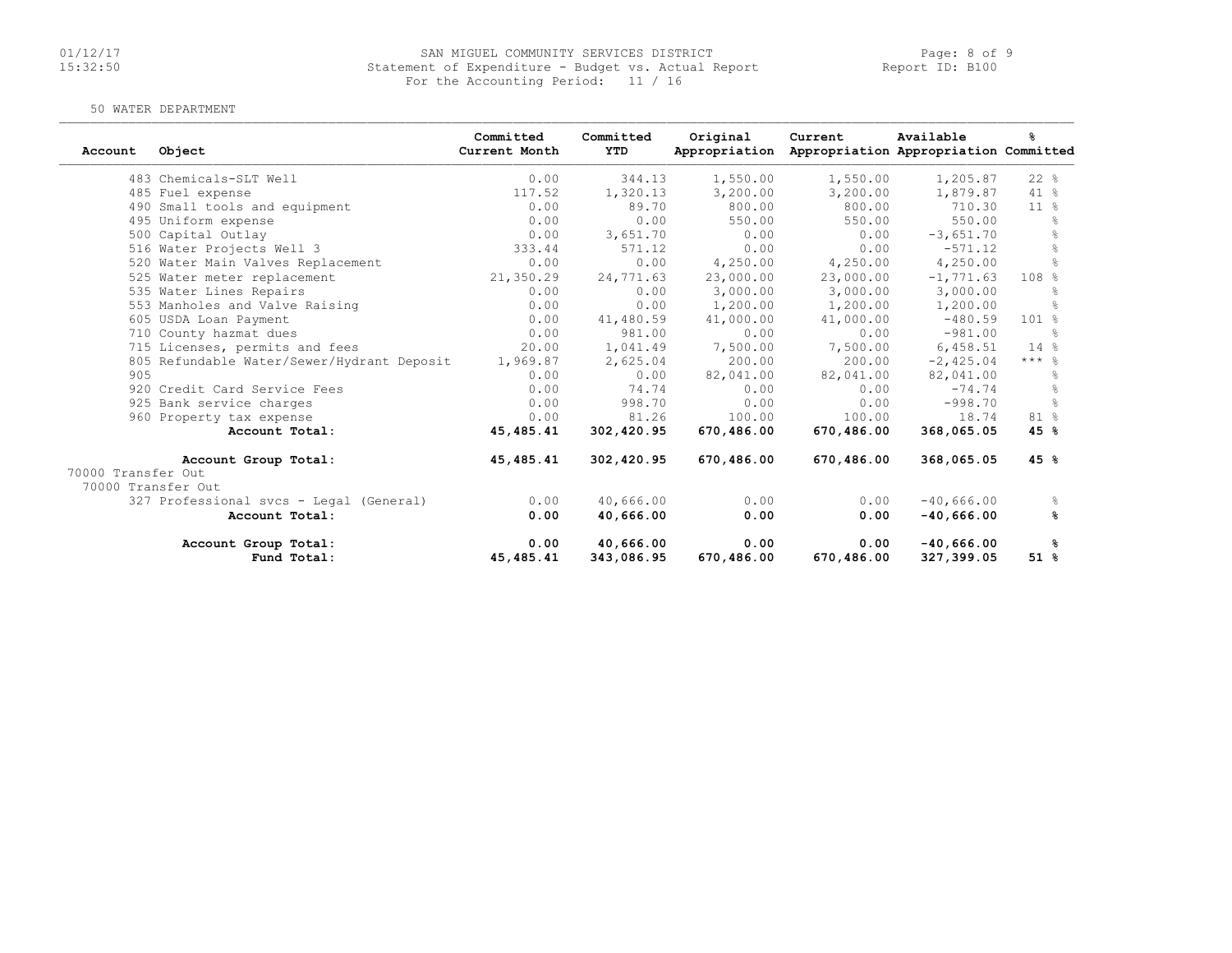SAN MIGUEL COMMUNITY SERVICES DISTRICT
Statement of Expenditure - Budget vs. Actual Report
For the Accounting Period: 11 / 16

50 WATER DEPARTMENT

| Account | Object | Committed Current Month | Committed YTD | Original Appropriation | Current Appropriation | Available Appropriation | % Committed |
|---|---|---|---|---|---|---|---|
| 483 | Chemicals-SLT Well | 0.00 | 344.13 | 1,550.00 | 1,550.00 | 1,205.87 | 22 % |
| 485 | Fuel expense | 117.52 | 1,320.13 | 3,200.00 | 3,200.00 | 1,879.87 | 41 % |
| 490 | Small tools and equipment | 0.00 | 89.70 | 800.00 | 800.00 | 710.30 | 11 % |
| 495 | Uniform expense | 0.00 | 0.00 | 550.00 | 550.00 | 550.00 | % |
| 500 | Capital Outlay | 0.00 | 3,651.70 | 0.00 | 0.00 | -3,651.70 | % |
| 516 | Water Projects Well 3 | 333.44 | 571.12 | 0.00 | 0.00 | -571.12 | % |
| 520 | Water Main Valves Replacement | 0.00 | 0.00 | 4,250.00 | 4,250.00 | 4,250.00 | % |
| 525 | Water meter replacement | 21,350.29 | 24,771.63 | 23,000.00 | 23,000.00 | -1,771.63 | 108 % |
| 535 | Water Lines Repairs | 0.00 | 0.00 | 3,000.00 | 3,000.00 | 3,000.00 | % |
| 553 | Manholes and Valve Raising | 0.00 | 0.00 | 1,200.00 | 1,200.00 | 1,200.00 | % |
| 605 | USDA Loan Payment | 0.00 | 41,480.59 | 41,000.00 | 41,000.00 | -480.59 | 101 % |
| 710 | County hazmat dues | 0.00 | 981.00 | 0.00 | 0.00 | -981.00 | % |
| 715 | Licenses, permits and fees | 20.00 | 1,041.49 | 7,500.00 | 7,500.00 | 6,458.51 | 14 % |
| 805 | Refundable Water/Sewer/Hydrant Deposit | 1,969.87 | 2,625.04 | 200.00 | 200.00 | -2,425.04 | *** % |
| 905 | | 0.00 | 0.00 | 82,041.00 | 82,041.00 | 82,041.00 | % |
| 920 | Credit Card Service Fees | 0.00 | 74.74 | 0.00 | 0.00 | -74.74 | % |
| 925 | Bank service charges | 0.00 | 998.70 | 0.00 | 0.00 | -998.70 | % |
| 960 | Property tax expense | 0.00 | 81.26 | 100.00 | 100.00 | 18.74 | 81 % |
| | **Account Total:** | **45,485.41** | **302,420.95** | **670,486.00** | **670,486.00** | **368,065.05** | **45 %** |
| | **Account Group Total:** | **45,485.41** | **302,420.95** | **670,486.00** | **670,486.00** | **368,065.05** | **45 %** |
| 70000 Transfer Out | | | | | | | |
| 70000 Transfer Out | | | | | | | |
| 327 | Professional svcs - Legal (General) | 0.00 | 40,666.00 | 0.00 | 0.00 | -40,666.00 | % |
| | **Account Total:** | **0.00** | **40,666.00** | **0.00** | **0.00** | **-40,666.00** | **%** |
| | **Account Group Total:** | **0.00** | **40,666.00** | **0.00** | **0.00** | **-40,666.00** | **%** |
| | **Fund Total:** | **45,485.41** | **343,086.95** | **670,486.00** | **670,486.00** | **327,399.05** | **51 %** |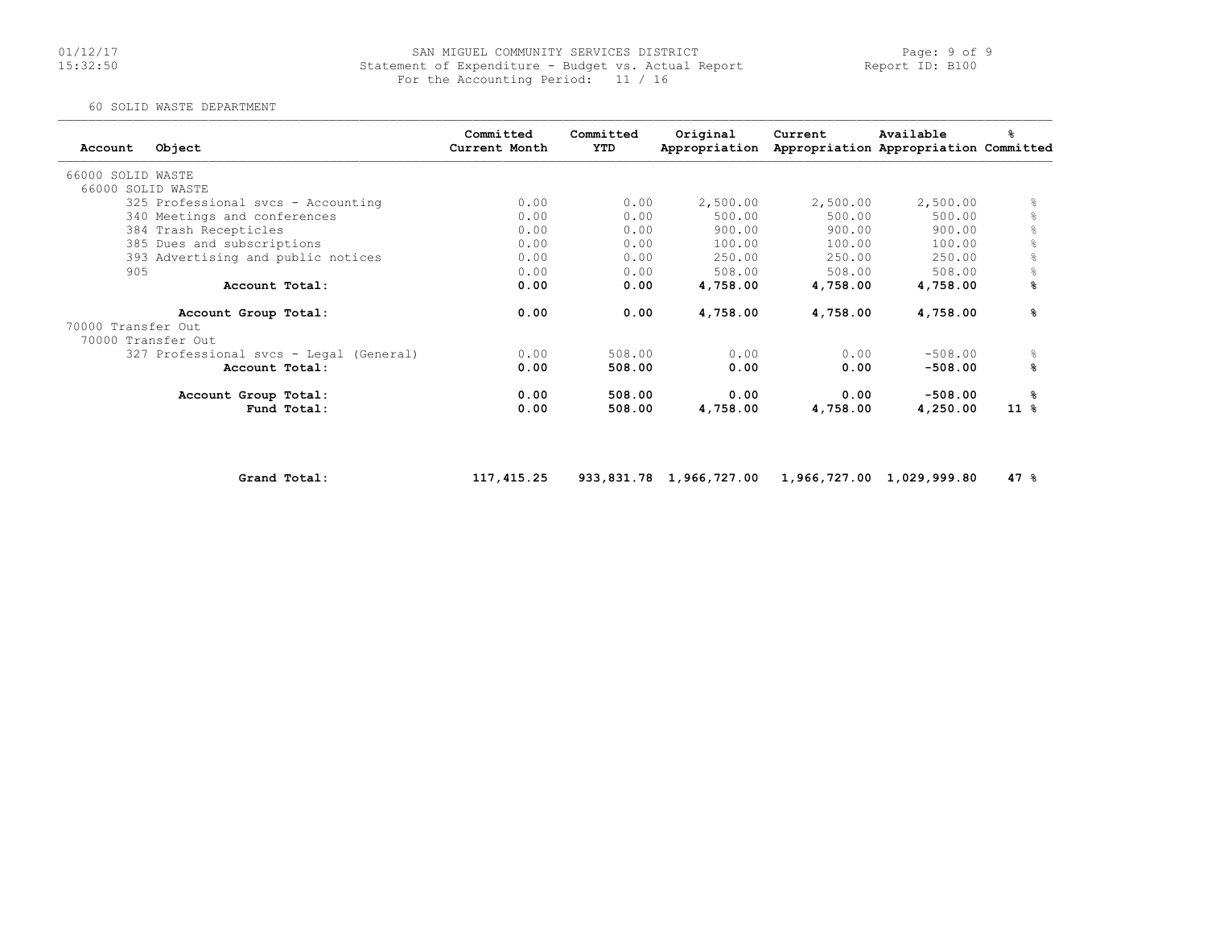SAN MIGUEL COMMUNITY SERVICES DISTRICT
Statement of Expenditure - Budget vs. Actual Report
For the Accounting Period: 11 / 16

Report ID: B100

60 SOLID WASTE DEPARTMENT

| Account | Object | Committed Current Month | Committed YTD | Original Appropriation | Current Appropriation | Available Appropriation | % Committed |
|---|---|---|---|---|---|---|---|
| 66000 SOLID WASTE | | | | | | | |
| 66000 SOLID WASTE | | | | | | | |
| | 325 Professional svcs - Accounting | 0.00 | 0.00 | 2,500.00 | 2,500.00 | 2,500.00 | % |
| | 340 Meetings and conferences | 0.00 | 0.00 | 500.00 | 500.00 | 500.00 | % |
| | 384 Trash Recepticles | 0.00 | 0.00 | 900.00 | 900.00 | 900.00 | % |
| | 385 Dues and subscriptions | 0.00 | 0.00 | 100.00 | 100.00 | 100.00 | % |
| | 393 Advertising and public notices | 0.00 | 0.00 | 250.00 | 250.00 | 250.00 | % |
| | 905 | 0.00 | 0.00 | 508.00 | 508.00 | 508.00 | % |
| | **Account Total:** | **0.00** | **0.00** | **4,758.00** | **4,758.00** | **4,758.00** | **%** |
| | **Account Group Total:** | **0.00** | **0.00** | **4,758.00** | **4,758.00** | **4,758.00** | **%** |
| 70000 Transfer Out | | | | | | | |
| 70000 Transfer Out | | | | | | | |
| | 327 Professional svcs - Legal (General) | 0.00 | 508.00 | 0.00 | 0.00 | -508.00 | % |
| | **Account Total:** | **0.00** | **508.00** | **0.00** | **0.00** | **-508.00** | **%** |
| | **Account Group Total:** | **0.00** | **508.00** | **0.00** | **0.00** | **-508.00** | **%** |
| | **Fund Total:** | **0.00** | **508.00** | **4,758.00** | **4,758.00** | **4,250.00** | **11 %** |
| | **Grand Total:** | **117,415.25** | **933,831.78** | **1,966,727.00** | **1,966,727.00** | **1,029,999.80** | **47 %** |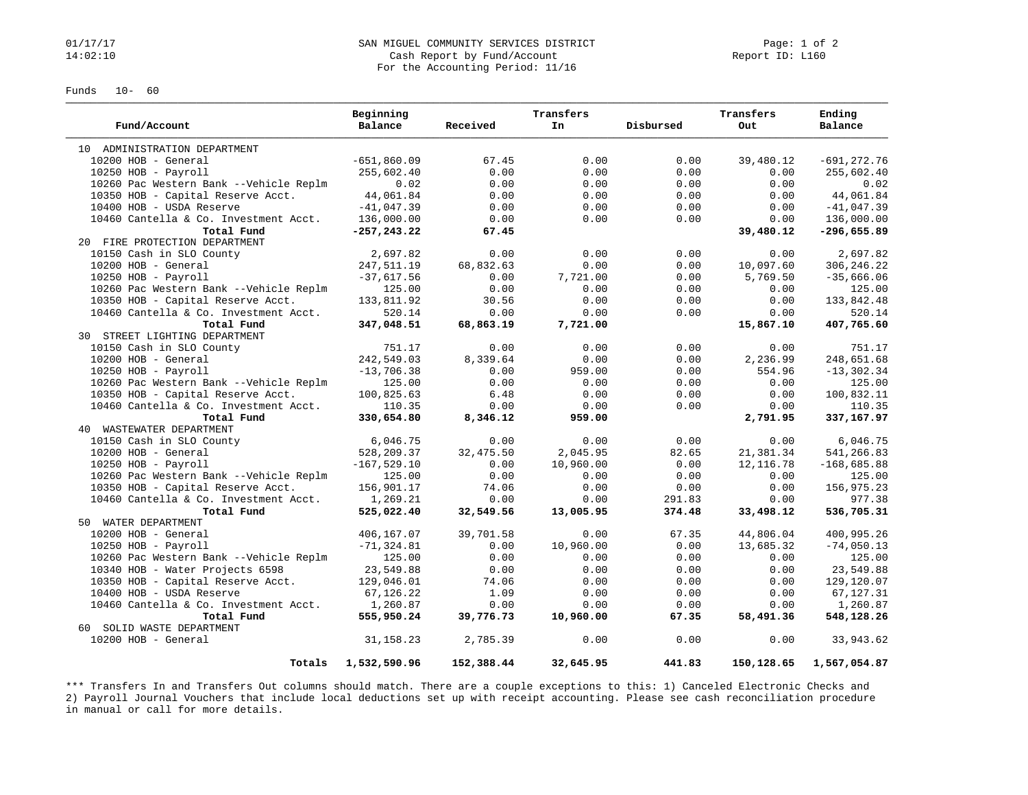SAN MIGUEL COMMUNITY SERVICES DISTRICT
Cash Report by Fund/Account
For the Accounting Period: 11/16

01/17/17
14:02:10

Page: 1 of 2
Report ID: L160

Funds 10- 60

| Fund/Account | Beginning Balance | Received | Transfers In | Disbursed | Transfers Out | Ending Balance |
|---|---|---|---|---|---|---|
| 10 ADMINISTRATION DEPARTMENT | | | | | | |
| 10200 HOB - General | -651,860.09 | 67.45 | 0.00 | 0.00 | 39,480.12 | -691,272.76 |
| 10250 HOB - Payroll | 255,602.40 | 0.00 | 0.00 | 0.00 | 0.00 | 255,602.40 |
| 10260 Pac Western Bank --Vehicle Replm | 0.02 | 0.00 | 0.00 | 0.00 | 0.00 | 0.02 |
| 10350 HOB - Capital Reserve Acct. | 44,061.84 | 0.00 | 0.00 | 0.00 | 0.00 | 44,061.84 |
| 10400 HOB - USDA Reserve | -41,047.39 | 0.00 | 0.00 | 0.00 | 0.00 | -41,047.39 |
| 10460 Cantella & Co. Investment Acct. | 136,000.00 | 0.00 | 0.00 | 0.00 | 0.00 | 136,000.00 |
| **Total Fund** | **-257,243.22** | **67.45** | | | **39,480.12** | **-296,655.89** |
| 20 FIRE PROTECTION DEPARTMENT | | | | | | |
| 10150 Cash in SLO County | 2,697.82 | 0.00 | 0.00 | 0.00 | 0.00 | 2,697.82 |
| 10200 HOB - General | 247,511.19 | 68,832.63 | 0.00 | 0.00 | 10,097.60 | 306,246.22 |
| 10250 HOB - Payroll | -37,617.56 | 0.00 | 7,721.00 | 0.00 | 5,769.50 | -35,666.06 |
| 10260 Pac Western Bank --Vehicle Replm | 125.00 | 0.00 | 0.00 | 0.00 | 0.00 | 125.00 |
| 10350 HOB - Capital Reserve Acct. | 133,811.92 | 30.56 | 0.00 | 0.00 | 0.00 | 133,842.48 |
| 10460 Cantella & Co. Investment Acct. | 520.14 | 0.00 | 0.00 | 0.00 | 0.00 | 520.14 |
| **Total Fund** | **347,048.51** | **68,863.19** | **7,721.00** | | **15,867.10** | **407,765.60** |
| 30 STREET LIGHTING DEPARTMENT | | | | | | |
| 10150 Cash in SLO County | 751.17 | 0.00 | 0.00 | 0.00 | 0.00 | 751.17 |
| 10200 HOB - General | 242,549.03 | 8,339.64 | 0.00 | 0.00 | 2,236.99 | 248,651.68 |
| 10250 HOB - Payroll | -13,706.38 | 0.00 | 959.00 | 0.00 | 554.96 | -13,302.34 |
| 10260 Pac Western Bank --Vehicle Replm | 125.00 | 0.00 | 0.00 | 0.00 | 0.00 | 125.00 |
| 10350 HOB - Capital Reserve Acct. | 100,825.63 | 6.48 | 0.00 | 0.00 | 0.00 | 100,832.11 |
| 10460 Cantella & Co. Investment Acct. | 110.35 | 0.00 | 0.00 | 0.00 | 0.00 | 110.35 |
| **Total Fund** | **330,654.80** | **8,346.12** | **959.00** | | **2,791.95** | **337,167.97** |
| 40 WASTEWATER DEPARTMENT | | | | | | |
| 10150 Cash in SLO County | 6,046.75 | 0.00 | 0.00 | 0.00 | 0.00 | 6,046.75 |
| 10200 HOB - General | 528,209.37 | 32,475.50 | 2,045.95 | 82.65 | 21,381.34 | 541,266.83 |
| 10250 HOB - Payroll | -167,529.10 | 0.00 | 10,960.00 | 0.00 | 12,116.78 | -168,685.88 |
| 10260 Pac Western Bank --Vehicle Replm | 125.00 | 0.00 | 0.00 | 0.00 | 0.00 | 125.00 |
| 10350 HOB - Capital Reserve Acct. | 156,901.17 | 74.06 | 0.00 | 0.00 | 0.00 | 156,975.23 |
| 10460 Cantella & Co. Investment Acct. | 1,269.21 | 0.00 | 0.00 | 291.83 | 0.00 | 977.38 |
| **Total Fund** | **525,022.40** | **32,549.56** | **13,005.95** | **374.48** | **33,498.12** | **536,705.31** |
| 50 WATER DEPARTMENT | | | | | | |
| 10200 HOB - General | 406,167.07 | 39,701.58 | 0.00 | 67.35 | 44,806.04 | 400,995.26 |
| 10250 HOB - Payroll | -71,324.81 | 0.00 | 10,960.00 | 0.00 | 13,685.32 | -74,050.13 |
| 10260 Pac Western Bank --Vehicle Replm | 125.00 | 0.00 | 0.00 | 0.00 | 0.00 | 125.00 |
| 10340 HOB - Water Projects 6598 | 23,549.88 | 0.00 | 0.00 | 0.00 | 0.00 | 23,549.88 |
| 10350 HOB - Capital Reserve Acct. | 129,046.01 | 74.06 | 0.00 | 0.00 | 0.00 | 129,120.07 |
| 10400 HOB - USDA Reserve | 67,126.22 | 1.09 | 0.00 | 0.00 | 0.00 | 67,127.31 |
| 10460 Cantella & Co. Investment Acct. | 1,260.87 | 0.00 | 0.00 | 0.00 | 0.00 | 1,260.87 |
| **Total Fund** | **555,950.24** | **39,776.73** | **10,960.00** | **67.35** | **58,491.36** | **548,128.26** |
| 60 SOLID WASTE DEPARTMENT | | | | | | |
| 10200 HOB - General | 31,158.23 | 2,785.39 | 0.00 | 0.00 | 0.00 | 33,943.62 |
| **Totals** | **1,532,590.96** | **152,388.44** | **32,645.95** | **441.83** | **150,128.65** | **1,567,054.87** |

*** Transfers In and Transfers Out columns should match. There are a couple exceptions to this: 1) Canceled Electronic Checks and 2) Payroll Journal Vouchers that include local deductions set up with receipt accounting. Please see cash reconciliation procedure in manual or call for more details.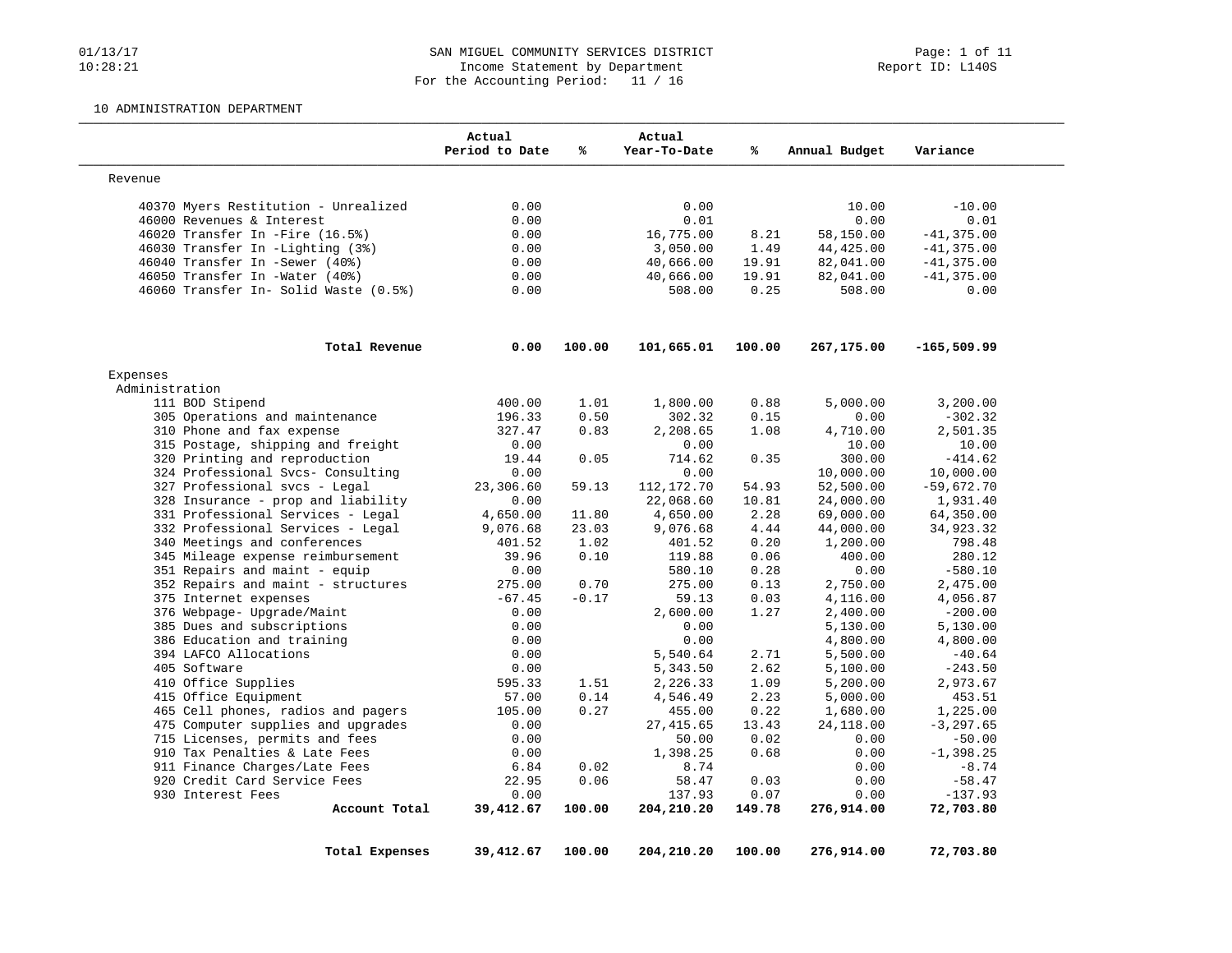SAN MIGUEL COMMUNITY SERVICES DISTRICT
Income Statement by Department
For the Accounting Period: 11 / 16

01/13/17 10:28:21 — Report ID: L140S

10 ADMINISTRATION DEPARTMENT

| | Actual Period to Date | % | Actual Year-To-Date | % | Annual Budget | Variance |
|---|---|---|---|---|---|---|
| **Revenue** | | | | | | |
| 40370 Myers Restitution - Unrealized | 0.00 | | 0.00 | | 10.00 | -10.00 |
| 46000 Revenues & Interest | 0.00 | | 0.01 | | 0.00 | 0.01 |
| 46020 Transfer In -Fire (16.5%) | 0.00 | | 16,775.00 | 8.21 | 58,150.00 | -41,375.00 |
| 46030 Transfer In -Lighting (3%) | 0.00 | | 3,050.00 | 1.49 | 44,425.00 | -41,375.00 |
| 46040 Transfer In -Sewer (40%) | 0.00 | | 40,666.00 | 19.91 | 82,041.00 | -41,375.00 |
| 46050 Transfer In -Water (40%) | 0.00 | | 40,666.00 | 19.91 | 82,041.00 | -41,375.00 |
| 46060 Transfer In- Solid Waste (0.5%) | 0.00 | | 508.00 | 0.25 | 508.00 | 0.00 |
| **Total Revenue** | **0.00** | **100.00** | **101,665.01** | **100.00** | **267,175.00** | **-165,509.99** |
| **Expenses** | | | | | | |
| Administration | | | | | | |
| 111 BOD Stipend | 400.00 | 1.01 | 1,800.00 | 0.88 | 5,000.00 | 3,200.00 |
| 305 Operations and maintenance | 196.33 | 0.50 | 302.32 | 0.15 | 0.00 | -302.32 |
| 310 Phone and fax expense | 327.47 | 0.83 | 2,208.65 | 1.08 | 4,710.00 | 2,501.35 |
| 315 Postage, shipping and freight | 0.00 | | 0.00 | | 10.00 | 10.00 |
| 320 Printing and reproduction | 19.44 | 0.05 | 714.62 | 0.35 | 300.00 | -414.62 |
| 324 Professional Svcs- Consulting | 0.00 | | 0.00 | | 10,000.00 | 10,000.00 |
| 327 Professional svcs - Legal | 23,306.60 | 59.13 | 112,172.70 | 54.93 | 52,500.00 | -59,672.70 |
| 328 Insurance - prop and liability | 0.00 | | 22,068.60 | 10.81 | 24,000.00 | 1,931.40 |
| 331 Professional Services - Legal | 4,650.00 | 11.80 | 4,650.00 | 2.28 | 69,000.00 | 64,350.00 |
| 332 Professional Services - Legal | 9,076.68 | 23.03 | 9,076.68 | 4.44 | 44,000.00 | 34,923.32 |
| 340 Meetings and conferences | 401.52 | 1.02 | 401.52 | 0.20 | 1,200.00 | 798.48 |
| 345 Mileage expense reimbursement | 39.96 | 0.10 | 119.88 | 0.06 | 400.00 | 280.12 |
| 351 Repairs and maint - equip | 0.00 | | 580.10 | 0.28 | 0.00 | -580.10 |
| 352 Repairs and maint - structures | 275.00 | 0.70 | 275.00 | 0.13 | 2,750.00 | 2,475.00 |
| 375 Internet expenses | -67.45 | -0.17 | 59.13 | 0.03 | 4,116.00 | 4,056.87 |
| 376 Webpage- Upgrade/Maint | 0.00 | | 2,600.00 | 1.27 | 2,400.00 | -200.00 |
| 385 Dues and subscriptions | 0.00 | | 0.00 | | 5,130.00 | 5,130.00 |
| 386 Education and training | 0.00 | | 0.00 | | 4,800.00 | 4,800.00 |
| 394 LAFCO Allocations | 0.00 | | 5,540.64 | 2.71 | 5,500.00 | -40.64 |
| 405 Software | 0.00 | | 5,343.50 | 2.62 | 5,100.00 | -243.50 |
| 410 Office Supplies | 595.33 | 1.51 | 2,226.33 | 1.09 | 5,200.00 | 2,973.67 |
| 415 Office Equipment | 57.00 | 0.14 | 4,546.49 | 2.23 | 5,000.00 | 453.51 |
| 465 Cell phones, radios and pagers | 105.00 | 0.27 | 455.00 | 0.22 | 1,680.00 | 1,225.00 |
| 475 Computer supplies and upgrades | 0.00 | | 27,415.65 | 13.43 | 24,118.00 | -3,297.65 |
| 715 Licenses, permits and fees | 0.00 | | 50.00 | 0.02 | 0.00 | -50.00 |
| 910 Tax Penalties & Late Fees | 0.00 | | 1,398.25 | 0.68 | 0.00 | -1,398.25 |
| 911 Finance Charges/Late Fees | 6.84 | 0.02 | 8.74 | | 0.00 | -8.74 |
| 920 Credit Card Service Fees | 22.95 | 0.06 | 58.47 | 0.03 | 0.00 | -58.47 |
| 930 Interest Fees | 0.00 | | 137.93 | 0.07 | 0.00 | -137.93 |
| **Account Total** | **39,412.67** | **100.00** | **204,210.20** | **149.78** | **276,914.00** | **72,703.80** |
| **Total Expenses** | **39,412.67** | **100.00** | **204,210.20** | **100.00** | **276,914.00** | **72,703.80** |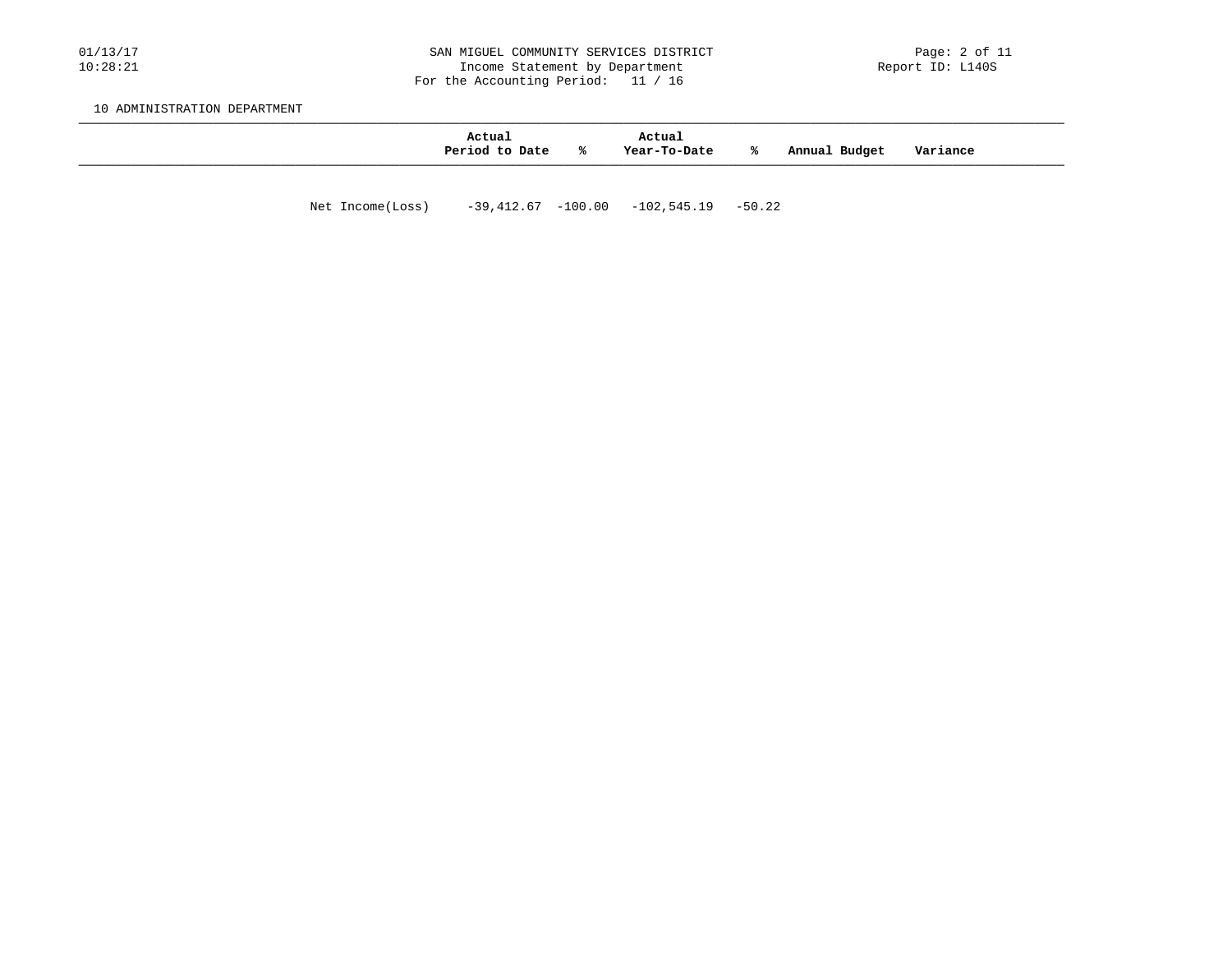10 ADMINISTRATION DEPARTMENT

| | Actual Period to Date | % | Actual Year-To-Date | % | Annual Budget | Variance |
|---|---|---|---|---|---|---|
| Net Income(Loss) | -39,412.67 | -100.00 | -102,545.19 | -50.22 | | |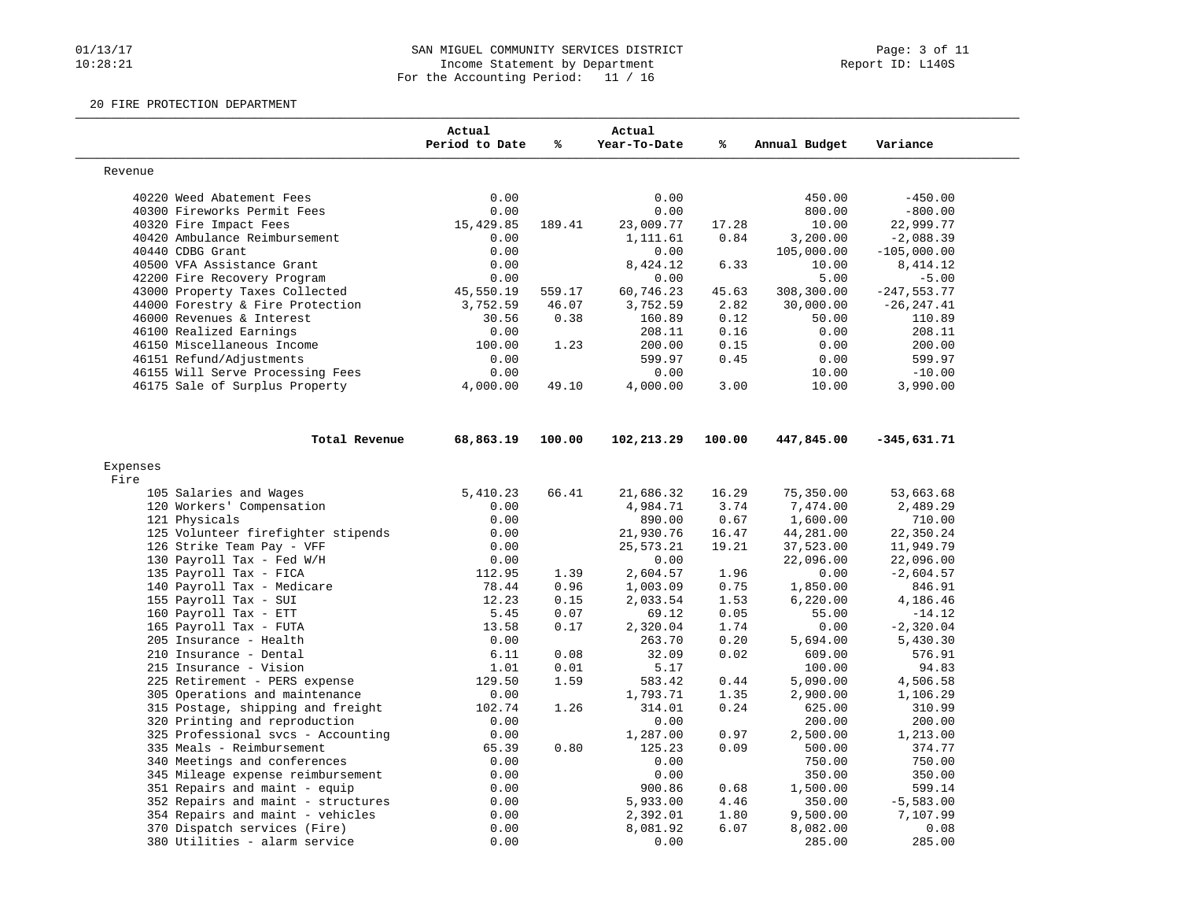# SAN MIGUEL COMMUNITY SERVICES DISTRICT

Income Statement by Department

For the Accounting Period: 11 / 16

Report ID: L140S

01/13/17
10:28:21

## 20 FIRE PROTECTION DEPARTMENT

| | Actual Period to Date | % | Actual Year-To-Date | % | Annual Budget | Variance |
|---|---|---|---|---|---|---|
| **Revenue** | | | | | | |
| 40220 Weed Abatement Fees | 0.00 | | 0.00 | | 450.00 | -450.00 |
| 40300 Fireworks Permit Fees | 0.00 | | 0.00 | | 800.00 | -800.00 |
| 40320 Fire Impact Fees | 15,429.85 | 189.41 | 23,009.77 | 17.28 | 10.00 | 22,999.77 |
| 40420 Ambulance Reimbursement | 0.00 | | 1,111.61 | 0.84 | 3,200.00 | -2,088.39 |
| 40440 CDBG Grant | 0.00 | | 0.00 | | 105,000.00 | -105,000.00 |
| 40500 VFA Assistance Grant | 0.00 | | 8,424.12 | 6.33 | 10.00 | 8,414.12 |
| 42200 Fire Recovery Program | 0.00 | | 0.00 | | 5.00 | -5.00 |
| 43000 Property Taxes Collected | 45,550.19 | 559.17 | 60,746.23 | 45.63 | 308,300.00 | -247,553.77 |
| 44000 Forestry & Fire Protection | 3,752.59 | 46.07 | 3,752.59 | 2.82 | 30,000.00 | -26,247.41 |
| 46000 Revenues & Interest | 30.56 | 0.38 | 160.89 | 0.12 | 50.00 | 110.89 |
| 46100 Realized Earnings | 0.00 | | 208.11 | 0.16 | 0.00 | 208.11 |
| 46150 Miscellaneous Income | 100.00 | 1.23 | 200.00 | 0.15 | 0.00 | 200.00 |
| 46151 Refund/Adjustments | 0.00 | | 599.97 | 0.45 | 0.00 | 599.97 |
| 46155 Will Serve Processing Fees | 0.00 | | 0.00 | | 10.00 | -10.00 |
| 46175 Sale of Surplus Property | 4,000.00 | 49.10 | 4,000.00 | 3.00 | 10.00 | 3,990.00 |
| **Total Revenue** | **68,863.19** | **100.00** | **102,213.29** | **100.00** | **447,845.00** | **-345,631.71** |
| **Expenses** | | | | | | |
| Fire | | | | | | |
| 105 Salaries and Wages | 5,410.23 | 66.41 | 21,686.32 | 16.29 | 75,350.00 | 53,663.68 |
| 120 Workers' Compensation | 0.00 | | 4,984.71 | 3.74 | 7,474.00 | 2,489.29 |
| 121 Physicals | 0.00 | | 890.00 | 0.67 | 1,600.00 | 710.00 |
| 125 Volunteer firefighter stipends | 0.00 | | 21,930.76 | 16.47 | 44,281.00 | 22,350.24 |
| 126 Strike Team Pay - VFF | 0.00 | | 25,573.21 | 19.21 | 37,523.00 | 11,949.79 |
| 130 Payroll Tax - Fed W/H | 0.00 | | 0.00 | | 22,096.00 | 22,096.00 |
| 135 Payroll Tax - FICA | 112.95 | 1.39 | 2,604.57 | 1.96 | 0.00 | -2,604.57 |
| 140 Payroll Tax - Medicare | 78.44 | 0.96 | 1,003.09 | 0.75 | 1,850.00 | 846.91 |
| 155 Payroll Tax - SUI | 12.23 | 0.15 | 2,033.54 | 1.53 | 6,220.00 | 4,186.46 |
| 160 Payroll Tax - ETT | 5.45 | 0.07 | 69.12 | 0.05 | 55.00 | -14.12 |
| 165 Payroll Tax - FUTA | 13.58 | 0.17 | 2,320.04 | 1.74 | 0.00 | -2,320.04 |
| 205 Insurance - Health | 0.00 | | 263.70 | 0.20 | 5,694.00 | 5,430.30 |
| 210 Insurance - Dental | 6.11 | 0.08 | 32.09 | 0.02 | 609.00 | 576.91 |
| 215 Insurance - Vision | 1.01 | 0.01 | 5.17 | | 100.00 | 94.83 |
| 225 Retirement - PERS expense | 129.50 | 1.59 | 583.42 | 0.44 | 5,090.00 | 4,506.58 |
| 305 Operations and maintenance | 0.00 | | 1,793.71 | 1.35 | 2,900.00 | 1,106.29 |
| 315 Postage, shipping and freight | 102.74 | 1.26 | 314.01 | 0.24 | 625.00 | 310.99 |
| 320 Printing and reproduction | 0.00 | | 0.00 | | 200.00 | 200.00 |
| 325 Professional svcs - Accounting | 0.00 | | 1,287.00 | 0.97 | 2,500.00 | 1,213.00 |
| 335 Meals - Reimbursement | 65.39 | 0.80 | 125.23 | 0.09 | 500.00 | 374.77 |
| 340 Meetings and conferences | 0.00 | | 0.00 | | 750.00 | 750.00 |
| 345 Mileage expense reimbursement | 0.00 | | 0.00 | | 350.00 | 350.00 |
| 351 Repairs and maint - equip | 0.00 | | 900.86 | 0.68 | 1,500.00 | 599.14 |
| 352 Repairs and maint - structures | 0.00 | | 5,933.00 | 4.46 | 350.00 | -5,583.00 |
| 354 Repairs and maint - vehicles | 0.00 | | 2,392.01 | 1.80 | 9,500.00 | 7,107.99 |
| 370 Dispatch services (Fire) | 0.00 | | 8,081.92 | 6.07 | 8,082.00 | 0.08 |
| 380 Utilities - alarm service | 0.00 | | 0.00 | | 285.00 | 285.00 |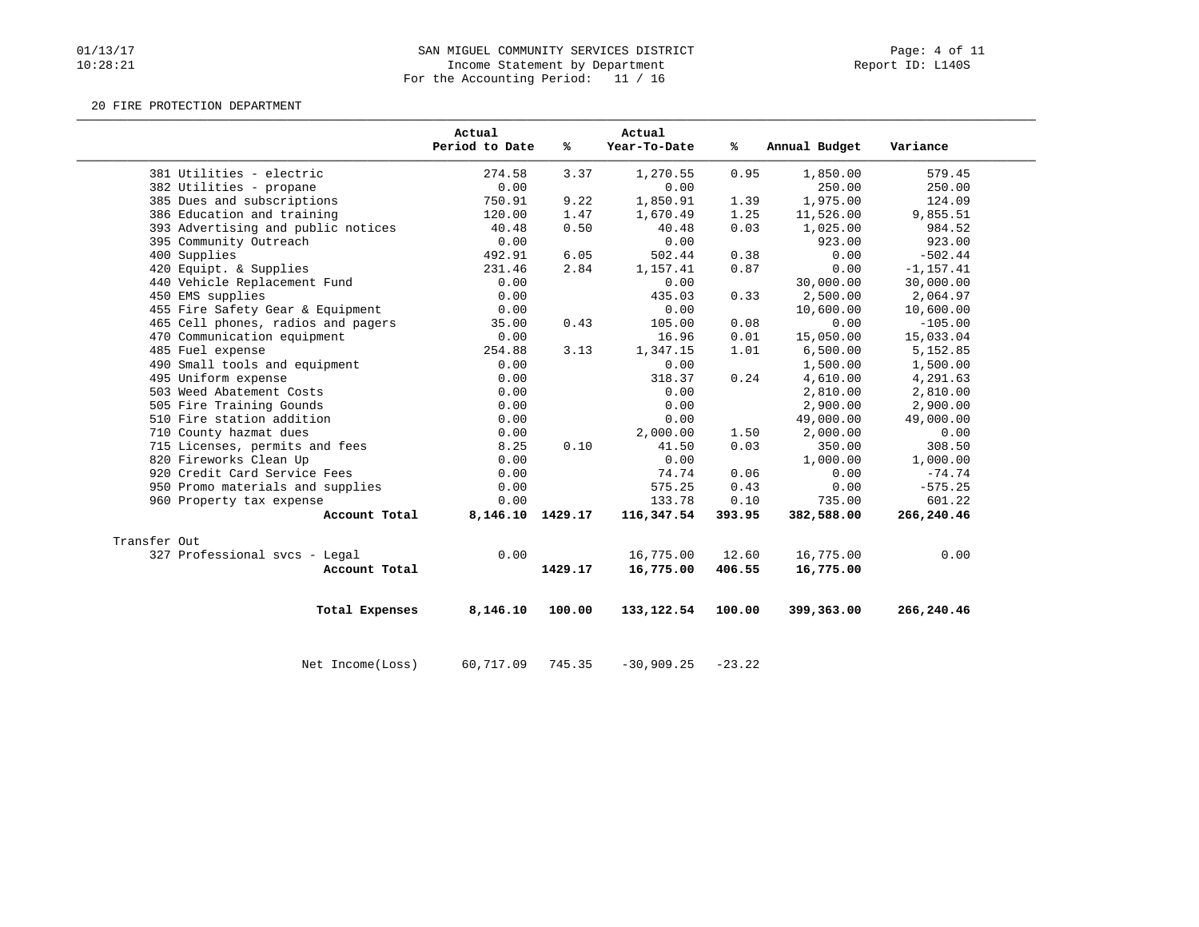SAN MIGUEL COMMUNITY SERVICES DISTRICT
Income Statement by Department
For the Accounting Period: 11 / 16

20 FIRE PROTECTION DEPARTMENT

| | Actual Period to Date | % | Actual Year-To-Date | % | Annual Budget | Variance |
|---|---|---|---|---|---|---|
| 381 Utilities - electric | 274.58 | 3.37 | 1,270.55 | 0.95 | 1,850.00 | 579.45 |
| 382 Utilities - propane | 0.00 | | 0.00 | | 250.00 | 250.00 |
| 385 Dues and subscriptions | 750.91 | 9.22 | 1,850.91 | 1.39 | 1,975.00 | 124.09 |
| 386 Education and training | 120.00 | 1.47 | 1,670.49 | 1.25 | 11,526.00 | 9,855.51 |
| 393 Advertising and public notices | 40.48 | 0.50 | 40.48 | 0.03 | 1,025.00 | 984.52 |
| 395 Community Outreach | 0.00 | | 0.00 | | 923.00 | 923.00 |
| 400 Supplies | 492.91 | 6.05 | 502.44 | 0.38 | 0.00 | -502.44 |
| 420 Equipt. & Supplies | 231.46 | 2.84 | 1,157.41 | 0.87 | 0.00 | -1,157.41 |
| 440 Vehicle Replacement Fund | 0.00 | | 0.00 | | 30,000.00 | 30,000.00 |
| 450 EMS supplies | 0.00 | | 435.03 | 0.33 | 2,500.00 | 2,064.97 |
| 455 Fire Safety Gear & Equipment | 0.00 | | 0.00 | | 10,600.00 | 10,600.00 |
| 465 Cell phones, radios and pagers | 35.00 | 0.43 | 105.00 | 0.08 | 0.00 | -105.00 |
| 470 Communication equipment | 0.00 | | 16.96 | 0.01 | 15,050.00 | 15,033.04 |
| 485 Fuel expense | 254.88 | 3.13 | 1,347.15 | 1.01 | 6,500.00 | 5,152.85 |
| 490 Small tools and equipment | 0.00 | | 0.00 | | 1,500.00 | 1,500.00 |
| 495 Uniform expense | 0.00 | | 318.37 | 0.24 | 4,610.00 | 4,291.63 |
| 503 Weed Abatement Costs | 0.00 | | 0.00 | | 2,810.00 | 2,810.00 |
| 505 Fire Training Gounds | 0.00 | | 0.00 | | 2,900.00 | 2,900.00 |
| 510 Fire station addition | 0.00 | | 0.00 | | 49,000.00 | 49,000.00 |
| 710 County hazmat dues | 0.00 | | 2,000.00 | 1.50 | 2,000.00 | 0.00 |
| 715 Licenses, permits and fees | 8.25 | 0.10 | 41.50 | 0.03 | 350.00 | 308.50 |
| 820 Fireworks Clean Up | 0.00 | | 0.00 | | 1,000.00 | 1,000.00 |
| 920 Credit Card Service Fees | 0.00 | | 74.74 | 0.06 | 0.00 | -74.74 |
| 950 Promo materials and supplies | 0.00 | | 575.25 | 0.43 | 0.00 | -575.25 |
| 960 Property tax expense | 0.00 | | 133.78 | 0.10 | 735.00 | 601.22 |
| **Account Total** | **8,146.10** | **1429.17** | **116,347.54** | **393.95** | **382,588.00** | **266,240.46** |
| Transfer Out | | | | | | |
| 327 Professional svcs - Legal | 0.00 | | 16,775.00 | 12.60 | 16,775.00 | 0.00 |
| **Account Total** | | **1429.17** | **16,775.00** | **406.55** | **16,775.00** | |
| **Total Expenses** | **8,146.10** | **100.00** | **133,122.54** | **100.00** | **399,363.00** | **266,240.46** |
| Net Income(Loss) | 60,717.09 | 745.35 | -30,909.25 | -23.22 | | |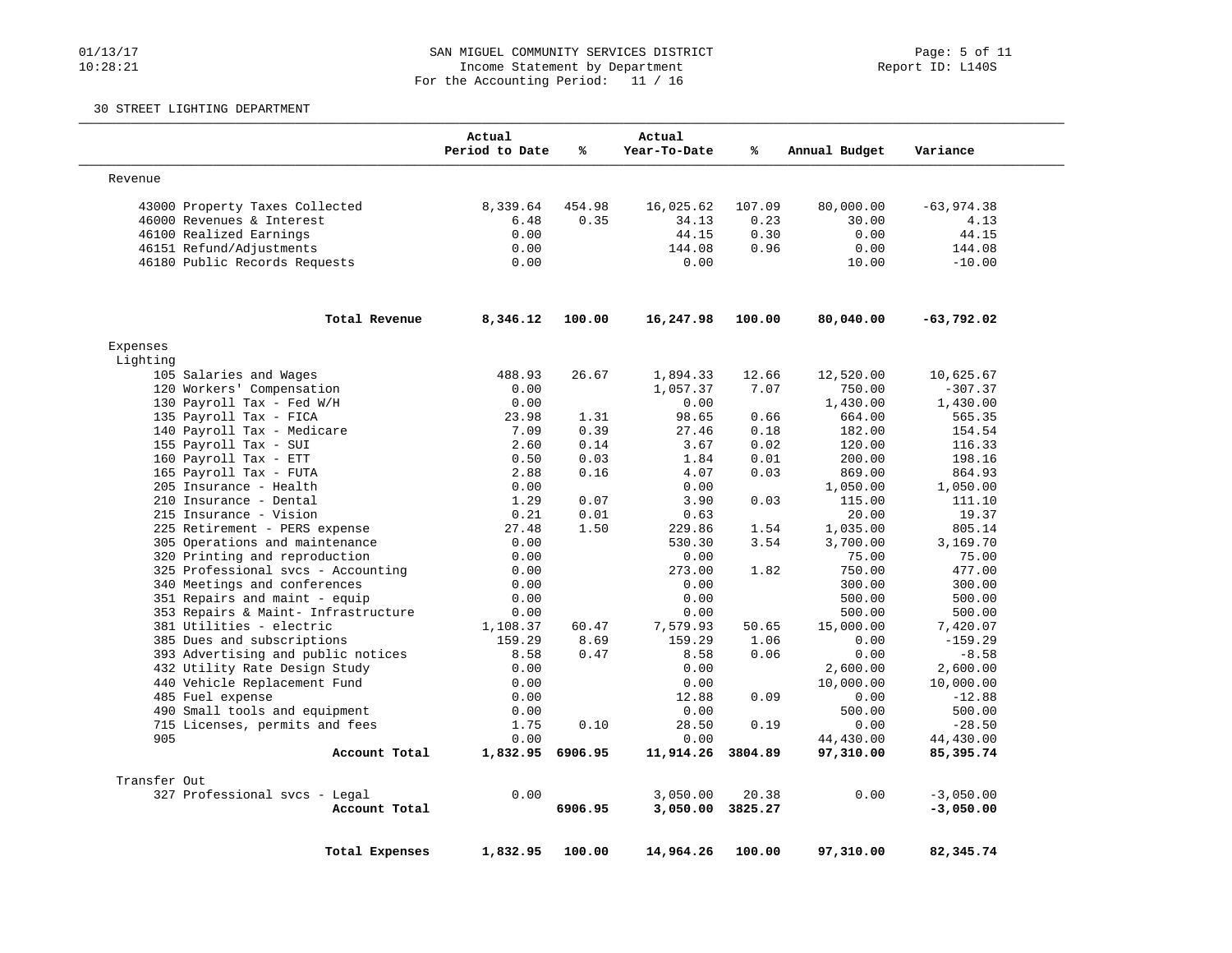# SAN MIGUEL COMMUNITY SERVICES DISTRICT

Income Statement by Department

For the Accounting Period: 11 / 16

01/13/17 10:28:21

Report ID: L140S

## 30 STREET LIGHTING DEPARTMENT

| | Actual Period to Date | % | Actual Year-To-Date | % | Annual Budget | Variance |
|---|---|---|---|---|---|---|
| **Revenue** | | | | | | |
| 43000 Property Taxes Collected | 8,339.64 | 454.98 | 16,025.62 | 107.09 | 80,000.00 | -63,974.38 |
| 46000 Revenues & Interest | 6.48 | 0.35 | 34.13 | 0.23 | 30.00 | 4.13 |
| 46100 Realized Earnings | 0.00 | | 44.15 | 0.30 | 0.00 | 44.15 |
| 46151 Refund/Adjustments | 0.00 | | 144.08 | 0.96 | 0.00 | 144.08 |
| 46180 Public Records Requests | 0.00 | | 0.00 | | 10.00 | -10.00 |
| **Total Revenue** | **8,346.12** | **100.00** | **16,247.98** | **100.00** | **80,040.00** | **-63,792.02** |
| **Expenses** | | | | | | |
| Lighting | | | | | | |
| 105 Salaries and Wages | 488.93 | 26.67 | 1,894.33 | 12.66 | 12,520.00 | 10,625.67 |
| 120 Workers' Compensation | 0.00 | | 1,057.37 | 7.07 | 750.00 | -307.37 |
| 130 Payroll Tax - Fed W/H | 0.00 | | 0.00 | | 1,430.00 | 1,430.00 |
| 135 Payroll Tax - FICA | 23.98 | 1.31 | 98.65 | 0.66 | 664.00 | 565.35 |
| 140 Payroll Tax - Medicare | 7.09 | 0.39 | 27.46 | 0.18 | 182.00 | 154.54 |
| 155 Payroll Tax - SUI | 2.60 | 0.14 | 3.67 | 0.02 | 120.00 | 116.33 |
| 160 Payroll Tax - ETT | 0.50 | 0.03 | 1.84 | 0.01 | 200.00 | 198.16 |
| 165 Payroll Tax - FUTA | 2.88 | 0.16 | 4.07 | 0.03 | 869.00 | 864.93 |
| 205 Insurance - Health | 0.00 | | 0.00 | | 1,050.00 | 1,050.00 |
| 210 Insurance - Dental | 1.29 | 0.07 | 3.90 | 0.03 | 115.00 | 111.10 |
| 215 Insurance - Vision | 0.21 | 0.01 | 0.63 | | 20.00 | 19.37 |
| 225 Retirement - PERS expense | 27.48 | 1.50 | 229.86 | 1.54 | 1,035.00 | 805.14 |
| 305 Operations and maintenance | 0.00 | | 530.30 | 3.54 | 3,700.00 | 3,169.70 |
| 320 Printing and reproduction | 0.00 | | 0.00 | | 75.00 | 75.00 |
| 325 Professional svcs - Accounting | 0.00 | | 273.00 | 1.82 | 750.00 | 477.00 |
| 340 Meetings and conferences | 0.00 | | 0.00 | | 300.00 | 300.00 |
| 351 Repairs and maint - equip | 0.00 | | 0.00 | | 500.00 | 500.00 |
| 353 Repairs & Maint- Infrastructure | 0.00 | | 0.00 | | 500.00 | 500.00 |
| 381 Utilities - electric | 1,108.37 | 60.47 | 7,579.93 | 50.65 | 15,000.00 | 7,420.07 |
| 385 Dues and subscriptions | 159.29 | 8.69 | 159.29 | 1.06 | 0.00 | -159.29 |
| 393 Advertising and public notices | 8.58 | 0.47 | 8.58 | 0.06 | 0.00 | -8.58 |
| 432 Utility Rate Design Study | 0.00 | | 0.00 | | 2,600.00 | 2,600.00 |
| 440 Vehicle Replacement Fund | 0.00 | | 0.00 | | 10,000.00 | 10,000.00 |
| 485 Fuel expense | 0.00 | | 12.88 | 0.09 | 0.00 | -12.88 |
| 490 Small tools and equipment | 0.00 | | 0.00 | | 500.00 | 500.00 |
| 715 Licenses, permits and fees | 1.75 | 0.10 | 28.50 | 0.19 | 0.00 | -28.50 |
| 905 | 0.00 | | 0.00 | | 44,430.00 | 44,430.00 |
| **Account Total** | **1,832.95** | **6906.95** | **11,914.26** | **3804.89** | **97,310.00** | **85,395.74** |
| Transfer Out | | | | | | |
| 327 Professional svcs - Legal | 0.00 | | 3,050.00 | 20.38 | 0.00 | -3,050.00 |
| **Account Total** | | **6906.95** | **3,050.00** | **3825.27** | | **-3,050.00** |
| **Total Expenses** | **1,832.95** | **100.00** | **14,964.26** | **100.00** | **97,310.00** | **82,345.74** |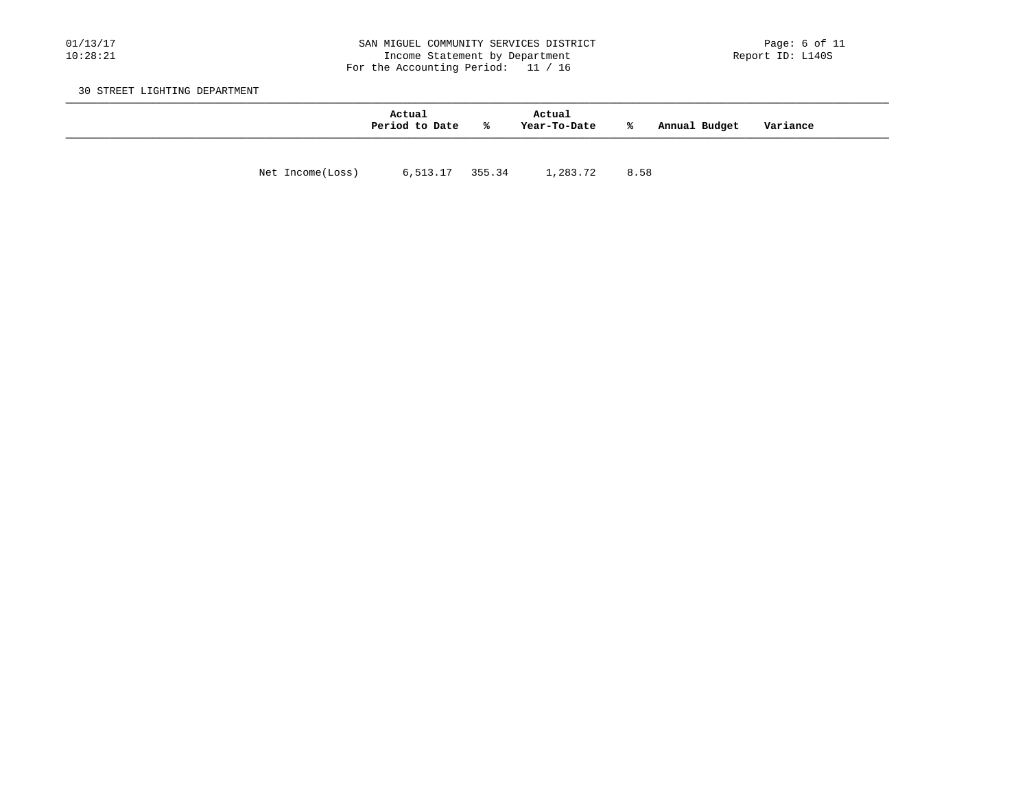SAN MIGUEL COMMUNITY SERVICES DISTRICT
Income Statement by Department
For the Accounting Period: 11 / 16

30 STREET LIGHTING DEPARTMENT

| | Actual Period to Date | % | Actual Year-To-Date | % | Annual Budget | Variance |
|---|---|---|---|---|---|---|
| Net Income(Loss) | 6,513.17 | 355.34 | 1,283.72 | 8.58 | | |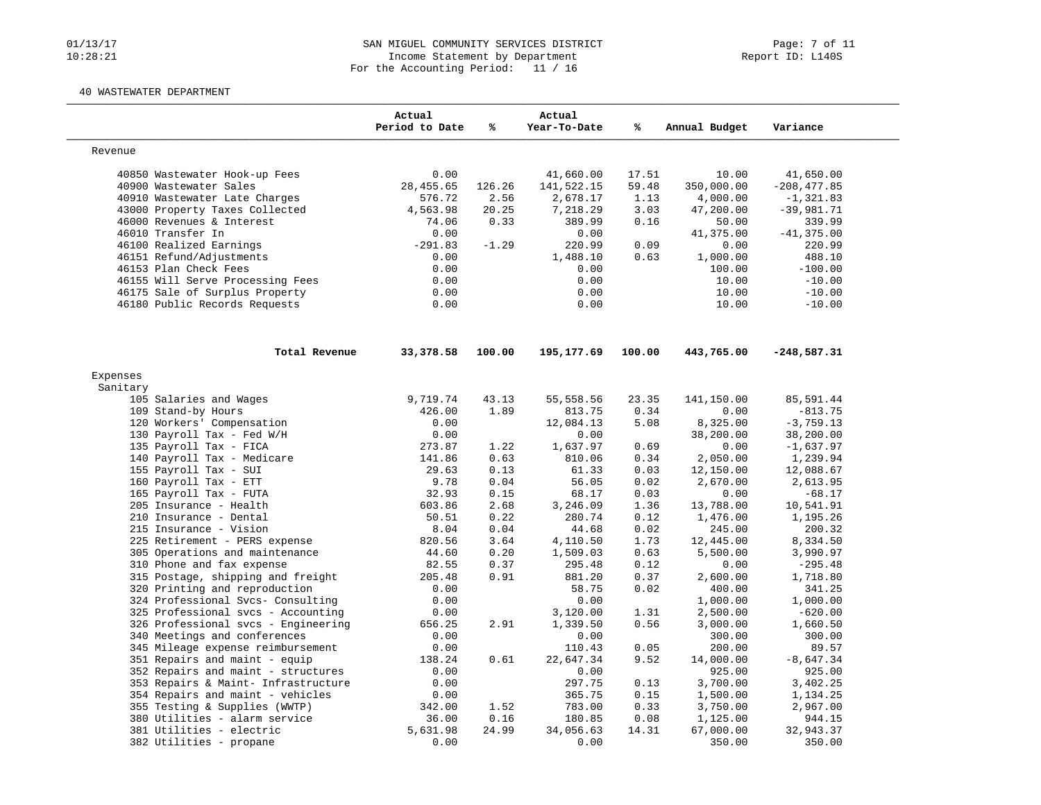# SAN MIGUEL COMMUNITY SERVICES DISTRICT

Income Statement by Department

For the Accounting Period: 11 / 16

## 40 WASTEWATER DEPARTMENT

| | Actual Period to Date | % | Actual Year-To-Date | % | Annual Budget | Variance |
|---|---|---|---|---|---|---|
| **Revenue** | | | | | | |
| 40850 Wastewater Hook-up Fees | 0.00 | | 41,660.00 | 17.51 | 10.00 | 41,650.00 |
| 40900 Wastewater Sales | 28,455.65 | 126.26 | 141,522.15 | 59.48 | 350,000.00 | -208,477.85 |
| 40910 Wastewater Late Charges | 576.72 | 2.56 | 2,678.17 | 1.13 | 4,000.00 | -1,321.83 |
| 43000 Property Taxes Collected | 4,563.98 | 20.25 | 7,218.29 | 3.03 | 47,200.00 | -39,981.71 |
| 46000 Revenues & Interest | 74.06 | 0.33 | 389.99 | 0.16 | 50.00 | 339.99 |
| 46010 Transfer In | 0.00 | | 0.00 | | 41,375.00 | -41,375.00 |
| 46100 Realized Earnings | -291.83 | -1.29 | 220.99 | 0.09 | 0.00 | 220.99 |
| 46151 Refund/Adjustments | 0.00 | | 1,488.10 | 0.63 | 1,000.00 | 488.10 |
| 46153 Plan Check Fees | 0.00 | | 0.00 | | 100.00 | -100.00 |
| 46155 Will Serve Processing Fees | 0.00 | | 0.00 | | 10.00 | -10.00 |
| 46175 Sale of Surplus Property | 0.00 | | 0.00 | | 10.00 | -10.00 |
| 46180 Public Records Requests | 0.00 | | 0.00 | | 10.00 | -10.00 |
| **Total Revenue** | **33,378.58** | **100.00** | **195,177.69** | **100.00** | **443,765.00** | **-248,587.31** |
| **Expenses** | | | | | | |
| Sanitary | | | | | | |
| 105 Salaries and Wages | 9,719.74 | 43.13 | 55,558.56 | 23.35 | 141,150.00 | 85,591.44 |
| 109 Stand-by Hours | 426.00 | 1.89 | 813.75 | 0.34 | 0.00 | -813.75 |
| 120 Workers' Compensation | 0.00 | | 12,084.13 | 5.08 | 8,325.00 | -3,759.13 |
| 130 Payroll Tax - Fed W/H | 0.00 | | 0.00 | | 38,200.00 | 38,200.00 |
| 135 Payroll Tax - FICA | 273.87 | 1.22 | 1,637.97 | 0.69 | 0.00 | -1,637.97 |
| 140 Payroll Tax - Medicare | 141.86 | 0.63 | 810.06 | 0.34 | 2,050.00 | 1,239.94 |
| 155 Payroll Tax - SUI | 29.63 | 0.13 | 61.33 | 0.03 | 12,150.00 | 12,088.67 |
| 160 Payroll Tax - ETT | 9.78 | 0.04 | 56.05 | 0.02 | 2,670.00 | 2,613.95 |
| 165 Payroll Tax - FUTA | 32.93 | 0.15 | 68.17 | 0.03 | 0.00 | -68.17 |
| 205 Insurance - Health | 603.86 | 2.68 | 3,246.09 | 1.36 | 13,788.00 | 10,541.91 |
| 210 Insurance - Dental | 50.51 | 0.22 | 280.74 | 0.12 | 1,476.00 | 1,195.26 |
| 215 Insurance - Vision | 8.04 | 0.04 | 44.68 | 0.02 | 245.00 | 200.32 |
| 225 Retirement - PERS expense | 820.56 | 3.64 | 4,110.50 | 1.73 | 12,445.00 | 8,334.50 |
| 305 Operations and maintenance | 44.60 | 0.20 | 1,509.03 | 0.63 | 5,500.00 | 3,990.97 |
| 310 Phone and fax expense | 82.55 | 0.37 | 295.48 | 0.12 | 0.00 | -295.48 |
| 315 Postage, shipping and freight | 205.48 | 0.91 | 881.20 | 0.37 | 2,600.00 | 1,718.80 |
| 320 Printing and reproduction | 0.00 | | 58.75 | 0.02 | 400.00 | 341.25 |
| 324 Professional Svcs- Consulting | 0.00 | | 0.00 | | 1,000.00 | 1,000.00 |
| 325 Professional svcs - Accounting | 0.00 | | 3,120.00 | 1.31 | 2,500.00 | -620.00 |
| 326 Professional svcs - Engineering | 656.25 | 2.91 | 1,339.50 | 0.56 | 3,000.00 | 1,660.50 |
| 340 Meetings and conferences | 0.00 | | 0.00 | | 300.00 | 300.00 |
| 345 Mileage expense reimbursement | 0.00 | | 110.43 | 0.05 | 200.00 | 89.57 |
| 351 Repairs and maint - equip | 138.24 | 0.61 | 22,647.34 | 9.52 | 14,000.00 | -8,647.34 |
| 352 Repairs and maint - structures | 0.00 | | 0.00 | | 925.00 | 925.00 |
| 353 Repairs & Maint- Infrastructure | 0.00 | | 297.75 | 0.13 | 3,700.00 | 3,402.25 |
| 354 Repairs and maint - vehicles | 0.00 | | 365.75 | 0.15 | 1,500.00 | 1,134.25 |
| 355 Testing & Supplies (WWTP) | 342.00 | 1.52 | 783.00 | 0.33 | 3,750.00 | 2,967.00 |
| 380 Utilities - alarm service | 36.00 | 0.16 | 180.85 | 0.08 | 1,125.00 | 944.15 |
| 381 Utilities - electric | 5,631.98 | 24.99 | 34,056.63 | 14.31 | 67,000.00 | 32,943.37 |
| 382 Utilities - propane | 0.00 | | 0.00 | | 350.00 | 350.00 |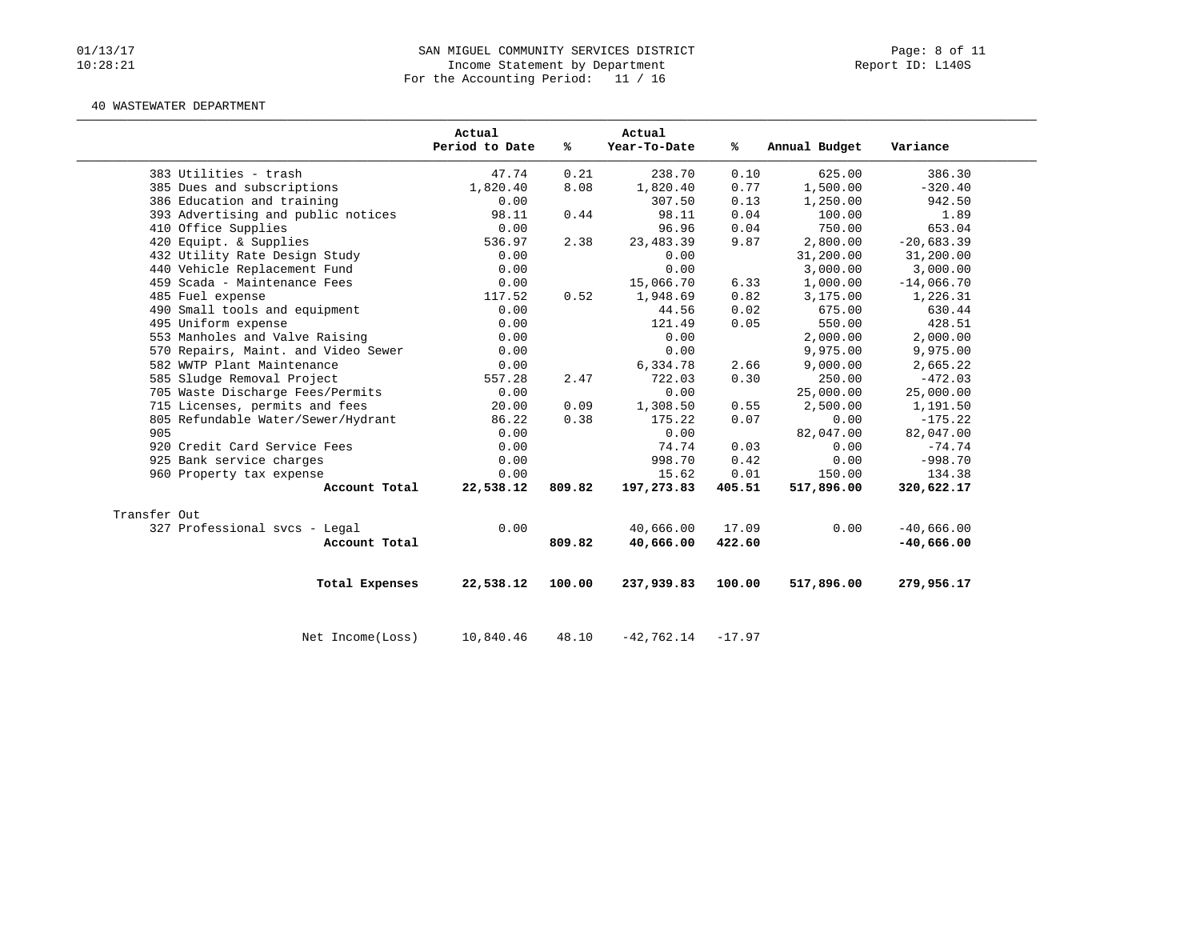SAN MIGUEL COMMUNITY SERVICES DISTRICT
Income Statement by Department
For the Accounting Period: 11 / 16

## 40 WASTEWATER DEPARTMENT

| | Actual Period to Date | % | Actual Year-To-Date | % | Annual Budget | Variance |
|---|---|---|---|---|---|---|
| 383 Utilities - trash | 47.74 | 0.21 | 238.70 | 0.10 | 625.00 | 386.30 |
| 385 Dues and subscriptions | 1,820.40 | 8.08 | 1,820.40 | 0.77 | 1,500.00 | -320.40 |
| 386 Education and training | 0.00 | | 307.50 | 0.13 | 1,250.00 | 942.50 |
| 393 Advertising and public notices | 98.11 | 0.44 | 98.11 | 0.04 | 100.00 | 1.89 |
| 410 Office Supplies | 0.00 | | 96.96 | 0.04 | 750.00 | 653.04 |
| 420 Equipt. & Supplies | 536.97 | 2.38 | 23,483.39 | 9.87 | 2,800.00 | -20,683.39 |
| 432 Utility Rate Design Study | 0.00 | | 0.00 | | 31,200.00 | 31,200.00 |
| 440 Vehicle Replacement Fund | 0.00 | | 0.00 | | 3,000.00 | 3,000.00 |
| 459 Scada - Maintenance Fees | 0.00 | | 15,066.70 | 6.33 | 1,000.00 | -14,066.70 |
| 485 Fuel expense | 117.52 | 0.52 | 1,948.69 | 0.82 | 3,175.00 | 1,226.31 |
| 490 Small tools and equipment | 0.00 | | 44.56 | 0.02 | 675.00 | 630.44 |
| 495 Uniform expense | 0.00 | | 121.49 | 0.05 | 550.00 | 428.51 |
| 553 Manholes and Valve Raising | 0.00 | | 0.00 | | 2,000.00 | 2,000.00 |
| 570 Repairs, Maint. and Video Sewer | 0.00 | | 0.00 | | 9,975.00 | 9,975.00 |
| 582 WWTP Plant Maintenance | 0.00 | | 6,334.78 | 2.66 | 9,000.00 | 2,665.22 |
| 585 Sludge Removal Project | 557.28 | 2.47 | 722.03 | 0.30 | 250.00 | -472.03 |
| 705 Waste Discharge Fees/Permits | 0.00 | | 0.00 | | 25,000.00 | 25,000.00 |
| 715 Licenses, permits and fees | 20.00 | 0.09 | 1,308.50 | 0.55 | 2,500.00 | 1,191.50 |
| 805 Refundable Water/Sewer/Hydrant | 86.22 | 0.38 | 175.22 | 0.07 | 0.00 | -175.22 |
| 905 | 0.00 | | 0.00 | | 82,047.00 | 82,047.00 |
| 920 Credit Card Service Fees | 0.00 | | 74.74 | 0.03 | 0.00 | -74.74 |
| 925 Bank service charges | 0.00 | | 998.70 | 0.42 | 0.00 | -998.70 |
| 960 Property tax expense | 0.00 | | 15.62 | 0.01 | 150.00 | 134.38 |
| **Account Total** | **22,538.12** | **809.82** | **197,273.83** | **405.51** | **517,896.00** | **320,622.17** |
| Transfer Out | | | | | | |
| 327 Professional svcs - Legal | 0.00 | | 40,666.00 | 17.09 | 0.00 | -40,666.00 |
| **Account Total** | | **809.82** | **40,666.00** | **422.60** | | **-40,666.00** |
| **Total Expenses** | **22,538.12** | **100.00** | **237,939.83** | **100.00** | **517,896.00** | **279,956.17** |
| Net Income(Loss) | 10,840.46 | 48.10 | -42,762.14 | -17.97 | | |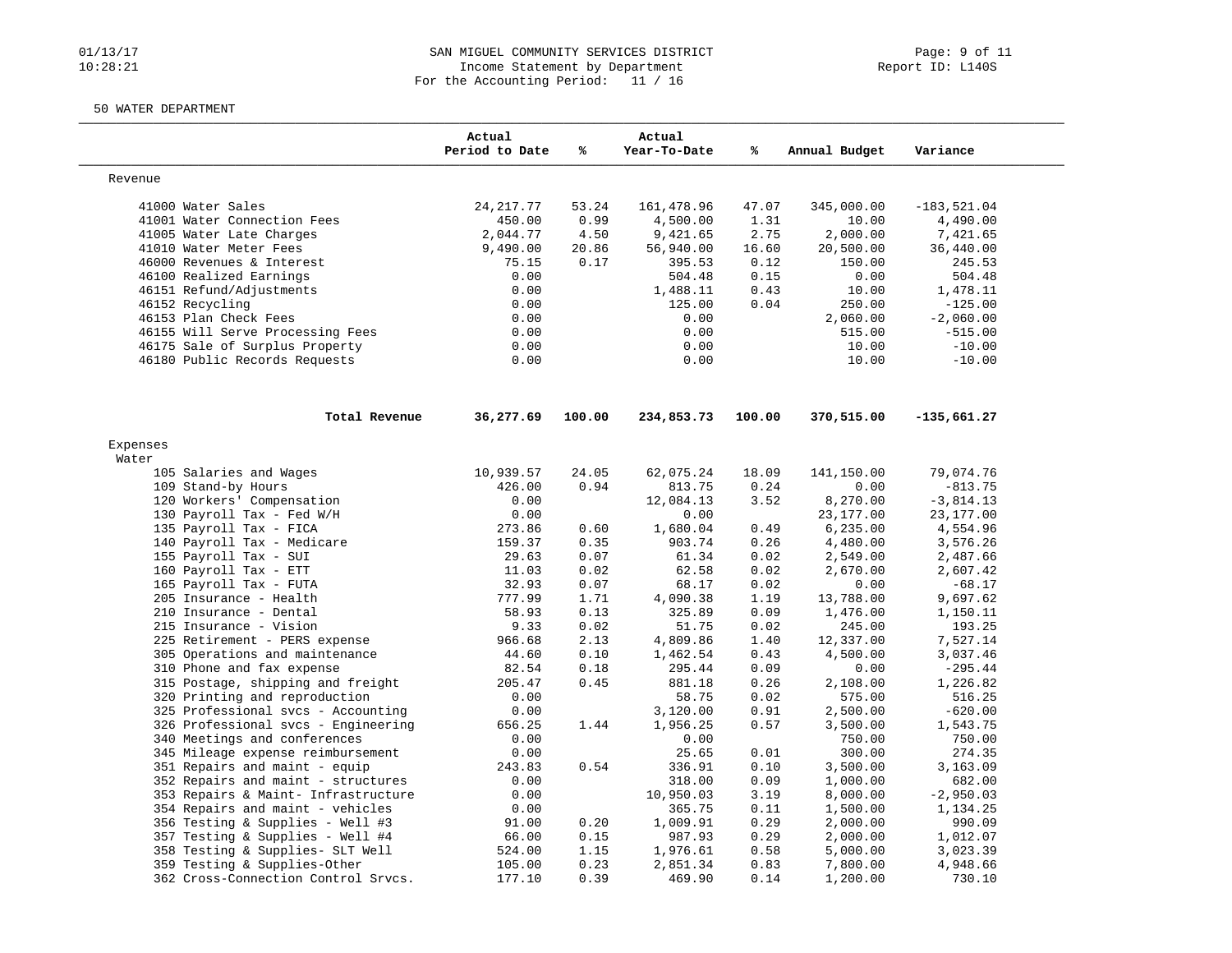SAN MIGUEL COMMUNITY SERVICES DISTRICT
Income Statement by Department
For the Accounting Period: 11 / 16

50 WATER DEPARTMENT

| | Actual Period to Date | % | Actual Year-To-Date | % | Annual Budget | Variance |
|---|---|---|---|---|---|---|
| **Revenue** | | | | | | |
| 41000 Water Sales | 24,217.77 | 53.24 | 161,478.96 | 47.07 | 345,000.00 | -183,521.04 |
| 41001 Water Connection Fees | 450.00 | 0.99 | 4,500.00 | 1.31 | 10.00 | 4,490.00 |
| 41005 Water Late Charges | 2,044.77 | 4.50 | 9,421.65 | 2.75 | 2,000.00 | 7,421.65 |
| 41010 Water Meter Fees | 9,490.00 | 20.86 | 56,940.00 | 16.60 | 20,500.00 | 36,440.00 |
| 46000 Revenues & Interest | 75.15 | 0.17 | 395.53 | 0.12 | 150.00 | 245.53 |
| 46100 Realized Earnings | 0.00 | | 504.48 | 0.15 | 0.00 | 504.48 |
| 46151 Refund/Adjustments | 0.00 | | 1,488.11 | 0.43 | 10.00 | 1,478.11 |
| 46152 Recycling | 0.00 | | 125.00 | 0.04 | 250.00 | -125.00 |
| 46153 Plan Check Fees | 0.00 | | 0.00 | | 2,060.00 | -2,060.00 |
| 46155 Will Serve Processing Fees | 0.00 | | 0.00 | | 515.00 | -515.00 |
| 46175 Sale of Surplus Property | 0.00 | | 0.00 | | 10.00 | -10.00 |
| 46180 Public Records Requests | 0.00 | | 0.00 | | 10.00 | -10.00 |
| **Total Revenue** | **36,277.69** | **100.00** | **234,853.73** | **100.00** | **370,515.00** | **-135,661.27** |
| **Expenses** | | | | | | |
| Water | | | | | | |
| 105 Salaries and Wages | 10,939.57 | 24.05 | 62,075.24 | 18.09 | 141,150.00 | 79,074.76 |
| 109 Stand-by Hours | 426.00 | 0.94 | 813.75 | 0.24 | 0.00 | -813.75 |
| 120 Workers' Compensation | 0.00 | | 12,084.13 | 3.52 | 8,270.00 | -3,814.13 |
| 130 Payroll Tax - Fed W/H | 0.00 | | 0.00 | | 23,177.00 | 23,177.00 |
| 135 Payroll Tax - FICA | 273.86 | 0.60 | 1,680.04 | 0.49 | 6,235.00 | 4,554.96 |
| 140 Payroll Tax - Medicare | 159.37 | 0.35 | 903.74 | 0.26 | 4,480.00 | 3,576.26 |
| 155 Payroll Tax - SUI | 29.63 | 0.07 | 61.34 | 0.02 | 2,549.00 | 2,487.66 |
| 160 Payroll Tax - ETT | 11.03 | 0.02 | 62.58 | 0.02 | 2,670.00 | 2,607.42 |
| 165 Payroll Tax - FUTA | 32.93 | 0.07 | 68.17 | 0.02 | 0.00 | -68.17 |
| 205 Insurance - Health | 777.99 | 1.71 | 4,090.38 | 1.19 | 13,788.00 | 9,697.62 |
| 210 Insurance - Dental | 58.93 | 0.13 | 325.89 | 0.09 | 1,476.00 | 1,150.11 |
| 215 Insurance - Vision | 9.33 | 0.02 | 51.75 | 0.02 | 245.00 | 193.25 |
| 225 Retirement - PERS expense | 966.68 | 2.13 | 4,809.86 | 1.40 | 12,337.00 | 7,527.14 |
| 305 Operations and maintenance | 44.60 | 0.10 | 1,462.54 | 0.43 | 4,500.00 | 3,037.46 |
| 310 Phone and fax expense | 82.54 | 0.18 | 295.44 | 0.09 | 0.00 | -295.44 |
| 315 Postage, shipping and freight | 205.47 | 0.45 | 881.18 | 0.26 | 2,108.00 | 1,226.82 |
| 320 Printing and reproduction | 0.00 | | 58.75 | 0.02 | 575.00 | 516.25 |
| 325 Professional svcs - Accounting | 0.00 | | 3,120.00 | 0.91 | 2,500.00 | -620.00 |
| 326 Professional svcs - Engineering | 656.25 | 1.44 | 1,956.25 | 0.57 | 3,500.00 | 1,543.75 |
| 340 Meetings and conferences | 0.00 | | 0.00 | | 750.00 | 750.00 |
| 345 Mileage expense reimbursement | 0.00 | | 25.65 | 0.01 | 300.00 | 274.35 |
| 351 Repairs and maint - equip | 243.83 | 0.54 | 336.91 | 0.10 | 3,500.00 | 3,163.09 |
| 352 Repairs and maint - structures | 0.00 | | 318.00 | 0.09 | 1,000.00 | 682.00 |
| 353 Repairs & Maint- Infrastructure | 0.00 | | 10,950.03 | 3.19 | 8,000.00 | -2,950.03 |
| 354 Repairs and maint - vehicles | 0.00 | | 365.75 | 0.11 | 1,500.00 | 1,134.25 |
| 356 Testing & Supplies - Well #3 | 91.00 | 0.20 | 1,009.91 | 0.29 | 2,000.00 | 990.09 |
| 357 Testing & Supplies - Well #4 | 66.00 | 0.15 | 987.93 | 0.29 | 2,000.00 | 1,012.07 |
| 358 Testing & Supplies- SLT Well | 524.00 | 1.15 | 1,976.61 | 0.58 | 5,000.00 | 3,023.39 |
| 359 Testing & Supplies-Other | 105.00 | 0.23 | 2,851.34 | 0.83 | 7,800.00 | 4,948.66 |
| 362 Cross-Connection Control Srvcs. | 177.10 | 0.39 | 469.90 | 0.14 | 1,200.00 | 730.10 |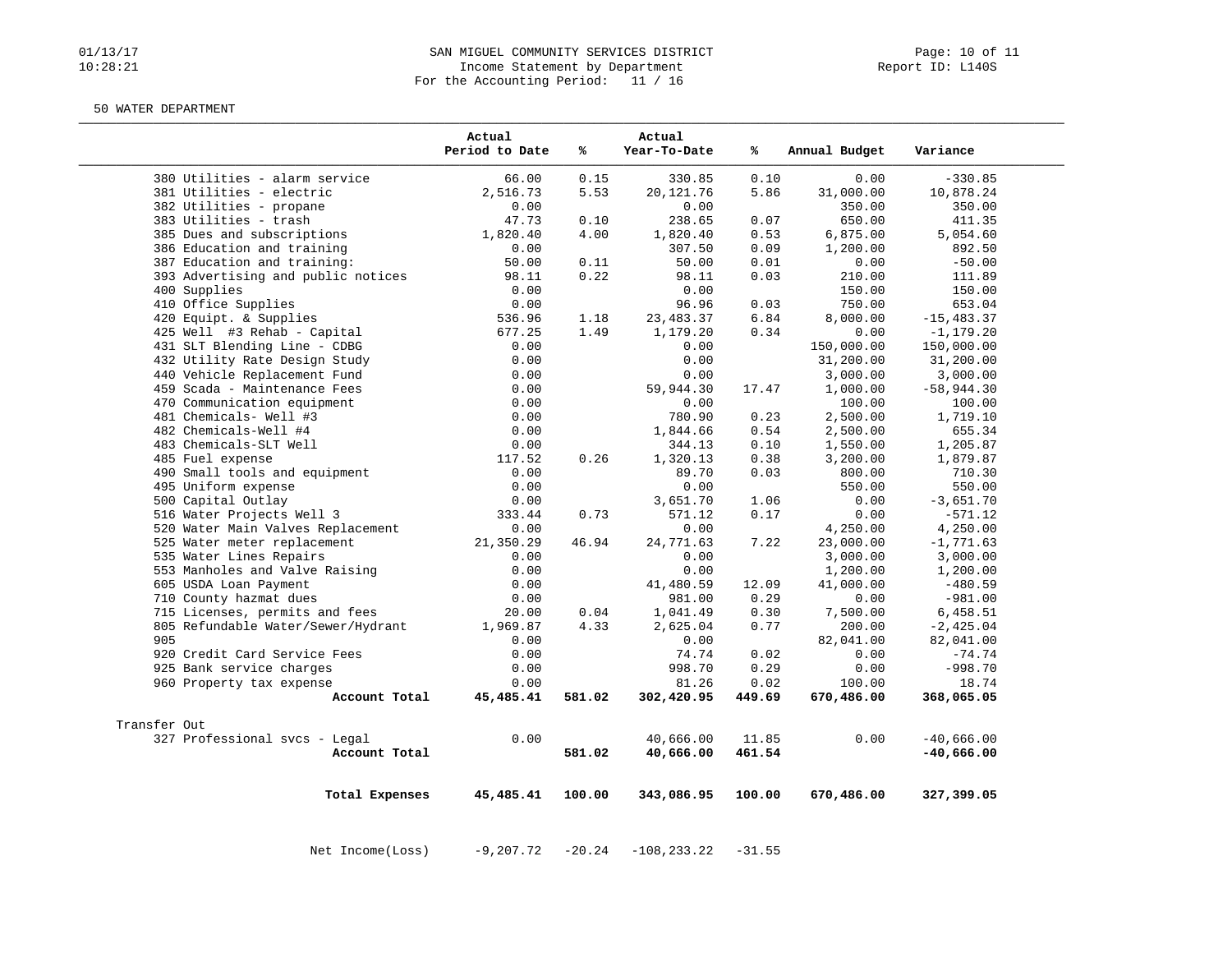## SAN MIGUEL COMMUNITY SERVICES DISTRICT
### Income Statement by Department
For the Accounting Period: 11 / 16

50 WATER DEPARTMENT

| | Actual Period to Date | % | Actual Year-To-Date | % | Annual Budget | Variance |
|---|---|---|---|---|---|---|
| 380 Utilities - alarm service | 66.00 | 0.15 | 330.85 | 0.10 | 0.00 | -330.85 |
| 381 Utilities - electric | 2,516.73 | 5.53 | 20,121.76 | 5.86 | 31,000.00 | 10,878.24 |
| 382 Utilities - propane | 0.00 | | 0.00 | | 350.00 | 350.00 |
| 383 Utilities - trash | 47.73 | 0.10 | 238.65 | 0.07 | 650.00 | 411.35 |
| 385 Dues and subscriptions | 1,820.40 | 4.00 | 1,820.40 | 0.53 | 6,875.00 | 5,054.60 |
| 386 Education and training | 0.00 | | 307.50 | 0.09 | 1,200.00 | 892.50 |
| 387 Education and training: | 50.00 | 0.11 | 50.00 | 0.01 | 0.00 | -50.00 |
| 393 Advertising and public notices | 98.11 | 0.22 | 98.11 | 0.03 | 210.00 | 111.89 |
| 400 Supplies | 0.00 | | 0.00 | | 150.00 | 150.00 |
| 410 Office Supplies | 0.00 | | 96.96 | 0.03 | 750.00 | 653.04 |
| 420 Equipt. & Supplies | 536.96 | 1.18 | 23,483.37 | 6.84 | 8,000.00 | -15,483.37 |
| 425 Well #3 Rehab - Capital | 677.25 | 1.49 | 1,179.20 | 0.34 | 0.00 | -1,179.20 |
| 431 SLT Blending Line - CDBG | 0.00 | | 0.00 | | 150,000.00 | 150,000.00 |
| 432 Utility Rate Design Study | 0.00 | | 0.00 | | 31,200.00 | 31,200.00 |
| 440 Vehicle Replacement Fund | 0.00 | | 0.00 | | 3,000.00 | 3,000.00 |
| 459 Scada - Maintenance Fees | 0.00 | | 59,944.30 | 17.47 | 1,000.00 | -58,944.30 |
| 470 Communication equipment | 0.00 | | 0.00 | | 100.00 | 100.00 |
| 481 Chemicals- Well #3 | 0.00 | | 780.90 | 0.23 | 2,500.00 | 1,719.10 |
| 482 Chemicals-Well #4 | 0.00 | | 1,844.66 | 0.54 | 2,500.00 | 655.34 |
| 483 Chemicals-SLT Well | 0.00 | | 344.13 | 0.10 | 1,550.00 | 1,205.87 |
| 485 Fuel expense | 117.52 | 0.26 | 1,320.13 | 0.38 | 3,200.00 | 1,879.87 |
| 490 Small tools and equipment | 0.00 | | 89.70 | 0.03 | 800.00 | 710.30 |
| 495 Uniform expense | 0.00 | | 0.00 | | 550.00 | 550.00 |
| 500 Capital Outlay | 0.00 | | 3,651.70 | 1.06 | 0.00 | -3,651.70 |
| 516 Water Projects Well 3 | 333.44 | 0.73 | 571.12 | 0.17 | 0.00 | -571.12 |
| 520 Water Main Valves Replacement | 0.00 | | 0.00 | | 4,250.00 | 4,250.00 |
| 525 Water meter replacement | 21,350.29 | 46.94 | 24,771.63 | 7.22 | 23,000.00 | -1,771.63 |
| 535 Water Lines Repairs | 0.00 | | 0.00 | | 3,000.00 | 3,000.00 |
| 553 Manholes and Valve Raising | 0.00 | | 0.00 | | 1,200.00 | 1,200.00 |
| 605 USDA Loan Payment | 0.00 | | 41,480.59 | 12.09 | 41,000.00 | -480.59 |
| 710 County hazmat dues | 0.00 | | 981.00 | 0.29 | 0.00 | -981.00 |
| 715 Licenses, permits and fees | 20.00 | 0.04 | 1,041.49 | 0.30 | 7,500.00 | 6,458.51 |
| 805 Refundable Water/Sewer/Hydrant | 1,969.87 | 4.33 | 2,625.04 | 0.77 | 200.00 | -2,425.04 |
| 905 | 0.00 | | 0.00 | | 82,041.00 | 82,041.00 |
| 920 Credit Card Service Fees | 0.00 | | 74.74 | 0.02 | 0.00 | -74.74 |
| 925 Bank service charges | 0.00 | | 998.70 | 0.29 | 0.00 | -998.70 |
| 960 Property tax expense | 0.00 | | 81.26 | 0.02 | 100.00 | 18.74 |
| **Account Total** | **45,485.41** | **581.02** | **302,420.95** | **449.69** | **670,486.00** | **368,065.05** |
| Transfer Out | | | | | | |
| 327 Professional svcs - Legal | 0.00 | | 40,666.00 | 11.85 | 0.00 | -40,666.00 |
| **Account Total** | | **581.02** | **40,666.00** | **461.54** | | **-40,666.00** |
| **Total Expenses** | **45,485.41** | **100.00** | **343,086.95** | **100.00** | **670,486.00** | **327,399.05** |
| Net Income(Loss) | -9,207.72 | -20.24 | -108,233.22 | -31.55 | | |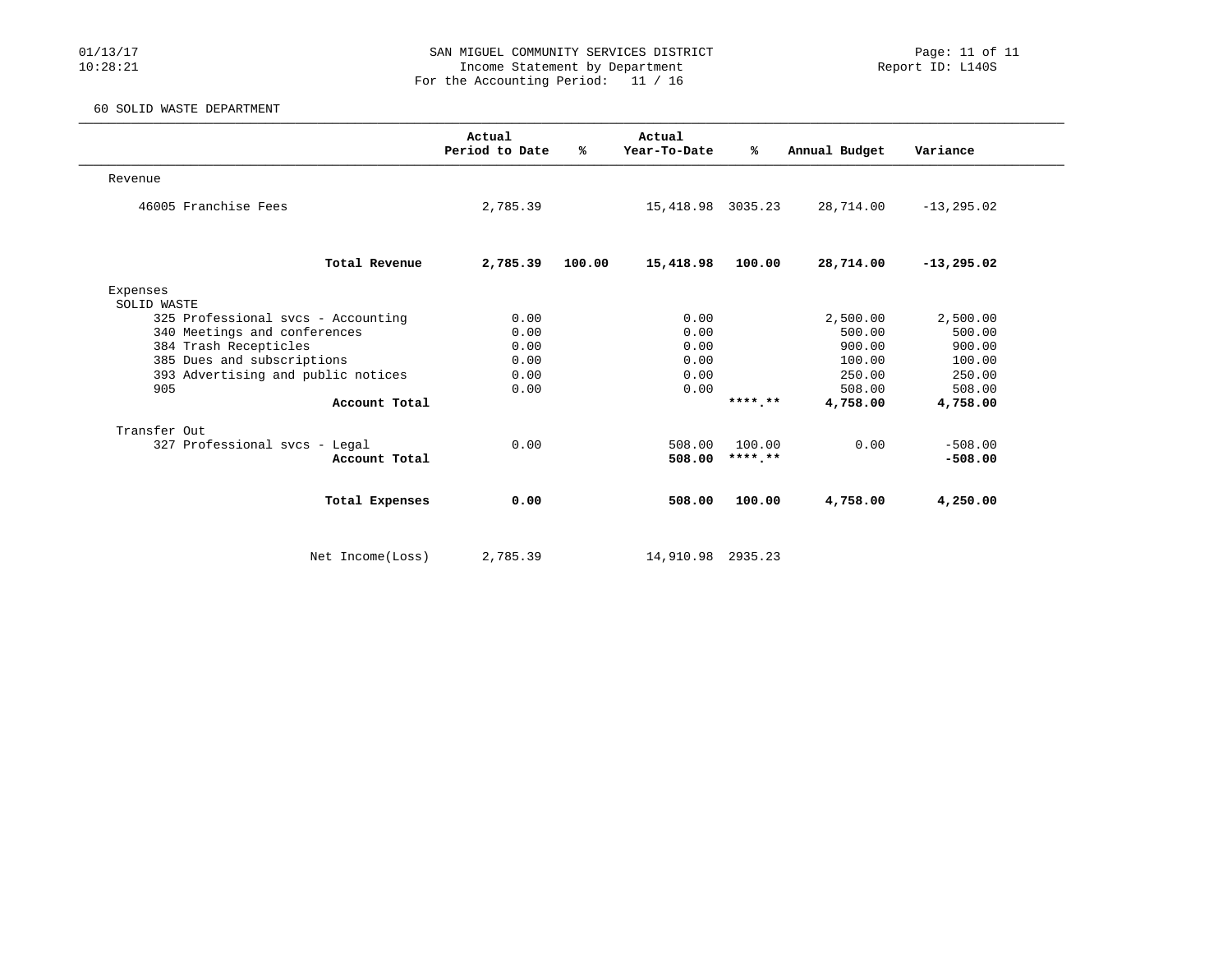# SAN MIGUEL COMMUNITY SERVICES DISTRICT

Income Statement by Department

For the Accounting Period: 11 / 16

01/13/17
10:28:21

Report ID: L140S

## 60 SOLID WASTE DEPARTMENT

| | Actual Period to Date | % | Actual Year-To-Date | % | Annual Budget | Variance |
|---|---|---|---|---|---|---|
| Revenue | | | | | | |
| 46005 Franchise Fees | 2,785.39 | | 15,418.98 | 3035.23 | 28,714.00 | -13,295.02 |
| **Total Revenue** | **2,785.39** | **100.00** | **15,418.98** | **100.00** | **28,714.00** | **-13,295.02** |
| Expenses | | | | | | |
| SOLID WASTE | | | | | | |
| 325 Professional svcs - Accounting | 0.00 | | 0.00 | | 2,500.00 | 2,500.00 |
| 340 Meetings and conferences | 0.00 | | 0.00 | | 500.00 | 500.00 |
| 384 Trash Recepticles | 0.00 | | 0.00 | | 900.00 | 900.00 |
| 385 Dues and subscriptions | 0.00 | | 0.00 | | 100.00 | 100.00 |
| 393 Advertising and public notices | 0.00 | | 0.00 | | 250.00 | 250.00 |
| 905 | 0.00 | | 0.00 | | 508.00 | 508.00 |
| **Account Total** | | | | **\*\*\*\*.\*\*** | **4,758.00** | **4,758.00** |
| Transfer Out | | | | | | |
| 327 Professional svcs - Legal | 0.00 | | 508.00 | 100.00 | 0.00 | -508.00 |
| **Account Total** | | | **508.00** | **\*\*\*\*.\*\*** | | **-508.00** |
| **Total Expenses** | **0.00** | | **508.00** | **100.00** | **4,758.00** | **4,250.00** |
| Net Income(Loss) | 2,785.39 | | 14,910.98 | 2935.23 | | |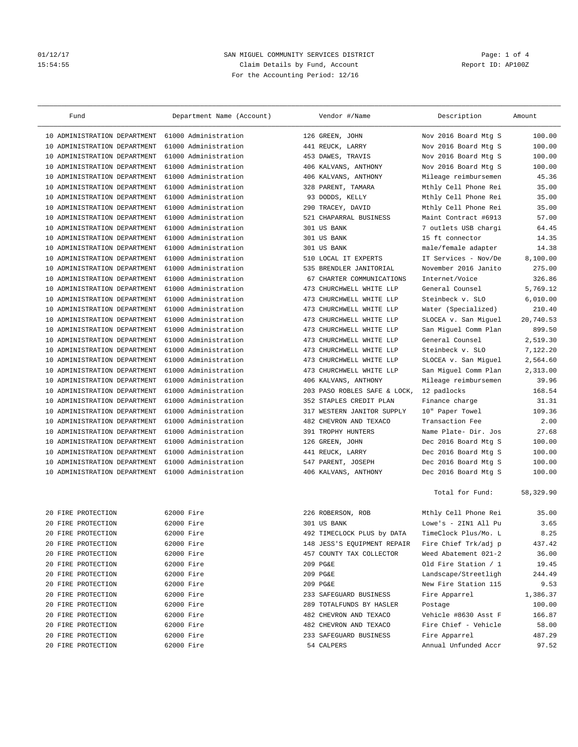SAN MIGUEL COMMUNITY SERVICES DISTRICT
Claim Details by Fund, Account
For the Accounting Period: 12/16

01/12/17
15:54:55

Report ID: AP100Z

| Fund | Department Name (Account) | Vendor #/Name | Description | Amount |
|---|---|---|---|---|
| 10 ADMINISTRATION DEPARTMENT | 61000 Administration | 126 GREEN, JOHN | Nov 2016 Board Mtg S | 100.00 |
| 10 ADMINISTRATION DEPARTMENT | 61000 Administration | 441 REUCK, LARRY | Nov 2016 Board Mtg S | 100.00 |
| 10 ADMINISTRATION DEPARTMENT | 61000 Administration | 453 DAWES, TRAVIS | Nov 2016 Board Mtg S | 100.00 |
| 10 ADMINISTRATION DEPARTMENT | 61000 Administration | 406 KALVANS, ANTHONY | Nov 2016 Board Mtg S | 100.00 |
| 10 ADMINISTRATION DEPARTMENT | 61000 Administration | 406 KALVANS, ANTHONY | Mileage reimbursemen | 45.36 |
| 10 ADMINISTRATION DEPARTMENT | 61000 Administration | 328 PARENT, TAMARA | Mthly Cell Phone Rei | 35.00 |
| 10 ADMINISTRATION DEPARTMENT | 61000 Administration | 93 DODDS, KELLY | Mthly Cell Phone Rei | 35.00 |
| 10 ADMINISTRATION DEPARTMENT | 61000 Administration | 290 TRACEY, DAVID | Mthly Cell Phone Rei | 35.00 |
| 10 ADMINISTRATION DEPARTMENT | 61000 Administration | 521 CHAPARRAL BUSINESS | Maint Contract #6913 | 57.00 |
| 10 ADMINISTRATION DEPARTMENT | 61000 Administration | 301 US BANK | 7 outlets USB chargi | 64.45 |
| 10 ADMINISTRATION DEPARTMENT | 61000 Administration | 301 US BANK | 15 ft connector | 14.35 |
| 10 ADMINISTRATION DEPARTMENT | 61000 Administration | 301 US BANK | male/female adapter | 14.38 |
| 10 ADMINISTRATION DEPARTMENT | 61000 Administration | 510 LOCAL IT EXPERTS | IT Services - Nov/De | 8,100.00 |
| 10 ADMINISTRATION DEPARTMENT | 61000 Administration | 535 BRENDLER JANITORIAL | November 2016 Janito | 275.00 |
| 10 ADMINISTRATION DEPARTMENT | 61000 Administration | 67 CHARTER COMMUNICATIONS | Internet/Voice | 326.86 |
| 10 ADMINISTRATION DEPARTMENT | 61000 Administration | 473 CHURCHWELL WHITE LLP | General Counsel | 5,769.12 |
| 10 ADMINISTRATION DEPARTMENT | 61000 Administration | 473 CHURCHWELL WHITE LLP | Steinbeck v. SLO | 6,010.00 |
| 10 ADMINISTRATION DEPARTMENT | 61000 Administration | 473 CHURCHWELL WHITE LLP | Water (Specialized) | 210.40 |
| 10 ADMINISTRATION DEPARTMENT | 61000 Administration | 473 CHURCHWELL WHITE LLP | SLOCEA v. San Miguel | 20,740.53 |
| 10 ADMINISTRATION DEPARTMENT | 61000 Administration | 473 CHURCHWELL WHITE LLP | San Miguel Comm Plan | 899.50 |
| 10 ADMINISTRATION DEPARTMENT | 61000 Administration | 473 CHURCHWELL WHITE LLP | General Counsel | 2,519.30 |
| 10 ADMINISTRATION DEPARTMENT | 61000 Administration | 473 CHURCHWELL WHITE LLP | Steinbeck v. SLO | 7,122.20 |
| 10 ADMINISTRATION DEPARTMENT | 61000 Administration | 473 CHURCHWELL WHITE LLP | SLOCEA v. San Miguel | 2,564.60 |
| 10 ADMINISTRATION DEPARTMENT | 61000 Administration | 473 CHURCHWELL WHITE LLP | San Miguel Comm Plan | 2,313.00 |
| 10 ADMINISTRATION DEPARTMENT | 61000 Administration | 406 KALVANS, ANTHONY | Mileage reimbursemen | 39.96 |
| 10 ADMINISTRATION DEPARTMENT | 61000 Administration | 203 PASO ROBLES SAFE & LOCK, | 12 padlocks | 168.54 |
| 10 ADMINISTRATION DEPARTMENT | 61000 Administration | 352 STAPLES CREDIT PLAN | Finance charge | 31.31 |
| 10 ADMINISTRATION DEPARTMENT | 61000 Administration | 317 WESTERN JANITOR SUPPLY | 10" Paper Towel | 109.36 |
| 10 ADMINISTRATION DEPARTMENT | 61000 Administration | 482 CHEVRON AND TEXACO | Transaction Fee | 2.00 |
| 10 ADMINISTRATION DEPARTMENT | 61000 Administration | 391 TROPHY HUNTERS | Name Plate- Dir. Jos | 27.68 |
| 10 ADMINISTRATION DEPARTMENT | 61000 Administration | 126 GREEN, JOHN | Dec 2016 Board Mtg S | 100.00 |
| 10 ADMINISTRATION DEPARTMENT | 61000 Administration | 441 REUCK, LARRY | Dec 2016 Board Mtg S | 100.00 |
| 10 ADMINISTRATION DEPARTMENT | 61000 Administration | 547 PARENT, JOSEPH | Dec 2016 Board Mtg S | 100.00 |
| 10 ADMINISTRATION DEPARTMENT | 61000 Administration | 406 KALVANS, ANTHONY | Dec 2016 Board Mtg S | 100.00 |
| | | | Total for Fund: | 58,329.90 |
| 20 FIRE PROTECTION | 62000 Fire | 226 ROBERSON, ROB | Mthly Cell Phone Rei | 35.00 |
| 20 FIRE PROTECTION | 62000 Fire | 301 US BANK | Lowe's - 2IN1 All Pu | 3.65 |
| 20 FIRE PROTECTION | 62000 Fire | 492 TIMECLOCK PLUS by DATA | TimeClock Plus/Mo. L | 8.25 |
| 20 FIRE PROTECTION | 62000 Fire | 148 JESS'S EQUIPMENT REPAIR | Fire Chief Trk/adj p | 437.42 |
| 20 FIRE PROTECTION | 62000 Fire | 457 COUNTY TAX COLLECTOR | Weed Abatement 021-2 | 36.00 |
| 20 FIRE PROTECTION | 62000 Fire | 209 PG&E | Old Fire Station / 1 | 19.45 |
| 20 FIRE PROTECTION | 62000 Fire | 209 PG&E | Landscape/Streetligh | 244.49 |
| 20 FIRE PROTECTION | 62000 Fire | 209 PG&E | New Fire Station 115 | 9.53 |
| 20 FIRE PROTECTION | 62000 Fire | 233 SAFEGUARD BUSINESS | Fire Apparrel | 1,386.37 |
| 20 FIRE PROTECTION | 62000 Fire | 289 TOTALFUNDS BY HASLER | Postage | 100.00 |
| 20 FIRE PROTECTION | 62000 Fire | 482 CHEVRON AND TEXACO | Vehicle #8630 Asst F | 166.87 |
| 20 FIRE PROTECTION | 62000 Fire | 482 CHEVRON AND TEXACO | Fire Chief - Vehicle | 58.00 |
| 20 FIRE PROTECTION | 62000 Fire | 233 SAFEGUARD BUSINESS | Fire Apparrel | 487.29 |
| 20 FIRE PROTECTION | 62000 Fire | 54 CALPERS | Annual Unfunded Accr | 97.52 |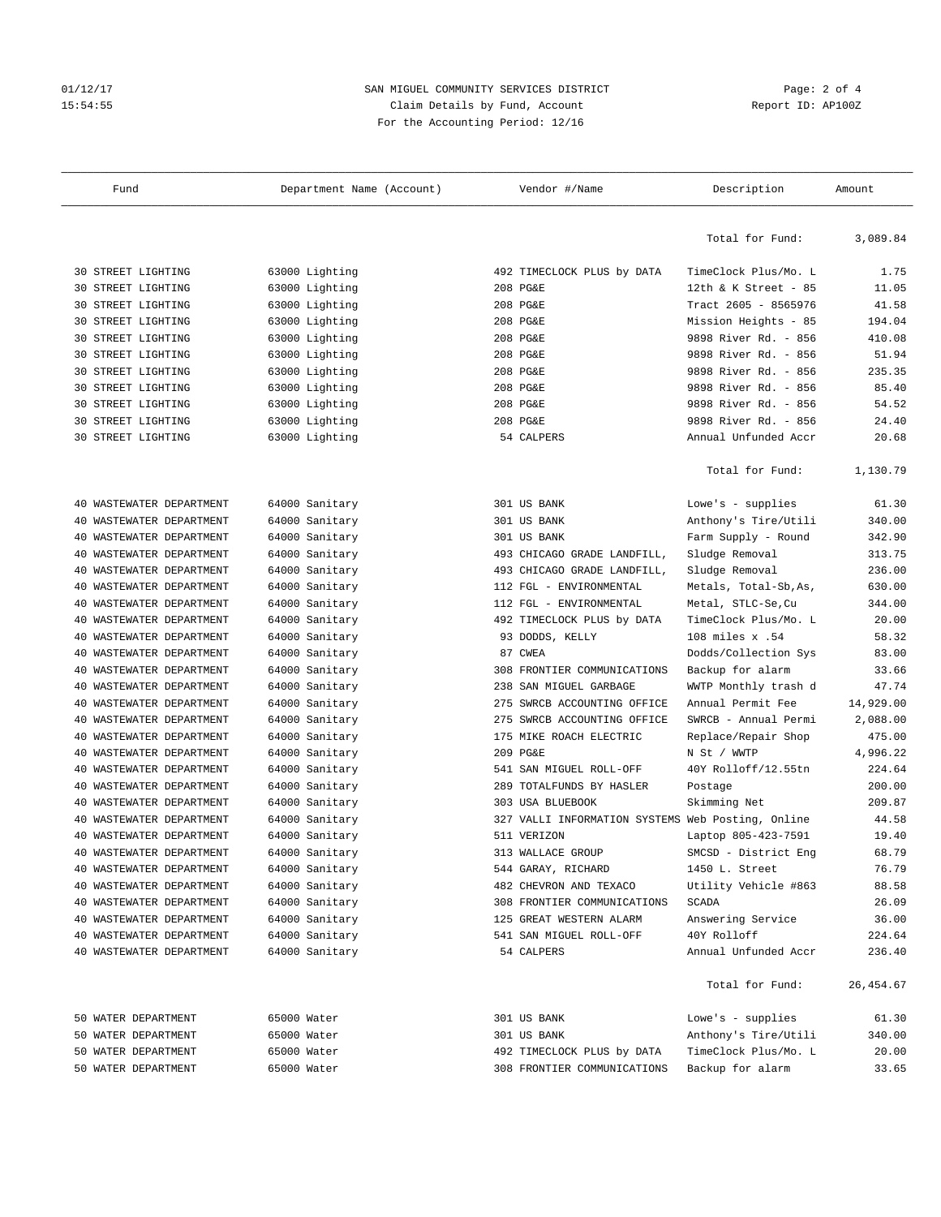SAN MIGUEL COMMUNITY SERVICES DISTRICT

Claim Details by Fund, Account

For the Accounting Period: 12/16

| Fund | Department Name (Account) | Vendor #/Name | Description | Amount |
|---|---|---|---|---|
| | | | Total for Fund: | 3,089.84 |
| 30 STREET LIGHTING | 63000 Lighting | 492 TIMECLOCK PLUS by DATA | TimeClock Plus/Mo. L | 1.75 |
| 30 STREET LIGHTING | 63000 Lighting | 208 PG&E | 12th & K Street - 85 | 11.05 |
| 30 STREET LIGHTING | 63000 Lighting | 208 PG&E | Tract 2605 - 8565976 | 41.58 |
| 30 STREET LIGHTING | 63000 Lighting | 208 PG&E | Mission Heights - 85 | 194.04 |
| 30 STREET LIGHTING | 63000 Lighting | 208 PG&E | 9898 River Rd. - 856 | 410.08 |
| 30 STREET LIGHTING | 63000 Lighting | 208 PG&E | 9898 River Rd. - 856 | 51.94 |
| 30 STREET LIGHTING | 63000 Lighting | 208 PG&E | 9898 River Rd. - 856 | 235.35 |
| 30 STREET LIGHTING | 63000 Lighting | 208 PG&E | 9898 River Rd. - 856 | 85.40 |
| 30 STREET LIGHTING | 63000 Lighting | 208 PG&E | 9898 River Rd. - 856 | 54.52 |
| 30 STREET LIGHTING | 63000 Lighting | 208 PG&E | 9898 River Rd. - 856 | 24.40 |
| 30 STREET LIGHTING | 63000 Lighting | 54 CALPERS | Annual Unfunded Accr | 20.68 |
| | | | Total for Fund: | 1,130.79 |
| 40 WASTEWATER DEPARTMENT | 64000 Sanitary | 301 US BANK | Lowe's - supplies | 61.30 |
| 40 WASTEWATER DEPARTMENT | 64000 Sanitary | 301 US BANK | Anthony's Tire/Utili | 340.00 |
| 40 WASTEWATER DEPARTMENT | 64000 Sanitary | 301 US BANK | Farm Supply - Round | 342.90 |
| 40 WASTEWATER DEPARTMENT | 64000 Sanitary | 493 CHICAGO GRADE LANDFILL, | Sludge Removal | 313.75 |
| 40 WASTEWATER DEPARTMENT | 64000 Sanitary | 493 CHICAGO GRADE LANDFILL, | Sludge Removal | 236.00 |
| 40 WASTEWATER DEPARTMENT | 64000 Sanitary | 112 FGL - ENVIRONMENTAL | Metals, Total-Sb,As, | 630.00 |
| 40 WASTEWATER DEPARTMENT | 64000 Sanitary | 112 FGL - ENVIRONMENTAL | Metal, STLC-Se,Cu | 344.00 |
| 40 WASTEWATER DEPARTMENT | 64000 Sanitary | 492 TIMECLOCK PLUS by DATA | TimeClock Plus/Mo. L | 20.00 |
| 40 WASTEWATER DEPARTMENT | 64000 Sanitary | 93 DODDS, KELLY | 108 miles x .54 | 58.32 |
| 40 WASTEWATER DEPARTMENT | 64000 Sanitary | 87 CWEA | Dodds/Collection Sys | 83.00 |
| 40 WASTEWATER DEPARTMENT | 64000 Sanitary | 308 FRONTIER COMMUNICATIONS | Backup for alarm | 33.66 |
| 40 WASTEWATER DEPARTMENT | 64000 Sanitary | 238 SAN MIGUEL GARBAGE | WWTP Monthly trash d | 47.74 |
| 40 WASTEWATER DEPARTMENT | 64000 Sanitary | 275 SWRCB ACCOUNTING OFFICE | Annual Permit Fee | 14,929.00 |
| 40 WASTEWATER DEPARTMENT | 64000 Sanitary | 275 SWRCB ACCOUNTING OFFICE | SWRCB - Annual Permi | 2,088.00 |
| 40 WASTEWATER DEPARTMENT | 64000 Sanitary | 175 MIKE ROACH ELECTRIC | Replace/Repair Shop | 475.00 |
| 40 WASTEWATER DEPARTMENT | 64000 Sanitary | 209 PG&E | N St / WWTP | 4,996.22 |
| 40 WASTEWATER DEPARTMENT | 64000 Sanitary | 541 SAN MIGUEL ROLL-OFF | 40Y Rolloff/12.55tn | 224.64 |
| 40 WASTEWATER DEPARTMENT | 64000 Sanitary | 289 TOTALFUNDS BY HASLER | Postage | 200.00 |
| 40 WASTEWATER DEPARTMENT | 64000 Sanitary | 303 USA BLUEBOOK | Skimming Net | 209.87 |
| 40 WASTEWATER DEPARTMENT | 64000 Sanitary | 327 VALLI INFORMATION SYSTEMS | Web Posting, Online | 44.58 |
| 40 WASTEWATER DEPARTMENT | 64000 Sanitary | 511 VERIZON | Laptop 805-423-7591 | 19.40 |
| 40 WASTEWATER DEPARTMENT | 64000 Sanitary | 313 WALLACE GROUP | SMCSD - District Eng | 68.79 |
| 40 WASTEWATER DEPARTMENT | 64000 Sanitary | 544 GARAY, RICHARD | 1450 L. Street | 76.79 |
| 40 WASTEWATER DEPARTMENT | 64000 Sanitary | 482 CHEVRON AND TEXACO | Utility Vehicle #863 | 88.58 |
| 40 WASTEWATER DEPARTMENT | 64000 Sanitary | 308 FRONTIER COMMUNICATIONS | SCADA | 26.09 |
| 40 WASTEWATER DEPARTMENT | 64000 Sanitary | 125 GREAT WESTERN ALARM | Answering Service | 36.00 |
| 40 WASTEWATER DEPARTMENT | 64000 Sanitary | 541 SAN MIGUEL ROLL-OFF | 40Y Rolloff | 224.64 |
| 40 WASTEWATER DEPARTMENT | 64000 Sanitary | 54 CALPERS | Annual Unfunded Accr | 236.40 |
| | | | Total for Fund: | 26,454.67 |
| 50 WATER DEPARTMENT | 65000 Water | 301 US BANK | Lowe's - supplies | 61.30 |
| 50 WATER DEPARTMENT | 65000 Water | 301 US BANK | Anthony's Tire/Utili | 340.00 |
| 50 WATER DEPARTMENT | 65000 Water | 492 TIMECLOCK PLUS by DATA | TimeClock Plus/Mo. L | 20.00 |
| 50 WATER DEPARTMENT | 65000 Water | 308 FRONTIER COMMUNICATIONS | Backup for alarm | 33.65 |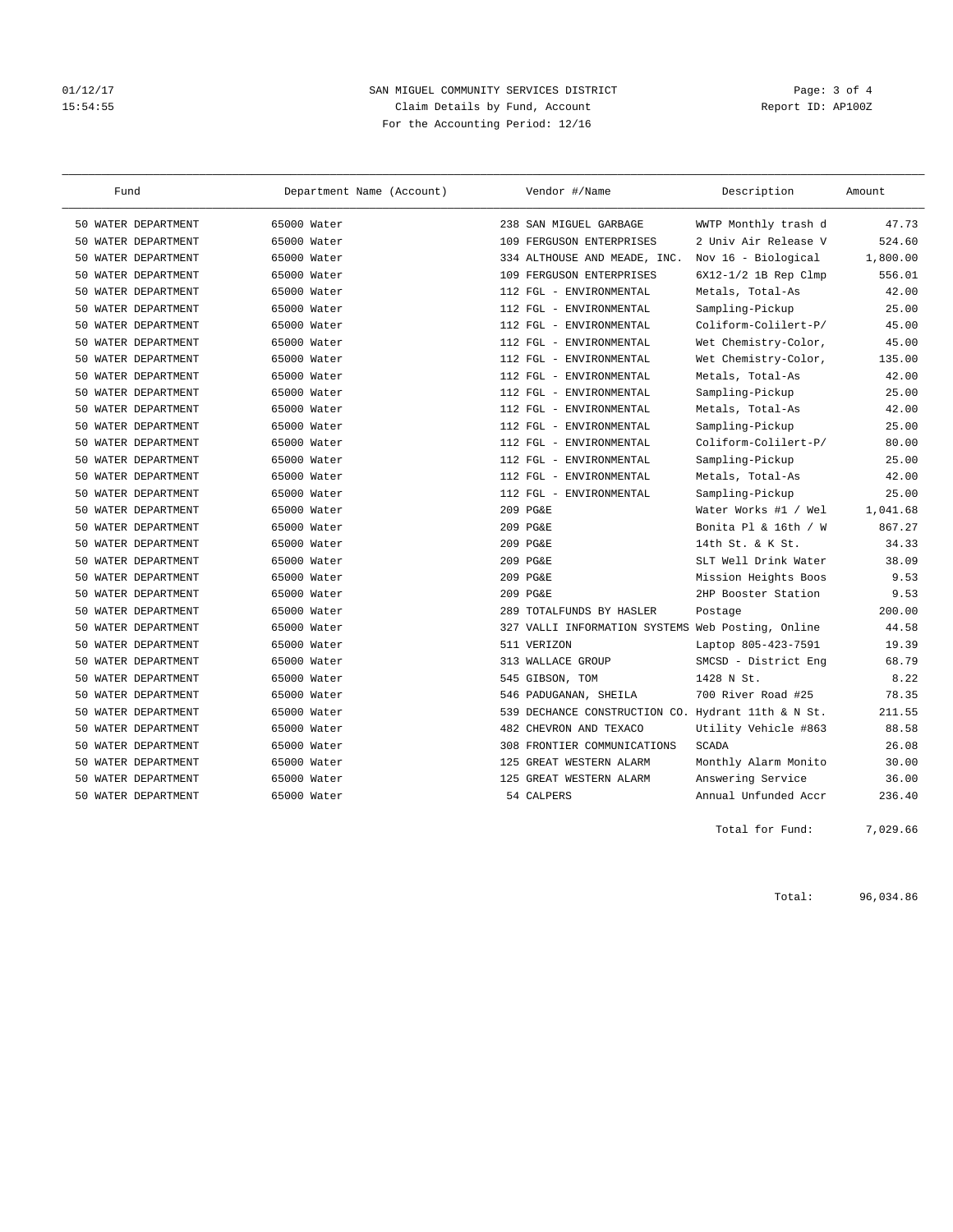01/12/17 SAN MIGUEL COMMUNITY SERVICES DISTRICT Report ID: AP100Z
15:54:55 Claim Details by Fund, Account
For the Accounting Period: 12/16

| Fund | Department Name (Account) | Vendor #/Name | Description | Amount |
|---|---|---|---|---|
| 50 WATER DEPARTMENT | 65000 Water | 238 SAN MIGUEL GARBAGE | WWTP Monthly trash d | 47.73 |
| 50 WATER DEPARTMENT | 65000 Water | 109 FERGUSON ENTERPRISES | 2 Univ Air Release V | 524.60 |
| 50 WATER DEPARTMENT | 65000 Water | 334 ALTHOUSE AND MEADE, INC. | Nov 16 - Biological | 1,800.00 |
| 50 WATER DEPARTMENT | 65000 Water | 109 FERGUSON ENTERPRISES | 6X12-1/2 1B Rep Clmp | 556.01 |
| 50 WATER DEPARTMENT | 65000 Water | 112 FGL - ENVIRONMENTAL | Metals, Total-As | 42.00 |
| 50 WATER DEPARTMENT | 65000 Water | 112 FGL - ENVIRONMENTAL | Sampling-Pickup | 25.00 |
| 50 WATER DEPARTMENT | 65000 Water | 112 FGL - ENVIRONMENTAL | Coliform-Colilert-P/ | 45.00 |
| 50 WATER DEPARTMENT | 65000 Water | 112 FGL - ENVIRONMENTAL | Wet Chemistry-Color, | 45.00 |
| 50 WATER DEPARTMENT | 65000 Water | 112 FGL - ENVIRONMENTAL | Wet Chemistry-Color, | 135.00 |
| 50 WATER DEPARTMENT | 65000 Water | 112 FGL - ENVIRONMENTAL | Metals, Total-As | 42.00 |
| 50 WATER DEPARTMENT | 65000 Water | 112 FGL - ENVIRONMENTAL | Sampling-Pickup | 25.00 |
| 50 WATER DEPARTMENT | 65000 Water | 112 FGL - ENVIRONMENTAL | Metals, Total-As | 42.00 |
| 50 WATER DEPARTMENT | 65000 Water | 112 FGL - ENVIRONMENTAL | Sampling-Pickup | 25.00 |
| 50 WATER DEPARTMENT | 65000 Water | 112 FGL - ENVIRONMENTAL | Coliform-Colilert-P/ | 80.00 |
| 50 WATER DEPARTMENT | 65000 Water | 112 FGL - ENVIRONMENTAL | Sampling-Pickup | 25.00 |
| 50 WATER DEPARTMENT | 65000 Water | 112 FGL - ENVIRONMENTAL | Metals, Total-As | 42.00 |
| 50 WATER DEPARTMENT | 65000 Water | 112 FGL - ENVIRONMENTAL | Sampling-Pickup | 25.00 |
| 50 WATER DEPARTMENT | 65000 Water | 209 PG&E | Water Works #1 / Wel | 1,041.68 |
| 50 WATER DEPARTMENT | 65000 Water | 209 PG&E | Bonita Pl & 16th / W | 867.27 |
| 50 WATER DEPARTMENT | 65000 Water | 209 PG&E | 14th St. & K St. | 34.33 |
| 50 WATER DEPARTMENT | 65000 Water | 209 PG&E | SLT Well Drink Water | 38.09 |
| 50 WATER DEPARTMENT | 65000 Water | 209 PG&E | Mission Heights Boos | 9.53 |
| 50 WATER DEPARTMENT | 65000 Water | 209 PG&E | 2HP Booster Station | 9.53 |
| 50 WATER DEPARTMENT | 65000 Water | 289 TOTALFUNDS BY HASLER | Postage | 200.00 |
| 50 WATER DEPARTMENT | 65000 Water | 327 VALLI INFORMATION SYSTEMS | Web Posting, Online | 44.58 |
| 50 WATER DEPARTMENT | 65000 Water | 511 VERIZON | Laptop 805-423-7591 | 19.39 |
| 50 WATER DEPARTMENT | 65000 Water | 313 WALLACE GROUP | SMCSD - District Eng | 68.79 |
| 50 WATER DEPARTMENT | 65000 Water | 545 GIBSON, TOM | 1428 N St. | 8.22 |
| 50 WATER DEPARTMENT | 65000 Water | 546 PADUGANAN, SHEILA | 700 River Road #25 | 78.35 |
| 50 WATER DEPARTMENT | 65000 Water | 539 DECHANCE CONSTRUCTION CO. | Hydrant 11th & N St. | 211.55 |
| 50 WATER DEPARTMENT | 65000 Water | 482 CHEVRON AND TEXACO | Utility Vehicle #863 | 88.58 |
| 50 WATER DEPARTMENT | 65000 Water | 308 FRONTIER COMMUNICATIONS | SCADA | 26.08 |
| 50 WATER DEPARTMENT | 65000 Water | 125 GREAT WESTERN ALARM | Monthly Alarm Monito | 30.00 |
| 50 WATER DEPARTMENT | 65000 Water | 125 GREAT WESTERN ALARM | Answering Service | 36.00 |
| 50 WATER DEPARTMENT | 65000 Water | 54 CALPERS | Annual Unfunded Accr | 236.40 |
| | | | Total for Fund: | 7,029.66 |
| | | | Total: | 96,034.86 |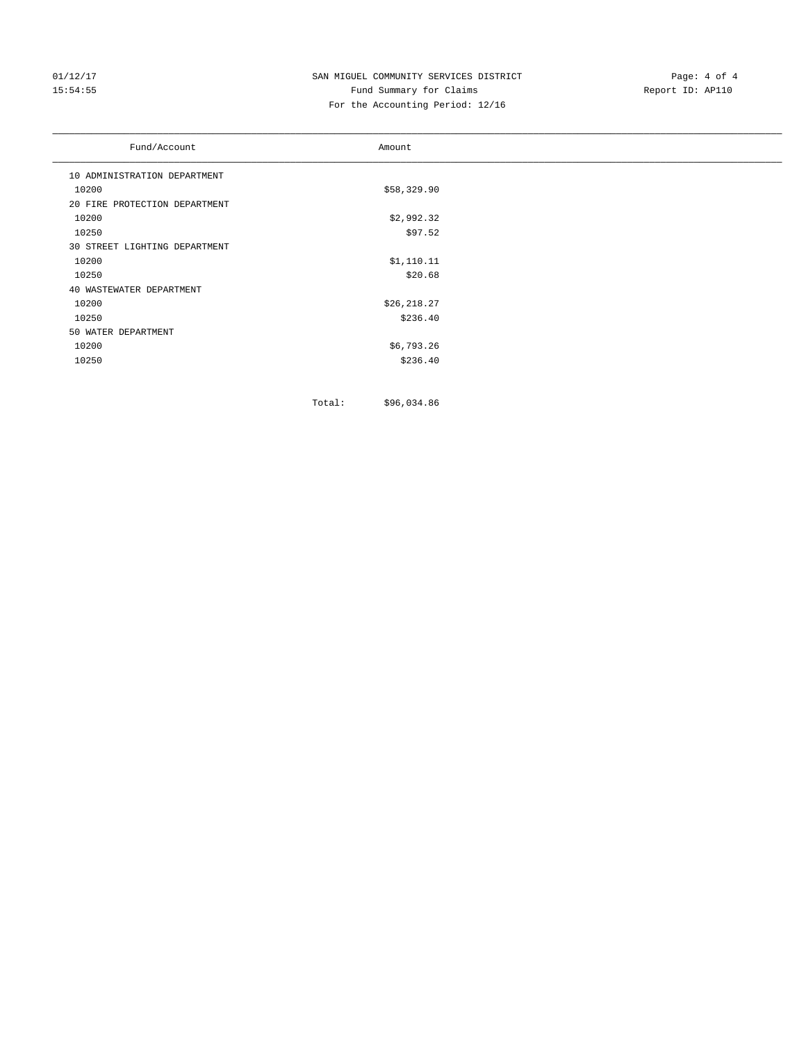# SAN MIGUEL COMMUNITY SERVICES DISTRICT

## Fund Summary for Claims

For the Accounting Period: 12/16

01/12/17
15:54:55

Report ID: AP110

| Fund/Account | Amount |
|---|---|
| 10 ADMINISTRATION DEPARTMENT | |
| 10200 | $58,329.90 |
| 20 FIRE PROTECTION DEPARTMENT | |
| 10200 | $2,992.32 |
| 10250 | $97.52 |
| 30 STREET LIGHTING DEPARTMENT | |
| 10200 | $1,110.11 |
| 10250 | $20.68 |
| 40 WASTEWATER DEPARTMENT | |
| 10200 | $26,218.27 |
| 10250 | $236.40 |
| 50 WATER DEPARTMENT | |
| 10200 | $6,793.26 |
| 10250 | $236.40 |
| Total: | $96,034.86 |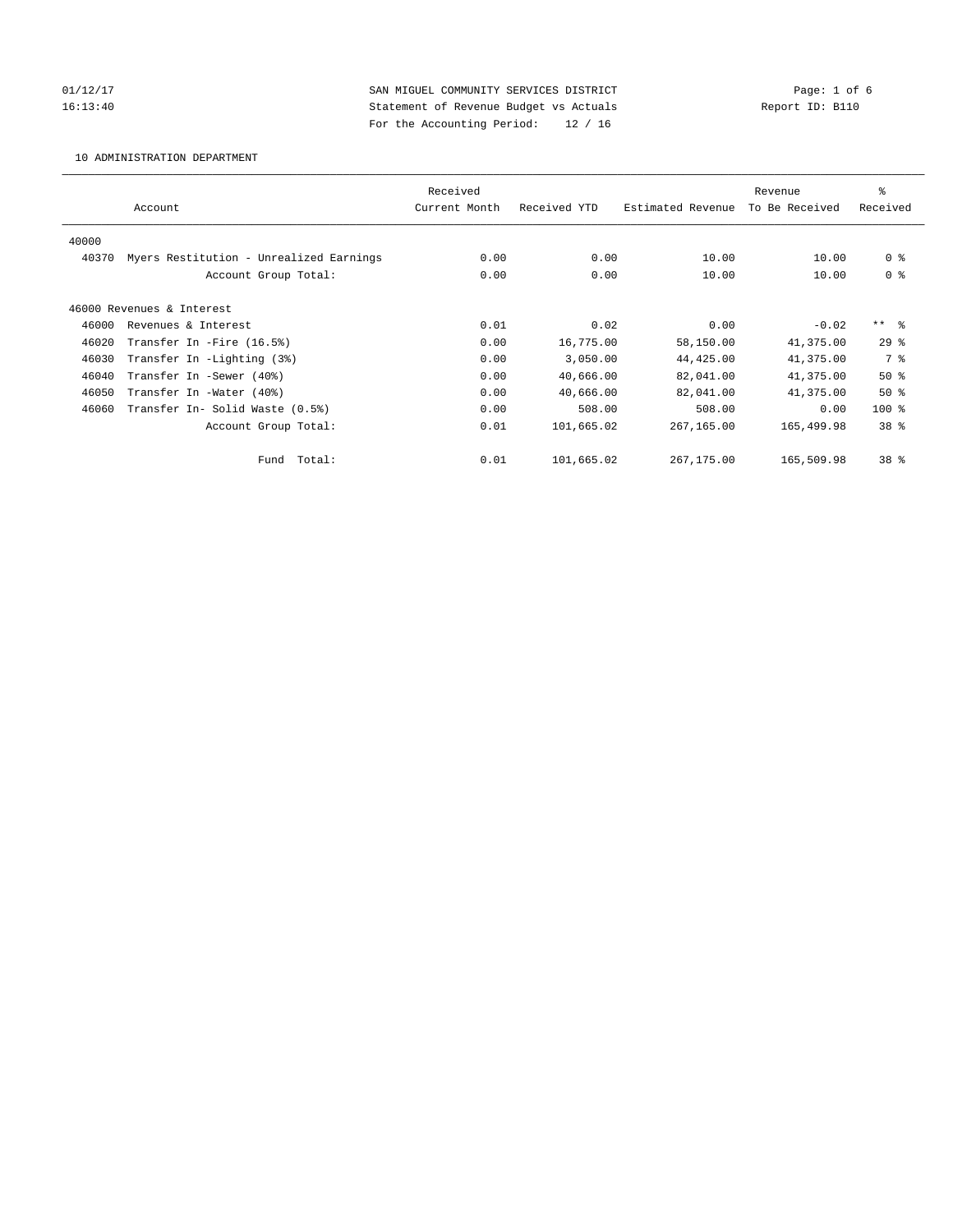SAN MIGUEL COMMUNITY SERVICES DISTRICT
Statement of Revenue Budget vs Actuals
For the Accounting Period: 12 / 16

01/12/17
16:13:40

Report ID: B110

10 ADMINISTRATION DEPARTMENT

| | Account | Received Current Month | Received YTD | Estimated Revenue | Revenue To Be Received | % Received |
|---|---|---|---|---|---|---|
| 40000 | | | | | | |
| 40370 | Myers Restitution - Unrealized Earnings | 0.00 | 0.00 | 10.00 | 10.00 | 0 % |
| | Account Group Total: | 0.00 | 0.00 | 10.00 | 10.00 | 0 % |
| 46000 Revenues & Interest | | | | | | |
| 46000 | Revenues & Interest | 0.01 | 0.02 | 0.00 | -0.02 | ** % |
| 46020 | Transfer In -Fire (16.5%) | 0.00 | 16,775.00 | 58,150.00 | 41,375.00 | 29 % |
| 46030 | Transfer In -Lighting (3%) | 0.00 | 3,050.00 | 44,425.00 | 41,375.00 | 7 % |
| 46040 | Transfer In -Sewer (40%) | 0.00 | 40,666.00 | 82,041.00 | 41,375.00 | 50 % |
| 46050 | Transfer In -Water (40%) | 0.00 | 40,666.00 | 82,041.00 | 41,375.00 | 50 % |
| 46060 | Transfer In- Solid Waste (0.5%) | 0.00 | 508.00 | 508.00 | 0.00 | 100 % |
| | Account Group Total: | 0.01 | 101,665.02 | 267,165.00 | 165,499.98 | 38 % |
| | Fund Total: | 0.01 | 101,665.02 | 267,175.00 | 165,509.98 | 38 % |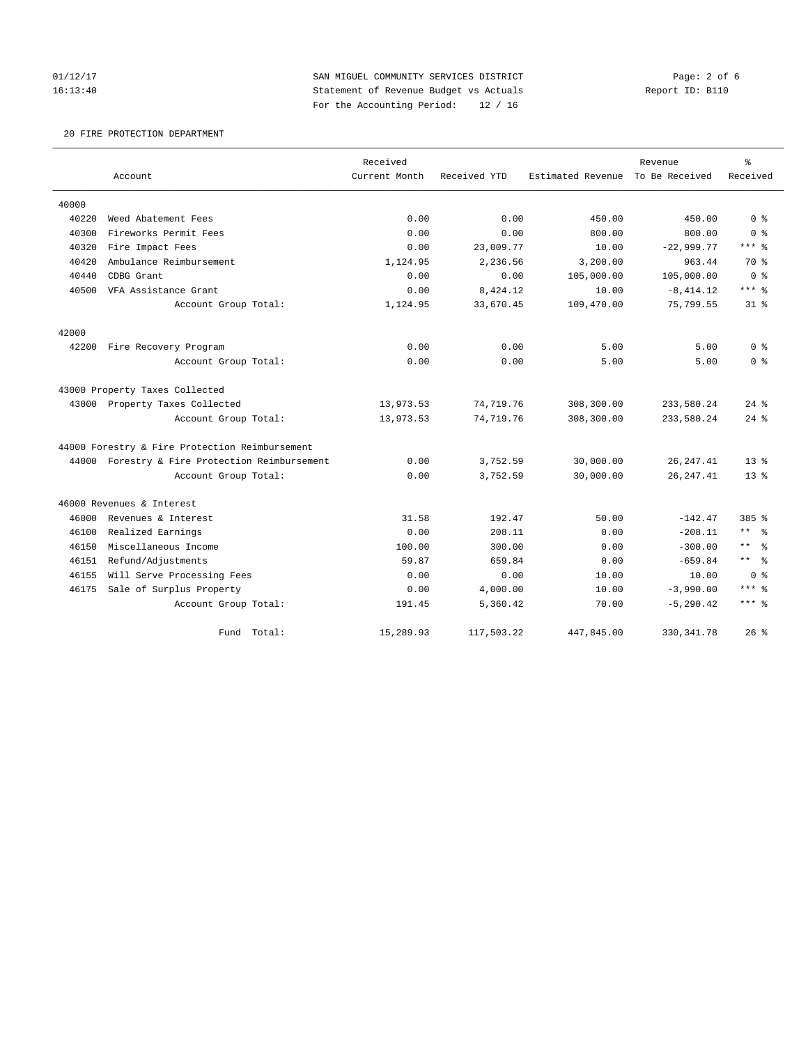SAN MIGUEL COMMUNITY SERVICES DISTRICT
Statement of Revenue Budget vs Actuals
For the Accounting Period: 12 / 16

01/12/17
16:13:40

Report ID: B110

20 FIRE PROTECTION DEPARTMENT

| Account | | Received Current Month | Received YTD | Estimated Revenue | Revenue To Be Received | % Received |
|---|---|---|---|---|---|---|
| 40000 | | | | | | |
| 40220 | Weed Abatement Fees | 0.00 | 0.00 | 450.00 | 450.00 | 0 % |
| 40300 | Fireworks Permit Fees | 0.00 | 0.00 | 800.00 | 800.00 | 0 % |
| 40320 | Fire Impact Fees | 0.00 | 23,009.77 | 10.00 | -22,999.77 | *** % |
| 40420 | Ambulance Reimbursement | 1,124.95 | 2,236.56 | 3,200.00 | 963.44 | 70 % |
| 40440 | CDBG Grant | 0.00 | 0.00 | 105,000.00 | 105,000.00 | 0 % |
| 40500 | VFA Assistance Grant | 0.00 | 8,424.12 | 10.00 | -8,414.12 | *** % |
| | Account Group Total: | 1,124.95 | 33,670.45 | 109,470.00 | 75,799.55 | 31 % |
| 42000 | | | | | | |
| 42200 | Fire Recovery Program | 0.00 | 0.00 | 5.00 | 5.00 | 0 % |
| | Account Group Total: | 0.00 | 0.00 | 5.00 | 5.00 | 0 % |
| 43000 Property Taxes Collected | | | | | | |
| 43000 | Property Taxes Collected | 13,973.53 | 74,719.76 | 308,300.00 | 233,580.24 | 24 % |
| | Account Group Total: | 13,973.53 | 74,719.76 | 308,300.00 | 233,580.24 | 24 % |
| 44000 Forestry & Fire Protection Reimbursement | | | | | | |
| 44000 | Forestry & Fire Protection Reimbursement | 0.00 | 3,752.59 | 30,000.00 | 26,247.41 | 13 % |
| | Account Group Total: | 0.00 | 3,752.59 | 30,000.00 | 26,247.41 | 13 % |
| 46000 Revenues & Interest | | | | | | |
| 46000 | Revenues & Interest | 31.58 | 192.47 | 50.00 | -142.47 | 385 % |
| 46100 | Realized Earnings | 0.00 | 208.11 | 0.00 | -208.11 | ** % |
| 46150 | Miscellaneous Income | 100.00 | 300.00 | 0.00 | -300.00 | ** % |
| 46151 | Refund/Adjustments | 59.87 | 659.84 | 0.00 | -659.84 | ** % |
| 46155 | Will Serve Processing Fees | 0.00 | 0.00 | 10.00 | 10.00 | 0 % |
| 46175 | Sale of Surplus Property | 0.00 | 4,000.00 | 10.00 | -3,990.00 | *** % |
| | Account Group Total: | 191.45 | 5,360.42 | 70.00 | -5,290.42 | *** % |
| | Fund Total: | 15,289.93 | 117,503.22 | 447,845.00 | 330,341.78 | 26 % |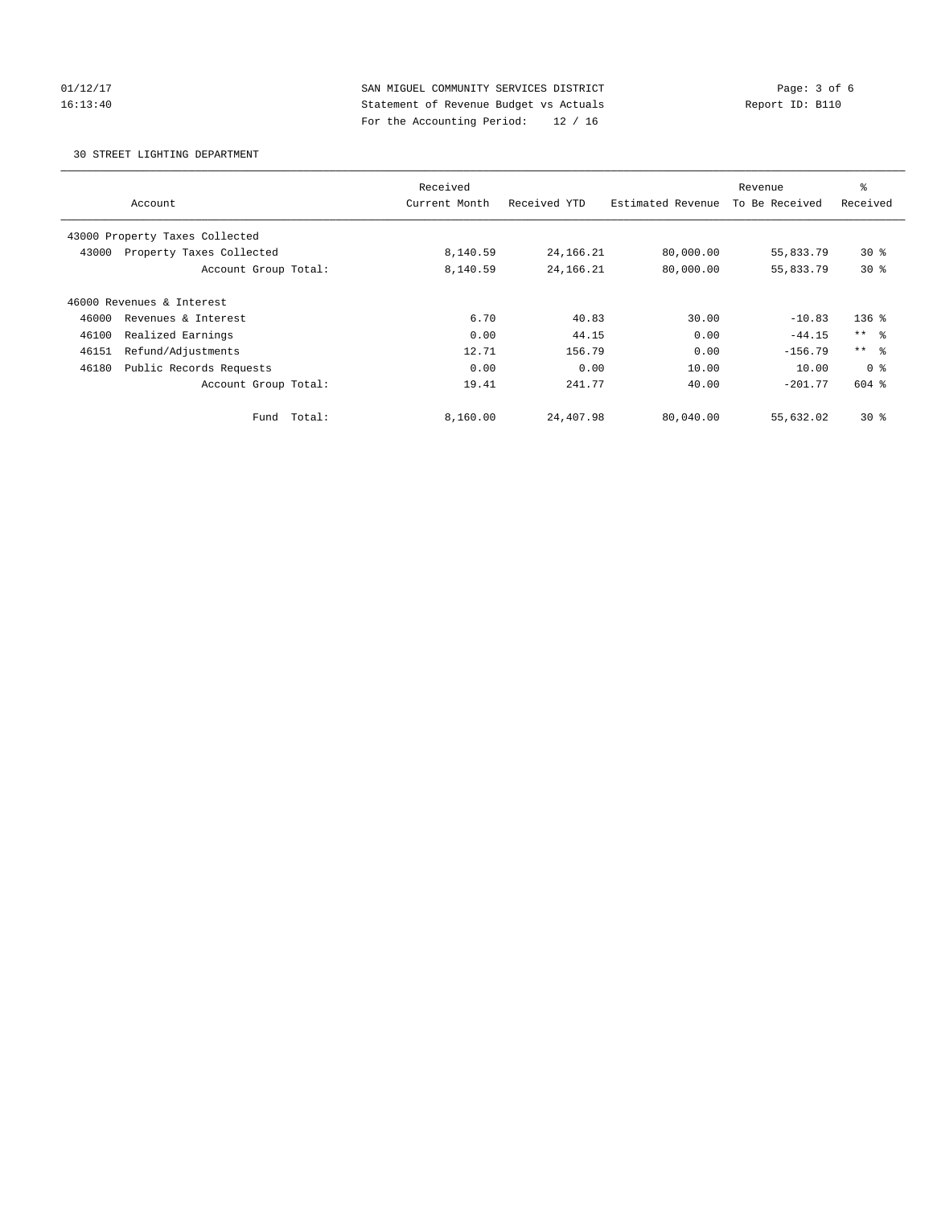SAN MIGUEL COMMUNITY SERVICES DISTRICT
Statement of Revenue Budget vs Actuals
For the Accounting Period: 12 / 16

30 STREET LIGHTING DEPARTMENT

| Account | Received Current Month | Received YTD | Estimated Revenue | Revenue To Be Received | % Received |
|---|---|---|---|---|---|
| 43000 Property Taxes Collected | | | | | |
| 43000 Property Taxes Collected | 8,140.59 | 24,166.21 | 80,000.00 | 55,833.79 | 30 % |
| Account Group Total: | 8,140.59 | 24,166.21 | 80,000.00 | 55,833.79 | 30 % |
| 46000 Revenues & Interest | | | | | |
| 46000 Revenues & Interest | 6.70 | 40.83 | 30.00 | -10.83 | 136 % |
| 46100 Realized Earnings | 0.00 | 44.15 | 0.00 | -44.15 | ** % |
| 46151 Refund/Adjustments | 12.71 | 156.79 | 0.00 | -156.79 | ** % |
| 46180 Public Records Requests | 0.00 | 0.00 | 10.00 | 10.00 | 0 % |
| Account Group Total: | 19.41 | 241.77 | 40.00 | -201.77 | 604 % |
| Fund Total: | 8,160.00 | 24,407.98 | 80,040.00 | 55,632.02 | 30 % |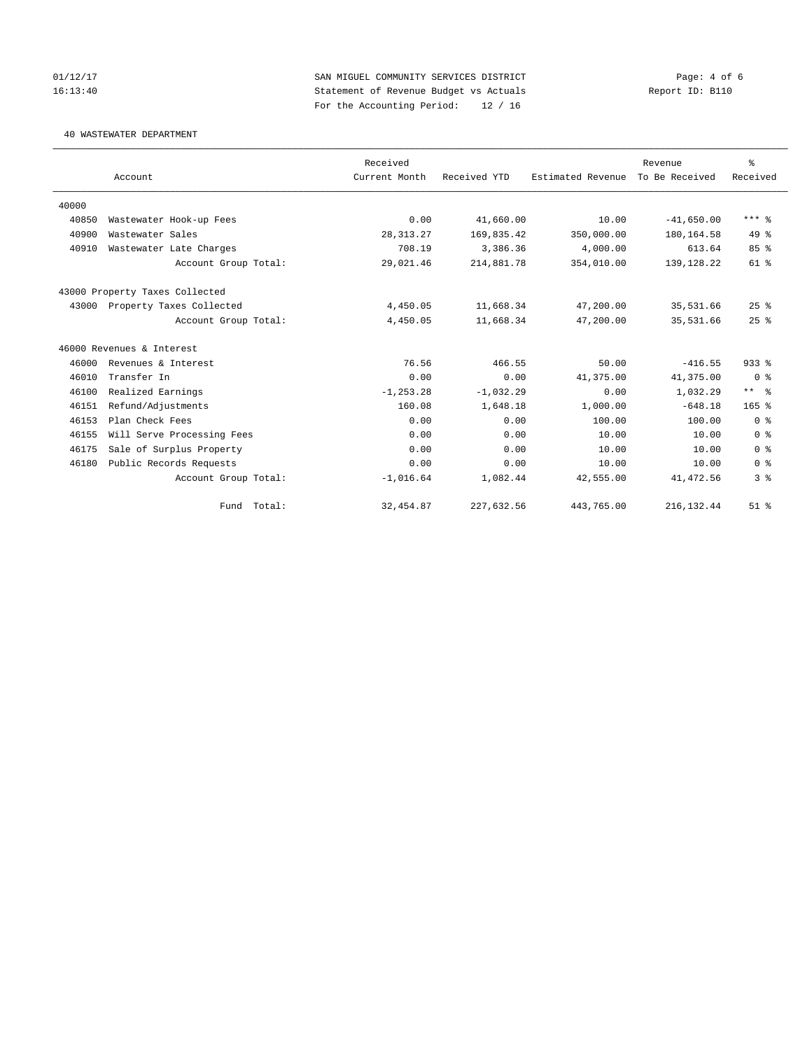SAN MIGUEL COMMUNITY SERVICES DISTRICT
Statement of Revenue Budget vs Actuals
For the Accounting Period: 12 / 16

01/12/17
16:13:40

Report ID: B110

40 WASTEWATER DEPARTMENT

| Account | | Received Current Month | Received YTD | Estimated Revenue | Revenue To Be Received | % Received |
|---|---|---|---|---|---|---|
| 40000 | | | | | | |
| 40850 | Wastewater Hook-up Fees | 0.00 | 41,660.00 | 10.00 | -41,650.00 | *** % |
| 40900 | Wastewater Sales | 28,313.27 | 169,835.42 | 350,000.00 | 180,164.58 | 49 % |
| 40910 | Wastewater Late Charges | 708.19 | 3,386.36 | 4,000.00 | 613.64 | 85 % |
| | Account Group Total: | 29,021.46 | 214,881.78 | 354,010.00 | 139,128.22 | 61 % |
| 43000 Property Taxes Collected | | | | | | |
| 43000 | Property Taxes Collected | 4,450.05 | 11,668.34 | 47,200.00 | 35,531.66 | 25 % |
| | Account Group Total: | 4,450.05 | 11,668.34 | 47,200.00 | 35,531.66 | 25 % |
| 46000 Revenues & Interest | | | | | | |
| 46000 | Revenues & Interest | 76.56 | 466.55 | 50.00 | -416.55 | 933 % |
| 46010 | Transfer In | 0.00 | 0.00 | 41,375.00 | 41,375.00 | 0 % |
| 46100 | Realized Earnings | -1,253.28 | -1,032.29 | 0.00 | 1,032.29 | ** % |
| 46151 | Refund/Adjustments | 160.08 | 1,648.18 | 1,000.00 | -648.18 | 165 % |
| 46153 | Plan Check Fees | 0.00 | 0.00 | 100.00 | 100.00 | 0 % |
| 46155 | Will Serve Processing Fees | 0.00 | 0.00 | 10.00 | 10.00 | 0 % |
| 46175 | Sale of Surplus Property | 0.00 | 0.00 | 10.00 | 10.00 | 0 % |
| 46180 | Public Records Requests | 0.00 | 0.00 | 10.00 | 10.00 | 0 % |
| | Account Group Total: | -1,016.64 | 1,082.44 | 42,555.00 | 41,472.56 | 3 % |
| | Fund Total: | 32,454.87 | 227,632.56 | 443,765.00 | 216,132.44 | 51 % |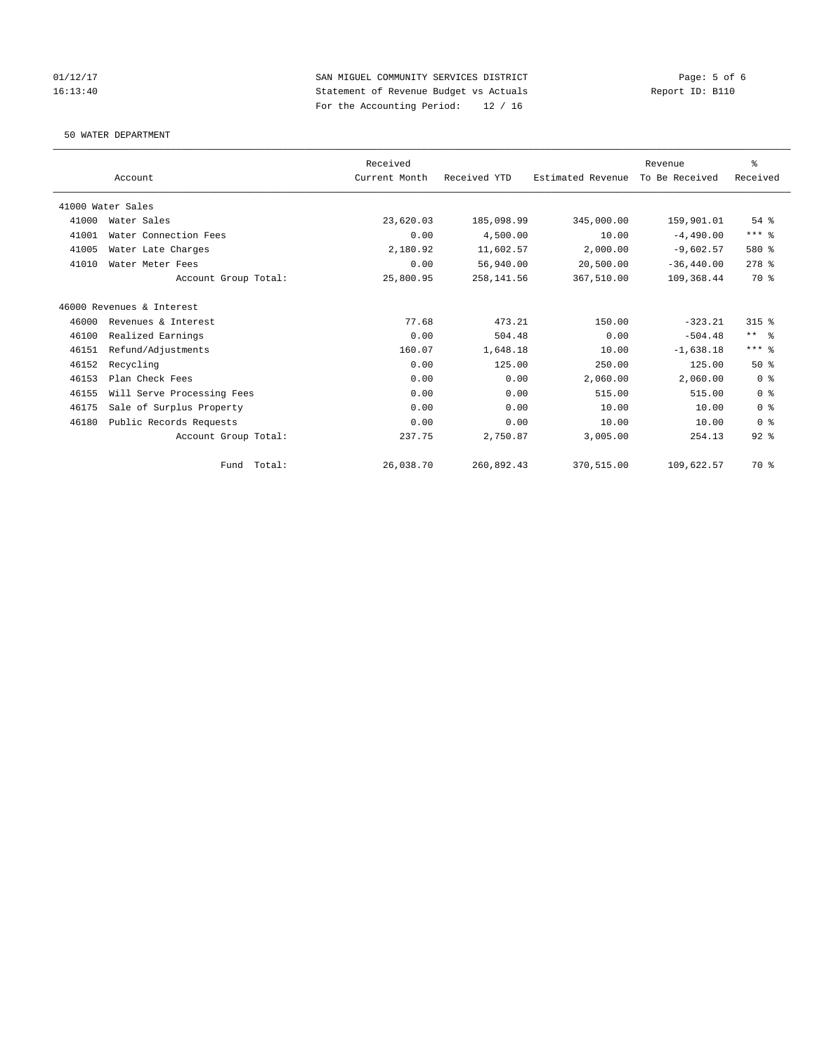SAN MIGUEL COMMUNITY SERVICES DISTRICT
Statement of Revenue Budget vs Actuals
For the Accounting Period: 12 / 16

01/12/17
16:13:40

Report ID: B110

50 WATER DEPARTMENT

| Account | | Received Current Month | Received YTD | Estimated Revenue | Revenue To Be Received | % Received |
|---|---|---|---|---|---|---|
| 41000 Water Sales | | | | | | |
| 41000 | Water Sales | 23,620.03 | 185,098.99 | 345,000.00 | 159,901.01 | 54 % |
| 41001 | Water Connection Fees | 0.00 | 4,500.00 | 10.00 | -4,490.00 | *** % |
| 41005 | Water Late Charges | 2,180.92 | 11,602.57 | 2,000.00 | -9,602.57 | 580 % |
| 41010 | Water Meter Fees | 0.00 | 56,940.00 | 20,500.00 | -36,440.00 | 278 % |
| | Account Group Total: | 25,800.95 | 258,141.56 | 367,510.00 | 109,368.44 | 70 % |
| 46000 Revenues & Interest | | | | | | |
| 46000 | Revenues & Interest | 77.68 | 473.21 | 150.00 | -323.21 | 315 % |
| 46100 | Realized Earnings | 0.00 | 504.48 | 0.00 | -504.48 | ** % |
| 46151 | Refund/Adjustments | 160.07 | 1,648.18 | 10.00 | -1,638.18 | *** % |
| 46152 | Recycling | 0.00 | 125.00 | 250.00 | 125.00 | 50 % |
| 46153 | Plan Check Fees | 0.00 | 0.00 | 2,060.00 | 2,060.00 | 0 % |
| 46155 | Will Serve Processing Fees | 0.00 | 0.00 | 515.00 | 515.00 | 0 % |
| 46175 | Sale of Surplus Property | 0.00 | 0.00 | 10.00 | 10.00 | 0 % |
| 46180 | Public Records Requests | 0.00 | 0.00 | 10.00 | 10.00 | 0 % |
| | Account Group Total: | 237.75 | 2,750.87 | 3,005.00 | 254.13 | 92 % |
| | Fund Total: | 26,038.70 | 260,892.43 | 370,515.00 | 109,622.57 | 70 % |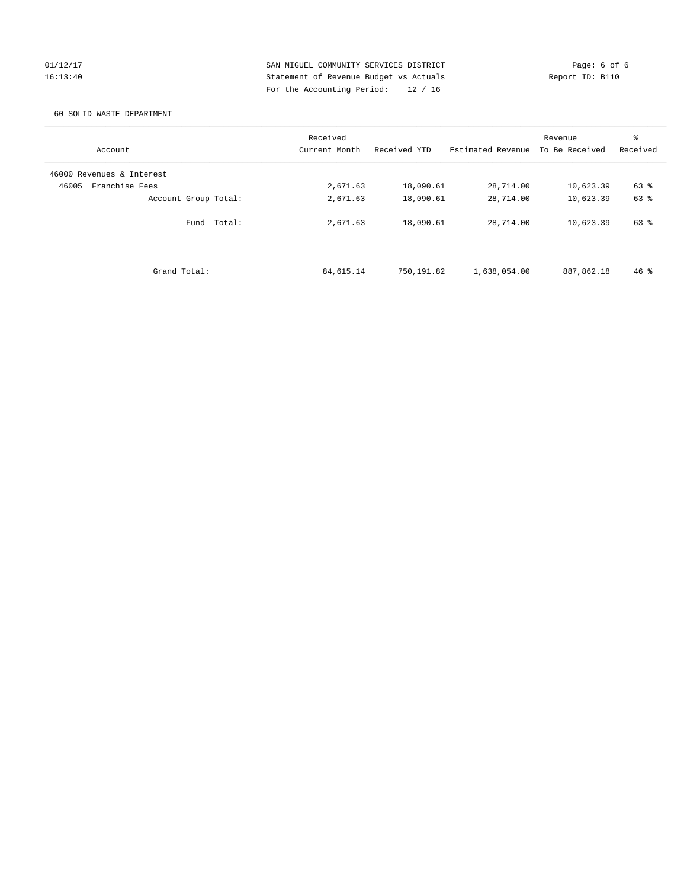SAN MIGUEL COMMUNITY SERVICES DISTRICT
Statement of Revenue Budget vs Actuals
For the Accounting Period: 12 / 16

01/12/17
16:13:40

Report ID: B110

60 SOLID WASTE DEPARTMENT

| Account | Received Current Month | Received YTD | Estimated Revenue | Revenue To Be Received | % Received |
|---|---|---|---|---|---|
| 46000 Revenues & Interest | | | | | |
| 46005 Franchise Fees | 2,671.63 | 18,090.61 | 28,714.00 | 10,623.39 | 63 % |
| Account Group Total: | 2,671.63 | 18,090.61 | 28,714.00 | 10,623.39 | 63 % |
| Fund Total: | 2,671.63 | 18,090.61 | 28,714.00 | 10,623.39 | 63 % |
| Grand Total: | 84,615.14 | 750,191.82 | 1,638,054.00 | 887,862.18 | 46 % |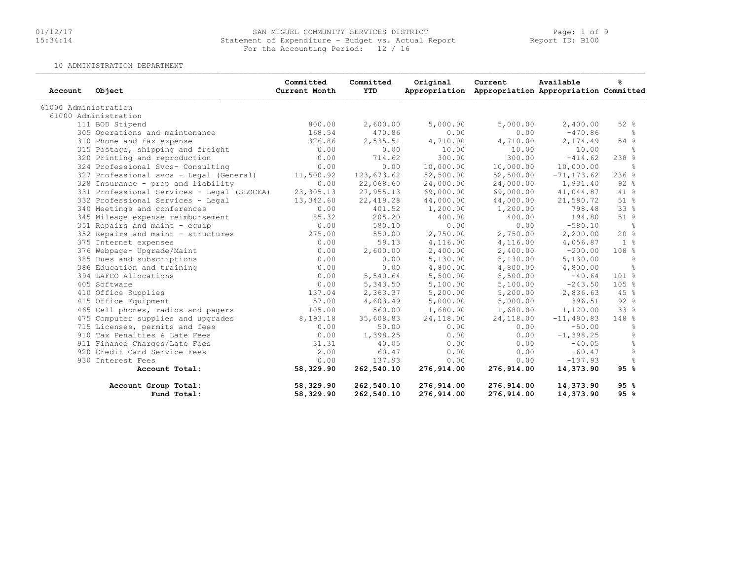SAN MIGUEL COMMUNITY SERVICES DISTRICT
Statement of Expenditure - Budget vs. Actual Report
For the Accounting Period: 12 / 16

10 ADMINISTRATION DEPARTMENT

| Account | Object | Committed Current Month | Committed YTD | Original Appropriation | Current Appropriation | Available Appropriation | % Committed |
|---|---|---|---|---|---|---|---|
| 61000 Administration | | | | | | | |
| 61000 Administration | | | | | | | |
| 111 | BOD Stipend | 800.00 | 2,600.00 | 5,000.00 | 5,000.00 | 2,400.00 | 52 % |
| 305 | Operations and maintenance | 168.54 | 470.86 | 0.00 | 0.00 | -470.86 | % |
| 310 | Phone and fax expense | 326.86 | 2,535.51 | 4,710.00 | 4,710.00 | 2,174.49 | 54 % |
| 315 | Postage, shipping and freight | 0.00 | 0.00 | 10.00 | 10.00 | 10.00 | % |
| 320 | Printing and reproduction | 0.00 | 714.62 | 300.00 | 300.00 | -414.62 | 238 % |
| 324 | Professional Svcs- Consulting | 0.00 | 0.00 | 10,000.00 | 10,000.00 | 10,000.00 | % |
| 327 | Professional svcs - Legal (General) | 11,500.92 | 123,673.62 | 52,500.00 | 52,500.00 | -71,173.62 | 236 % |
| 328 | Insurance - prop and liability | 0.00 | 22,068.60 | 24,000.00 | 24,000.00 | 1,931.40 | 92 % |
| 331 | Professional Services - Legal (SLOCEA) | 23,305.13 | 27,955.13 | 69,000.00 | 69,000.00 | 41,044.87 | 41 % |
| 332 | Professional Services - Legal | 13,342.60 | 22,419.28 | 44,000.00 | 44,000.00 | 21,580.72 | 51 % |
| 340 | Meetings and conferences | 0.00 | 401.52 | 1,200.00 | 1,200.00 | 798.48 | 33 % |
| 345 | Mileage expense reimbursement | 85.32 | 205.20 | 400.00 | 400.00 | 194.80 | 51 % |
| 351 | Repairs and maint - equip | 0.00 | 580.10 | 0.00 | 0.00 | -580.10 | % |
| 352 | Repairs and maint - structures | 275.00 | 550.00 | 2,750.00 | 2,750.00 | 2,200.00 | 20 % |
| 375 | Internet expenses | 0.00 | 59.13 | 4,116.00 | 4,116.00 | 4,056.87 | 1 % |
| 376 | Webpage- Upgrade/Maint | 0.00 | 2,600.00 | 2,400.00 | 2,400.00 | -200.00 | 108 % |
| 385 | Dues and subscriptions | 0.00 | 0.00 | 5,130.00 | 5,130.00 | 5,130.00 | % |
| 386 | Education and training | 0.00 | 0.00 | 4,800.00 | 4,800.00 | 4,800.00 | % |
| 394 | LAFCO Allocations | 0.00 | 5,540.64 | 5,500.00 | 5,500.00 | -40.64 | 101 % |
| 405 | Software | 0.00 | 5,343.50 | 5,100.00 | 5,100.00 | -243.50 | 105 % |
| 410 | Office Supplies | 137.04 | 2,363.37 | 5,200.00 | 5,200.00 | 2,836.63 | 45 % |
| 415 | Office Equipment | 57.00 | 4,603.49 | 5,000.00 | 5,000.00 | 396.51 | 92 % |
| 465 | Cell phones, radios and pagers | 105.00 | 560.00 | 1,680.00 | 1,680.00 | 1,120.00 | 33 % |
| 475 | Computer supplies and upgrades | 8,193.18 | 35,608.83 | 24,118.00 | 24,118.00 | -11,490.83 | 148 % |
| 715 | Licenses, permits and fees | 0.00 | 50.00 | 0.00 | 0.00 | -50.00 | % |
| 910 | Tax Penalties & Late Fees | 0.00 | 1,398.25 | 0.00 | 0.00 | -1,398.25 | % |
| 911 | Finance Charges/Late Fees | 31.31 | 40.05 | 0.00 | 0.00 | -40.05 | % |
| 920 | Credit Card Service Fees | 2.00 | 60.47 | 0.00 | 0.00 | -60.47 | % |
| 930 | Interest Fees | 0.00 | 137.93 | 0.00 | 0.00 | -137.93 | % |
| | **Account Total:** | **58,329.90** | **262,540.10** | **276,914.00** | **276,914.00** | **14,373.90** | **95 %** |
| | **Account Group Total:** | **58,329.90** | **262,540.10** | **276,914.00** | **276,914.00** | **14,373.90** | **95 %** |
| | **Fund Total:** | **58,329.90** | **262,540.10** | **276,914.00** | **276,914.00** | **14,373.90** | **95 %** |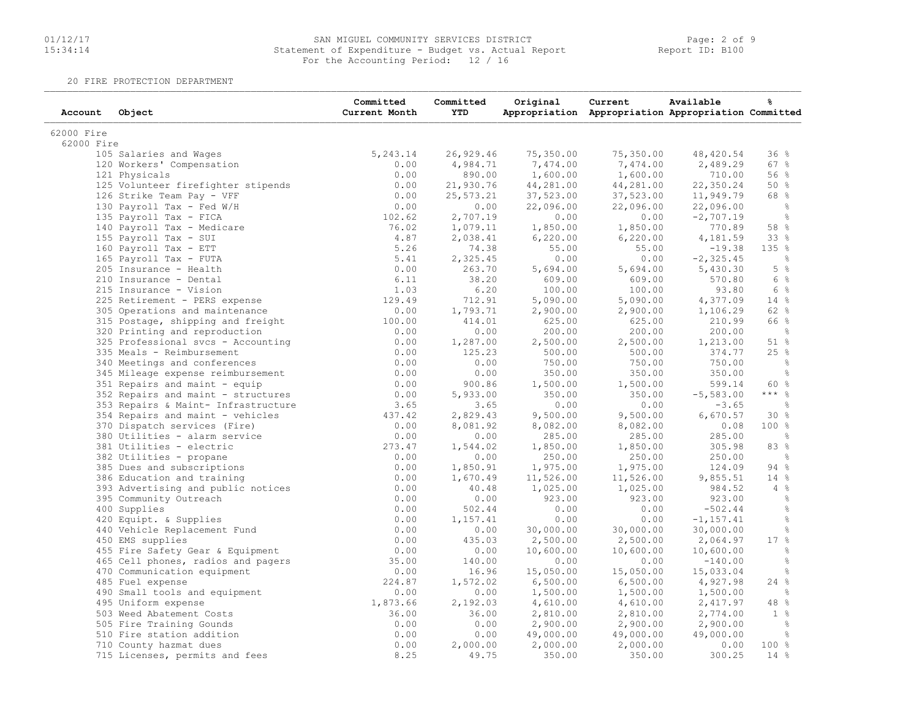# SAN MIGUEL COMMUNITY SERVICES DISTRICT

## Statement of Expenditure - Budget vs. Actual Report

For the Accounting Period: 12 / 16

### 20 FIRE PROTECTION DEPARTMENT

| Account | Object | Committed Current Month | Committed YTD | Original Appropriation | Current Appropriation | Available Appropriation | % Committed |
|---|---|---|---|---|---|---|---|
| 62000 Fire | | | | | | | |
| 62000 Fire | | | | | | | |
| | 105 Salaries and Wages | 5,243.14 | 26,929.46 | 75,350.00 | 75,350.00 | 48,420.54 | 36 % |
| | 120 Workers' Compensation | 0.00 | 4,984.71 | 7,474.00 | 7,474.00 | 2,489.29 | 67 % |
| | 121 Physicals | 0.00 | 890.00 | 1,600.00 | 1,600.00 | 710.00 | 56 % |
| | 125 Volunteer firefighter stipends | 0.00 | 21,930.76 | 44,281.00 | 44,281.00 | 22,350.24 | 50 % |
| | 126 Strike Team Pay - VFF | 0.00 | 25,573.21 | 37,523.00 | 37,523.00 | 11,949.79 | 68 % |
| | 130 Payroll Tax - Fed W/H | 0.00 | 0.00 | 22,096.00 | 22,096.00 | 22,096.00 | % |
| | 135 Payroll Tax - FICA | 102.62 | 2,707.19 | 0.00 | 0.00 | -2,707.19 | % |
| | 140 Payroll Tax - Medicare | 76.02 | 1,079.11 | 1,850.00 | 1,850.00 | 770.89 | 58 % |
| | 155 Payroll Tax - SUI | 4.87 | 2,038.41 | 6,220.00 | 6,220.00 | 4,181.59 | 33 % |
| | 160 Payroll Tax - ETT | 5.26 | 74.38 | 55.00 | 55.00 | -19.38 | 135 % |
| | 165 Payroll Tax - FUTA | 5.41 | 2,325.45 | 0.00 | 0.00 | -2,325.45 | % |
| | 205 Insurance - Health | 0.00 | 263.70 | 5,694.00 | 5,694.00 | 5,430.30 | 5 % |
| | 210 Insurance - Dental | 6.11 | 38.20 | 609.00 | 609.00 | 570.80 | 6 % |
| | 215 Insurance - Vision | 1.03 | 6.20 | 100.00 | 100.00 | 93.80 | 6 % |
| | 225 Retirement - PERS expense | 129.49 | 712.91 | 5,090.00 | 5,090.00 | 4,377.09 | 14 % |
| | 305 Operations and maintenance | 0.00 | 1,793.71 | 2,900.00 | 2,900.00 | 1,106.29 | 62 % |
| | 315 Postage, shipping and freight | 100.00 | 414.01 | 625.00 | 625.00 | 210.99 | 66 % |
| | 320 Printing and reproduction | 0.00 | 0.00 | 200.00 | 200.00 | 200.00 | % |
| | 325 Professional svcs - Accounting | 0.00 | 1,287.00 | 2,500.00 | 2,500.00 | 1,213.00 | 51 % |
| | 335 Meals - Reimbursement | 0.00 | 125.23 | 500.00 | 500.00 | 374.77 | 25 % |
| | 340 Meetings and conferences | 0.00 | 0.00 | 750.00 | 750.00 | 750.00 | % |
| | 345 Mileage expense reimbursement | 0.00 | 0.00 | 350.00 | 350.00 | 350.00 | % |
| | 351 Repairs and maint - equip | 0.00 | 900.86 | 1,500.00 | 1,500.00 | 599.14 | 60 % |
| | 352 Repairs and maint - structures | 0.00 | 5,933.00 | 350.00 | 350.00 | -5,583.00 | *** % |
| | 353 Repairs & Maint- Infrastructure | 3.65 | 3.65 | 0.00 | 0.00 | -3.65 | % |
| | 354 Repairs and maint - vehicles | 437.42 | 2,829.43 | 9,500.00 | 9,500.00 | 6,670.57 | 30 % |
| | 370 Dispatch services (Fire) | 0.00 | 8,081.92 | 8,082.00 | 8,082.00 | 0.08 | 100 % |
| | 380 Utilities - alarm service | 0.00 | 0.00 | 285.00 | 285.00 | 285.00 | % |
| | 381 Utilities - electric | 273.47 | 1,544.02 | 1,850.00 | 1,850.00 | 305.98 | 83 % |
| | 382 Utilities - propane | 0.00 | 0.00 | 250.00 | 250.00 | 250.00 | % |
| | 385 Dues and subscriptions | 0.00 | 1,850.91 | 1,975.00 | 1,975.00 | 124.09 | 94 % |
| | 386 Education and training | 0.00 | 1,670.49 | 11,526.00 | 11,526.00 | 9,855.51 | 14 % |
| | 393 Advertising and public notices | 0.00 | 40.48 | 1,025.00 | 1,025.00 | 984.52 | 4 % |
| | 395 Community Outreach | 0.00 | 0.00 | 923.00 | 923.00 | 923.00 | % |
| | 400 Supplies | 0.00 | 502.44 | 0.00 | 0.00 | -502.44 | % |
| | 420 Equipt. & Supplies | 0.00 | 1,157.41 | 0.00 | 0.00 | -1,157.41 | % |
| | 440 Vehicle Replacement Fund | 0.00 | 0.00 | 30,000.00 | 30,000.00 | 30,000.00 | % |
| | 450 EMS supplies | 0.00 | 435.03 | 2,500.00 | 2,500.00 | 2,064.97 | 17 % |
| | 455 Fire Safety Gear & Equipment | 0.00 | 0.00 | 10,600.00 | 10,600.00 | 10,600.00 | % |
| | 465 Cell phones, radios and pagers | 35.00 | 140.00 | 0.00 | 0.00 | -140.00 | % |
| | 470 Communication equipment | 0.00 | 16.96 | 15,050.00 | 15,050.00 | 15,033.04 | % |
| | 485 Fuel expense | 224.87 | 1,572.02 | 6,500.00 | 6,500.00 | 4,927.98 | 24 % |
| | 490 Small tools and equipment | 0.00 | 0.00 | 1,500.00 | 1,500.00 | 1,500.00 | % |
| | 495 Uniform expense | 1,873.66 | 2,192.03 | 4,610.00 | 4,610.00 | 2,417.97 | 48 % |
| | 503 Weed Abatement Costs | 36.00 | 36.00 | 2,810.00 | 2,810.00 | 2,774.00 | 1 % |
| | 505 Fire Training Gounds | 0.00 | 0.00 | 2,900.00 | 2,900.00 | 2,900.00 | % |
| | 510 Fire station addition | 0.00 | 0.00 | 49,000.00 | 49,000.00 | 49,000.00 | % |
| | 710 County hazmat dues | 0.00 | 2,000.00 | 2,000.00 | 2,000.00 | 0.00 | 100 % |
| | 715 Licenses, permits and fees | 8.25 | 49.75 | 350.00 | 350.00 | 300.25 | 14 % |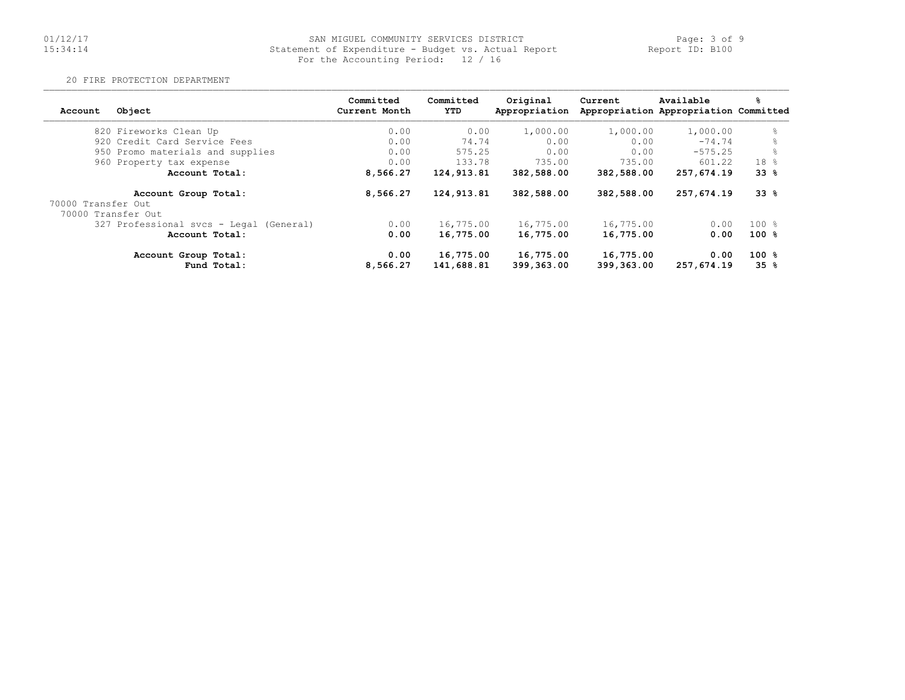SAN MIGUEL COMMUNITY SERVICES DISTRICT
Statement of Expenditure - Budget vs. Actual Report
For the Accounting Period: 12 / 16

20 FIRE PROTECTION DEPARTMENT

| Account | Object | Committed Current Month | Committed YTD | Original Appropriation | Current Appropriation | Available Appropriation | % Committed |
|---|---|---|---|---|---|---|---|
| | 820 Fireworks Clean Up | 0.00 | 0.00 | 1,000.00 | 1,000.00 | 1,000.00 | % |
| | 920 Credit Card Service Fees | 0.00 | 74.74 | 0.00 | 0.00 | -74.74 | % |
| | 950 Promo materials and supplies | 0.00 | 575.25 | 0.00 | 0.00 | -575.25 | % |
| | 960 Property tax expense | 0.00 | 133.78 | 735.00 | 735.00 | 601.22 | 18 % |
| | **Account Total:** | **8,566.27** | **124,913.81** | **382,588.00** | **382,588.00** | **257,674.19** | **33 %** |
| | **Account Group Total:** | **8,566.27** | **124,913.81** | **382,588.00** | **382,588.00** | **257,674.19** | **33 %** |
| 70000 Transfer Out | | | | | | | |
| 70000 Transfer Out | | | | | | | |
| | 327 Professional svcs - Legal (General) | 0.00 | 16,775.00 | 16,775.00 | 16,775.00 | 0.00 | 100 % |
| | **Account Total:** | **0.00** | **16,775.00** | **16,775.00** | **16,775.00** | **0.00** | **100 %** |
| | **Account Group Total:** | **0.00** | **16,775.00** | **16,775.00** | **16,775.00** | **0.00** | **100 %** |
| | **Fund Total:** | **8,566.27** | **141,688.81** | **399,363.00** | **399,363.00** | **257,674.19** | **35 %** |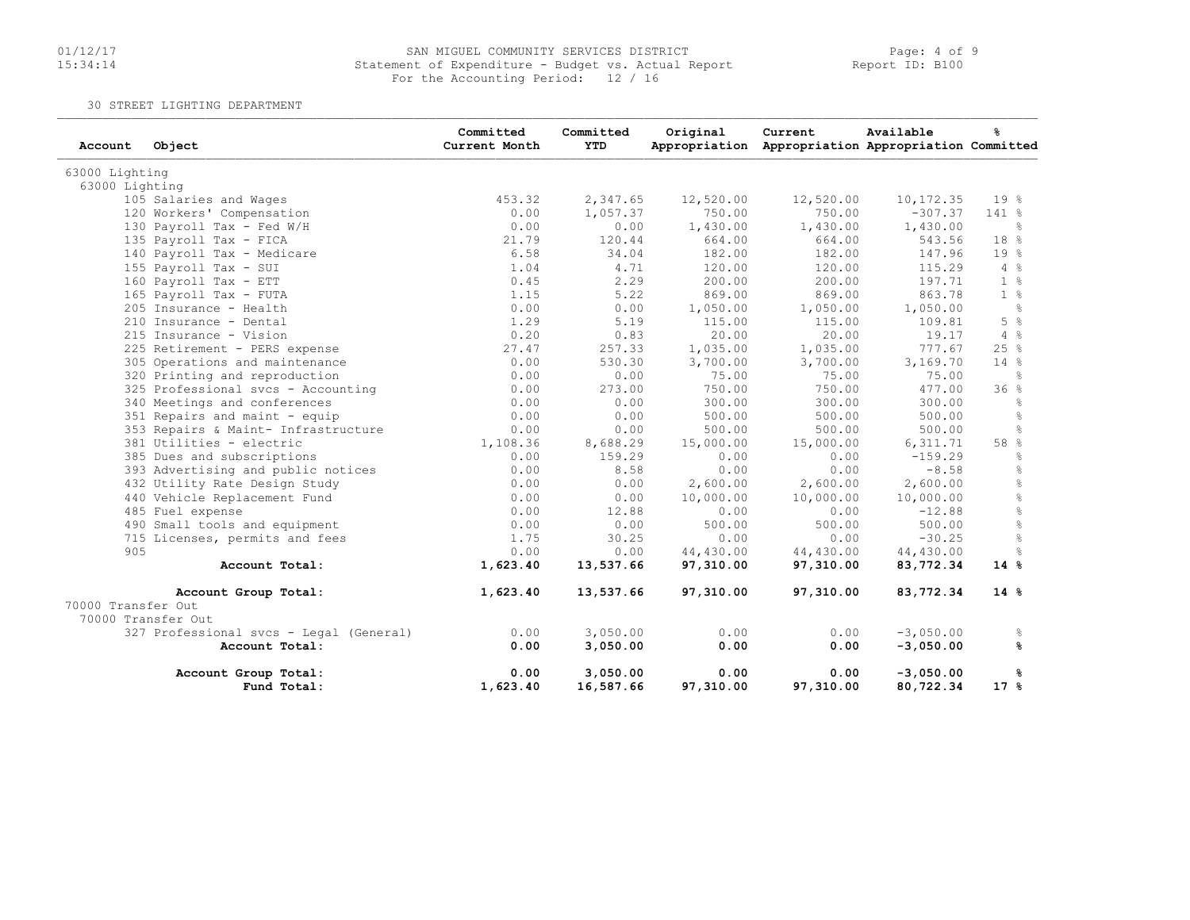SAN MIGUEL COMMUNITY SERVICES DISTRICT
Statement of Expenditure - Budget vs. Actual Report
For the Accounting Period: 12 / 16

30 STREET LIGHTING DEPARTMENT

| Account | Object | Committed Current Month | Committed YTD | Original Appropriation | Current Appropriation | Available Appropriation | % Committed |
|---|---|---|---|---|---|---|---|
| 63000 Lighting | | | | | | | |
| 63000 Lighting | | | | | | | |
| 105 | Salaries and Wages | 453.32 | 2,347.65 | 12,520.00 | 12,520.00 | 10,172.35 | 19 % |
| 120 | Workers' Compensation | 0.00 | 1,057.37 | 750.00 | 750.00 | -307.37 | 141 % |
| 130 | Payroll Tax - Fed W/H | 0.00 | 0.00 | 1,430.00 | 1,430.00 | 1,430.00 | % |
| 135 | Payroll Tax - FICA | 21.79 | 120.44 | 664.00 | 664.00 | 543.56 | 18 % |
| 140 | Payroll Tax - Medicare | 6.58 | 34.04 | 182.00 | 182.00 | 147.96 | 19 % |
| 155 | Payroll Tax - SUI | 1.04 | 4.71 | 120.00 | 120.00 | 115.29 | 4 % |
| 160 | Payroll Tax - ETT | 0.45 | 2.29 | 200.00 | 200.00 | 197.71 | 1 % |
| 165 | Payroll Tax - FUTA | 1.15 | 5.22 | 869.00 | 869.00 | 863.78 | 1 % |
| 205 | Insurance - Health | 0.00 | 0.00 | 1,050.00 | 1,050.00 | 1,050.00 | % |
| 210 | Insurance - Dental | 1.29 | 5.19 | 115.00 | 115.00 | 109.81 | 5 % |
| 215 | Insurance - Vision | 0.20 | 0.83 | 20.00 | 20.00 | 19.17 | 4 % |
| 225 | Retirement - PERS expense | 27.47 | 257.33 | 1,035.00 | 1,035.00 | 777.67 | 25 % |
| 305 | Operations and maintenance | 0.00 | 530.30 | 3,700.00 | 3,700.00 | 3,169.70 | 14 % |
| 320 | Printing and reproduction | 0.00 | 0.00 | 75.00 | 75.00 | 75.00 | % |
| 325 | Professional svcs - Accounting | 0.00 | 273.00 | 750.00 | 750.00 | 477.00 | 36 % |
| 340 | Meetings and conferences | 0.00 | 0.00 | 300.00 | 300.00 | 300.00 | % |
| 351 | Repairs and maint - equip | 0.00 | 0.00 | 500.00 | 500.00 | 500.00 | % |
| 353 | Repairs & Maint- Infrastructure | 0.00 | 0.00 | 500.00 | 500.00 | 500.00 | % |
| 381 | Utilities - electric | 1,108.36 | 8,688.29 | 15,000.00 | 15,000.00 | 6,311.71 | 58 % |
| 385 | Dues and subscriptions | 0.00 | 159.29 | 0.00 | 0.00 | -159.29 | % |
| 393 | Advertising and public notices | 0.00 | 8.58 | 0.00 | 0.00 | -8.58 | % |
| 432 | Utility Rate Design Study | 0.00 | 0.00 | 2,600.00 | 2,600.00 | 2,600.00 | % |
| 440 | Vehicle Replacement Fund | 0.00 | 0.00 | 10,000.00 | 10,000.00 | 10,000.00 | % |
| 485 | Fuel expense | 0.00 | 12.88 | 0.00 | 0.00 | -12.88 | % |
| 490 | Small tools and equipment | 0.00 | 0.00 | 500.00 | 500.00 | 500.00 | % |
| 715 | Licenses, permits and fees | 1.75 | 30.25 | 0.00 | 0.00 | -30.25 | % |
| 905 | | 0.00 | 0.00 | 44,430.00 | 44,430.00 | 44,430.00 | % |
| | **Account Total:** | **1,623.40** | **13,537.66** | **97,310.00** | **97,310.00** | **83,772.34** | **14 %** |
| | **Account Group Total:** | **1,623.40** | **13,537.66** | **97,310.00** | **97,310.00** | **83,772.34** | **14 %** |
| 70000 Transfer Out | | | | | | | |
| 70000 Transfer Out | | | | | | | |
| 327 | Professional svcs - Legal (General) | 0.00 | 3,050.00 | 0.00 | 0.00 | -3,050.00 | % |
| | **Account Total:** | **0.00** | **3,050.00** | **0.00** | **0.00** | **-3,050.00** | **%** |
| | **Account Group Total:** | **0.00** | **3,050.00** | **0.00** | **0.00** | **-3,050.00** | **%** |
| | **Fund Total:** | **1,623.40** | **16,587.66** | **97,310.00** | **97,310.00** | **80,722.34** | **17 %** |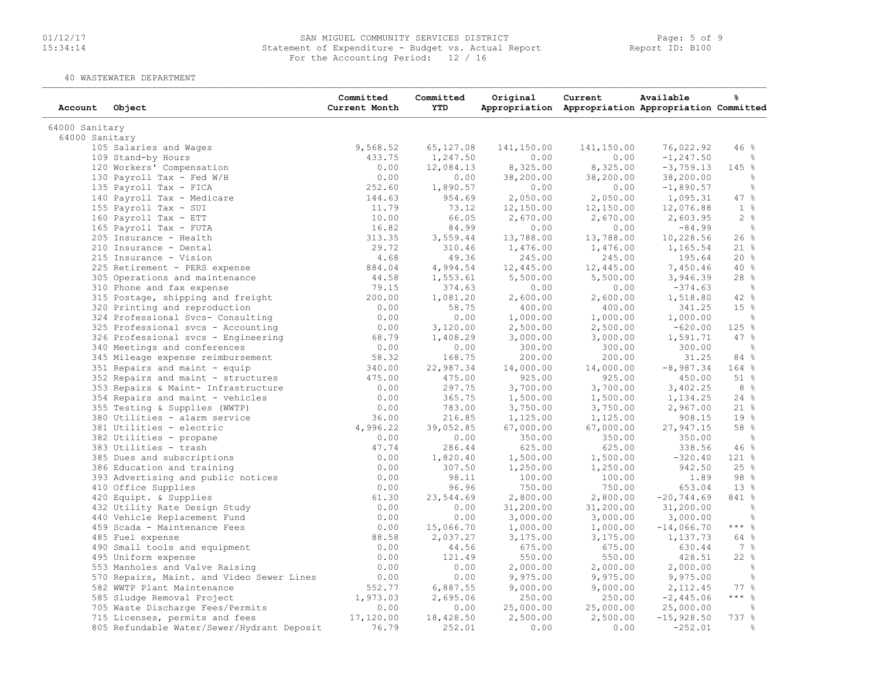SAN MIGUEL COMMUNITY SERVICES DISTRICT
Statement of Expenditure - Budget vs. Actual Report
For the Accounting Period: 12 / 16

40 WASTEWATER DEPARTMENT

| Account | Object | Committed Current Month | Committed YTD | Original Appropriation | Current Appropriation | Available Appropriation | % Committed |
|---|---|---|---|---|---|---|---|
| 64000 Sanitary | | | | | | | |
| 64000 Sanitary | | | | | | | |
| | 105 Salaries and Wages | 9,568.52 | 65,127.08 | 141,150.00 | 141,150.00 | 76,022.92 | 46 % |
| | 109 Stand-by Hours | 433.75 | 1,247.50 | 0.00 | 0.00 | -1,247.50 | % |
| | 120 Workers' Compensation | 0.00 | 12,084.13 | 8,325.00 | 8,325.00 | -3,759.13 | 145 % |
| | 130 Payroll Tax - Fed W/H | 0.00 | 0.00 | 38,200.00 | 38,200.00 | 38,200.00 | % |
| | 135 Payroll Tax - FICA | 252.60 | 1,890.57 | 0.00 | 0.00 | -1,890.57 | % |
| | 140 Payroll Tax - Medicare | 144.63 | 954.69 | 2,050.00 | 2,050.00 | 1,095.31 | 47 % |
| | 155 Payroll Tax - SUI | 11.79 | 73.12 | 12,150.00 | 12,150.00 | 12,076.88 | 1 % |
| | 160 Payroll Tax - ETT | 10.00 | 66.05 | 2,670.00 | 2,670.00 | 2,603.95 | 2 % |
| | 165 Payroll Tax - FUTA | 16.82 | 84.99 | 0.00 | 0.00 | -84.99 | % |
| | 205 Insurance - Health | 313.35 | 3,559.44 | 13,788.00 | 13,788.00 | 10,228.56 | 26 % |
| | 210 Insurance - Dental | 29.72 | 310.46 | 1,476.00 | 1,476.00 | 1,165.54 | 21 % |
| | 215 Insurance - Vision | 4.68 | 49.36 | 245.00 | 245.00 | 195.64 | 20 % |
| | 225 Retirement - PERS expense | 884.04 | 4,994.54 | 12,445.00 | 12,445.00 | 7,450.46 | 40 % |
| | 305 Operations and maintenance | 44.58 | 1,553.61 | 5,500.00 | 5,500.00 | 3,946.39 | 28 % |
| | 310 Phone and fax expense | 79.15 | 374.63 | 0.00 | 0.00 | -374.63 | % |
| | 315 Postage, shipping and freight | 200.00 | 1,081.20 | 2,600.00 | 2,600.00 | 1,518.80 | 42 % |
| | 320 Printing and reproduction | 0.00 | 58.75 | 400.00 | 400.00 | 341.25 | 15 % |
| | 324 Professional Svcs- Consulting | 0.00 | 0.00 | 1,000.00 | 1,000.00 | 1,000.00 | % |
| | 325 Professional svcs - Accounting | 0.00 | 3,120.00 | 2,500.00 | 2,500.00 | -620.00 | 125 % |
| | 326 Professional svcs - Engineering | 68.79 | 1,408.29 | 3,000.00 | 3,000.00 | 1,591.71 | 47 % |
| | 340 Meetings and conferences | 0.00 | 0.00 | 300.00 | 300.00 | 300.00 | % |
| | 345 Mileage expense reimbursement | 58.32 | 168.75 | 200.00 | 200.00 | 31.25 | 84 % |
| | 351 Repairs and maint - equip | 340.00 | 22,987.34 | 14,000.00 | 14,000.00 | -8,987.34 | 164 % |
| | 352 Repairs and maint - structures | 475.00 | 475.00 | 925.00 | 925.00 | 450.00 | 51 % |
| | 353 Repairs & Maint- Infrastructure | 0.00 | 297.75 | 3,700.00 | 3,700.00 | 3,402.25 | 8 % |
| | 354 Repairs and maint - vehicles | 0.00 | 365.75 | 1,500.00 | 1,500.00 | 1,134.25 | 24 % |
| | 355 Testing & Supplies (WWTP) | 0.00 | 783.00 | 3,750.00 | 3,750.00 | 2,967.00 | 21 % |
| | 380 Utilities - alarm service | 36.00 | 216.85 | 1,125.00 | 1,125.00 | 908.15 | 19 % |
| | 381 Utilities - electric | 4,996.22 | 39,052.85 | 67,000.00 | 67,000.00 | 27,947.15 | 58 % |
| | 382 Utilities - propane | 0.00 | 0.00 | 350.00 | 350.00 | 350.00 | % |
| | 383 Utilities - trash | 47.74 | 286.44 | 625.00 | 625.00 | 338.56 | 46 % |
| | 385 Dues and subscriptions | 0.00 | 1,820.40 | 1,500.00 | 1,500.00 | -320.40 | 121 % |
| | 386 Education and training | 0.00 | 307.50 | 1,250.00 | 1,250.00 | 942.50 | 25 % |
| | 393 Advertising and public notices | 0.00 | 98.11 | 100.00 | 100.00 | 1.89 | 98 % |
| | 410 Office Supplies | 0.00 | 96.96 | 750.00 | 750.00 | 653.04 | 13 % |
| | 420 Equipt. & Supplies | 61.30 | 23,544.69 | 2,800.00 | 2,800.00 | -20,744.69 | 841 % |
| | 432 Utility Rate Design Study | 0.00 | 0.00 | 31,200.00 | 31,200.00 | 31,200.00 | % |
| | 440 Vehicle Replacement Fund | 0.00 | 0.00 | 3,000.00 | 3,000.00 | 3,000.00 | % |
| | 459 Scada - Maintenance Fees | 0.00 | 15,066.70 | 1,000.00 | 1,000.00 | -14,066.70 | *** % |
| | 485 Fuel expense | 88.58 | 2,037.27 | 3,175.00 | 3,175.00 | 1,137.73 | 64 % |
| | 490 Small tools and equipment | 0.00 | 44.56 | 675.00 | 675.00 | 630.44 | 7 % |
| | 495 Uniform expense | 0.00 | 121.49 | 550.00 | 550.00 | 428.51 | 22 % |
| | 553 Manholes and Valve Raising | 0.00 | 0.00 | 2,000.00 | 2,000.00 | 2,000.00 | % |
| | 570 Repairs, Maint. and Video Sewer Lines | 0.00 | 0.00 | 9,975.00 | 9,975.00 | 9,975.00 | % |
| | 582 WWTP Plant Maintenance | 552.77 | 6,887.55 | 9,000.00 | 9,000.00 | 2,112.45 | 77 % |
| | 585 Sludge Removal Project | 1,973.03 | 2,695.06 | 250.00 | 250.00 | -2,445.06 | *** % |
| | 705 Waste Discharge Fees/Permits | 0.00 | 0.00 | 25,000.00 | 25,000.00 | 25,000.00 | % |
| | 715 Licenses, permits and fees | 17,120.00 | 18,428.50 | 2,500.00 | 2,500.00 | -15,928.50 | 737 % |
| | 805 Refundable Water/Sewer/Hydrant Deposit | 76.79 | 252.01 | 0.00 | 0.00 | -252.01 | % |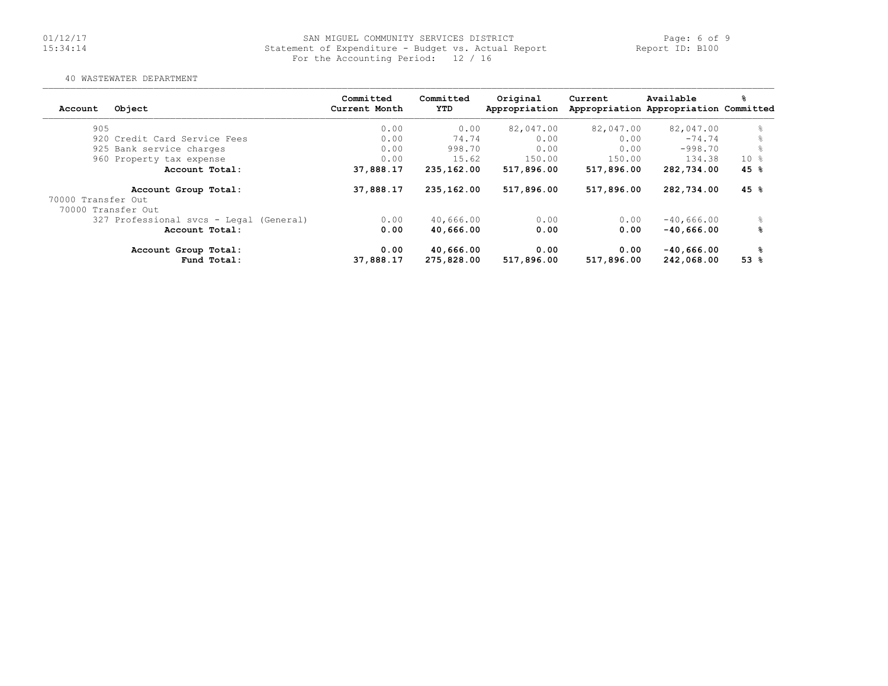SAN MIGUEL COMMUNITY SERVICES DISTRICT
Statement of Expenditure - Budget vs. Actual Report
For the Accounting Period: 12 / 16

40 WASTEWATER DEPARTMENT

| Account | Object | Committed Current Month | Committed YTD | Original Appropriation | Current Appropriation | Available Appropriation | % Committed |
|---|---|---|---|---|---|---|---|
| 905 | | 0.00 | 0.00 | 82,047.00 | 82,047.00 | 82,047.00 | % |
| 920 | Credit Card Service Fees | 0.00 | 74.74 | 0.00 | 0.00 | -74.74 | % |
| 925 | Bank service charges | 0.00 | 998.70 | 0.00 | 0.00 | -998.70 | % |
| 960 | Property tax expense | 0.00 | 15.62 | 150.00 | 150.00 | 134.38 | 10 % |
| | **Account Total:** | **37,888.17** | **235,162.00** | **517,896.00** | **517,896.00** | **282,734.00** | **45 %** |
| | **Account Group Total:** | **37,888.17** | **235,162.00** | **517,896.00** | **517,896.00** | **282,734.00** | **45 %** |
| 70000 Transfer Out | | | | | | | |
| 70000 Transfer Out | | | | | | | |
| 327 | Professional svcs - Legal (General) | 0.00 | 40,666.00 | 0.00 | 0.00 | -40,666.00 | % |
| | **Account Total:** | **0.00** | **40,666.00** | **0.00** | **0.00** | **-40,666.00** | **%** |
| | **Account Group Total:** | **0.00** | **40,666.00** | **0.00** | **0.00** | **-40,666.00** | **%** |
| | **Fund Total:** | **37,888.17** | **275,828.00** | **517,896.00** | **517,896.00** | **242,068.00** | **53 %** |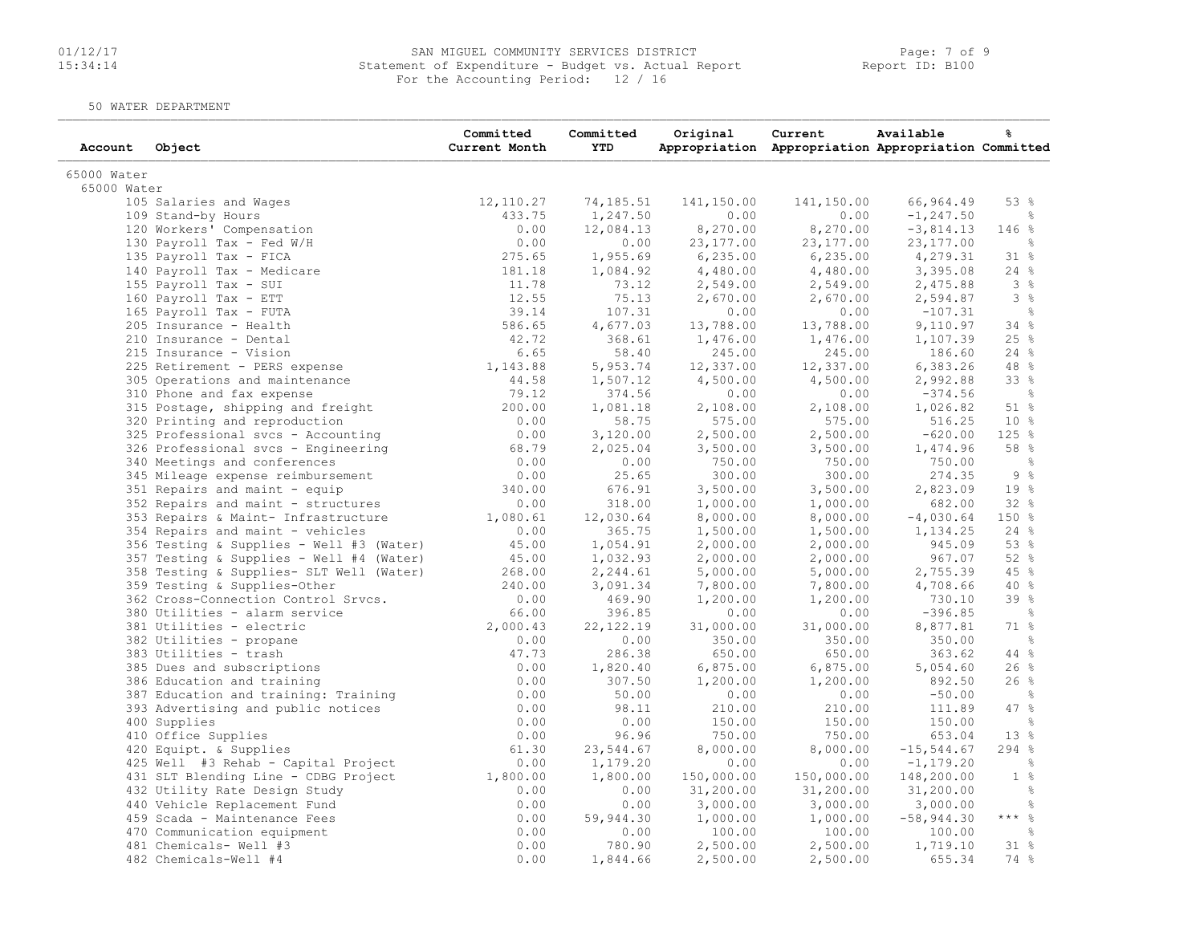SAN MIGUEL COMMUNITY SERVICES DISTRICT
Statement of Expenditure - Budget vs. Actual Report
For the Accounting Period: 12 / 16

Report ID: B100

50 WATER DEPARTMENT

| Account | Object | Committed Current Month | Committed YTD | Original Appropriation | Current Appropriation | Available Appropriation | % Committed |
|---|---|---|---|---|---|---|---|
| 65000 Water | | | | | | | |
| 65000 Water | | | | | | | |
| | 105 Salaries and Wages | 12,110.27 | 74,185.51 | 141,150.00 | 141,150.00 | 66,964.49 | 53 % |
| | 109 Stand-by Hours | 433.75 | 1,247.50 | 0.00 | 0.00 | -1,247.50 | % |
| | 120 Workers' Compensation | 0.00 | 12,084.13 | 8,270.00 | 8,270.00 | -3,814.13 | 146 % |
| | 130 Payroll Tax - Fed W/H | 0.00 | 0.00 | 23,177.00 | 23,177.00 | 23,177.00 | % |
| | 135 Payroll Tax - FICA | 275.65 | 1,955.69 | 6,235.00 | 6,235.00 | 4,279.31 | 31 % |
| | 140 Payroll Tax - Medicare | 181.18 | 1,084.92 | 4,480.00 | 4,480.00 | 3,395.08 | 24 % |
| | 155 Payroll Tax - SUI | 11.78 | 73.12 | 2,549.00 | 2,549.00 | 2,475.88 | 3 % |
| | 160 Payroll Tax - ETT | 12.55 | 75.13 | 2,670.00 | 2,670.00 | 2,594.87 | 3 % |
| | 165 Payroll Tax - FUTA | 39.14 | 107.31 | 0.00 | 0.00 | -107.31 | % |
| | 205 Insurance - Health | 586.65 | 4,677.03 | 13,788.00 | 13,788.00 | 9,110.97 | 34 % |
| | 210 Insurance - Dental | 42.72 | 368.61 | 1,476.00 | 1,476.00 | 1,107.39 | 25 % |
| | 215 Insurance - Vision | 6.65 | 58.40 | 245.00 | 245.00 | 186.60 | 24 % |
| | 225 Retirement - PERS expense | 1,143.88 | 5,953.74 | 12,337.00 | 12,337.00 | 6,383.26 | 48 % |
| | 305 Operations and maintenance | 44.58 | 1,507.12 | 4,500.00 | 4,500.00 | 2,992.88 | 33 % |
| | 310 Phone and fax expense | 79.12 | 374.56 | 0.00 | 0.00 | -374.56 | % |
| | 315 Postage, shipping and freight | 200.00 | 1,081.18 | 2,108.00 | 2,108.00 | 1,026.82 | 51 % |
| | 320 Printing and reproduction | 0.00 | 58.75 | 575.00 | 575.00 | 516.25 | 10 % |
| | 325 Professional svcs - Accounting | 0.00 | 3,120.00 | 2,500.00 | 2,500.00 | -620.00 | 125 % |
| | 326 Professional svcs - Engineering | 68.79 | 2,025.04 | 3,500.00 | 3,500.00 | 1,474.96 | 58 % |
| | 340 Meetings and conferences | 0.00 | 0.00 | 750.00 | 750.00 | 750.00 | % |
| | 345 Mileage expense reimbursement | 0.00 | 25.65 | 300.00 | 300.00 | 274.35 | 9 % |
| | 351 Repairs and maint - equip | 340.00 | 676.91 | 3,500.00 | 3,500.00 | 2,823.09 | 19 % |
| | 352 Repairs and maint - structures | 0.00 | 318.00 | 1,000.00 | 1,000.00 | 682.00 | 32 % |
| | 353 Repairs & Maint- Infrastructure | 1,080.61 | 12,030.64 | 8,000.00 | 8,000.00 | -4,030.64 | 150 % |
| | 354 Repairs and maint - vehicles | 0.00 | 365.75 | 1,500.00 | 1,500.00 | 1,134.25 | 24 % |
| | 356 Testing & Supplies - Well #3 (Water) | 45.00 | 1,054.91 | 2,000.00 | 2,000.00 | 945.09 | 53 % |
| | 357 Testing & Supplies - Well #4 (Water) | 45.00 | 1,032.93 | 2,000.00 | 2,000.00 | 967.07 | 52 % |
| | 358 Testing & Supplies- SLT Well (Water) | 268.00 | 2,244.61 | 5,000.00 | 5,000.00 | 2,755.39 | 45 % |
| | 359 Testing & Supplies-Other | 240.00 | 3,091.34 | 7,800.00 | 7,800.00 | 4,708.66 | 40 % |
| | 362 Cross-Connection Control Srvcs. | 0.00 | 469.90 | 1,200.00 | 1,200.00 | 730.10 | 39 % |
| | 380 Utilities - alarm service | 66.00 | 396.85 | 0.00 | 0.00 | -396.85 | % |
| | 381 Utilities - electric | 2,000.43 | 22,122.19 | 31,000.00 | 31,000.00 | 8,877.81 | 71 % |
| | 382 Utilities - propane | 0.00 | 0.00 | 350.00 | 350.00 | 350.00 | % |
| | 383 Utilities - trash | 47.73 | 286.38 | 650.00 | 650.00 | 363.62 | 44 % |
| | 385 Dues and subscriptions | 0.00 | 1,820.40 | 6,875.00 | 6,875.00 | 5,054.60 | 26 % |
| | 386 Education and training | 0.00 | 307.50 | 1,200.00 | 1,200.00 | 892.50 | 26 % |
| | 387 Education and training: Training | 0.00 | 50.00 | 0.00 | 0.00 | -50.00 | % |
| | 393 Advertising and public notices | 0.00 | 98.11 | 210.00 | 210.00 | 111.89 | 47 % |
| | 400 Supplies | 0.00 | 0.00 | 150.00 | 150.00 | 150.00 | % |
| | 410 Office Supplies | 0.00 | 96.96 | 750.00 | 750.00 | 653.04 | 13 % |
| | 420 Equipt. & Supplies | 61.30 | 23,544.67 | 8,000.00 | 8,000.00 | -15,544.67 | 294 % |
| | 425 Well #3 Rehab - Capital Project | 0.00 | 1,179.20 | 0.00 | 0.00 | -1,179.20 | % |
| | 431 SLT Blending Line - CDBG Project | 1,800.00 | 1,800.00 | 150,000.00 | 150,000.00 | 148,200.00 | 1 % |
| | 432 Utility Rate Design Study | 0.00 | 0.00 | 31,200.00 | 31,200.00 | 31,200.00 | % |
| | 440 Vehicle Replacement Fund | 0.00 | 0.00 | 3,000.00 | 3,000.00 | 3,000.00 | % |
| | 459 Scada - Maintenance Fees | 0.00 | 59,944.30 | 1,000.00 | 1,000.00 | -58,944.30 | *** % |
| | 470 Communication equipment | 0.00 | 0.00 | 100.00 | 100.00 | 100.00 | % |
| | 481 Chemicals- Well #3 | 0.00 | 780.90 | 2,500.00 | 2,500.00 | 1,719.10 | 31 % |
| | 482 Chemicals-Well #4 | 0.00 | 1,844.66 | 2,500.00 | 2,500.00 | 655.34 | 74 % |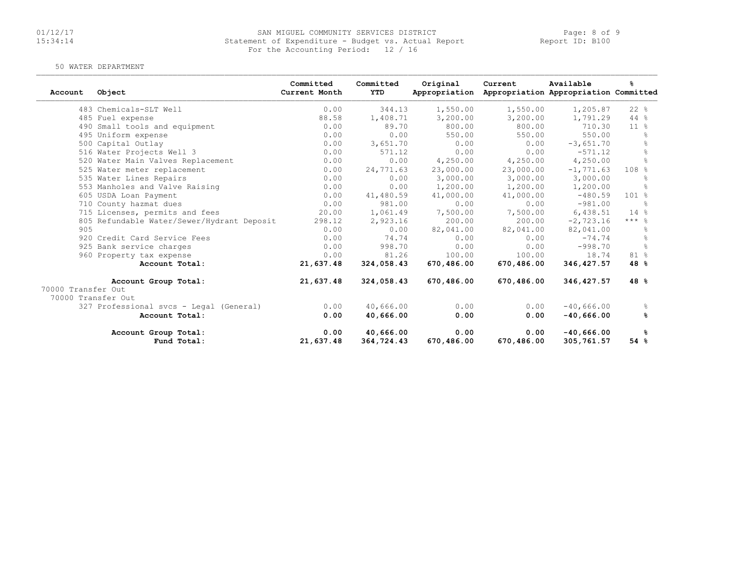SAN MIGUEL COMMUNITY SERVICES DISTRICT
Statement of Expenditure - Budget vs. Actual Report
For the Accounting Period: 12 / 16

50 WATER DEPARTMENT

| Account | Object | Committed Current Month | Committed YTD | Original Appropriation | Current Appropriation | Available Appropriation | % Committed |
|---|---|---|---|---|---|---|---|
| 483 | Chemicals-SLT Well | 0.00 | 344.13 | 1,550.00 | 1,550.00 | 1,205.87 | 22 % |
| 485 | Fuel expense | 88.58 | 1,408.71 | 3,200.00 | 3,200.00 | 1,791.29 | 44 % |
| 490 | Small tools and equipment | 0.00 | 89.70 | 800.00 | 800.00 | 710.30 | 11 % |
| 495 | Uniform expense | 0.00 | 0.00 | 550.00 | 550.00 | 550.00 | % |
| 500 | Capital Outlay | 0.00 | 3,651.70 | 0.00 | 0.00 | -3,651.70 | % |
| 516 | Water Projects Well 3 | 0.00 | 571.12 | 0.00 | 0.00 | -571.12 | % |
| 520 | Water Main Valves Replacement | 0.00 | 0.00 | 4,250.00 | 4,250.00 | 4,250.00 | % |
| 525 | Water meter replacement | 0.00 | 24,771.63 | 23,000.00 | 23,000.00 | -1,771.63 | 108 % |
| 535 | Water Lines Repairs | 0.00 | 0.00 | 3,000.00 | 3,000.00 | 3,000.00 | % |
| 553 | Manholes and Valve Raising | 0.00 | 0.00 | 1,200.00 | 1,200.00 | 1,200.00 | % |
| 605 | USDA Loan Payment | 0.00 | 41,480.59 | 41,000.00 | 41,000.00 | -480.59 | 101 % |
| 710 | County hazmat dues | 0.00 | 981.00 | 0.00 | 0.00 | -981.00 | % |
| 715 | Licenses, permits and fees | 20.00 | 1,061.49 | 7,500.00 | 7,500.00 | 6,438.51 | 14 % |
| 805 | Refundable Water/Sewer/Hydrant Deposit | 298.12 | 2,923.16 | 200.00 | 200.00 | -2,723.16 | *** % |
| 905 | | 0.00 | 0.00 | 82,041.00 | 82,041.00 | 82,041.00 | % |
| 920 | Credit Card Service Fees | 0.00 | 74.74 | 0.00 | 0.00 | -74.74 | % |
| 925 | Bank service charges | 0.00 | 998.70 | 0.00 | 0.00 | -998.70 | % |
| 960 | Property tax expense | 0.00 | 81.26 | 100.00 | 100.00 | 18.74 | 81 % |
| | **Account Total:** | **21,637.48** | **324,058.43** | **670,486.00** | **670,486.00** | **346,427.57** | **48 %** |
| | **Account Group Total:** | **21,637.48** | **324,058.43** | **670,486.00** | **670,486.00** | **346,427.57** | **48 %** |
| 70000 Transfer Out | | | | | | | |
| 70000 Transfer Out | | | | | | | |
| 327 | Professional svcs - Legal (General) | 0.00 | 40,666.00 | 0.00 | 0.00 | -40,666.00 | % |
| | **Account Total:** | **0.00** | **40,666.00** | **0.00** | **0.00** | **-40,666.00** | **%** |
| | **Account Group Total:** | **0.00** | **40,666.00** | **0.00** | **0.00** | **-40,666.00** | **%** |
| | **Fund Total:** | **21,637.48** | **364,724.43** | **670,486.00** | **670,486.00** | **305,761.57** | **54 %** |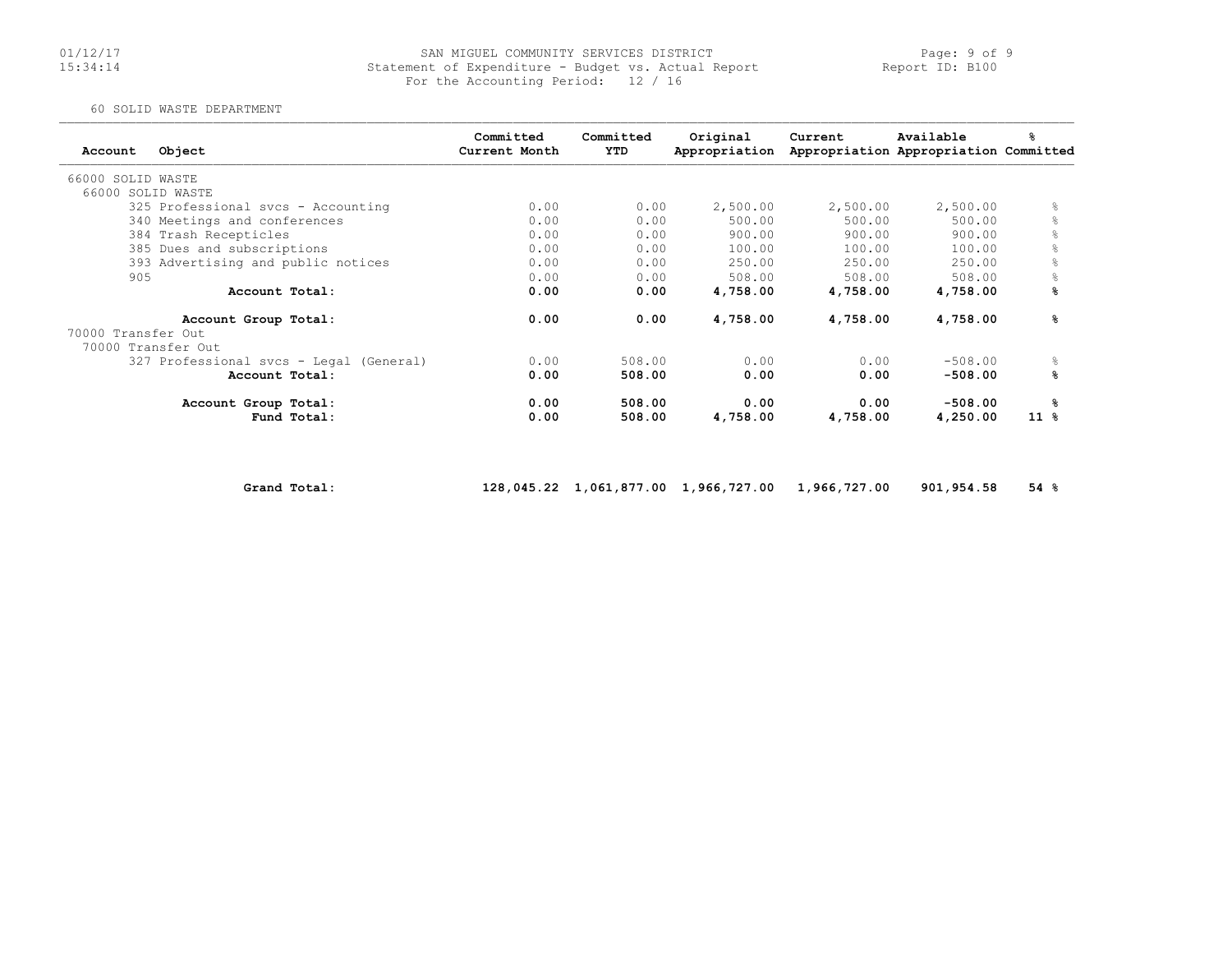01/12/17
15:34:14

SAN MIGUEL COMMUNITY SERVICES DISTRICT
Statement of Expenditure - Budget vs. Actual Report
For the Accounting Period: 12 / 16

Report ID: B100

60 SOLID WASTE DEPARTMENT

| Account | Object | Committed Current Month | Committed YTD | Original Appropriation | Current Appropriation | Available Appropriation | % Committed |
|---|---|---|---|---|---|---|---|
| 66000 SOLID WASTE | | | | | | | |
| 66000 SOLID WASTE | | | | | | | |
| 325 | Professional svcs - Accounting | 0.00 | 0.00 | 2,500.00 | 2,500.00 | 2,500.00 | % |
| 340 | Meetings and conferences | 0.00 | 0.00 | 500.00 | 500.00 | 500.00 | % |
| 384 | Trash Recepticles | 0.00 | 0.00 | 900.00 | 900.00 | 900.00 | % |
| 385 | Dues and subscriptions | 0.00 | 0.00 | 100.00 | 100.00 | 100.00 | % |
| 393 | Advertising and public notices | 0.00 | 0.00 | 250.00 | 250.00 | 250.00 | % |
| 905 | | 0.00 | 0.00 | 508.00 | 508.00 | 508.00 | % |
| | **Account Total:** | **0.00** | **0.00** | **4,758.00** | **4,758.00** | **4,758.00** | **%** |
| | **Account Group Total:** | **0.00** | **0.00** | **4,758.00** | **4,758.00** | **4,758.00** | **%** |
| 70000 Transfer Out | | | | | | | |
| 70000 Transfer Out | | | | | | | |
| 327 | Professional svcs - Legal (General) | 0.00 | 508.00 | 0.00 | 0.00 | -508.00 | % |
| | **Account Total:** | **0.00** | **508.00** | **0.00** | **0.00** | **-508.00** | **%** |
| | **Account Group Total:** | **0.00** | **508.00** | **0.00** | **0.00** | **-508.00** | **%** |
| | **Fund Total:** | **0.00** | **508.00** | **4,758.00** | **4,758.00** | **4,250.00** | **11 %** |
| | **Grand Total:** | **128,045.22** | **1,061,877.00** | **1,966,727.00** | **1,966,727.00** | **901,954.58** | **54 %** |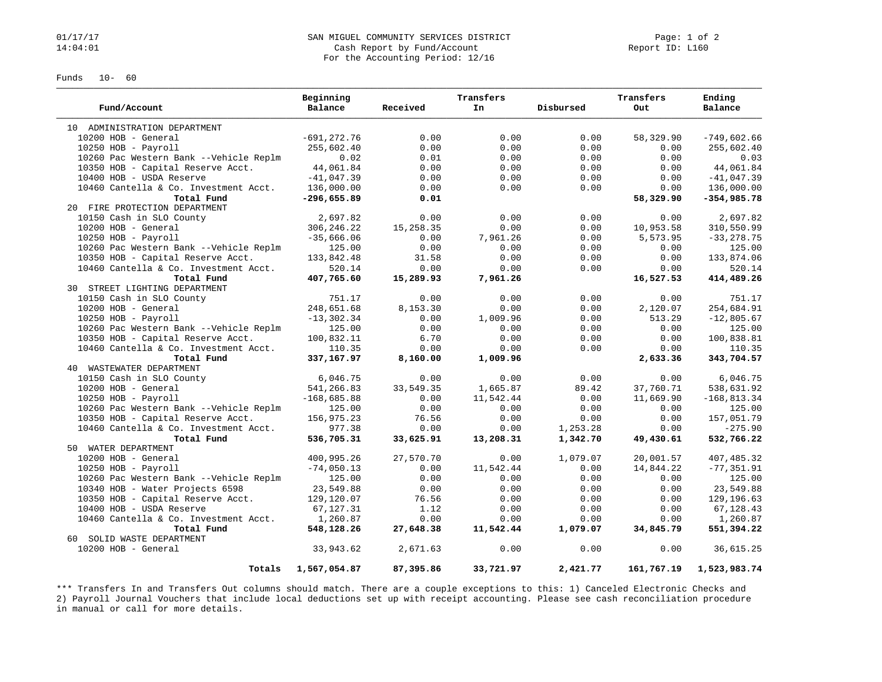# SAN MIGUEL COMMUNITY SERVICES DISTRICT

Cash Report by Fund/Account
For the Accounting Period: 12/16

01/17/17 14:04:01 — Report ID: L160

Funds 10- 60

| Fund/Account | Beginning Balance | Received | Transfers In | Disbursed | Transfers Out | Ending Balance |
|---|---|---|---|---|---|---|
| 10 ADMINISTRATION DEPARTMENT | | | | | | |
| 10200 HOB - General | -691,272.76 | 0.00 | 0.00 | 0.00 | 58,329.90 | -749,602.66 |
| 10250 HOB - Payroll | 255,602.40 | 0.00 | 0.00 | 0.00 | 0.00 | 255,602.40 |
| 10260 Pac Western Bank --Vehicle Replm | 0.02 | 0.01 | 0.00 | 0.00 | 0.00 | 0.03 |
| 10350 HOB - Capital Reserve Acct. | 44,061.84 | 0.00 | 0.00 | 0.00 | 0.00 | 44,061.84 |
| 10400 HOB - USDA Reserve | -41,047.39 | 0.00 | 0.00 | 0.00 | 0.00 | -41,047.39 |
| 10460 Cantella & Co. Investment Acct. | 136,000.00 | 0.00 | 0.00 | 0.00 | 0.00 | 136,000.00 |
| **Total Fund** | **-296,655.89** | **0.01** | | | **58,329.90** | **-354,985.78** |
| 20 FIRE PROTECTION DEPARTMENT | | | | | | |
| 10150 Cash in SLO County | 2,697.82 | 0.00 | 0.00 | 0.00 | 0.00 | 2,697.82 |
| 10200 HOB - General | 306,246.22 | 15,258.35 | 0.00 | 0.00 | 10,953.58 | 310,550.99 |
| 10250 HOB - Payroll | -35,666.06 | 0.00 | 7,961.26 | 0.00 | 5,573.95 | -33,278.75 |
| 10260 Pac Western Bank --Vehicle Replm | 125.00 | 0.00 | 0.00 | 0.00 | 0.00 | 125.00 |
| 10350 HOB - Capital Reserve Acct. | 133,842.48 | 31.58 | 0.00 | 0.00 | 0.00 | 133,874.06 |
| 10460 Cantella & Co. Investment Acct. | 520.14 | 0.00 | 0.00 | 0.00 | 0.00 | 520.14 |
| **Total Fund** | **407,765.60** | **15,289.93** | **7,961.26** | | **16,527.53** | **414,489.26** |
| 30 STREET LIGHTING DEPARTMENT | | | | | | |
| 10150 Cash in SLO County | 751.17 | 0.00 | 0.00 | 0.00 | 0.00 | 751.17 |
| 10200 HOB - General | 248,651.68 | 8,153.30 | 0.00 | 0.00 | 2,120.07 | 254,684.91 |
| 10250 HOB - Payroll | -13,302.34 | 0.00 | 1,009.96 | 0.00 | 513.29 | -12,805.67 |
| 10260 Pac Western Bank --Vehicle Replm | 125.00 | 0.00 | 0.00 | 0.00 | 0.00 | 125.00 |
| 10350 HOB - Capital Reserve Acct. | 100,832.11 | 6.70 | 0.00 | 0.00 | 0.00 | 100,838.81 |
| 10460 Cantella & Co. Investment Acct. | 110.35 | 0.00 | 0.00 | 0.00 | 0.00 | 110.35 |
| **Total Fund** | **337,167.97** | **8,160.00** | **1,009.96** | | **2,633.36** | **343,704.57** |
| 40 WASTEWATER DEPARTMENT | | | | | | |
| 10150 Cash in SLO County | 6,046.75 | 0.00 | 0.00 | 0.00 | 0.00 | 6,046.75 |
| 10200 HOB - General | 541,266.83 | 33,549.35 | 1,665.87 | 89.42 | 37,760.71 | 538,631.92 |
| 10250 HOB - Payroll | -168,685.88 | 0.00 | 11,542.44 | 0.00 | 11,669.90 | -168,813.34 |
| 10260 Pac Western Bank --Vehicle Replm | 125.00 | 0.00 | 0.00 | 0.00 | 0.00 | 125.00 |
| 10350 HOB - Capital Reserve Acct. | 156,975.23 | 76.56 | 0.00 | 0.00 | 0.00 | 157,051.79 |
| 10460 Cantella & Co. Investment Acct. | 977.38 | 0.00 | 0.00 | 1,253.28 | 0.00 | -275.90 |
| **Total Fund** | **536,705.31** | **33,625.91** | **13,208.31** | **1,342.70** | **49,430.61** | **532,766.22** |
| 50 WATER DEPARTMENT | | | | | | |
| 10200 HOB - General | 400,995.26 | 27,570.70 | 0.00 | 1,079.07 | 20,001.57 | 407,485.32 |
| 10250 HOB - Payroll | -74,050.13 | 0.00 | 11,542.44 | 0.00 | 14,844.22 | -77,351.91 |
| 10260 Pac Western Bank --Vehicle Replm | 125.00 | 0.00 | 0.00 | 0.00 | 0.00 | 125.00 |
| 10340 HOB - Water Projects 6598 | 23,549.88 | 0.00 | 0.00 | 0.00 | 0.00 | 23,549.88 |
| 10350 HOB - Capital Reserve Acct. | 129,120.07 | 76.56 | 0.00 | 0.00 | 0.00 | 129,196.63 |
| 10400 HOB - USDA Reserve | 67,127.31 | 1.12 | 0.00 | 0.00 | 0.00 | 67,128.43 |
| 10460 Cantella & Co. Investment Acct. | 1,260.87 | 0.00 | 0.00 | 0.00 | 0.00 | 1,260.87 |
| **Total Fund** | **548,128.26** | **27,648.38** | **11,542.44** | **1,079.07** | **34,845.79** | **551,394.22** |
| 60 SOLID WASTE DEPARTMENT | | | | | | |
| 10200 HOB - General | 33,943.62 | 2,671.63 | 0.00 | 0.00 | 0.00 | 36,615.25 |
| **Totals** | **1,567,054.87** | **87,395.86** | **33,721.97** | **2,421.77** | **161,767.19** | **1,523,983.74** |

*** Transfers In and Transfers Out columns should match. There are a couple exceptions to this: 1) Canceled Electronic Checks and 2) Payroll Journal Vouchers that include local deductions set up with receipt accounting. Please see cash reconciliation procedure in manual or call for more details.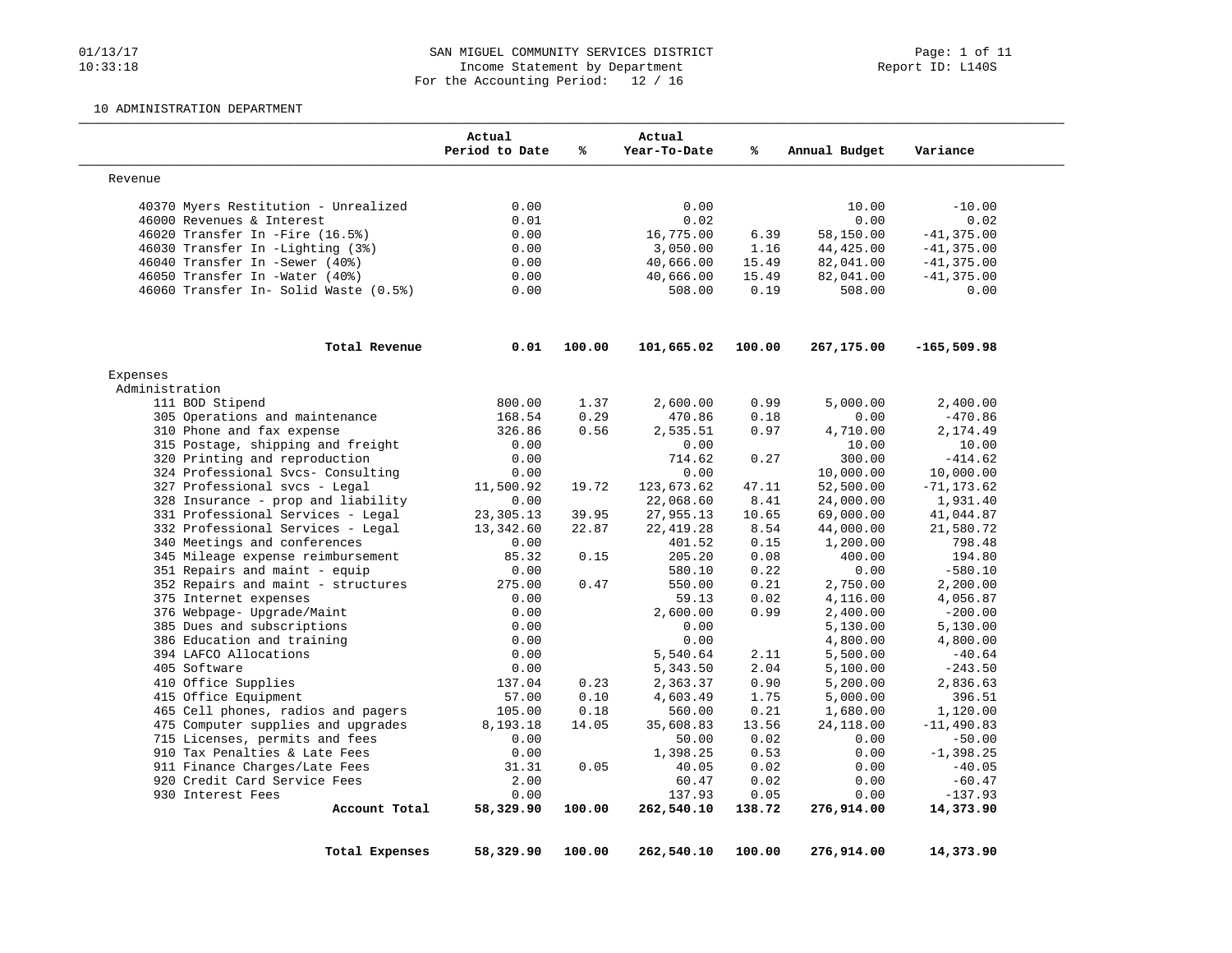SAN MIGUEL COMMUNITY SERVICES DISTRICT
Income Statement by Department
For the Accounting Period: 12 / 16

10 ADMINISTRATION DEPARTMENT

| | Actual Period to Date | % | Actual Year-To-Date | % | Annual Budget | Variance |
|---|---|---|---|---|---|---|
| **Revenue** | | | | | | |
| 40370 Myers Restitution - Unrealized | 0.00 | | 0.00 | | 10.00 | -10.00 |
| 46000 Revenues & Interest | 0.01 | | 0.02 | | 0.00 | 0.02 |
| 46020 Transfer In -Fire (16.5%) | 0.00 | | 16,775.00 | 6.39 | 58,150.00 | -41,375.00 |
| 46030 Transfer In -Lighting (3%) | 0.00 | | 3,050.00 | 1.16 | 44,425.00 | -41,375.00 |
| 46040 Transfer In -Sewer (40%) | 0.00 | | 40,666.00 | 15.49 | 82,041.00 | -41,375.00 |
| 46050 Transfer In -Water (40%) | 0.00 | | 40,666.00 | 15.49 | 82,041.00 | -41,375.00 |
| 46060 Transfer In- Solid Waste (0.5%) | 0.00 | | 508.00 | 0.19 | 508.00 | 0.00 |
| **Total Revenue** | **0.01** | **100.00** | **101,665.02** | **100.00** | **267,175.00** | **-165,509.98** |
| **Expenses** | | | | | | |
| Administration | | | | | | |
| 111 BOD Stipend | 800.00 | 1.37 | 2,600.00 | 0.99 | 5,000.00 | 2,400.00 |
| 305 Operations and maintenance | 168.54 | 0.29 | 470.86 | 0.18 | 0.00 | -470.86 |
| 310 Phone and fax expense | 326.86 | 0.56 | 2,535.51 | 0.97 | 4,710.00 | 2,174.49 |
| 315 Postage, shipping and freight | 0.00 | | 0.00 | | 10.00 | 10.00 |
| 320 Printing and reproduction | 0.00 | | 714.62 | 0.27 | 300.00 | -414.62 |
| 324 Professional Svcs- Consulting | 0.00 | | 0.00 | | 10,000.00 | 10,000.00 |
| 327 Professional svcs - Legal | 11,500.92 | 19.72 | 123,673.62 | 47.11 | 52,500.00 | -71,173.62 |
| 328 Insurance - prop and liability | 0.00 | | 22,068.60 | 8.41 | 24,000.00 | 1,931.40 |
| 331 Professional Services - Legal | 23,305.13 | 39.95 | 27,955.13 | 10.65 | 69,000.00 | 41,044.87 |
| 332 Professional Services - Legal | 13,342.60 | 22.87 | 22,419.28 | 8.54 | 44,000.00 | 21,580.72 |
| 340 Meetings and conferences | 0.00 | | 401.52 | 0.15 | 1,200.00 | 798.48 |
| 345 Mileage expense reimbursement | 85.32 | 0.15 | 205.20 | 0.08 | 400.00 | 194.80 |
| 351 Repairs and maint - equip | 0.00 | | 580.10 | 0.22 | 0.00 | -580.10 |
| 352 Repairs and maint - structures | 275.00 | 0.47 | 550.00 | 0.21 | 2,750.00 | 2,200.00 |
| 375 Internet expenses | 0.00 | | 59.13 | 0.02 | 4,116.00 | 4,056.87 |
| 376 Webpage- Upgrade/Maint | 0.00 | | 2,600.00 | 0.99 | 2,400.00 | -200.00 |
| 385 Dues and subscriptions | 0.00 | | 0.00 | | 5,130.00 | 5,130.00 |
| 386 Education and training | 0.00 | | 0.00 | | 4,800.00 | 4,800.00 |
| 394 LAFCO Allocations | 0.00 | | 5,540.64 | 2.11 | 5,500.00 | -40.64 |
| 405 Software | 0.00 | | 5,343.50 | 2.04 | 5,100.00 | -243.50 |
| 410 Office Supplies | 137.04 | 0.23 | 2,363.37 | 0.90 | 5,200.00 | 2,836.63 |
| 415 Office Equipment | 57.00 | 0.10 | 4,603.49 | 1.75 | 5,000.00 | 396.51 |
| 465 Cell phones, radios and pagers | 105.00 | 0.18 | 560.00 | 0.21 | 1,680.00 | 1,120.00 |
| 475 Computer supplies and upgrades | 8,193.18 | 14.05 | 35,608.83 | 13.56 | 24,118.00 | -11,490.83 |
| 715 Licenses, permits and fees | 0.00 | | 50.00 | 0.02 | 0.00 | -50.00 |
| 910 Tax Penalties & Late Fees | 0.00 | | 1,398.25 | 0.53 | 0.00 | -1,398.25 |
| 911 Finance Charges/Late Fees | 31.31 | 0.05 | 40.05 | 0.02 | 0.00 | -40.05 |
| 920 Credit Card Service Fees | 2.00 | | 60.47 | 0.02 | 0.00 | -60.47 |
| 930 Interest Fees | 0.00 | | 137.93 | 0.05 | 0.00 | -137.93 |
| **Account Total** | **58,329.90** | **100.00** | **262,540.10** | **138.72** | **276,914.00** | **14,373.90** |
| **Total Expenses** | **58,329.90** | **100.00** | **262,540.10** | **100.00** | **276,914.00** | **14,373.90** |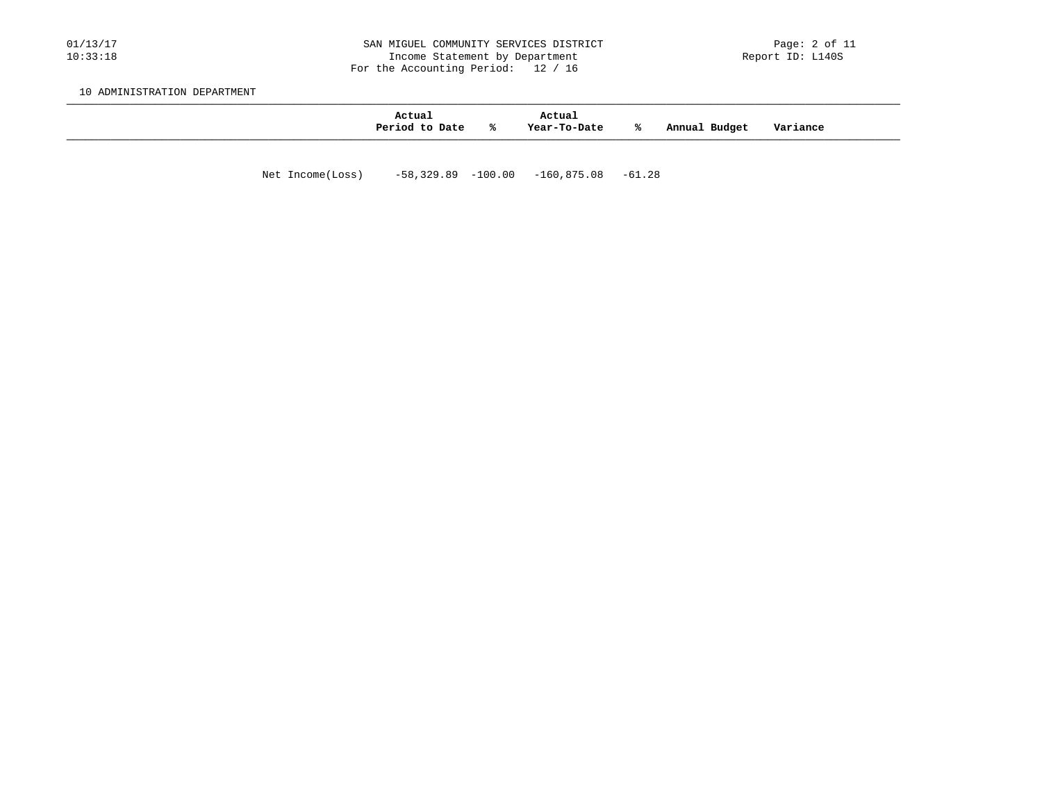## 10 ADMINISTRATION DEPARTMENT

| | Actual Period to Date | % | Actual Year-To-Date | % | Annual Budget | Variance |
|---|---|---|---|---|---|---|
| Net Income(Loss) | -58,329.89 | -100.00 | -160,875.08 | -61.28 | | |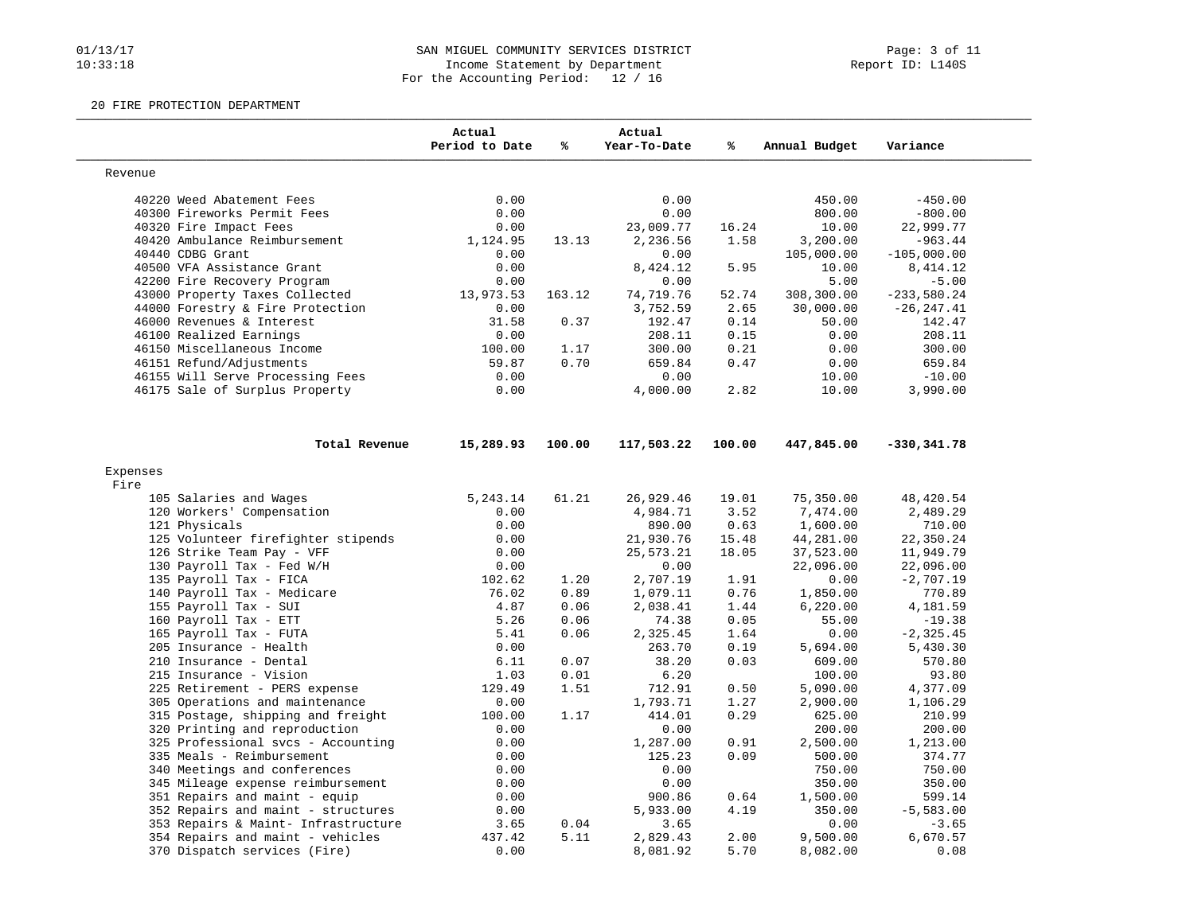SAN MIGUEL COMMUNITY SERVICES DISTRICT
Income Statement by Department
For the Accounting Period: 12 / 16

Report ID: L140S

20 FIRE PROTECTION DEPARTMENT

| | Actual Period to Date | % | Actual Year-To-Date | % | Annual Budget | Variance |
|---|---|---|---|---|---|---|
| **Revenue** | | | | | | |
| 40220 Weed Abatement Fees | 0.00 | | 0.00 | | 450.00 | -450.00 |
| 40300 Fireworks Permit Fees | 0.00 | | 0.00 | | 800.00 | -800.00 |
| 40320 Fire Impact Fees | 0.00 | | 23,009.77 | 16.24 | 10.00 | 22,999.77 |
| 40420 Ambulance Reimbursement | 1,124.95 | 13.13 | 2,236.56 | 1.58 | 3,200.00 | -963.44 |
| 40440 CDBG Grant | 0.00 | | 0.00 | | 105,000.00 | -105,000.00 |
| 40500 VFA Assistance Grant | 0.00 | | 8,424.12 | 5.95 | 10.00 | 8,414.12 |
| 42200 Fire Recovery Program | 0.00 | | 0.00 | | 5.00 | -5.00 |
| 43000 Property Taxes Collected | 13,973.53 | 163.12 | 74,719.76 | 52.74 | 308,300.00 | -233,580.24 |
| 44000 Forestry & Fire Protection | 0.00 | | 3,752.59 | 2.65 | 30,000.00 | -26,247.41 |
| 46000 Revenues & Interest | 31.58 | 0.37 | 192.47 | 0.14 | 50.00 | 142.47 |
| 46100 Realized Earnings | 0.00 | | 208.11 | 0.15 | 0.00 | 208.11 |
| 46150 Miscellaneous Income | 100.00 | 1.17 | 300.00 | 0.21 | 0.00 | 300.00 |
| 46151 Refund/Adjustments | 59.87 | 0.70 | 659.84 | 0.47 | 0.00 | 659.84 |
| 46155 Will Serve Processing Fees | 0.00 | | 0.00 | | 10.00 | -10.00 |
| 46175 Sale of Surplus Property | 0.00 | | 4,000.00 | 2.82 | 10.00 | 3,990.00 |
| **Total Revenue** | **15,289.93** | **100.00** | **117,503.22** | **100.00** | **447,845.00** | **-330,341.78** |
| **Expenses** | | | | | | |
| Fire | | | | | | |
| 105 Salaries and Wages | 5,243.14 | 61.21 | 26,929.46 | 19.01 | 75,350.00 | 48,420.54 |
| 120 Workers' Compensation | 0.00 | | 4,984.71 | 3.52 | 7,474.00 | 2,489.29 |
| 121 Physicals | 0.00 | | 890.00 | 0.63 | 1,600.00 | 710.00 |
| 125 Volunteer firefighter stipends | 0.00 | | 21,930.76 | 15.48 | 44,281.00 | 22,350.24 |
| 126 Strike Team Pay - VFF | 0.00 | | 25,573.21 | 18.05 | 37,523.00 | 11,949.79 |
| 130 Payroll Tax - Fed W/H | 0.00 | | 0.00 | | 22,096.00 | 22,096.00 |
| 135 Payroll Tax - FICA | 102.62 | 1.20 | 2,707.19 | 1.91 | 0.00 | -2,707.19 |
| 140 Payroll Tax - Medicare | 76.02 | 0.89 | 1,079.11 | 0.76 | 1,850.00 | 770.89 |
| 155 Payroll Tax - SUI | 4.87 | 0.06 | 2,038.41 | 1.44 | 6,220.00 | 4,181.59 |
| 160 Payroll Tax - ETT | 5.26 | 0.06 | 74.38 | 0.05 | 55.00 | -19.38 |
| 165 Payroll Tax - FUTA | 5.41 | 0.06 | 2,325.45 | 1.64 | 0.00 | -2,325.45 |
| 205 Insurance - Health | 0.00 | | 263.70 | 0.19 | 5,694.00 | 5,430.30 |
| 210 Insurance - Dental | 6.11 | 0.07 | 38.20 | 0.03 | 609.00 | 570.80 |
| 215 Insurance - Vision | 1.03 | 0.01 | 6.20 | | 100.00 | 93.80 |
| 225 Retirement - PERS expense | 129.49 | 1.51 | 712.91 | 0.50 | 5,090.00 | 4,377.09 |
| 305 Operations and maintenance | 0.00 | | 1,793.71 | 1.27 | 2,900.00 | 1,106.29 |
| 315 Postage, shipping and freight | 100.00 | 1.17 | 414.01 | 0.29 | 625.00 | 210.99 |
| 320 Printing and reproduction | 0.00 | | 0.00 | | 200.00 | 200.00 |
| 325 Professional svcs - Accounting | 0.00 | | 1,287.00 | 0.91 | 2,500.00 | 1,213.00 |
| 335 Meals - Reimbursement | 0.00 | | 125.23 | 0.09 | 500.00 | 374.77 |
| 340 Meetings and conferences | 0.00 | | 0.00 | | 750.00 | 750.00 |
| 345 Mileage expense reimbursement | 0.00 | | 0.00 | | 350.00 | 350.00 |
| 351 Repairs and maint - equip | 0.00 | | 900.86 | 0.64 | 1,500.00 | 599.14 |
| 352 Repairs and maint - structures | 0.00 | | 5,933.00 | 4.19 | 350.00 | -5,583.00 |
| 353 Repairs & Maint- Infrastructure | 3.65 | 0.04 | 3.65 | | 0.00 | -3.65 |
| 354 Repairs and maint - vehicles | 437.42 | 5.11 | 2,829.43 | 2.00 | 9,500.00 | 6,670.57 |
| 370 Dispatch services (Fire) | 0.00 | | 8,081.92 | 5.70 | 8,082.00 | 0.08 |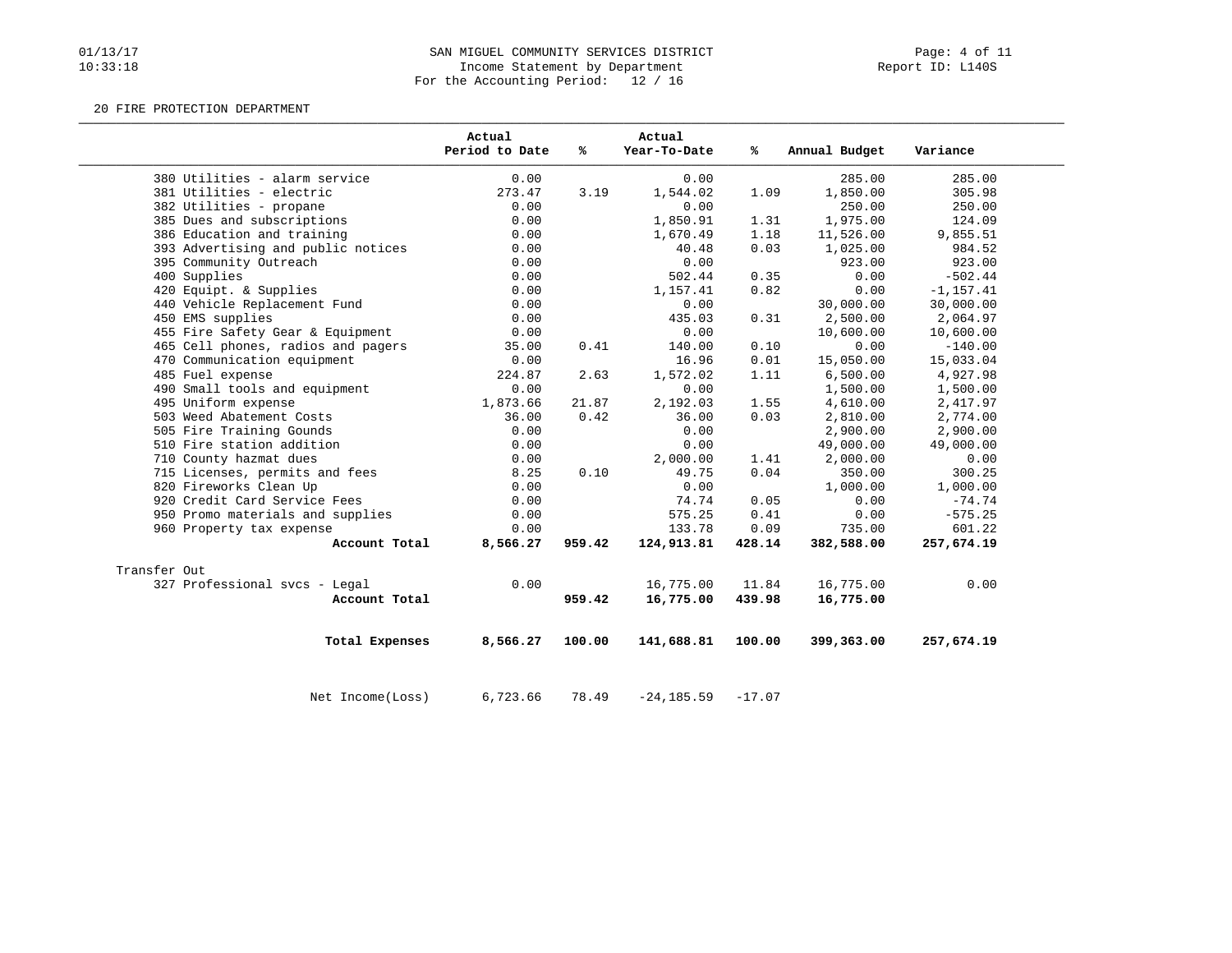SAN MIGUEL COMMUNITY SERVICES DISTRICT
Income Statement by Department
For the Accounting Period: 12 / 16

20 FIRE PROTECTION DEPARTMENT

| | Actual Period to Date | % | Actual Year-To-Date | % | Annual Budget | Variance |
|---|---|---|---|---|---|---|
| 380 Utilities - alarm service | 0.00 | | 0.00 | | 285.00 | 285.00 |
| 381 Utilities - electric | 273.47 | 3.19 | 1,544.02 | 1.09 | 1,850.00 | 305.98 |
| 382 Utilities - propane | 0.00 | | 0.00 | | 250.00 | 250.00 |
| 385 Dues and subscriptions | 0.00 | | 1,850.91 | 1.31 | 1,975.00 | 124.09 |
| 386 Education and training | 0.00 | | 1,670.49 | 1.18 | 11,526.00 | 9,855.51 |
| 393 Advertising and public notices | 0.00 | | 40.48 | 0.03 | 1,025.00 | 984.52 |
| 395 Community Outreach | 0.00 | | 0.00 | | 923.00 | 923.00 |
| 400 Supplies | 0.00 | | 502.44 | 0.35 | 0.00 | -502.44 |
| 420 Equipt. & Supplies | 0.00 | | 1,157.41 | 0.82 | 0.00 | -1,157.41 |
| 440 Vehicle Replacement Fund | 0.00 | | 0.00 | | 30,000.00 | 30,000.00 |
| 450 EMS supplies | 0.00 | | 435.03 | 0.31 | 2,500.00 | 2,064.97 |
| 455 Fire Safety Gear & Equipment | 0.00 | | 0.00 | | 10,600.00 | 10,600.00 |
| 465 Cell phones, radios and pagers | 35.00 | 0.41 | 140.00 | 0.10 | 0.00 | -140.00 |
| 470 Communication equipment | 0.00 | | 16.96 | 0.01 | 15,050.00 | 15,033.04 |
| 485 Fuel expense | 224.87 | 2.63 | 1,572.02 | 1.11 | 6,500.00 | 4,927.98 |
| 490 Small tools and equipment | 0.00 | | 0.00 | | 1,500.00 | 1,500.00 |
| 495 Uniform expense | 1,873.66 | 21.87 | 2,192.03 | 1.55 | 4,610.00 | 2,417.97 |
| 503 Weed Abatement Costs | 36.00 | 0.42 | 36.00 | 0.03 | 2,810.00 | 2,774.00 |
| 505 Fire Training Gounds | 0.00 | | 0.00 | | 2,900.00 | 2,900.00 |
| 510 Fire station addition | 0.00 | | 0.00 | | 49,000.00 | 49,000.00 |
| 710 County hazmat dues | 0.00 | | 2,000.00 | 1.41 | 2,000.00 | 0.00 |
| 715 Licenses, permits and fees | 8.25 | 0.10 | 49.75 | 0.04 | 350.00 | 300.25 |
| 820 Fireworks Clean Up | 0.00 | | 0.00 | | 1,000.00 | 1,000.00 |
| 920 Credit Card Service Fees | 0.00 | | 74.74 | 0.05 | 0.00 | -74.74 |
| 950 Promo materials and supplies | 0.00 | | 575.25 | 0.41 | 0.00 | -575.25 |
| 960 Property tax expense | 0.00 | | 133.78 | 0.09 | 735.00 | 601.22 |
| **Account Total** | **8,566.27** | **959.42** | **124,913.81** | **428.14** | **382,588.00** | **257,674.19** |
| Transfer Out | | | | | | |
| 327 Professional svcs - Legal | 0.00 | | 16,775.00 | 11.84 | 16,775.00 | 0.00 |
| **Account Total** | | **959.42** | **16,775.00** | **439.98** | **16,775.00** | |
| **Total Expenses** | **8,566.27** | **100.00** | **141,688.81** | **100.00** | **399,363.00** | **257,674.19** |
| Net Income(Loss) | 6,723.66 | 78.49 | -24,185.59 | -17.07 | | |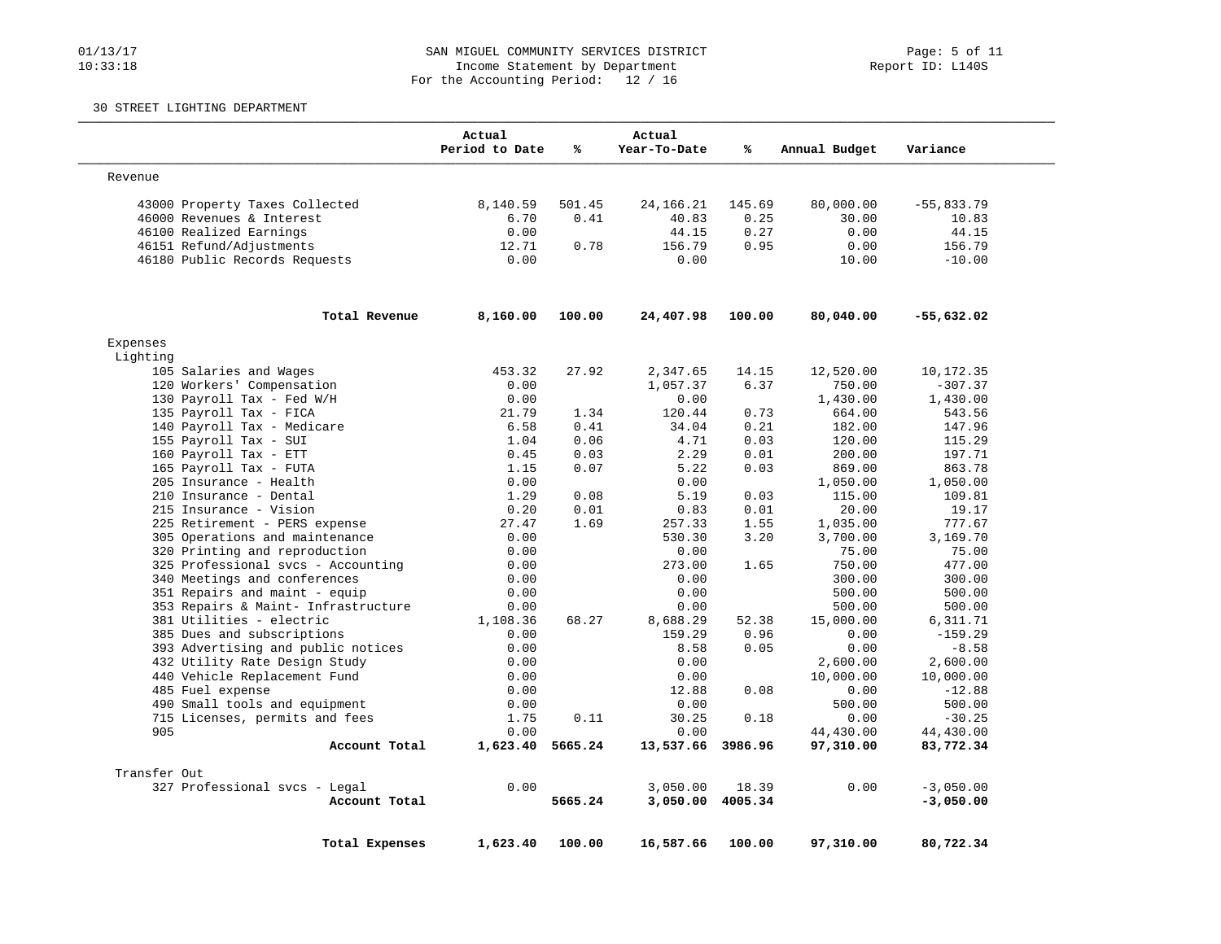SAN MIGUEL COMMUNITY SERVICES DISTRICT
Income Statement by Department
For the Accounting Period: 12 / 16

Report ID: L140S

30 STREET LIGHTING DEPARTMENT

| | Actual Period to Date | % | Actual Year-To-Date | % | Annual Budget | Variance |
|---|---|---|---|---|---|---|
| **Revenue** | | | | | | |
| 43000 Property Taxes Collected | 8,140.59 | 501.45 | 24,166.21 | 145.69 | 80,000.00 | -55,833.79 |
| 46000 Revenues & Interest | 6.70 | 0.41 | 40.83 | 0.25 | 30.00 | 10.83 |
| 46100 Realized Earnings | 0.00 | | 44.15 | 0.27 | 0.00 | 44.15 |
| 46151 Refund/Adjustments | 12.71 | 0.78 | 156.79 | 0.95 | 0.00 | 156.79 |
| 46180 Public Records Requests | 0.00 | | 0.00 | | 10.00 | -10.00 |
| **Total Revenue** | **8,160.00** | **100.00** | **24,407.98** | **100.00** | **80,040.00** | **-55,632.02** |
| **Expenses** | | | | | | |
| Lighting | | | | | | |
| 105 Salaries and Wages | 453.32 | 27.92 | 2,347.65 | 14.15 | 12,520.00 | 10,172.35 |
| 120 Workers' Compensation | 0.00 | | 1,057.37 | 6.37 | 750.00 | -307.37 |
| 130 Payroll Tax - Fed W/H | 0.00 | | 0.00 | | 1,430.00 | 1,430.00 |
| 135 Payroll Tax - FICA | 21.79 | 1.34 | 120.44 | 0.73 | 664.00 | 543.56 |
| 140 Payroll Tax - Medicare | 6.58 | 0.41 | 34.04 | 0.21 | 182.00 | 147.96 |
| 155 Payroll Tax - SUI | 1.04 | 0.06 | 4.71 | 0.03 | 120.00 | 115.29 |
| 160 Payroll Tax - ETT | 0.45 | 0.03 | 2.29 | 0.01 | 200.00 | 197.71 |
| 165 Payroll Tax - FUTA | 1.15 | 0.07 | 5.22 | 0.03 | 869.00 | 863.78 |
| 205 Insurance - Health | 0.00 | | 0.00 | | 1,050.00 | 1,050.00 |
| 210 Insurance - Dental | 1.29 | 0.08 | 5.19 | 0.03 | 115.00 | 109.81 |
| 215 Insurance - Vision | 0.20 | 0.01 | 0.83 | 0.01 | 20.00 | 19.17 |
| 225 Retirement - PERS expense | 27.47 | 1.69 | 257.33 | 1.55 | 1,035.00 | 777.67 |
| 305 Operations and maintenance | 0.00 | | 530.30 | 3.20 | 3,700.00 | 3,169.70 |
| 320 Printing and reproduction | 0.00 | | 0.00 | | 75.00 | 75.00 |
| 325 Professional svcs - Accounting | 0.00 | | 273.00 | 1.65 | 750.00 | 477.00 |
| 340 Meetings and conferences | 0.00 | | 0.00 | | 300.00 | 300.00 |
| 351 Repairs and maint - equip | 0.00 | | 0.00 | | 500.00 | 500.00 |
| 353 Repairs & Maint- Infrastructure | 0.00 | | 0.00 | | 500.00 | 500.00 |
| 381 Utilities - electric | 1,108.36 | 68.27 | 8,688.29 | 52.38 | 15,000.00 | 6,311.71 |
| 385 Dues and subscriptions | 0.00 | | 159.29 | 0.96 | 0.00 | -159.29 |
| 393 Advertising and public notices | 0.00 | | 8.58 | 0.05 | 0.00 | -8.58 |
| 432 Utility Rate Design Study | 0.00 | | 0.00 | | 2,600.00 | 2,600.00 |
| 440 Vehicle Replacement Fund | 0.00 | | 0.00 | | 10,000.00 | 10,000.00 |
| 485 Fuel expense | 0.00 | | 12.88 | 0.08 | 0.00 | -12.88 |
| 490 Small tools and equipment | 0.00 | | 0.00 | | 500.00 | 500.00 |
| 715 Licenses, permits and fees | 1.75 | 0.11 | 30.25 | 0.18 | 0.00 | -30.25 |
| 905 | 0.00 | | 0.00 | | 44,430.00 | 44,430.00 |
| **Account Total** | **1,623.40** | **5665.24** | **13,537.66** | **3986.96** | **97,310.00** | **83,772.34** |
| Transfer Out | | | | | | |
| 327 Professional svcs - Legal | 0.00 | | 3,050.00 | 18.39 | 0.00 | -3,050.00 |
| **Account Total** | | **5665.24** | **3,050.00** | **4005.34** | | **-3,050.00** |
| **Total Expenses** | **1,623.40** | **100.00** | **16,587.66** | **100.00** | **97,310.00** | **80,722.34** |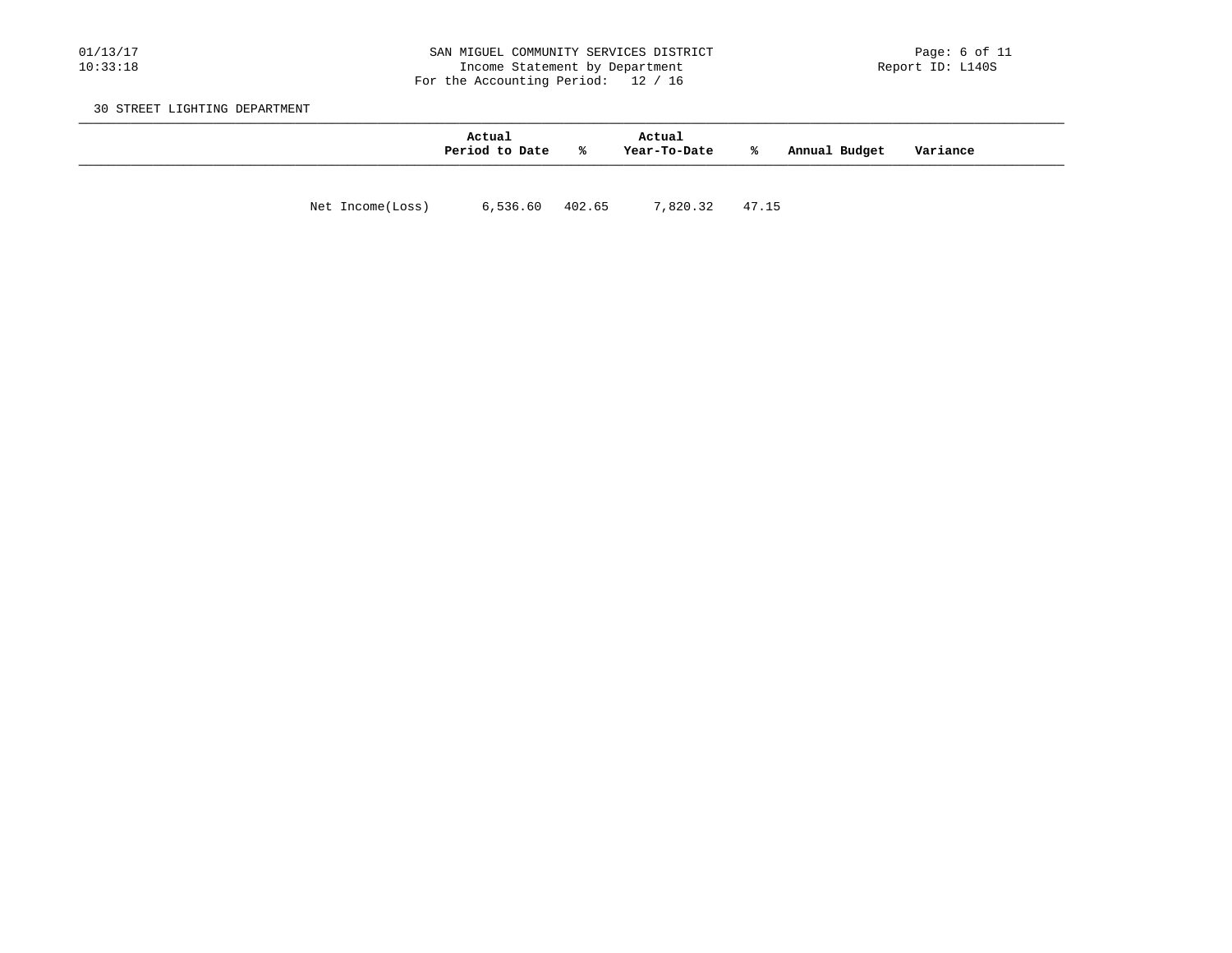SAN MIGUEL COMMUNITY SERVICES DISTRICT
Income Statement by Department
For the Accounting Period: 12 / 16

30 STREET LIGHTING DEPARTMENT

| | Actual Period to Date | % | Actual Year-To-Date | % | Annual Budget | Variance |
|---|---|---|---|---|---|---|
| Net Income(Loss) | 6,536.60 | 402.65 | 7,820.32 | 47.15 | | |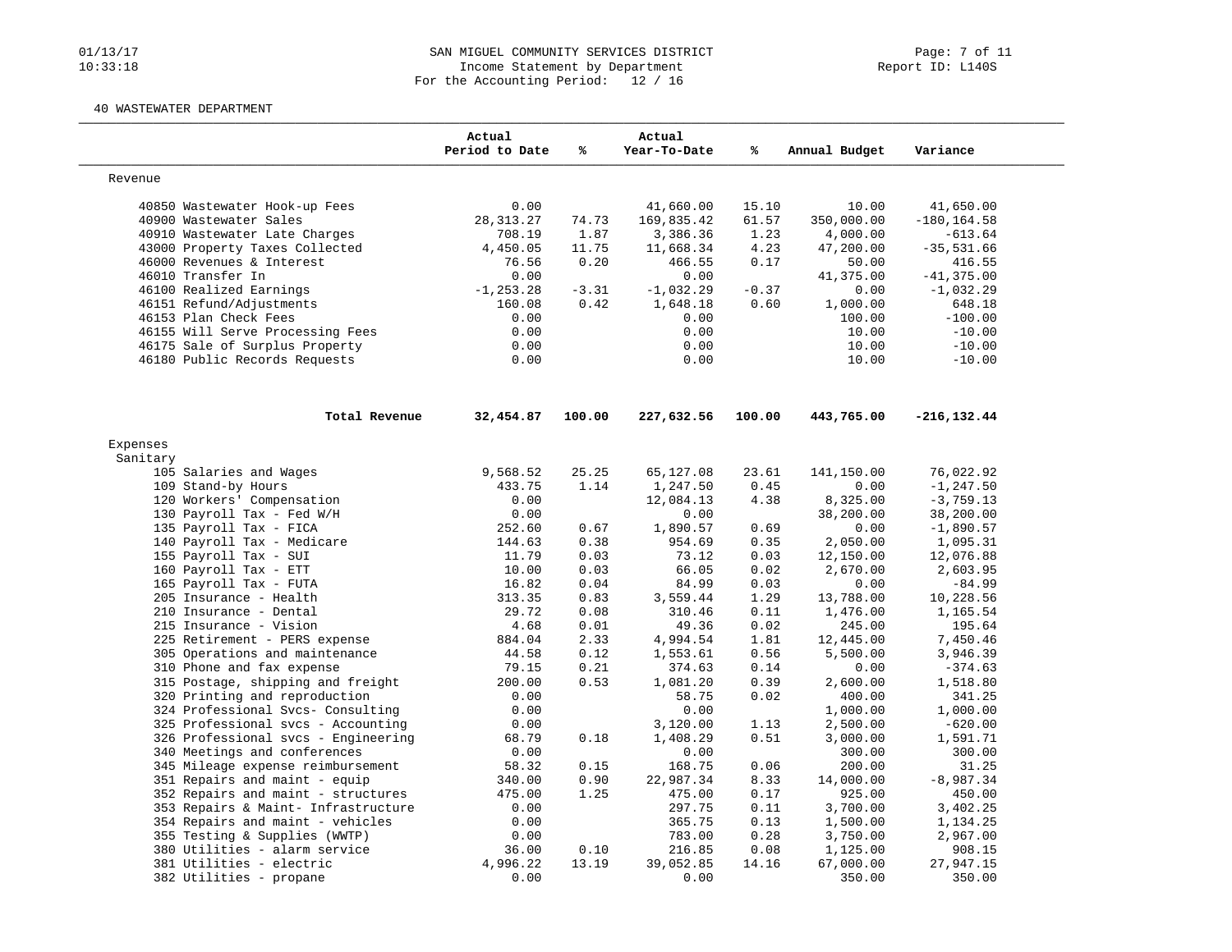SAN MIGUEL COMMUNITY SERVICES DISTRICT
Income Statement by Department
For the Accounting Period: 12 / 16

40 WASTEWATER DEPARTMENT

| | Actual Period to Date | % | Actual Year-To-Date | % | Annual Budget | Variance |
|---|---|---|---|---|---|---|
| **Revenue** | | | | | | |
| 40850 Wastewater Hook-up Fees | 0.00 | | 41,660.00 | 15.10 | 10.00 | 41,650.00 |
| 40900 Wastewater Sales | 28,313.27 | 74.73 | 169,835.42 | 61.57 | 350,000.00 | -180,164.58 |
| 40910 Wastewater Late Charges | 708.19 | 1.87 | 3,386.36 | 1.23 | 4,000.00 | -613.64 |
| 43000 Property Taxes Collected | 4,450.05 | 11.75 | 11,668.34 | 4.23 | 47,200.00 | -35,531.66 |
| 46000 Revenues & Interest | 76.56 | 0.20 | 466.55 | 0.17 | 50.00 | 416.55 |
| 46010 Transfer In | 0.00 | | 0.00 | | 41,375.00 | -41,375.00 |
| 46100 Realized Earnings | -1,253.28 | -3.31 | -1,032.29 | -0.37 | 0.00 | -1,032.29 |
| 46151 Refund/Adjustments | 160.08 | 0.42 | 1,648.18 | 0.60 | 1,000.00 | 648.18 |
| 46153 Plan Check Fees | 0.00 | | 0.00 | | 100.00 | -100.00 |
| 46155 Will Serve Processing Fees | 0.00 | | 0.00 | | 10.00 | -10.00 |
| 46175 Sale of Surplus Property | 0.00 | | 0.00 | | 10.00 | -10.00 |
| 46180 Public Records Requests | 0.00 | | 0.00 | | 10.00 | -10.00 |
| **Total Revenue** | **32,454.87** | **100.00** | **227,632.56** | **100.00** | **443,765.00** | **-216,132.44** |
| **Expenses** | | | | | | |
| Sanitary | | | | | | |
| 105 Salaries and Wages | 9,568.52 | 25.25 | 65,127.08 | 23.61 | 141,150.00 | 76,022.92 |
| 109 Stand-by Hours | 433.75 | 1.14 | 1,247.50 | 0.45 | 0.00 | -1,247.50 |
| 120 Workers' Compensation | 0.00 | | 12,084.13 | 4.38 | 8,325.00 | -3,759.13 |
| 130 Payroll Tax - Fed W/H | 0.00 | | 0.00 | | 38,200.00 | 38,200.00 |
| 135 Payroll Tax - FICA | 252.60 | 0.67 | 1,890.57 | 0.69 | 0.00 | -1,890.57 |
| 140 Payroll Tax - Medicare | 144.63 | 0.38 | 954.69 | 0.35 | 2,050.00 | 1,095.31 |
| 155 Payroll Tax - SUI | 11.79 | 0.03 | 73.12 | 0.03 | 12,150.00 | 12,076.88 |
| 160 Payroll Tax - ETT | 10.00 | 0.03 | 66.05 | 0.02 | 2,670.00 | 2,603.95 |
| 165 Payroll Tax - FUTA | 16.82 | 0.04 | 84.99 | 0.03 | 0.00 | -84.99 |
| 205 Insurance - Health | 313.35 | 0.83 | 3,559.44 | 1.29 | 13,788.00 | 10,228.56 |
| 210 Insurance - Dental | 29.72 | 0.08 | 310.46 | 0.11 | 1,476.00 | 1,165.54 |
| 215 Insurance - Vision | 4.68 | 0.01 | 49.36 | 0.02 | 245.00 | 195.64 |
| 225 Retirement - PERS expense | 884.04 | 2.33 | 4,994.54 | 1.81 | 12,445.00 | 7,450.46 |
| 305 Operations and maintenance | 44.58 | 0.12 | 1,553.61 | 0.56 | 5,500.00 | 3,946.39 |
| 310 Phone and fax expense | 79.15 | 0.21 | 374.63 | 0.14 | 0.00 | -374.63 |
| 315 Postage, shipping and freight | 200.00 | 0.53 | 1,081.20 | 0.39 | 2,600.00 | 1,518.80 |
| 320 Printing and reproduction | 0.00 | | 58.75 | 0.02 | 400.00 | 341.25 |
| 324 Professional Svcs- Consulting | 0.00 | | 0.00 | | 1,000.00 | 1,000.00 |
| 325 Professional svcs - Accounting | 0.00 | | 3,120.00 | 1.13 | 2,500.00 | -620.00 |
| 326 Professional svcs - Engineering | 68.79 | 0.18 | 1,408.29 | 0.51 | 3,000.00 | 1,591.71 |
| 340 Meetings and conferences | 0.00 | | 0.00 | | 300.00 | 300.00 |
| 345 Mileage expense reimbursement | 58.32 | 0.15 | 168.75 | 0.06 | 200.00 | 31.25 |
| 351 Repairs and maint - equip | 340.00 | 0.90 | 22,987.34 | 8.33 | 14,000.00 | -8,987.34 |
| 352 Repairs and maint - structures | 475.00 | 1.25 | 475.00 | 0.17 | 925.00 | 450.00 |
| 353 Repairs & Maint- Infrastructure | 0.00 | | 297.75 | 0.11 | 3,700.00 | 3,402.25 |
| 354 Repairs and maint - vehicles | 0.00 | | 365.75 | 0.13 | 1,500.00 | 1,134.25 |
| 355 Testing & Supplies (WWTP) | 0.00 | | 783.00 | 0.28 | 3,750.00 | 2,967.00 |
| 380 Utilities - alarm service | 36.00 | 0.10 | 216.85 | 0.08 | 1,125.00 | 908.15 |
| 381 Utilities - electric | 4,996.22 | 13.19 | 39,052.85 | 14.16 | 67,000.00 | 27,947.15 |
| 382 Utilities - propane | 0.00 | | 0.00 | | 350.00 | 350.00 |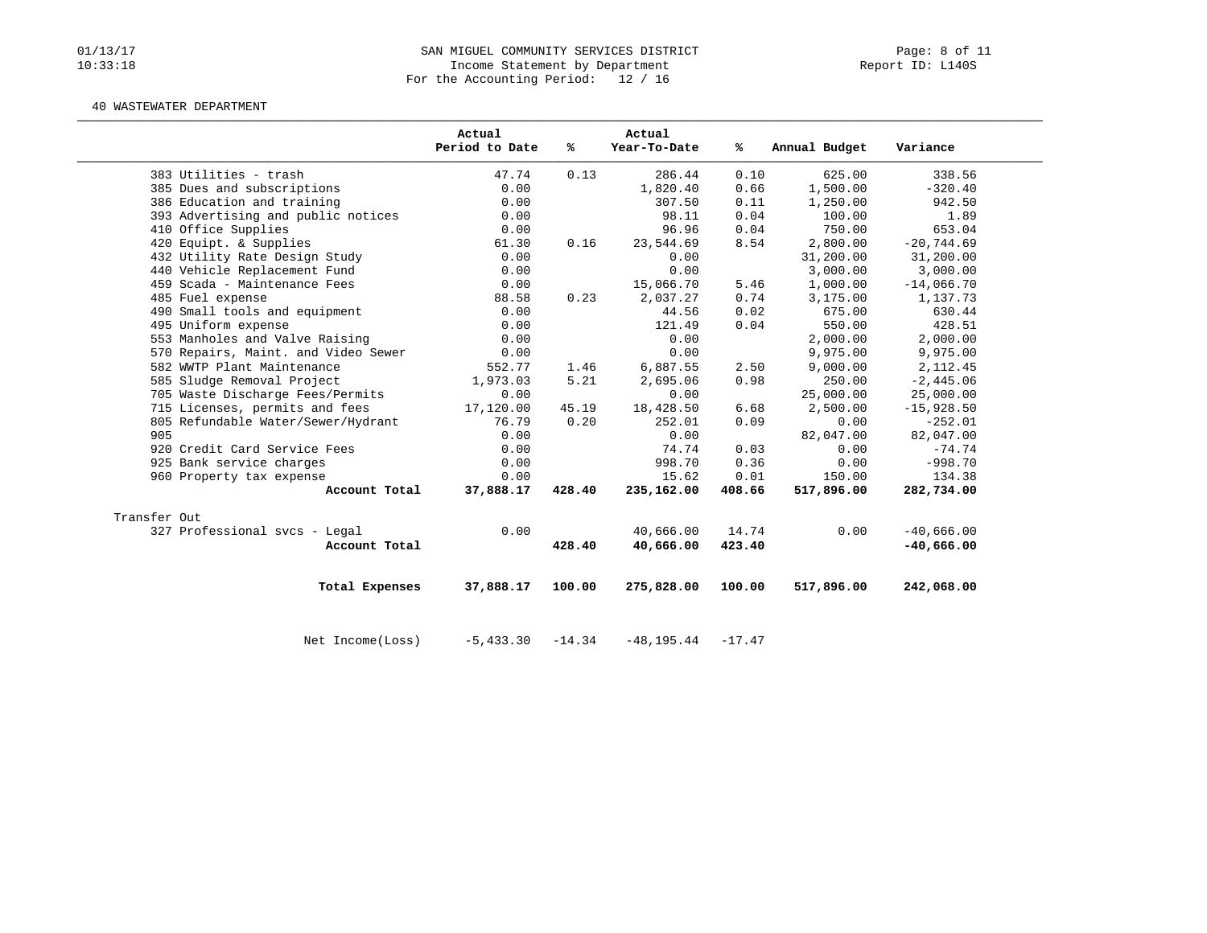SAN MIGUEL COMMUNITY SERVICES DISTRICT
Income Statement by Department
For the Accounting Period: 12 / 16

40 WASTEWATER DEPARTMENT

| | Actual Period to Date | % | Actual Year-To-Date | % | Annual Budget | Variance |
|---|---|---|---|---|---|---|
| 383 Utilities - trash | 47.74 | 0.13 | 286.44 | 0.10 | 625.00 | 338.56 |
| 385 Dues and subscriptions | 0.00 | | 1,820.40 | 0.66 | 1,500.00 | -320.40 |
| 386 Education and training | 0.00 | | 307.50 | 0.11 | 1,250.00 | 942.50 |
| 393 Advertising and public notices | 0.00 | | 98.11 | 0.04 | 100.00 | 1.89 |
| 410 Office Supplies | 0.00 | | 96.96 | 0.04 | 750.00 | 653.04 |
| 420 Equipt. & Supplies | 61.30 | 0.16 | 23,544.69 | 8.54 | 2,800.00 | -20,744.69 |
| 432 Utility Rate Design Study | 0.00 | | 0.00 | | 31,200.00 | 31,200.00 |
| 440 Vehicle Replacement Fund | 0.00 | | 0.00 | | 3,000.00 | 3,000.00 |
| 459 Scada - Maintenance Fees | 0.00 | | 15,066.70 | 5.46 | 1,000.00 | -14,066.70 |
| 485 Fuel expense | 88.58 | 0.23 | 2,037.27 | 0.74 | 3,175.00 | 1,137.73 |
| 490 Small tools and equipment | 0.00 | | 44.56 | 0.02 | 675.00 | 630.44 |
| 495 Uniform expense | 0.00 | | 121.49 | 0.04 | 550.00 | 428.51 |
| 553 Manholes and Valve Raising | 0.00 | | 0.00 | | 2,000.00 | 2,000.00 |
| 570 Repairs, Maint. and Video Sewer | 0.00 | | 0.00 | | 9,975.00 | 9,975.00 |
| 582 WWTP Plant Maintenance | 552.77 | 1.46 | 6,887.55 | 2.50 | 9,000.00 | 2,112.45 |
| 585 Sludge Removal Project | 1,973.03 | 5.21 | 2,695.06 | 0.98 | 250.00 | -2,445.06 |
| 705 Waste Discharge Fees/Permits | 0.00 | | 0.00 | | 25,000.00 | 25,000.00 |
| 715 Licenses, permits and fees | 17,120.00 | 45.19 | 18,428.50 | 6.68 | 2,500.00 | -15,928.50 |
| 805 Refundable Water/Sewer/Hydrant | 76.79 | 0.20 | 252.01 | 0.09 | 0.00 | -252.01 |
| 905 | 0.00 | | 0.00 | | 82,047.00 | 82,047.00 |
| 920 Credit Card Service Fees | 0.00 | | 74.74 | 0.03 | 0.00 | -74.74 |
| 925 Bank service charges | 0.00 | | 998.70 | 0.36 | 0.00 | -998.70 |
| 960 Property tax expense | 0.00 | | 15.62 | 0.01 | 150.00 | 134.38 |
| **Account Total** | **37,888.17** | **428.40** | **235,162.00** | **408.66** | **517,896.00** | **282,734.00** |
| Transfer Out | | | | | | |
| 327 Professional svcs - Legal | 0.00 | | 40,666.00 | 14.74 | 0.00 | -40,666.00 |
| **Account Total** | | **428.40** | **40,666.00** | **423.40** | | **-40,666.00** |
| **Total Expenses** | **37,888.17** | **100.00** | **275,828.00** | **100.00** | **517,896.00** | **242,068.00** |
| Net Income(Loss) | -5,433.30 | -14.34 | -48,195.44 | -17.47 | | |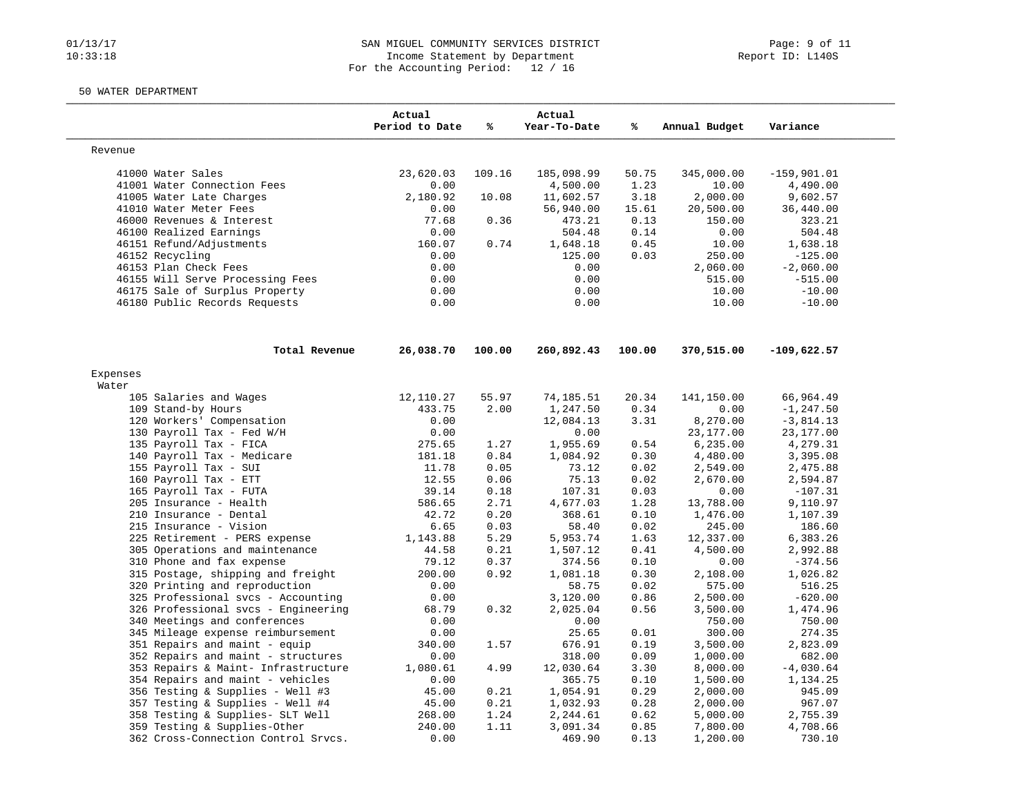SAN MIGUEL COMMUNITY SERVICES DISTRICT
Income Statement by Department
For the Accounting Period: 12 / 16

50 WATER DEPARTMENT

| | Actual Period to Date | % | Actual Year-To-Date | % | Annual Budget | Variance |
|---|---|---|---|---|---|---|
| **Revenue** | | | | | | |
| 41000 Water Sales | 23,620.03 | 109.16 | 185,098.99 | 50.75 | 345,000.00 | -159,901.01 |
| 41001 Water Connection Fees | 0.00 | | 4,500.00 | 1.23 | 10.00 | 4,490.00 |
| 41005 Water Late Charges | 2,180.92 | 10.08 | 11,602.57 | 3.18 | 2,000.00 | 9,602.57 |
| 41010 Water Meter Fees | 0.00 | | 56,940.00 | 15.61 | 20,500.00 | 36,440.00 |
| 46000 Revenues & Interest | 77.68 | 0.36 | 473.21 | 0.13 | 150.00 | 323.21 |
| 46100 Realized Earnings | 0.00 | | 504.48 | 0.14 | 0.00 | 504.48 |
| 46151 Refund/Adjustments | 160.07 | 0.74 | 1,648.18 | 0.45 | 10.00 | 1,638.18 |
| 46152 Recycling | 0.00 | | 125.00 | 0.03 | 250.00 | -125.00 |
| 46153 Plan Check Fees | 0.00 | | 0.00 | | 2,060.00 | -2,060.00 |
| 46155 Will Serve Processing Fees | 0.00 | | 0.00 | | 515.00 | -515.00 |
| 46175 Sale of Surplus Property | 0.00 | | 0.00 | | 10.00 | -10.00 |
| 46180 Public Records Requests | 0.00 | | 0.00 | | 10.00 | -10.00 |
| **Total Revenue** | **26,038.70** | **100.00** | **260,892.43** | **100.00** | **370,515.00** | **-109,622.57** |
| **Expenses** | | | | | | |
| Water | | | | | | |
| 105 Salaries and Wages | 12,110.27 | 55.97 | 74,185.51 | 20.34 | 141,150.00 | 66,964.49 |
| 109 Stand-by Hours | 433.75 | 2.00 | 1,247.50 | 0.34 | 0.00 | -1,247.50 |
| 120 Workers' Compensation | 0.00 | | 12,084.13 | 3.31 | 8,270.00 | -3,814.13 |
| 130 Payroll Tax - Fed W/H | 0.00 | | 0.00 | | 23,177.00 | 23,177.00 |
| 135 Payroll Tax - FICA | 275.65 | 1.27 | 1,955.69 | 0.54 | 6,235.00 | 4,279.31 |
| 140 Payroll Tax - Medicare | 181.18 | 0.84 | 1,084.92 | 0.30 | 4,480.00 | 3,395.08 |
| 155 Payroll Tax - SUI | 11.78 | 0.05 | 73.12 | 0.02 | 2,549.00 | 2,475.88 |
| 160 Payroll Tax - ETT | 12.55 | 0.06 | 75.13 | 0.02 | 2,670.00 | 2,594.87 |
| 165 Payroll Tax - FUTA | 39.14 | 0.18 | 107.31 | 0.03 | 0.00 | -107.31 |
| 205 Insurance - Health | 586.65 | 2.71 | 4,677.03 | 1.28 | 13,788.00 | 9,110.97 |
| 210 Insurance - Dental | 42.72 | 0.20 | 368.61 | 0.10 | 1,476.00 | 1,107.39 |
| 215 Insurance - Vision | 6.65 | 0.03 | 58.40 | 0.02 | 245.00 | 186.60 |
| 225 Retirement - PERS expense | 1,143.88 | 5.29 | 5,953.74 | 1.63 | 12,337.00 | 6,383.26 |
| 305 Operations and maintenance | 44.58 | 0.21 | 1,507.12 | 0.41 | 4,500.00 | 2,992.88 |
| 310 Phone and fax expense | 79.12 | 0.37 | 374.56 | 0.10 | 0.00 | -374.56 |
| 315 Postage, shipping and freight | 200.00 | 0.92 | 1,081.18 | 0.30 | 2,108.00 | 1,026.82 |
| 320 Printing and reproduction | 0.00 | | 58.75 | 0.02 | 575.00 | 516.25 |
| 325 Professional svcs - Accounting | 0.00 | | 3,120.00 | 0.86 | 2,500.00 | -620.00 |
| 326 Professional svcs - Engineering | 68.79 | 0.32 | 2,025.04 | 0.56 | 3,500.00 | 1,474.96 |
| 340 Meetings and conferences | 0.00 | | 0.00 | | 750.00 | 750.00 |
| 345 Mileage expense reimbursement | 0.00 | | 25.65 | 0.01 | 300.00 | 274.35 |
| 351 Repairs and maint - equip | 340.00 | 1.57 | 676.91 | 0.19 | 3,500.00 | 2,823.09 |
| 352 Repairs and maint - structures | 0.00 | | 318.00 | 0.09 | 1,000.00 | 682.00 |
| 353 Repairs & Maint- Infrastructure | 1,080.61 | 4.99 | 12,030.64 | 3.30 | 8,000.00 | -4,030.64 |
| 354 Repairs and maint - vehicles | 0.00 | | 365.75 | 0.10 | 1,500.00 | 1,134.25 |
| 356 Testing & Supplies - Well #3 | 45.00 | 0.21 | 1,054.91 | 0.29 | 2,000.00 | 945.09 |
| 357 Testing & Supplies - Well #4 | 45.00 | 0.21 | 1,032.93 | 0.28 | 2,000.00 | 967.07 |
| 358 Testing & Supplies- SLT Well | 268.00 | 1.24 | 2,244.61 | 0.62 | 5,000.00 | 2,755.39 |
| 359 Testing & Supplies-Other | 240.00 | 1.11 | 3,091.34 | 0.85 | 7,800.00 | 4,708.66 |
| 362 Cross-Connection Control Srvcs. | 0.00 | | 469.90 | 0.13 | 1,200.00 | 730.10 |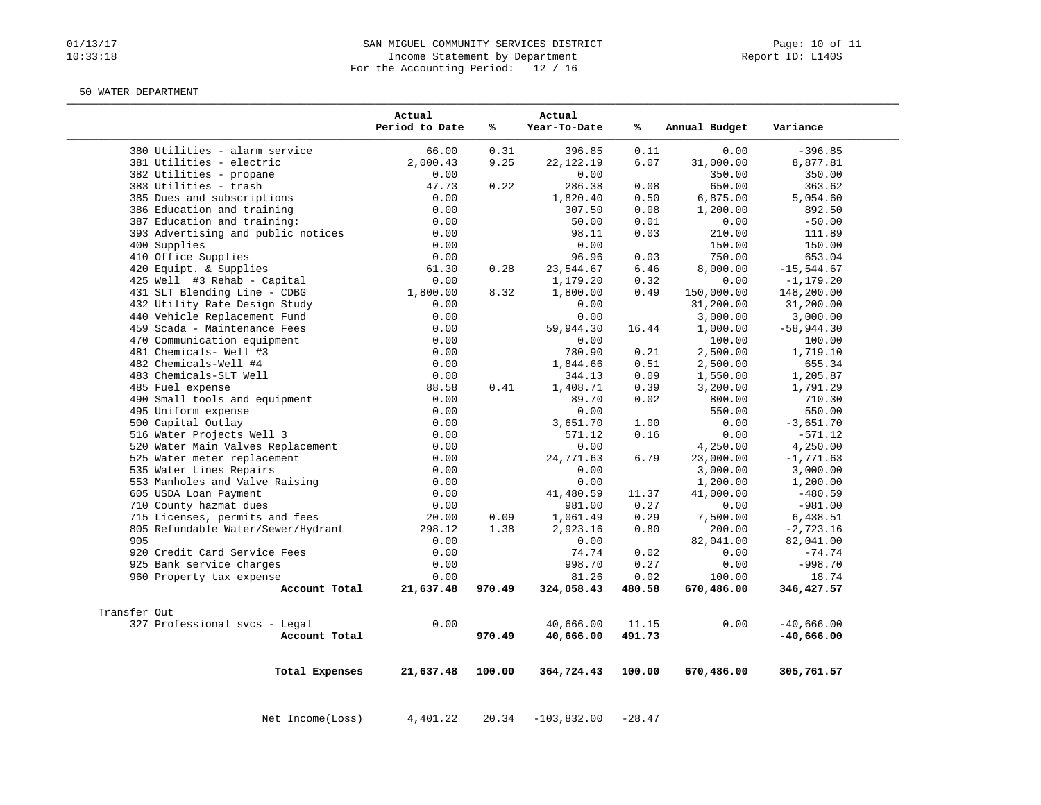SAN MIGUEL COMMUNITY SERVICES DISTRICT
Income Statement by Department
For the Accounting Period: 12 / 16

50 WATER DEPARTMENT

| | Actual Period to Date | % | Actual Year-To-Date | % | Annual Budget | Variance |
|---|---|---|---|---|---|---|
| 380 Utilities - alarm service | 66.00 | 0.31 | 396.85 | 0.11 | 0.00 | -396.85 |
| 381 Utilities - electric | 2,000.43 | 9.25 | 22,122.19 | 6.07 | 31,000.00 | 8,877.81 |
| 382 Utilities - propane | 0.00 | | 0.00 | | 350.00 | 350.00 |
| 383 Utilities - trash | 47.73 | 0.22 | 286.38 | 0.08 | 650.00 | 363.62 |
| 385 Dues and subscriptions | 0.00 | | 1,820.40 | 0.50 | 6,875.00 | 5,054.60 |
| 386 Education and training | 0.00 | | 307.50 | 0.08 | 1,200.00 | 892.50 |
| 387 Education and training: | 0.00 | | 50.00 | 0.01 | 0.00 | -50.00 |
| 393 Advertising and public notices | 0.00 | | 98.11 | 0.03 | 210.00 | 111.89 |
| 400 Supplies | 0.00 | | 0.00 | | 150.00 | 150.00 |
| 410 Office Supplies | 0.00 | | 96.96 | 0.03 | 750.00 | 653.04 |
| 420 Equipt. & Supplies | 61.30 | 0.28 | 23,544.67 | 6.46 | 8,000.00 | -15,544.67 |
| 425 Well #3 Rehab - Capital | 0.00 | | 1,179.20 | 0.32 | 0.00 | -1,179.20 |
| 431 SLT Blending Line - CDBG | 1,800.00 | 8.32 | 1,800.00 | 0.49 | 150,000.00 | 148,200.00 |
| 432 Utility Rate Design Study | 0.00 | | 0.00 | | 31,200.00 | 31,200.00 |
| 440 Vehicle Replacement Fund | 0.00 | | 0.00 | | 3,000.00 | 3,000.00 |
| 459 Scada - Maintenance Fees | 0.00 | | 59,944.30 | 16.44 | 1,000.00 | -58,944.30 |
| 470 Communication equipment | 0.00 | | 0.00 | | 100.00 | 100.00 |
| 481 Chemicals- Well #3 | 0.00 | | 780.90 | 0.21 | 2,500.00 | 1,719.10 |
| 482 Chemicals-Well #4 | 0.00 | | 1,844.66 | 0.51 | 2,500.00 | 655.34 |
| 483 Chemicals-SLT Well | 0.00 | | 344.13 | 0.09 | 1,550.00 | 1,205.87 |
| 485 Fuel expense | 88.58 | 0.41 | 1,408.71 | 0.39 | 3,200.00 | 1,791.29 |
| 490 Small tools and equipment | 0.00 | | 89.70 | 0.02 | 800.00 | 710.30 |
| 495 Uniform expense | 0.00 | | 0.00 | | 550.00 | 550.00 |
| 500 Capital Outlay | 0.00 | | 3,651.70 | 1.00 | 0.00 | -3,651.70 |
| 516 Water Projects Well 3 | 0.00 | | 571.12 | 0.16 | 0.00 | -571.12 |
| 520 Water Main Valves Replacement | 0.00 | | 0.00 | | 4,250.00 | 4,250.00 |
| 525 Water meter replacement | 0.00 | | 24,771.63 | 6.79 | 23,000.00 | -1,771.63 |
| 535 Water Lines Repairs | 0.00 | | 0.00 | | 3,000.00 | 3,000.00 |
| 553 Manholes and Valve Raising | 0.00 | | 0.00 | | 1,200.00 | 1,200.00 |
| 605 USDA Loan Payment | 0.00 | | 41,480.59 | 11.37 | 41,000.00 | -480.59 |
| 710 County hazmat dues | 0.00 | | 981.00 | 0.27 | 0.00 | -981.00 |
| 715 Licenses, permits and fees | 20.00 | 0.09 | 1,061.49 | 0.29 | 7,500.00 | 6,438.51 |
| 805 Refundable Water/Sewer/Hydrant | 298.12 | 1.38 | 2,923.16 | 0.80 | 200.00 | -2,723.16 |
| 905 | 0.00 | | 0.00 | | 82,041.00 | 82,041.00 |
| 920 Credit Card Service Fees | 0.00 | | 74.74 | 0.02 | 0.00 | -74.74 |
| 925 Bank service charges | 0.00 | | 998.70 | 0.27 | 0.00 | -998.70 |
| 960 Property tax expense | 0.00 | | 81.26 | 0.02 | 100.00 | 18.74 |
| **Account Total** | **21,637.48** | **970.49** | **324,058.43** | **480.58** | **670,486.00** | **346,427.57** |
| Transfer Out | | | | | | |
| 327 Professional svcs - Legal | 0.00 | | 40,666.00 | 11.15 | 0.00 | -40,666.00 |
| **Account Total** | | **970.49** | **40,666.00** | **491.73** | | **-40,666.00** |
| **Total Expenses** | **21,637.48** | **100.00** | **364,724.43** | **100.00** | **670,486.00** | **305,761.57** |
| Net Income(Loss) | 4,401.22 | 20.34 | -103,832.00 | -28.47 | | |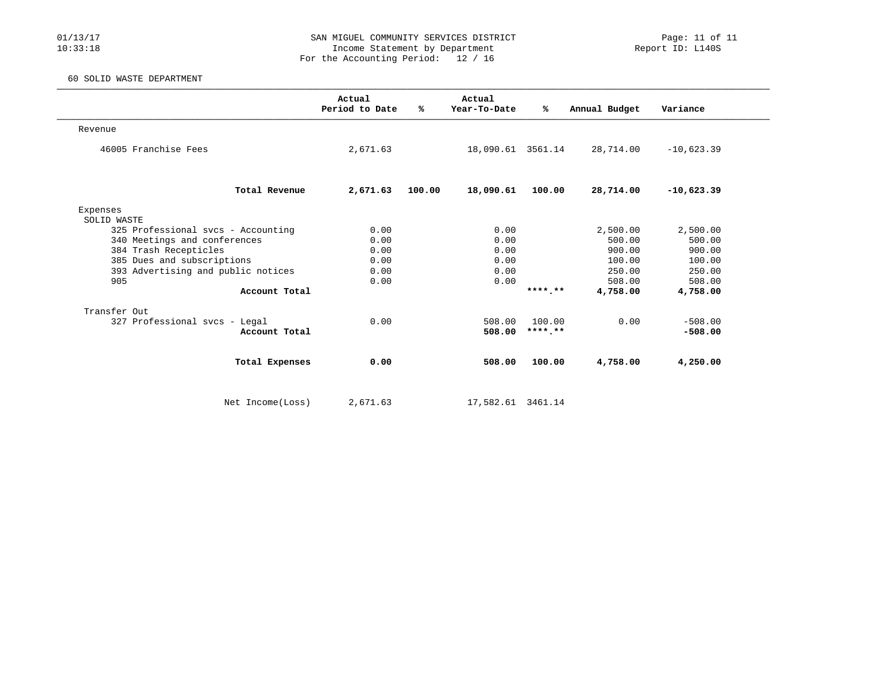# SAN MIGUEL COMMUNITY SERVICES DISTRICT

Income Statement by Department

For the Accounting Period: 12 / 16

60 SOLID WASTE DEPARTMENT

| | Actual Period to Date | % | Actual Year-To-Date | % | Annual Budget | Variance |
|---|---|---|---|---|---|---|
| Revenue | | | | | | |
| 46005 Franchise Fees | 2,671.63 | | 18,090.61 | 3561.14 | 28,714.00 | -10,623.39 |
| **Total Revenue** | **2,671.63** | **100.00** | **18,090.61** | **100.00** | **28,714.00** | **-10,623.39** |
| Expenses | | | | | | |
| SOLID WASTE | | | | | | |
| 325 Professional svcs - Accounting | 0.00 | | 0.00 | | 2,500.00 | 2,500.00 |
| 340 Meetings and conferences | 0.00 | | 0.00 | | 500.00 | 500.00 |
| 384 Trash Recepticles | 0.00 | | 0.00 | | 900.00 | 900.00 |
| 385 Dues and subscriptions | 0.00 | | 0.00 | | 100.00 | 100.00 |
| 393 Advertising and public notices | 0.00 | | 0.00 | | 250.00 | 250.00 |
| 905 | 0.00 | | 0.00 | | 508.00 | 508.00 |
| **Account Total** | | | | **\*\*\*\*.\*\*** | **4,758.00** | **4,758.00** |
| Transfer Out | | | | | | |
| 327 Professional svcs - Legal | 0.00 | | 508.00 | 100.00 | 0.00 | -508.00 |
| **Account Total** | | | **508.00** | **\*\*\*\*.\*\*** | | **-508.00** |
| **Total Expenses** | **0.00** | | **508.00** | **100.00** | **4,758.00** | **4,250.00** |
| Net Income(Loss) | 2,671.63 | | 17,582.61 | 3461.14 | | |